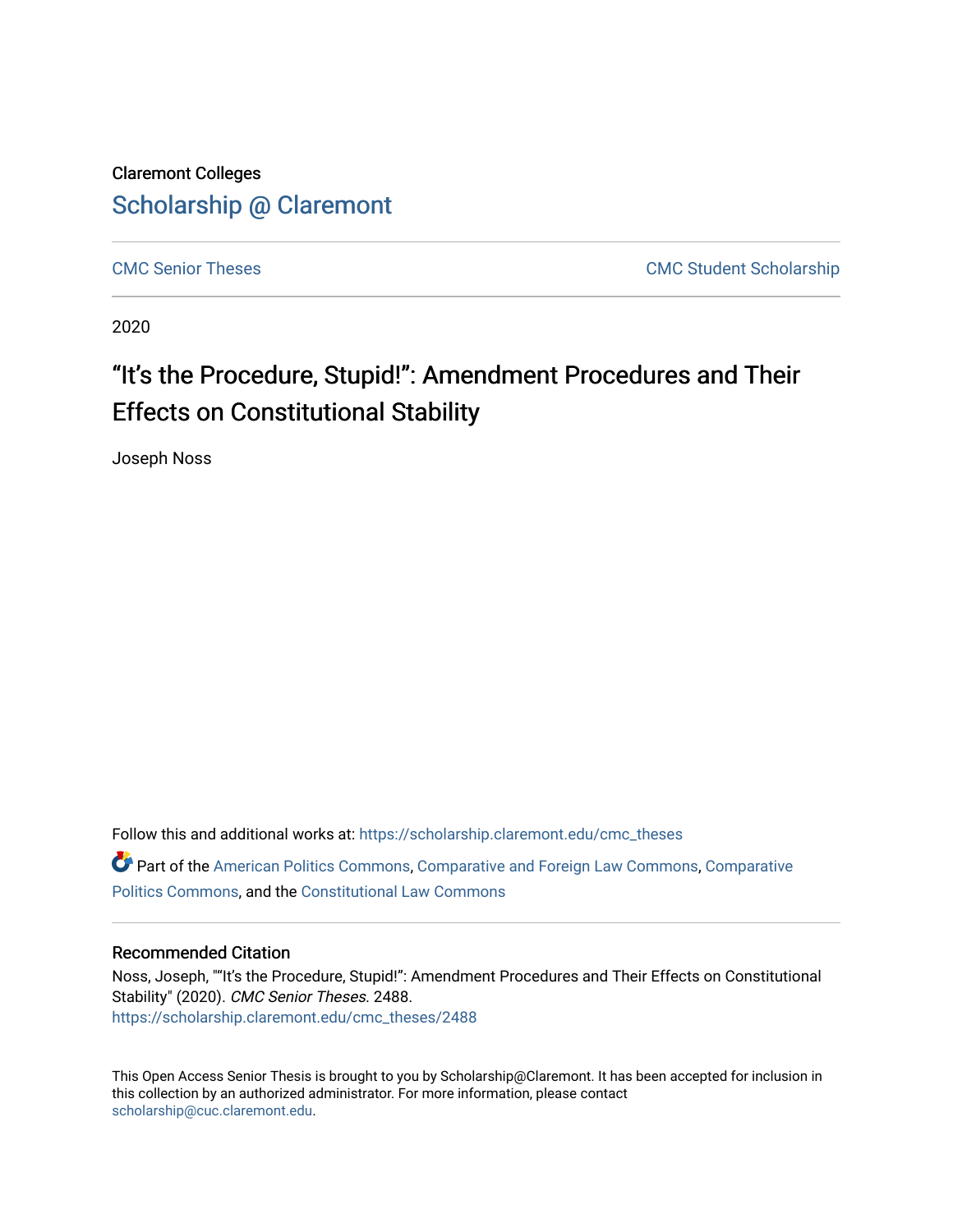Claremont Colleges

Scholarship @ Claremont

CMC Senior Theses

CMC Student Scholarship

2020

# "It's the Procedure, Stupid!": Amendment Procedures and Their Effects on Constitutional Stability

Joseph Noss

Follow this and additional works at: https://scholarship.claremont.edu/cmc_theses

Part of the American Politics Commons, Comparative and Foreign Law Commons, Comparative Politics Commons, and the Constitutional Law Commons

## Recommended Citation

Noss, Joseph, ""It's the Procedure, Stupid!": Amendment Procedures and Their Effects on Constitutional Stability" (2020). *CMC Senior Theses*. 2488.
https://scholarship.claremont.edu/cmc_theses/2488

This Open Access Senior Thesis is brought to you by Scholarship@Claremont. It has been accepted for inclusion in this collection by an authorized administrator. For more information, please contact scholarship@cuc.claremont.edu.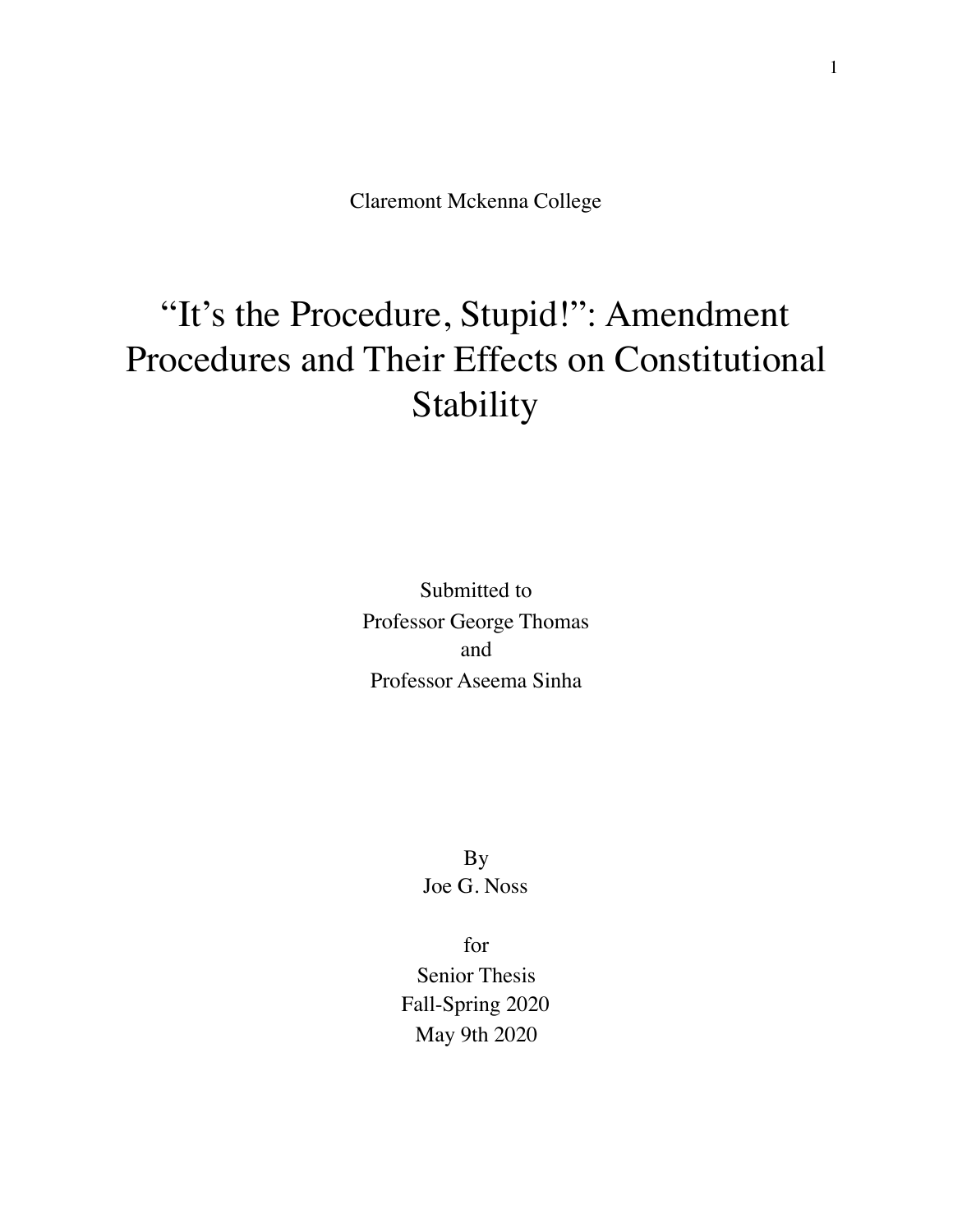Claremont Mckenna College

# "It's the Procedure, Stupid!": Amendment Procedures and Their Effects on Constitutional Stability

Submitted to
Professor George Thomas
and
Professor Aseema Sinha

By
Joe G. Noss

for
Senior Thesis
Fall-Spring 2020
May 9th 2020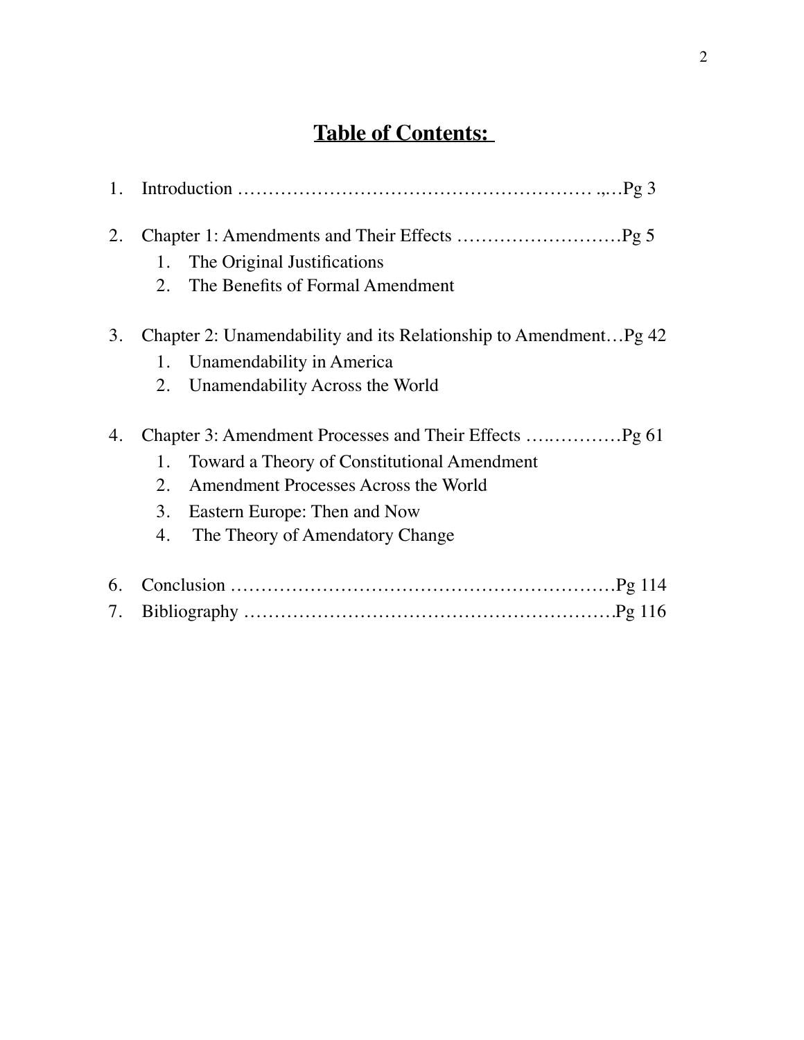# Table of Contents:

1. Introduction …………………………………………………. .,…Pg 3

2. Chapter 1: Amendments and Their Effects ………………………Pg 5
   1. The Original Justifications
   2. The Benefits of Formal Amendment

3. Chapter 2: Unamendability and its Relationship to Amendment…Pg 42
   1. Unamendability in America
   2. Unamendability Across the World

4. Chapter 3: Amendment Processes and Their Effects ….…………Pg 61
   1. Toward a Theory of Constitutional Amendment
   2. Amendment Processes Across the World
   3. Eastern Europe: Then and Now
   4. The Theory of Amendatory Change

6. Conclusion ………………………………………………………Pg 114
7. Bibliography ……………………………………………………Pg 116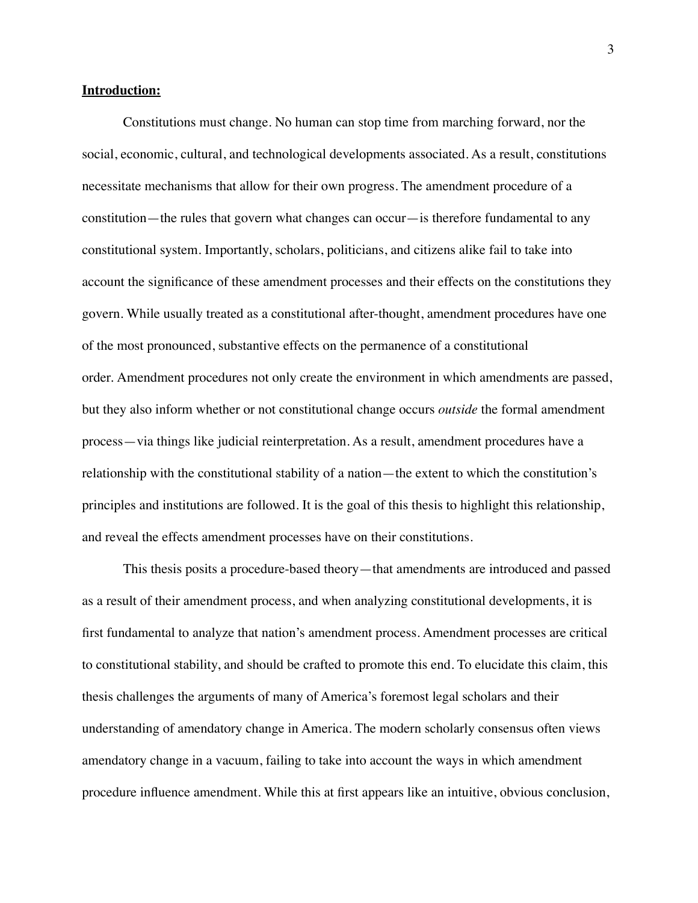**Introduction:**

Constitutions must change. No human can stop time from marching forward, nor the social, economic, cultural, and technological developments associated. As a result, constitutions necessitate mechanisms that allow for their own progress. The amendment procedure of a constitution—the rules that govern what changes can occur—is therefore fundamental to any constitutional system. Importantly, scholars, politicians, and citizens alike fail to take into account the significance of these amendment processes and their effects on the constitutions they govern. While usually treated as a constitutional after-thought, amendment procedures have one of the most pronounced, substantive effects on the permanence of a constitutional order. Amendment procedures not only create the environment in which amendments are passed, but they also inform whether or not constitutional change occurs *outside* the formal amendment process—via things like judicial reinterpretation. As a result, amendment procedures have a relationship with the constitutional stability of a nation—the extent to which the constitution's principles and institutions are followed. It is the goal of this thesis to highlight this relationship, and reveal the effects amendment processes have on their constitutions.

This thesis posits a procedure-based theory—that amendments are introduced and passed as a result of their amendment process, and when analyzing constitutional developments, it is first fundamental to analyze that nation's amendment process. Amendment processes are critical to constitutional stability, and should be crafted to promote this end. To elucidate this claim, this thesis challenges the arguments of many of America's foremost legal scholars and their understanding of amendatory change in America. The modern scholarly consensus often views amendatory change in a vacuum, failing to take into account the ways in which amendment procedure influence amendment. While this at first appears like an intuitive, obvious conclusion,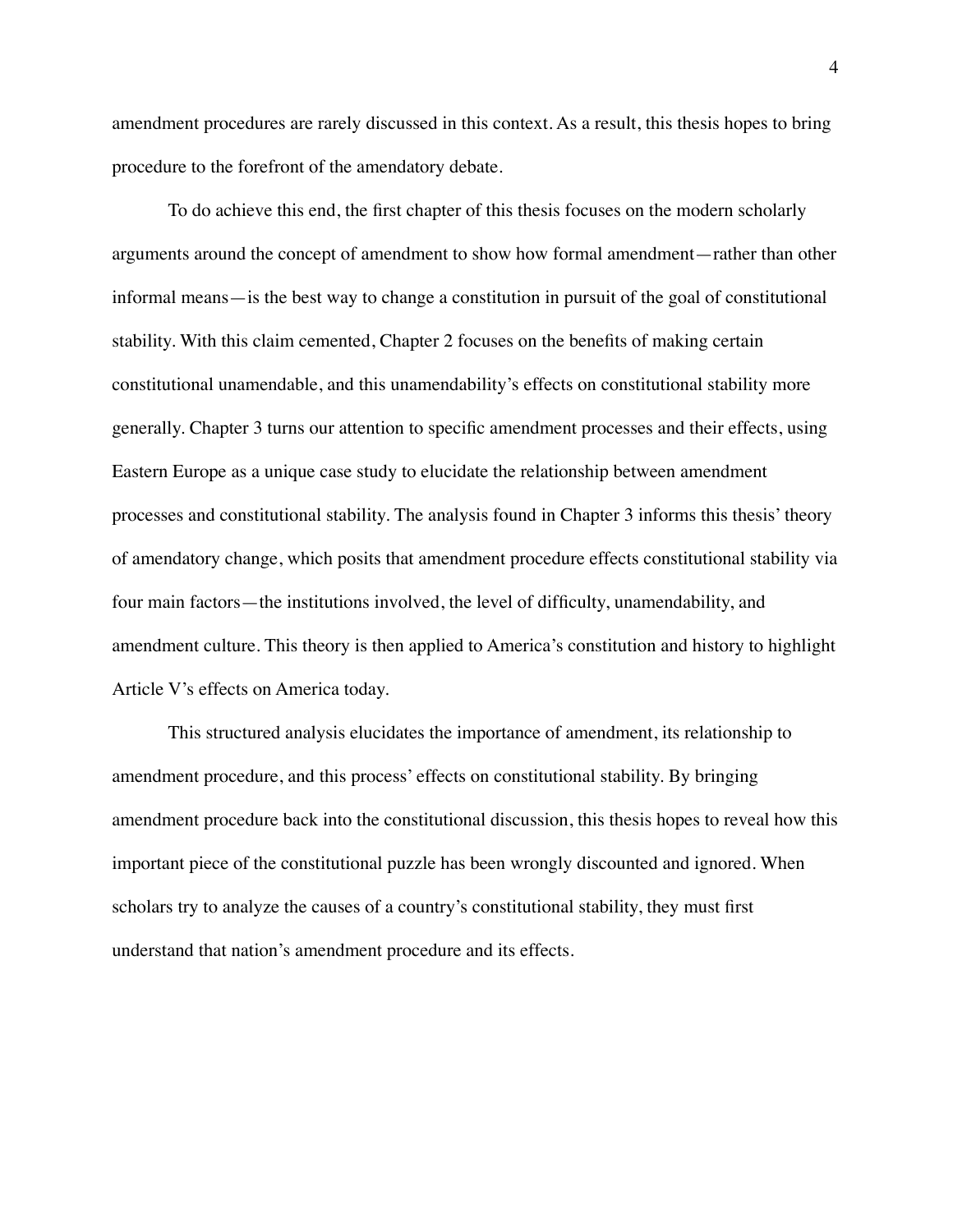amendment procedures are rarely discussed in this context. As a result, this thesis hopes to bring procedure to the forefront of the amendatory debate.

To do achieve this end, the first chapter of this thesis focuses on the modern scholarly arguments around the concept of amendment to show how formal amendment—rather than other informal means—is the best way to change a constitution in pursuit of the goal of constitutional stability. With this claim cemented, Chapter 2 focuses on the benefits of making certain constitutional unamendable, and this unamendability's effects on constitutional stability more generally. Chapter 3 turns our attention to specific amendment processes and their effects, using Eastern Europe as a unique case study to elucidate the relationship between amendment processes and constitutional stability. The analysis found in Chapter 3 informs this thesis' theory of amendatory change, which posits that amendment procedure effects constitutional stability via four main factors—the institutions involved, the level of difficulty, unamendability, and amendment culture. This theory is then applied to America's constitution and history to highlight Article V's effects on America today.

This structured analysis elucidates the importance of amendment, its relationship to amendment procedure, and this process' effects on constitutional stability. By bringing amendment procedure back into the constitutional discussion, this thesis hopes to reveal how this important piece of the constitutional puzzle has been wrongly discounted and ignored. When scholars try to analyze the causes of a country's constitutional stability, they must first understand that nation's amendment procedure and its effects.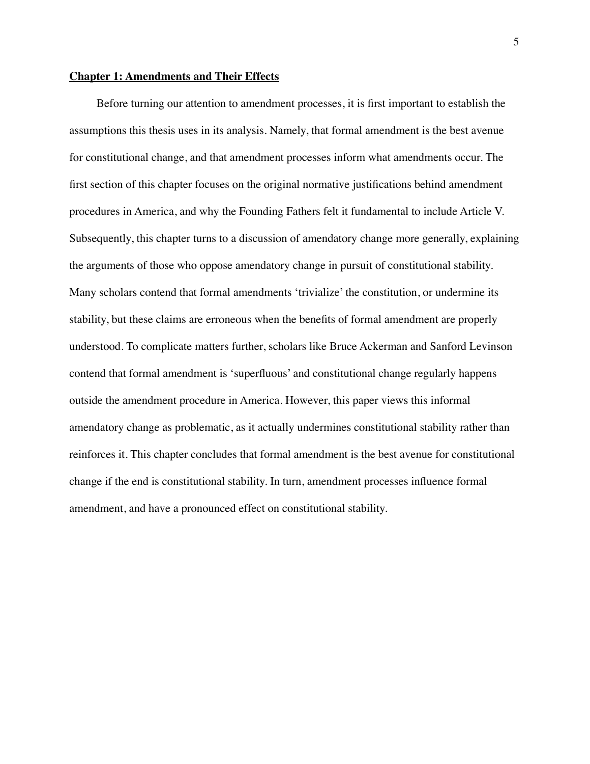## **Chapter 1: Amendments and Their Effects**

Before turning our attention to amendment processes, it is first important to establish the assumptions this thesis uses in its analysis. Namely, that formal amendment is the best avenue for constitutional change, and that amendment processes inform what amendments occur. The first section of this chapter focuses on the original normative justifications behind amendment procedures in America, and why the Founding Fathers felt it fundamental to include Article V. Subsequently, this chapter turns to a discussion of amendatory change more generally, explaining the arguments of those who oppose amendatory change in pursuit of constitutional stability. Many scholars contend that formal amendments 'trivialize' the constitution, or undermine its stability, but these claims are erroneous when the benefits of formal amendment are properly understood. To complicate matters further, scholars like Bruce Ackerman and Sanford Levinson contend that formal amendment is 'superfluous' and constitutional change regularly happens outside the amendment procedure in America. However, this paper views this informal amendatory change as problematic, as it actually undermines constitutional stability rather than reinforces it. This chapter concludes that formal amendment is the best avenue for constitutional change if the end is constitutional stability. In turn, amendment processes influence formal amendment, and have a pronounced effect on constitutional stability.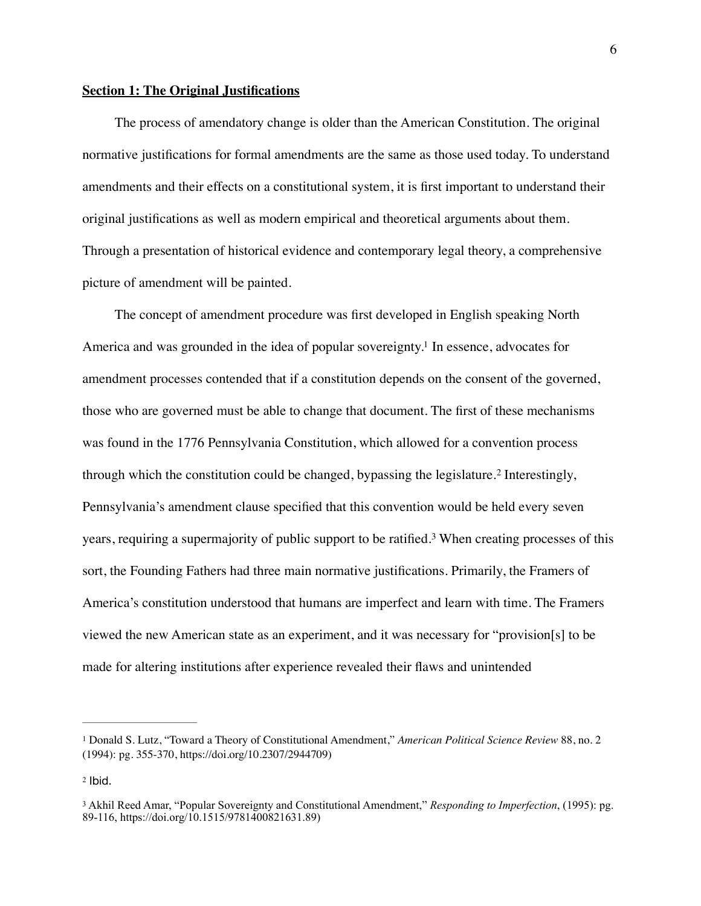**Section 1: The Original Justifications**

The process of amendatory change is older than the American Constitution. The original normative justifications for formal amendments are the same as those used today. To understand amendments and their effects on a constitutional system, it is first important to understand their original justifications as well as modern empirical and theoretical arguments about them. Through a presentation of historical evidence and contemporary legal theory, a comprehensive picture of amendment will be painted.

The concept of amendment procedure was first developed in English speaking North America and was grounded in the idea of popular sovereignty.[1] In essence, advocates for amendment processes contended that if a constitution depends on the consent of the governed, those who are governed must be able to change that document. The first of these mechanisms was found in the 1776 Pennsylvania Constitution, which allowed for a convention process through which the constitution could be changed, bypassing the legislature.[2] Interestingly, Pennsylvania's amendment clause specified that this convention would be held every seven years, requiring a supermajority of public support to be ratified.[3] When creating processes of this sort, the Founding Fathers had three main normative justifications. Primarily, the Framers of America's constitution understood that humans are imperfect and learn with time. The Framers viewed the new American state as an experiment, and it was necessary for "provision[s] to be made for altering institutions after experience revealed their flaws and unintended

---

[1] Donald S. Lutz, "Toward a Theory of Constitutional Amendment," *American Political Science Review* 88, no. 2 (1994): pg. 355-370, https://doi.org/10.2307/2944709)

[2] Ibid.

[3] Akhil Reed Amar, "Popular Sovereignty and Constitutional Amendment," *Responding to Imperfection*, (1995): pg. 89-116, https://doi.org/10.1515/9781400821631.89)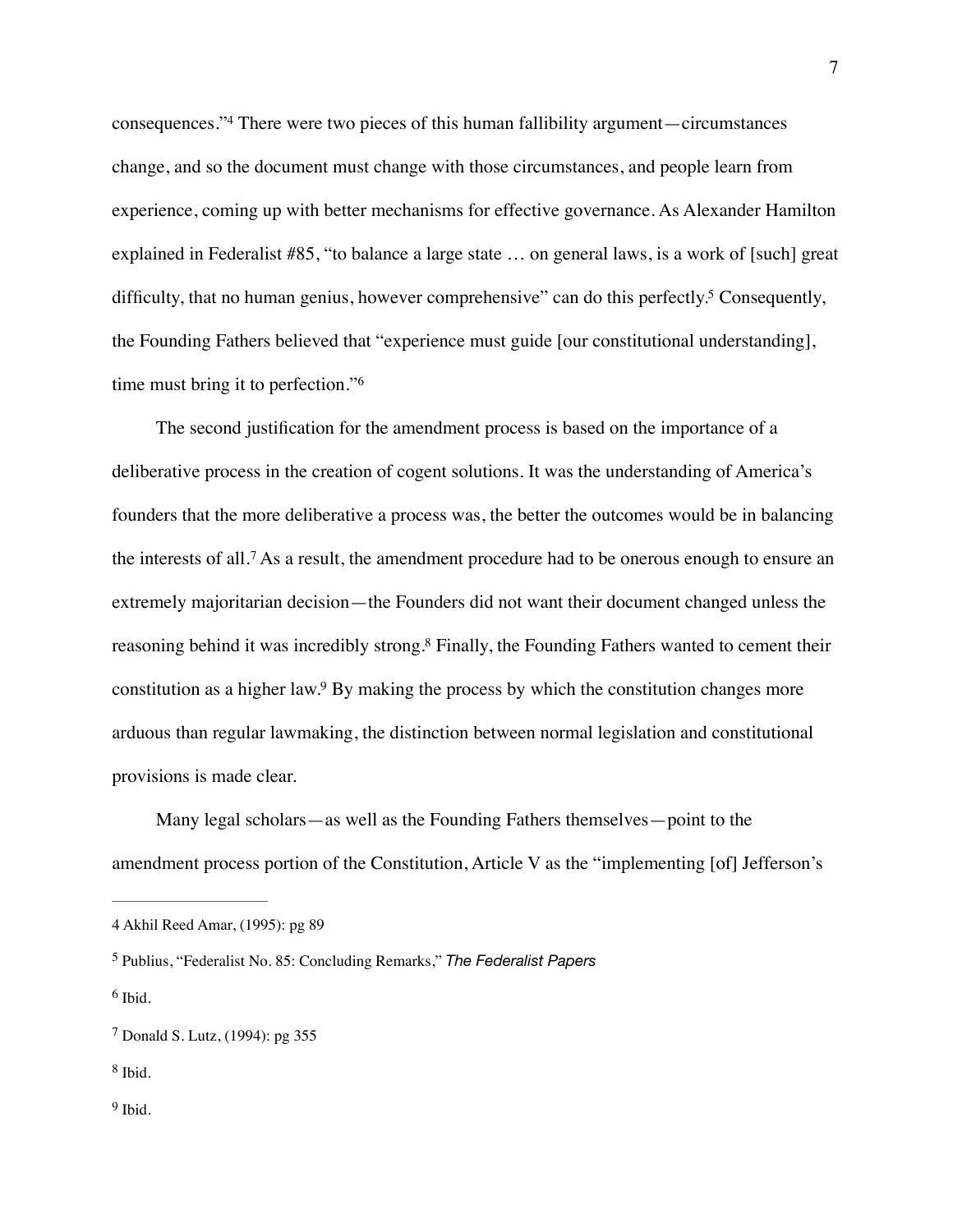consequences."[4] There were two pieces of this human fallibility argument—circumstances change, and so the document must change with those circumstances, and people learn from experience, coming up with better mechanisms for effective governance. As Alexander Hamilton explained in Federalist #85, "to balance a large state … on general laws, is a work of [such] great difficulty, that no human genius, however comprehensive" can do this perfectly.[5] Consequently, the Founding Fathers believed that "experience must guide [our constitutional understanding], time must bring it to perfection."[6]

The second justification for the amendment process is based on the importance of a deliberative process in the creation of cogent solutions. It was the understanding of America's founders that the more deliberative a process was, the better the outcomes would be in balancing the interests of all.[7] As a result, the amendment procedure had to be onerous enough to ensure an extremely majoritarian decision—the Founders did not want their document changed unless the reasoning behind it was incredibly strong.[8] Finally, the Founding Fathers wanted to cement their constitution as a higher law.[9] By making the process by which the constitution changes more arduous than regular lawmaking, the distinction between normal legislation and constitutional provisions is made clear.

Many legal scholars—as well as the Founding Fathers themselves—point to the amendment process portion of the Constitution, Article V as the "implementing [of] Jefferson's

---

4 Akhil Reed Amar, (1995): pg 89

5 Publius, "Federalist No. 85: Concluding Remarks," *The Federalist Papers*

6 Ibid.

7 Donald S. Lutz, (1994): pg 355

8 Ibid.

9 Ibid.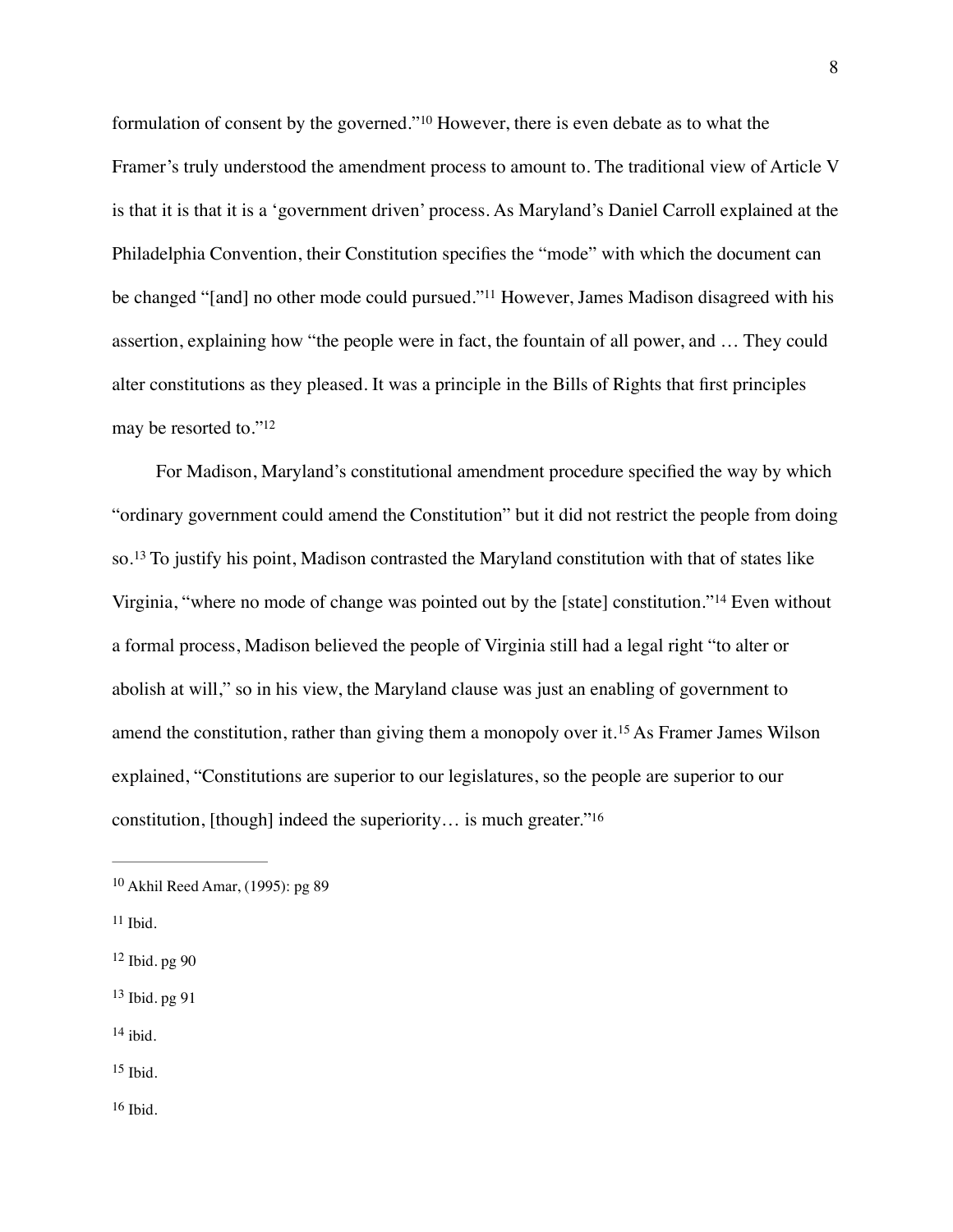formulation of consent by the governed."[10] However, there is even debate as to what the Framer's truly understood the amendment process to amount to. The traditional view of Article V is that it is that it is a 'government driven' process. As Maryland's Daniel Carroll explained at the Philadelphia Convention, their Constitution specifies the "mode" with which the document can be changed "[and] no other mode could pursued."[11] However, James Madison disagreed with his assertion, explaining how "the people were in fact, the fountain of all power, and … They could alter constitutions as they pleased. It was a principle in the Bills of Rights that first principles may be resorted to."[12]

For Madison, Maryland's constitutional amendment procedure specified the way by which "ordinary government could amend the Constitution" but it did not restrict the people from doing so.[13] To justify his point, Madison contrasted the Maryland constitution with that of states like Virginia, "where no mode of change was pointed out by the [state] constitution."[14] Even without a formal process, Madison believed the people of Virginia still had a legal right "to alter or abolish at will," so in his view, the Maryland clause was just an enabling of government to amend the constitution, rather than giving them a monopoly over it.[15] As Framer James Wilson explained, "Constitutions are superior to our legislatures, so the people are superior to our constitution, [though] indeed the superiority… is much greater."[16]

---

[10] Akhil Reed Amar, (1995): pg 89

[11] Ibid.

[12] Ibid. pg 90

[13] Ibid. pg 91

[14] ibid.

[15] Ibid.

[16] Ibid.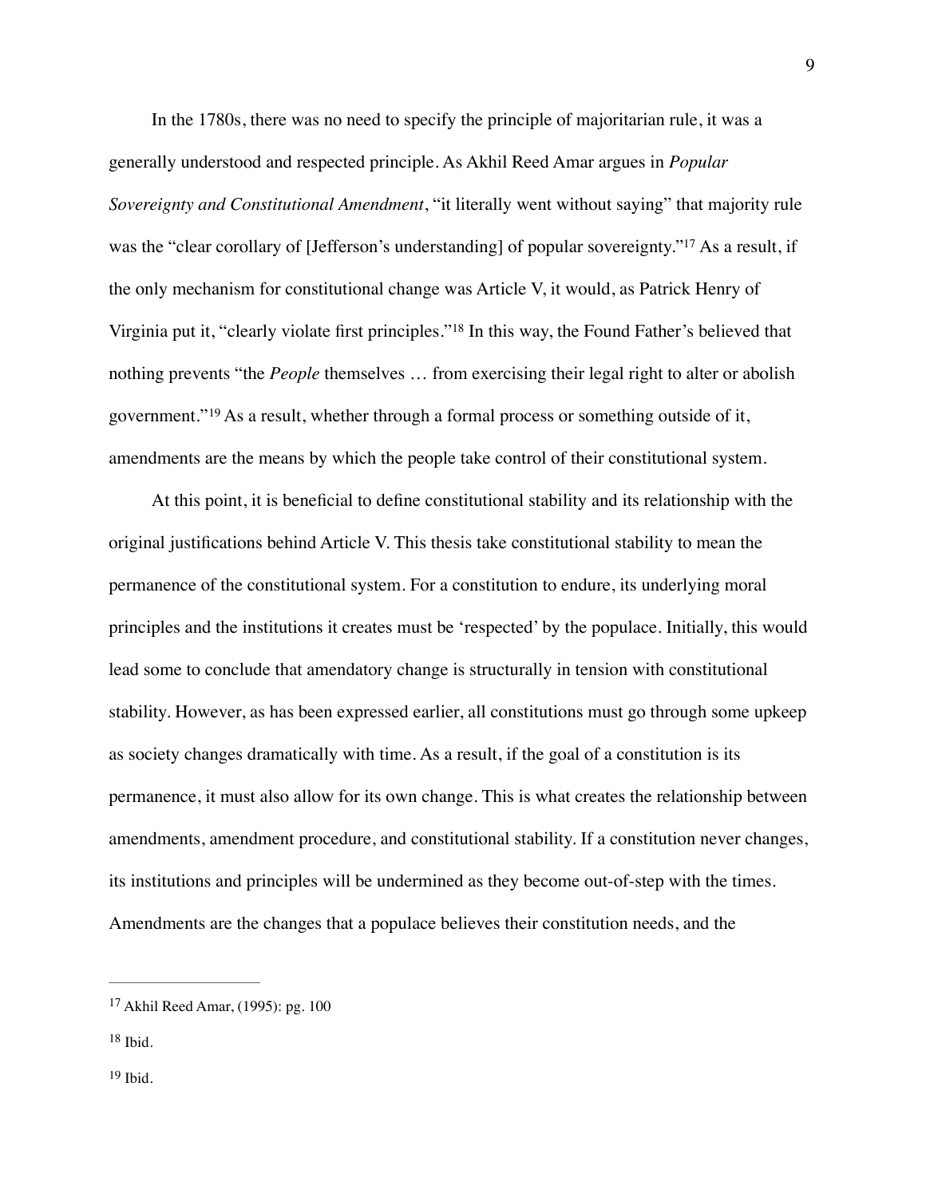In the 1780s, there was no need to specify the principle of majoritarian rule, it was a generally understood and respected principle. As Akhil Reed Amar argues in *Popular Sovereignty and Constitutional Amendment*, "it literally went without saying" that majority rule was the "clear corollary of [Jefferson's understanding] of popular sovereignty."[17] As a result, if the only mechanism for constitutional change was Article V, it would, as Patrick Henry of Virginia put it, "clearly violate first principles."[18] In this way, the Found Father's believed that nothing prevents "the *People* themselves … from exercising their legal right to alter or abolish government."[19] As a result, whether through a formal process or something outside of it, amendments are the means by which the people take control of their constitutional system.

At this point, it is beneficial to define constitutional stability and its relationship with the original justifications behind Article V. This thesis take constitutional stability to mean the permanence of the constitutional system. For a constitution to endure, its underlying moral principles and the institutions it creates must be 'respected' by the populace. Initially, this would lead some to conclude that amendatory change is structurally in tension with constitutional stability. However, as has been expressed earlier, all constitutions must go through some upkeep as society changes dramatically with time. As a result, if the goal of a constitution is its permanence, it must also allow for its own change. This is what creates the relationship between amendments, amendment procedure, and constitutional stability. If a constitution never changes, its institutions and principles will be undermined as they become out-of-step with the times. Amendments are the changes that a populace believes their constitution needs, and the

---

[17] Akhil Reed Amar, (1995): pg. 100

[18] Ibid.

[19] Ibid.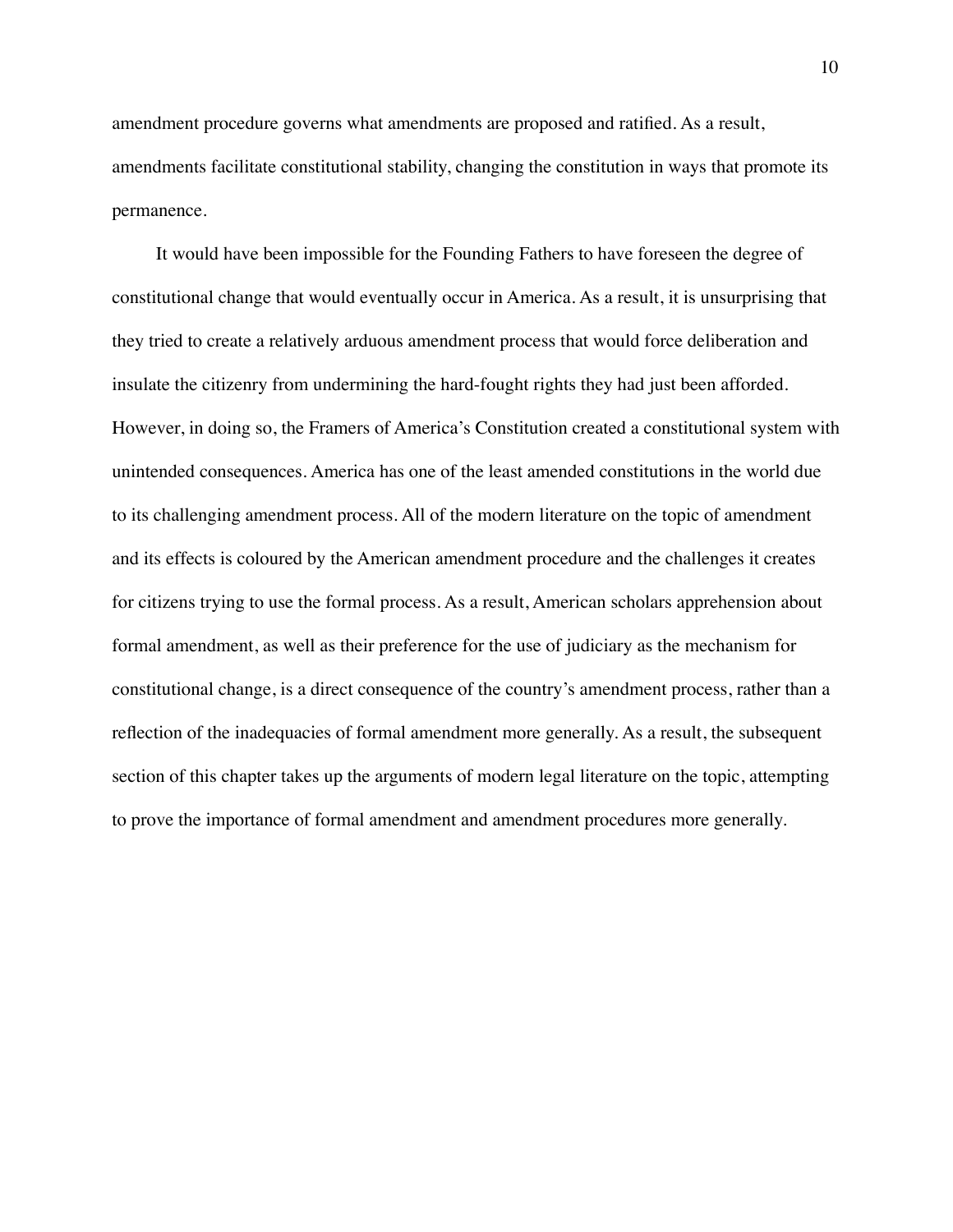amendment procedure governs what amendments are proposed and ratified. As a result, amendments facilitate constitutional stability, changing the constitution in ways that promote its permanence.

It would have been impossible for the Founding Fathers to have foreseen the degree of constitutional change that would eventually occur in America. As a result, it is unsurprising that they tried to create a relatively arduous amendment process that would force deliberation and insulate the citizenry from undermining the hard-fought rights they had just been afforded. However, in doing so, the Framers of America's Constitution created a constitutional system with unintended consequences. America has one of the least amended constitutions in the world due to its challenging amendment process. All of the modern literature on the topic of amendment and its effects is coloured by the American amendment procedure and the challenges it creates for citizens trying to use the formal process. As a result, American scholars apprehension about formal amendment, as well as their preference for the use of judiciary as the mechanism for constitutional change, is a direct consequence of the country's amendment process, rather than a reflection of the inadequacies of formal amendment more generally. As a result, the subsequent section of this chapter takes up the arguments of modern legal literature on the topic, attempting to prove the importance of formal amendment and amendment procedures more generally.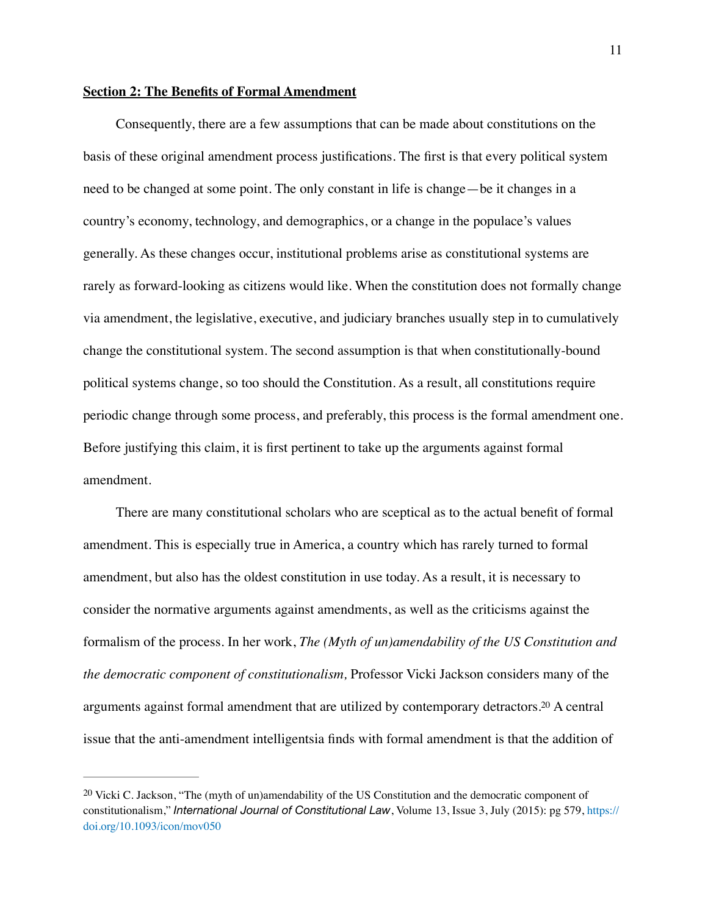**Section 2: The Benefits of Formal Amendment**

Consequently, there are a few assumptions that can be made about constitutions on the basis of these original amendment process justifications. The first is that every political system need to be changed at some point. The only constant in life is change—be it changes in a country's economy, technology, and demographics, or a change in the populace's values generally. As these changes occur, institutional problems arise as constitutional systems are rarely as forward-looking as citizens would like. When the constitution does not formally change via amendment, the legislative, executive, and judiciary branches usually step in to cumulatively change the constitutional system. The second assumption is that when constitutionally-bound political systems change, so too should the Constitution. As a result, all constitutions require periodic change through some process, and preferably, this process is the formal amendment one. Before justifying this claim, it is first pertinent to take up the arguments against formal amendment.

There are many constitutional scholars who are sceptical as to the actual benefit of formal amendment. This is especially true in America, a country which has rarely turned to formal amendment, but also has the oldest constitution in use today. As a result, it is necessary to consider the normative arguments against amendments, as well as the criticisms against the formalism of the process. In her work, *The (Myth of un)amendability of the US Constitution and the democratic component of constitutionalism,* Professor Vicki Jackson considers many of the arguments against formal amendment that are utilized by contemporary detractors.[20] A central issue that the anti-amendment intelligentsia finds with formal amendment is that the addition of

---

[20] Vicki C. Jackson, "The (myth of un)amendability of the US Constitution and the democratic component of constitutionalism," *International Journal of Constitutional Law*, Volume 13, Issue 3, July (2015): pg 579, https://doi.org/10.1093/icon/mov050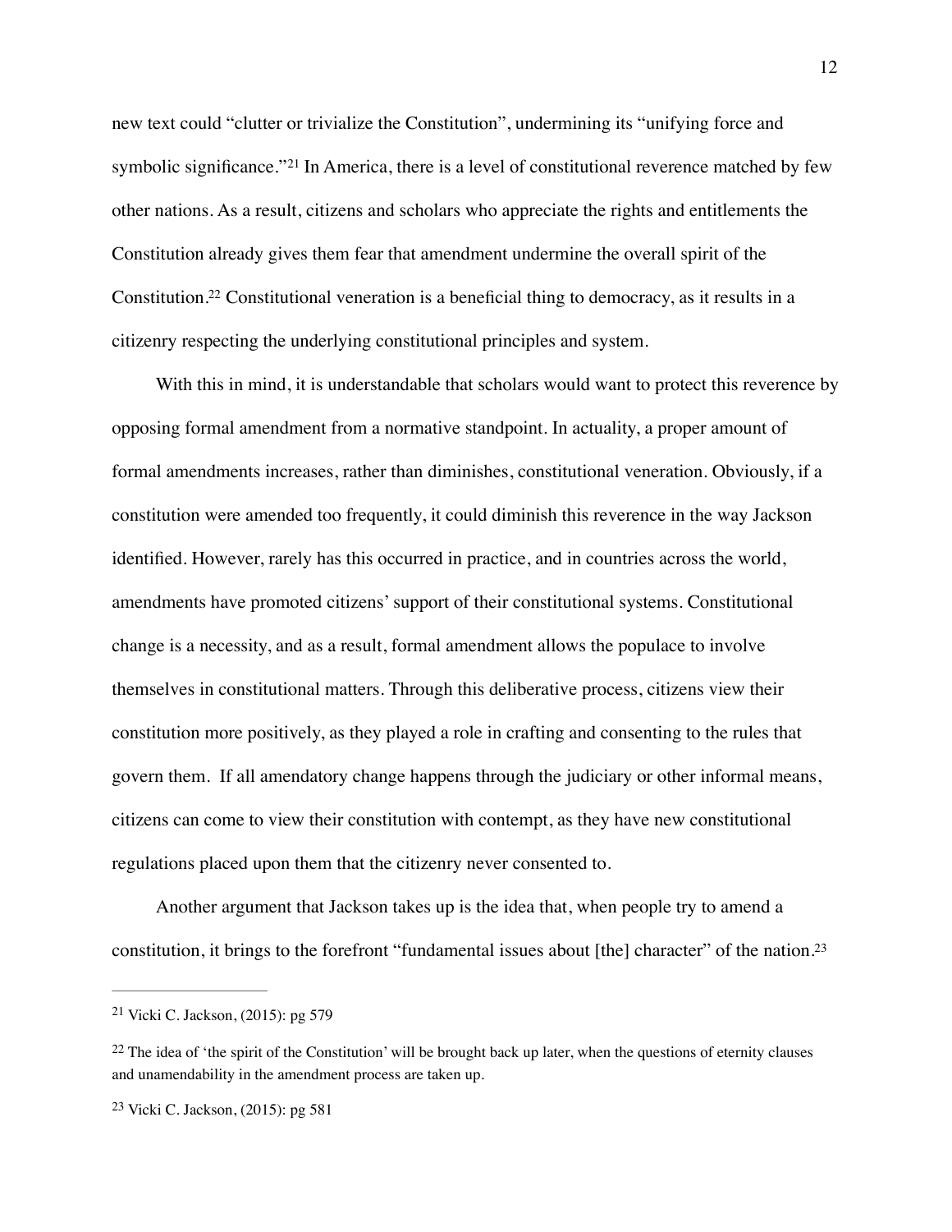new text could "clutter or trivialize the Constitution", undermining its "unifying force and symbolic significance."[21] In America, there is a level of constitutional reverence matched by few other nations. As a result, citizens and scholars who appreciate the rights and entitlements the Constitution already gives them fear that amendment undermine the overall spirit of the Constitution.[22] Constitutional veneration is a beneficial thing to democracy, as it results in a citizenry respecting the underlying constitutional principles and system.

With this in mind, it is understandable that scholars would want to protect this reverence by opposing formal amendment from a normative standpoint. In actuality, a proper amount of formal amendments increases, rather than diminishes, constitutional veneration. Obviously, if a constitution were amended too frequently, it could diminish this reverence in the way Jackson identified. However, rarely has this occurred in practice, and in countries across the world, amendments have promoted citizens' support of their constitutional systems. Constitutional change is a necessity, and as a result, formal amendment allows the populace to involve themselves in constitutional matters. Through this deliberative process, citizens view their constitution more positively, as they played a role in crafting and consenting to the rules that govern them. If all amendatory change happens through the judiciary or other informal means, citizens can come to view their constitution with contempt, as they have new constitutional regulations placed upon them that the citizenry never consented to.

Another argument that Jackson takes up is the idea that, when people try to amend a constitution, it brings to the forefront "fundamental issues about [the] character" of the nation.[23]

---

[21] Vicki C. Jackson, (2015): pg 579

[22] The idea of 'the spirit of the Constitution' will be brought back up later, when the questions of eternity clauses and unamendability in the amendment process are taken up.

[23] Vicki C. Jackson, (2015): pg 581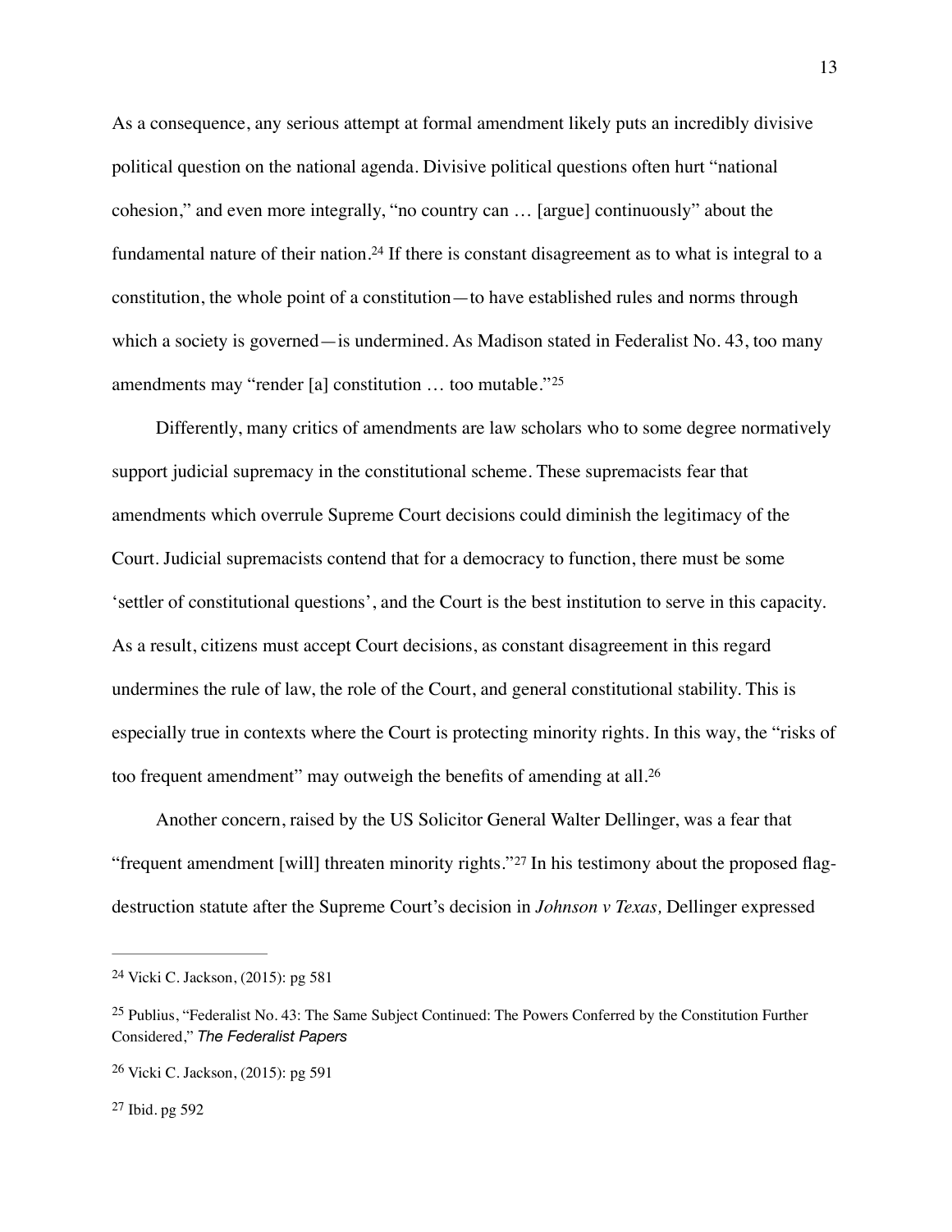As a consequence, any serious attempt at formal amendment likely puts an incredibly divisive political question on the national agenda. Divisive political questions often hurt "national cohesion," and even more integrally, "no country can … [argue] continuously" about the fundamental nature of their nation.[24] If there is constant disagreement as to what is integral to a constitution, the whole point of a constitution—to have established rules and norms through which a society is governed—is undermined. As Madison stated in Federalist No. 43, too many amendments may "render [a] constitution … too mutable."[25]

Differently, many critics of amendments are law scholars who to some degree normatively support judicial supremacy in the constitutional scheme. These supremacists fear that amendments which overrule Supreme Court decisions could diminish the legitimacy of the Court. Judicial supremacists contend that for a democracy to function, there must be some 'settler of constitutional questions', and the Court is the best institution to serve in this capacity. As a result, citizens must accept Court decisions, as constant disagreement in this regard undermines the rule of law, the role of the Court, and general constitutional stability. This is especially true in contexts where the Court is protecting minority rights. In this way, the "risks of too frequent amendment" may outweigh the benefits of amending at all.[26]

Another concern, raised by the US Solicitor General Walter Dellinger, was a fear that "frequent amendment [will] threaten minority rights."[27] In his testimony about the proposed flag-destruction statute after the Supreme Court's decision in *Johnson v Texas,* Dellinger expressed

---

[24] Vicki C. Jackson, (2015): pg 581

[25] Publius, "Federalist No. 43: The Same Subject Continued: The Powers Conferred by the Constitution Further Considered," *The Federalist Papers*

[26] Vicki C. Jackson, (2015): pg 591

[27] Ibid. pg 592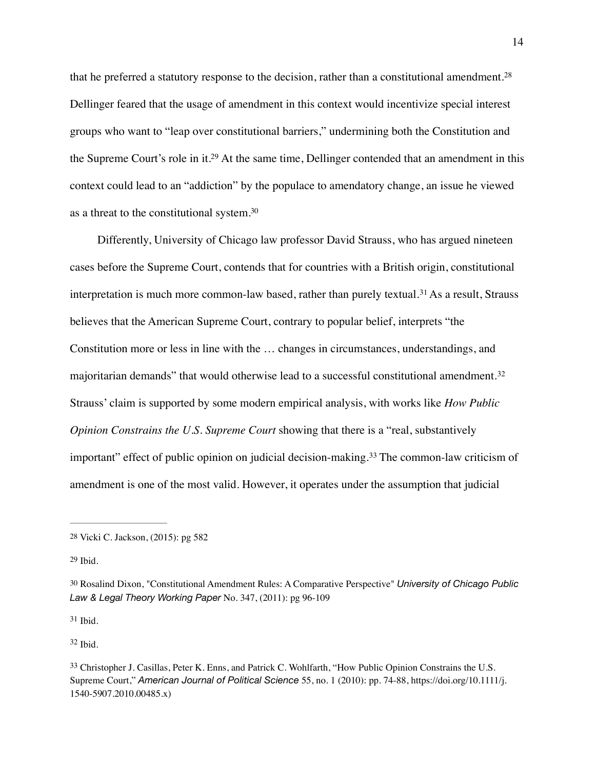that he preferred a statutory response to the decision, rather than a constitutional amendment.[28] Dellinger feared that the usage of amendment in this context would incentivize special interest groups who want to "leap over constitutional barriers," undermining both the Constitution and the Supreme Court's role in it.[29] At the same time, Dellinger contended that an amendment in this context could lead to an "addiction" by the populace to amendatory change, an issue he viewed as a threat to the constitutional system.[30]

Differently, University of Chicago law professor David Strauss, who has argued nineteen cases before the Supreme Court, contends that for countries with a British origin, constitutional interpretation is much more common-law based, rather than purely textual.[31] As a result, Strauss believes that the American Supreme Court, contrary to popular belief, interprets "the Constitution more or less in line with the … changes in circumstances, understandings, and majoritarian demands" that would otherwise lead to a successful constitutional amendment.[32] Strauss' claim is supported by some modern empirical analysis, with works like *How Public Opinion Constrains the U.S. Supreme Court* showing that there is a "real, substantively important" effect of public opinion on judicial decision-making.[33] The common-law criticism of amendment is one of the most valid. However, it operates under the assumption that judicial

---

[28] Vicki C. Jackson, (2015): pg 582

[29] Ibid.

[30] Rosalind Dixon, "Constitutional Amendment Rules: A Comparative Perspective" *University of Chicago Public Law & Legal Theory Working Paper* No. 347, (2011): pg 96-109

[31] Ibid.

[32] Ibid.

[33] Christopher J. Casillas, Peter K. Enns, and Patrick C. Wohlfarth, "How Public Opinion Constrains the U.S. Supreme Court," *American Journal of Political Science* 55, no. 1 (2010): pp. 74-88, https://doi.org/10.1111/j.1540-5907.2010.00485.x)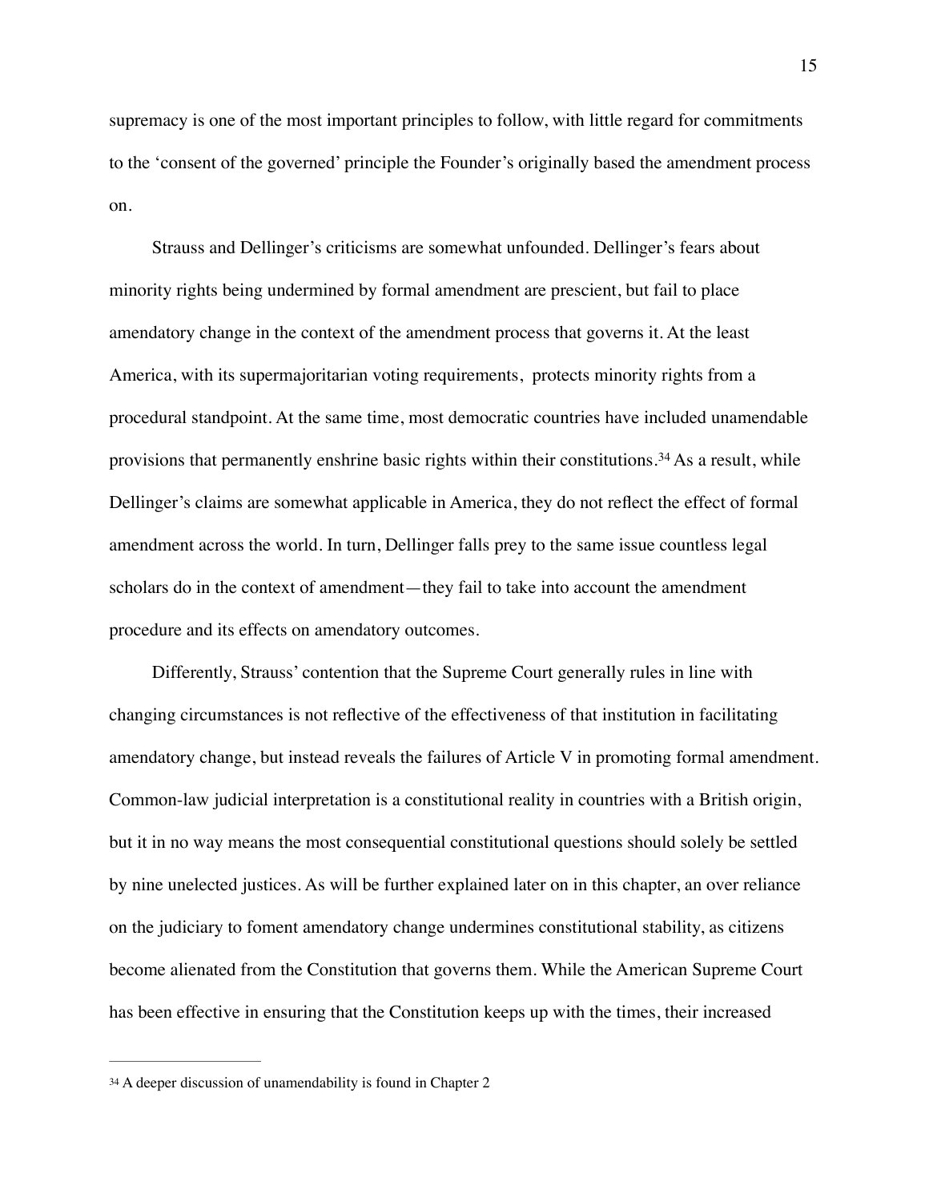supremacy is one of the most important principles to follow, with little regard for commitments to the 'consent of the governed' principle the Founder's originally based the amendment process on.

Strauss and Dellinger's criticisms are somewhat unfounded. Dellinger's fears about minority rights being undermined by formal amendment are prescient, but fail to place amendatory change in the context of the amendment process that governs it. At the least America, with its supermajoritarian voting requirements, protects minority rights from a procedural standpoint. At the same time, most democratic countries have included unamendable provisions that permanently enshrine basic rights within their constitutions.[34] As a result, while Dellinger's claims are somewhat applicable in America, they do not reflect the effect of formal amendment across the world. In turn, Dellinger falls prey to the same issue countless legal scholars do in the context of amendment—they fail to take into account the amendment procedure and its effects on amendatory outcomes.

Differently, Strauss' contention that the Supreme Court generally rules in line with changing circumstances is not reflective of the effectiveness of that institution in facilitating amendatory change, but instead reveals the failures of Article V in promoting formal amendment. Common-law judicial interpretation is a constitutional reality in countries with a British origin, but it in no way means the most consequential constitutional questions should solely be settled by nine unelected justices. As will be further explained later on in this chapter, an over reliance on the judiciary to foment amendatory change undermines constitutional stability, as citizens become alienated from the Constitution that governs them. While the American Supreme Court has been effective in ensuring that the Constitution keeps up with the times, their increased

---

[34] A deeper discussion of unamendability is found in Chapter 2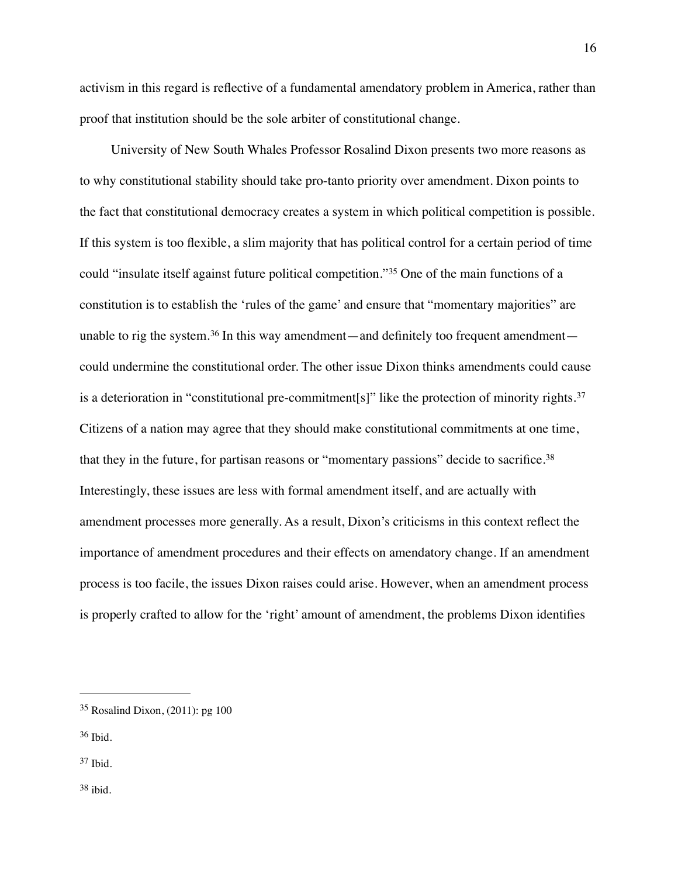activism in this regard is reflective of a fundamental amendatory problem in America, rather than proof that institution should be the sole arbiter of constitutional change.

University of New South Whales Professor Rosalind Dixon presents two more reasons as to why constitutional stability should take pro-tanto priority over amendment. Dixon points to the fact that constitutional democracy creates a system in which political competition is possible. If this system is too flexible, a slim majority that has political control for a certain period of time could "insulate itself against future political competition."[35] One of the main functions of a constitution is to establish the 'rules of the game' and ensure that "momentary majorities" are unable to rig the system.[36] In this way amendment—and definitely too frequent amendment—could undermine the constitutional order. The other issue Dixon thinks amendments could cause is a deterioration in "constitutional pre-commitment[s]" like the protection of minority rights.[37] Citizens of a nation may agree that they should make constitutional commitments at one time, that they in the future, for partisan reasons or "momentary passions" decide to sacrifice.[38] Interestingly, these issues are less with formal amendment itself, and are actually with amendment processes more generally. As a result, Dixon's criticisms in this context reflect the importance of amendment procedures and their effects on amendatory change. If an amendment process is too facile, the issues Dixon raises could arise. However, when an amendment process is properly crafted to allow for the 'right' amount of amendment, the problems Dixon identifies

---

[35] Rosalind Dixon, (2011): pg 100

[36] Ibid.

[37] Ibid.

[38] ibid.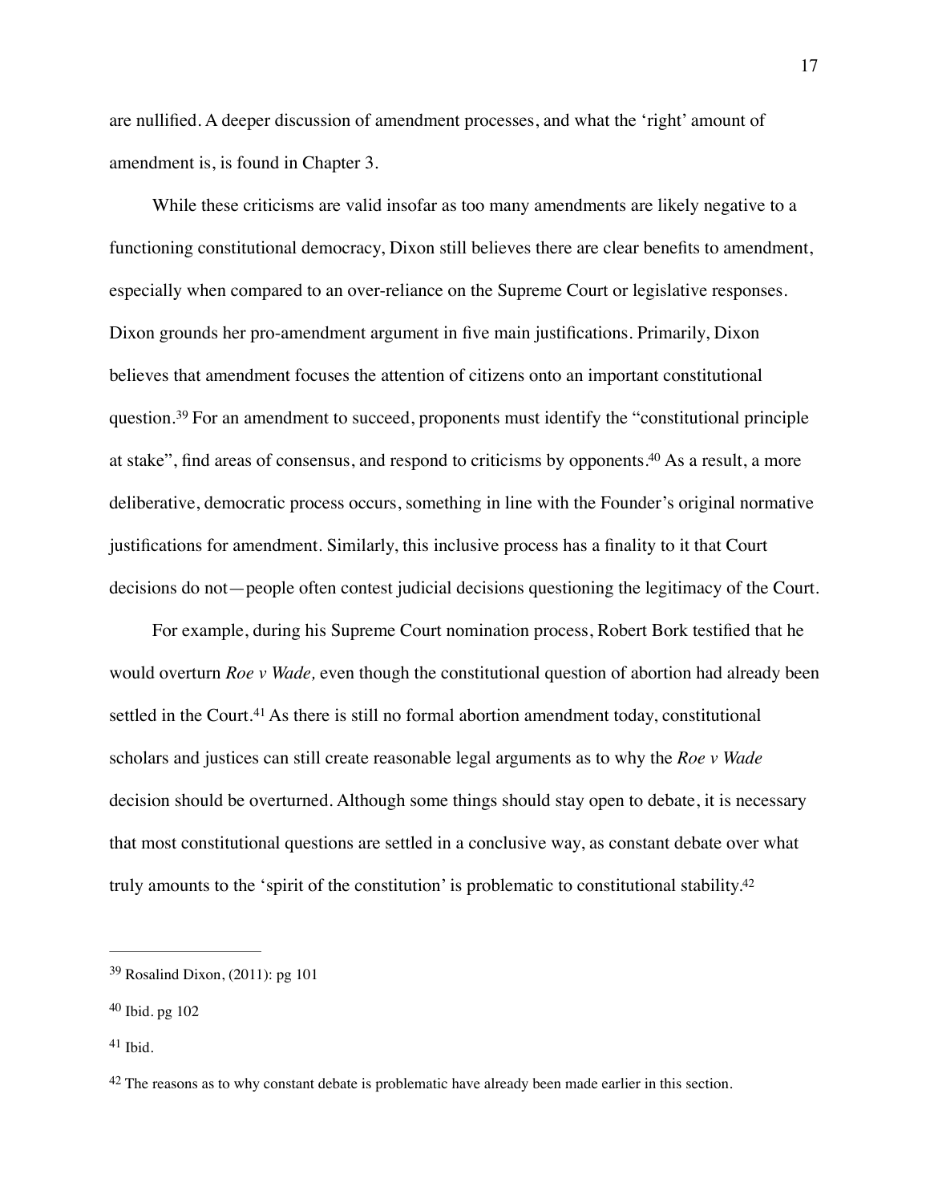are nullified. A deeper discussion of amendment processes, and what the 'right' amount of amendment is, is found in Chapter 3.

While these criticisms are valid insofar as too many amendments are likely negative to a functioning constitutional democracy, Dixon still believes there are clear benefits to amendment, especially when compared to an over-reliance on the Supreme Court or legislative responses. Dixon grounds her pro-amendment argument in five main justifications. Primarily, Dixon believes that amendment focuses the attention of citizens onto an important constitutional question.[39] For an amendment to succeed, proponents must identify the "constitutional principle at stake", find areas of consensus, and respond to criticisms by opponents.[40] As a result, a more deliberative, democratic process occurs, something in line with the Founder's original normative justifications for amendment. Similarly, this inclusive process has a finality to it that Court decisions do not—people often contest judicial decisions questioning the legitimacy of the Court.

For example, during his Supreme Court nomination process, Robert Bork testified that he would overturn *Roe v Wade,* even though the constitutional question of abortion had already been settled in the Court.[41] As there is still no formal abortion amendment today, constitutional scholars and justices can still create reasonable legal arguments as to why the *Roe v Wade* decision should be overturned. Although some things should stay open to debate, it is necessary that most constitutional questions are settled in a conclusive way, as constant debate over what truly amounts to the 'spirit of the constitution' is problematic to constitutional stability.[42]

---

[39] Rosalind Dixon, (2011): pg 101

[40] Ibid. pg 102

[41] Ibid.

[42] The reasons as to why constant debate is problematic have already been made earlier in this section.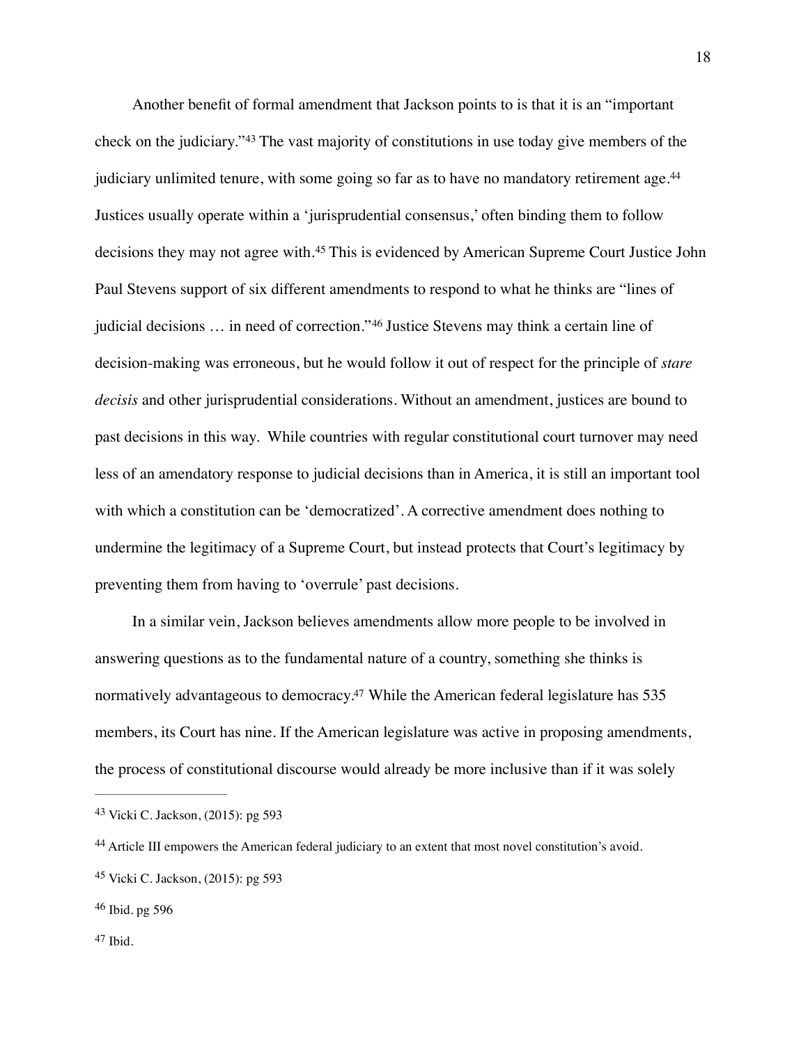Another benefit of formal amendment that Jackson points to is that it is an "important check on the judiciary."[43] The vast majority of constitutions in use today give members of the judiciary unlimited tenure, with some going so far as to have no mandatory retirement age.[44] Justices usually operate within a 'jurisprudential consensus,' often binding them to follow decisions they may not agree with.[45] This is evidenced by American Supreme Court Justice John Paul Stevens support of six different amendments to respond to what he thinks are "lines of judicial decisions … in need of correction."[46] Justice Stevens may think a certain line of decision-making was erroneous, but he would follow it out of respect for the principle of *stare decisis* and other jurisprudential considerations. Without an amendment, justices are bound to past decisions in this way. While countries with regular constitutional court turnover may need less of an amendatory response to judicial decisions than in America, it is still an important tool with which a constitution can be 'democratized'. A corrective amendment does nothing to undermine the legitimacy of a Supreme Court, but instead protects that Court's legitimacy by preventing them from having to 'overrule' past decisions.

In a similar vein, Jackson believes amendments allow more people to be involved in answering questions as to the fundamental nature of a country, something she thinks is normatively advantageous to democracy.[47] While the American federal legislature has 535 members, its Court has nine. If the American legislature was active in proposing amendments, the process of constitutional discourse would already be more inclusive than if it was solely

---

[43] Vicki C. Jackson, (2015): pg 593

[44] Article III empowers the American federal judiciary to an extent that most novel constitution's avoid.

[45] Vicki C. Jackson, (2015): pg 593

[46] Ibid. pg 596

[47] Ibid.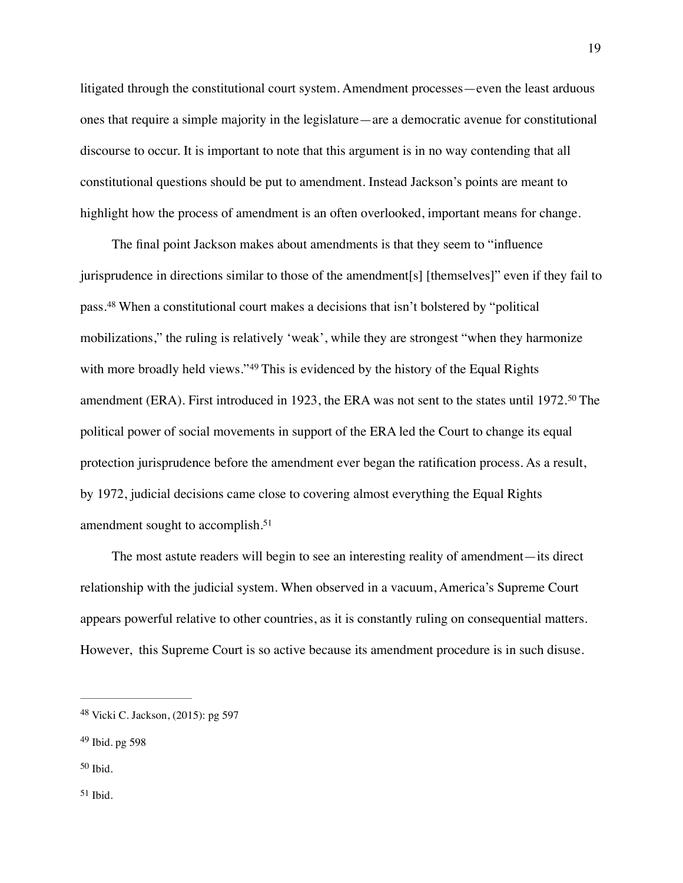litigated through the constitutional court system. Amendment processes—even the least arduous ones that require a simple majority in the legislature—are a democratic avenue for constitutional discourse to occur. It is important to note that this argument is in no way contending that all constitutional questions should be put to amendment. Instead Jackson's points are meant to highlight how the process of amendment is an often overlooked, important means for change.

The final point Jackson makes about amendments is that they seem to "influence jurisprudence in directions similar to those of the amendment[s] [themselves]" even if they fail to pass.[48] When a constitutional court makes a decisions that isn't bolstered by "political mobilizations," the ruling is relatively 'weak', while they are strongest "when they harmonize with more broadly held views."[49] This is evidenced by the history of the Equal Rights amendment (ERA). First introduced in 1923, the ERA was not sent to the states until 1972.[50] The political power of social movements in support of the ERA led the Court to change its equal protection jurisprudence before the amendment ever began the ratification process. As a result, by 1972, judicial decisions came close to covering almost everything the Equal Rights amendment sought to accomplish.[51]

The most astute readers will begin to see an interesting reality of amendment—its direct relationship with the judicial system. When observed in a vacuum, America's Supreme Court appears powerful relative to other countries, as it is constantly ruling on consequential matters. However, this Supreme Court is so active because its amendment procedure is in such disuse.

---

[48] Vicki C. Jackson, (2015): pg 597

[49] Ibid. pg 598

[50] Ibid.

[51] Ibid.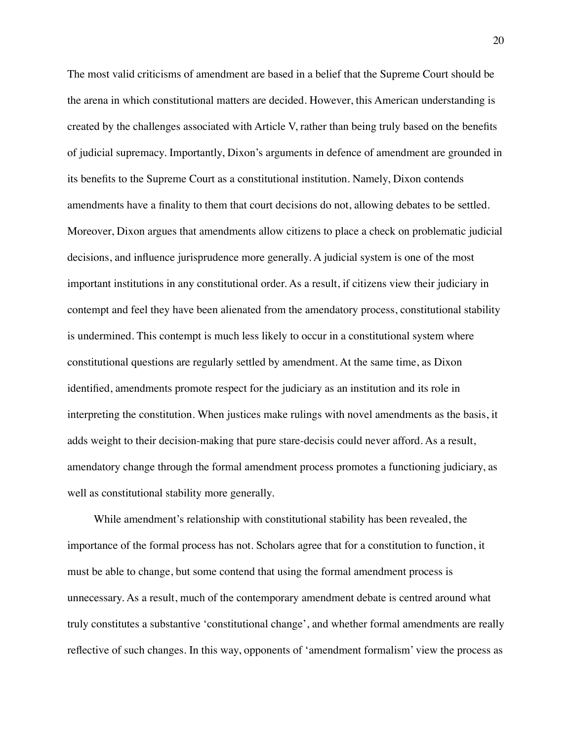The most valid criticisms of amendment are based in a belief that the Supreme Court should be the arena in which constitutional matters are decided. However, this American understanding is created by the challenges associated with Article V, rather than being truly based on the benefits of judicial supremacy. Importantly, Dixon's arguments in defence of amendment are grounded in its benefits to the Supreme Court as a constitutional institution. Namely, Dixon contends amendments have a finality to them that court decisions do not, allowing debates to be settled. Moreover, Dixon argues that amendments allow citizens to place a check on problematic judicial decisions, and influence jurisprudence more generally. A judicial system is one of the most important institutions in any constitutional order. As a result, if citizens view their judiciary in contempt and feel they have been alienated from the amendatory process, constitutional stability is undermined. This contempt is much less likely to occur in a constitutional system where constitutional questions are regularly settled by amendment. At the same time, as Dixon identified, amendments promote respect for the judiciary as an institution and its role in interpreting the constitution. When justices make rulings with novel amendments as the basis, it adds weight to their decision-making that pure stare-decisis could never afford. As a result, amendatory change through the formal amendment process promotes a functioning judiciary, as well as constitutional stability more generally.

While amendment's relationship with constitutional stability has been revealed, the importance of the formal process has not. Scholars agree that for a constitution to function, it must be able to change, but some contend that using the formal amendment process is unnecessary. As a result, much of the contemporary amendment debate is centred around what truly constitutes a substantive 'constitutional change', and whether formal amendments are really reflective of such changes. In this way, opponents of 'amendment formalism' view the process as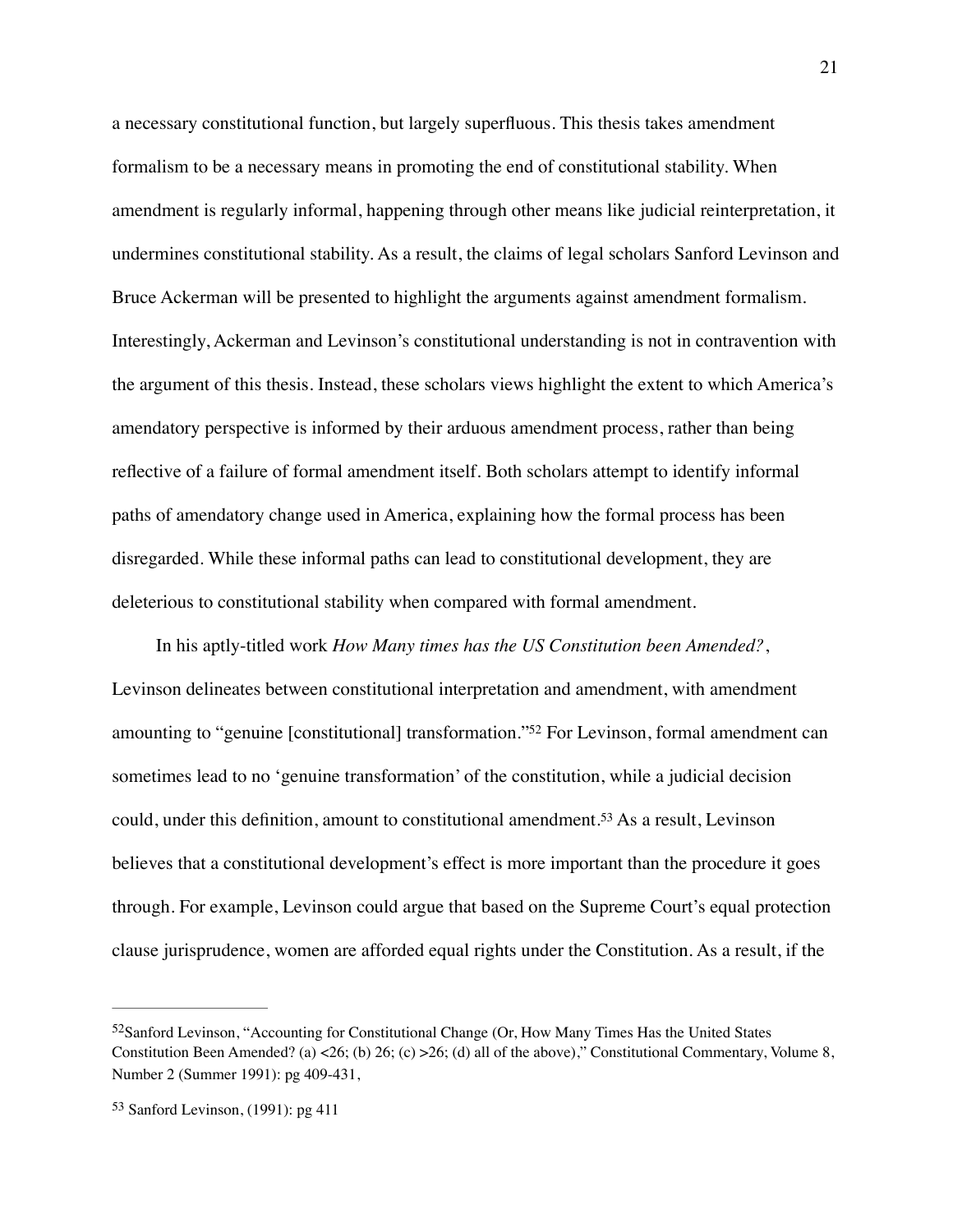a necessary constitutional function, but largely superfluous. This thesis takes amendment formalism to be a necessary means in promoting the end of constitutional stability. When amendment is regularly informal, happening through other means like judicial reinterpretation, it undermines constitutional stability. As a result, the claims of legal scholars Sanford Levinson and Bruce Ackerman will be presented to highlight the arguments against amendment formalism. Interestingly, Ackerman and Levinson's constitutional understanding is not in contravention with the argument of this thesis. Instead, these scholars views highlight the extent to which America's amendatory perspective is informed by their arduous amendment process, rather than being reflective of a failure of formal amendment itself. Both scholars attempt to identify informal paths of amendatory change used in America, explaining how the formal process has been disregarded. While these informal paths can lead to constitutional development, they are deleterious to constitutional stability when compared with formal amendment.

In his aptly-titled work *How Many times has the US Constitution been Amended?*, Levinson delineates between constitutional interpretation and amendment, with amendment amounting to "genuine [constitutional] transformation."[52] For Levinson, formal amendment can sometimes lead to no 'genuine transformation' of the constitution, while a judicial decision could, under this definition, amount to constitutional amendment.[53] As a result, Levinson believes that a constitutional development's effect is more important than the procedure it goes through. For example, Levinson could argue that based on the Supreme Court's equal protection clause jurisprudence, women are afforded equal rights under the Constitution. As a result, if the

---

[52]Sanford Levinson, "Accounting for Constitutional Change (Or, How Many Times Has the United States Constitution Been Amended? (a) <26; (b) 26; (c) >26; (d) all of the above)," Constitutional Commentary, Volume 8, Number 2 (Summer 1991): pg 409-431,

[53] Sanford Levinson, (1991): pg 411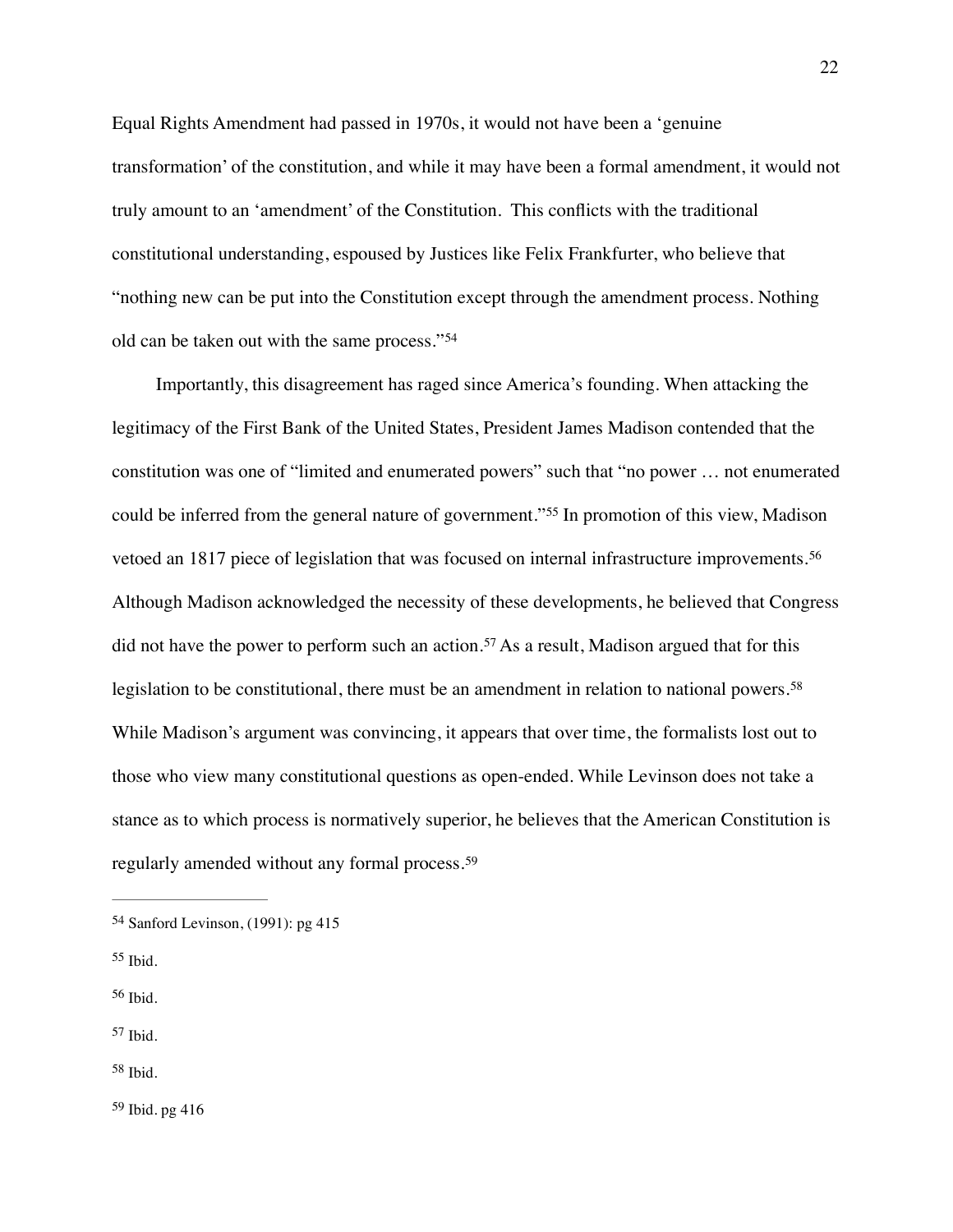Equal Rights Amendment had passed in 1970s, it would not have been a 'genuine transformation' of the constitution, and while it may have been a formal amendment, it would not truly amount to an 'amendment' of the Constitution. This conflicts with the traditional constitutional understanding, espoused by Justices like Felix Frankfurter, who believe that "nothing new can be put into the Constitution except through the amendment process. Nothing old can be taken out with the same process."[54]

Importantly, this disagreement has raged since America's founding. When attacking the legitimacy of the First Bank of the United States, President James Madison contended that the constitution was one of "limited and enumerated powers" such that "no power … not enumerated could be inferred from the general nature of government."[55] In promotion of this view, Madison vetoed an 1817 piece of legislation that was focused on internal infrastructure improvements.[56] Although Madison acknowledged the necessity of these developments, he believed that Congress did not have the power to perform such an action.[57] As a result, Madison argued that for this legislation to be constitutional, there must be an amendment in relation to national powers.[58] While Madison's argument was convincing, it appears that over time, the formalists lost out to those who view many constitutional questions as open-ended. While Levinson does not take a stance as to which process is normatively superior, he believes that the American Constitution is regularly amended without any formal process.[59]

---

[54] Sanford Levinson, (1991): pg 415

[55] Ibid.

[56] Ibid.

[57] Ibid.

[58] Ibid.

[59] Ibid. pg 416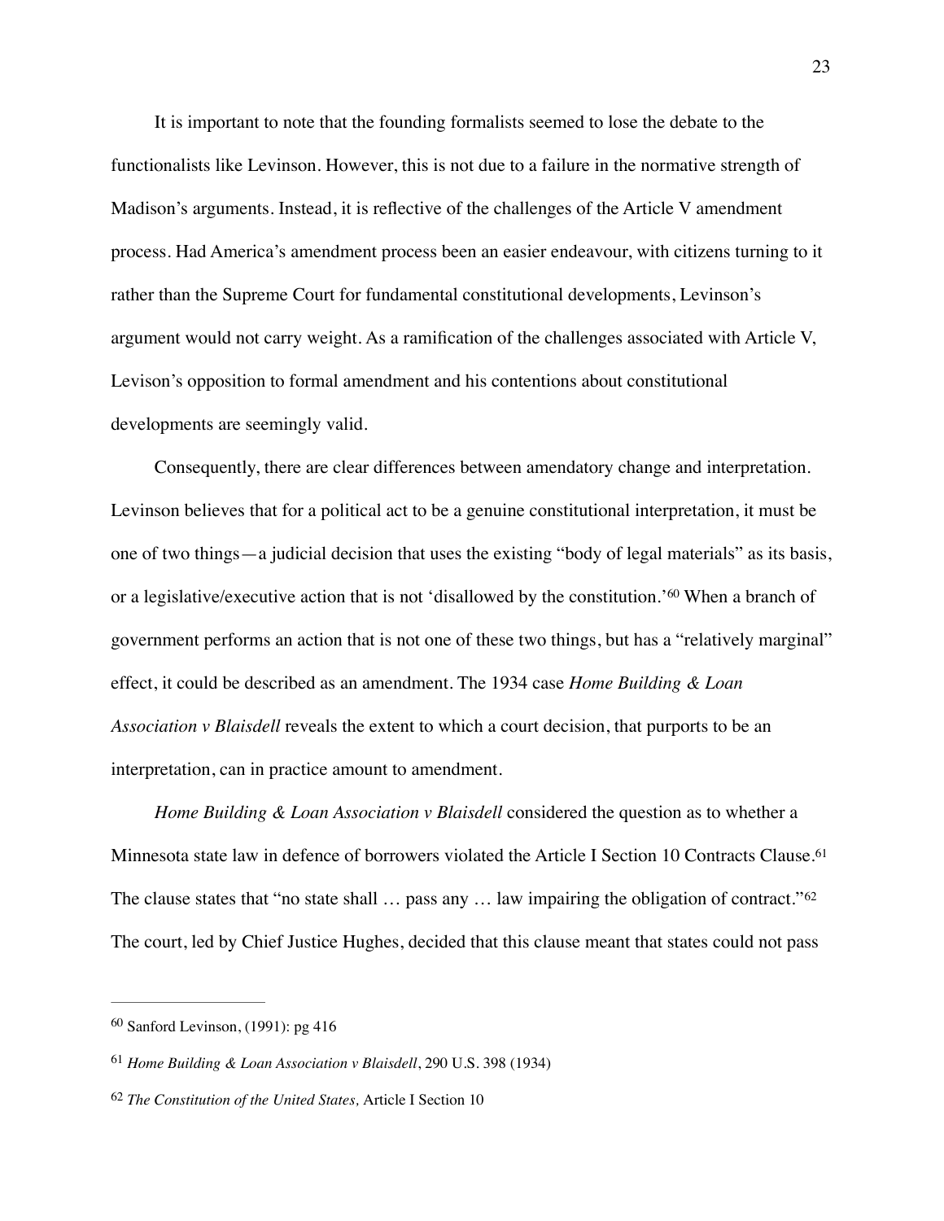It is important to note that the founding formalists seemed to lose the debate to the functionalists like Levinson. However, this is not due to a failure in the normative strength of Madison's arguments. Instead, it is reflective of the challenges of the Article V amendment process. Had America's amendment process been an easier endeavour, with citizens turning to it rather than the Supreme Court for fundamental constitutional developments, Levinson's argument would not carry weight. As a ramification of the challenges associated with Article V, Levison's opposition to formal amendment and his contentions about constitutional developments are seemingly valid.

Consequently, there are clear differences between amendatory change and interpretation. Levinson believes that for a political act to be a genuine constitutional interpretation, it must be one of two things—a judicial decision that uses the existing "body of legal materials" as its basis, or a legislative/executive action that is not 'disallowed by the constitution.'[60] When a branch of government performs an action that is not one of these two things, but has a "relatively marginal" effect, it could be described as an amendment. The 1934 case *Home Building & Loan Association v Blaisdell* reveals the extent to which a court decision, that purports to be an interpretation, can in practice amount to amendment.

*Home Building & Loan Association v Blaisdell* considered the question as to whether a Minnesota state law in defence of borrowers violated the Article I Section 10 Contracts Clause.[61] The clause states that "no state shall … pass any … law impairing the obligation of contract."[62] The court, led by Chief Justice Hughes, decided that this clause meant that states could not pass

---

[60] Sanford Levinson, (1991): pg 416

[61] *Home Building & Loan Association v Blaisdell*, 290 U.S. 398 (1934)

[62] *The Constitution of the United States,* Article I Section 10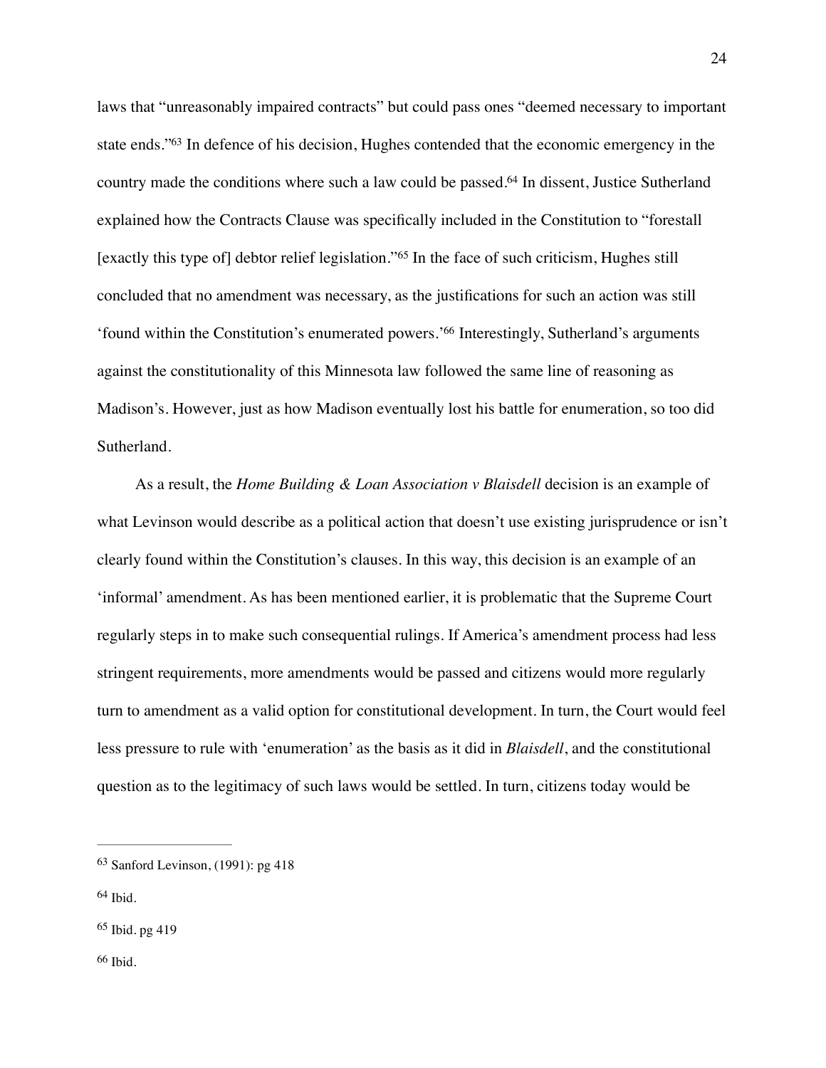laws that "unreasonably impaired contracts" but could pass ones "deemed necessary to important state ends."[63] In defence of his decision, Hughes contended that the economic emergency in the country made the conditions where such a law could be passed.[64] In dissent, Justice Sutherland explained how the Contracts Clause was specifically included in the Constitution to "forestall [exactly this type of] debtor relief legislation."[65] In the face of such criticism, Hughes still concluded that no amendment was necessary, as the justifications for such an action was still 'found within the Constitution's enumerated powers.'[66] Interestingly, Sutherland's arguments against the constitutionality of this Minnesota law followed the same line of reasoning as Madison's. However, just as how Madison eventually lost his battle for enumeration, so too did Sutherland.

As a result, the *Home Building & Loan Association v Blaisdell* decision is an example of what Levinson would describe as a political action that doesn't use existing jurisprudence or isn't clearly found within the Constitution's clauses. In this way, this decision is an example of an 'informal' amendment. As has been mentioned earlier, it is problematic that the Supreme Court regularly steps in to make such consequential rulings. If America's amendment process had less stringent requirements, more amendments would be passed and citizens would more regularly turn to amendment as a valid option for constitutional development. In turn, the Court would feel less pressure to rule with 'enumeration' as the basis as it did in *Blaisdell*, and the constitutional question as to the legitimacy of such laws would be settled. In turn, citizens today would be

---

[63] Sanford Levinson, (1991): pg 418

[64] Ibid.

[65] Ibid. pg 419

[66] Ibid.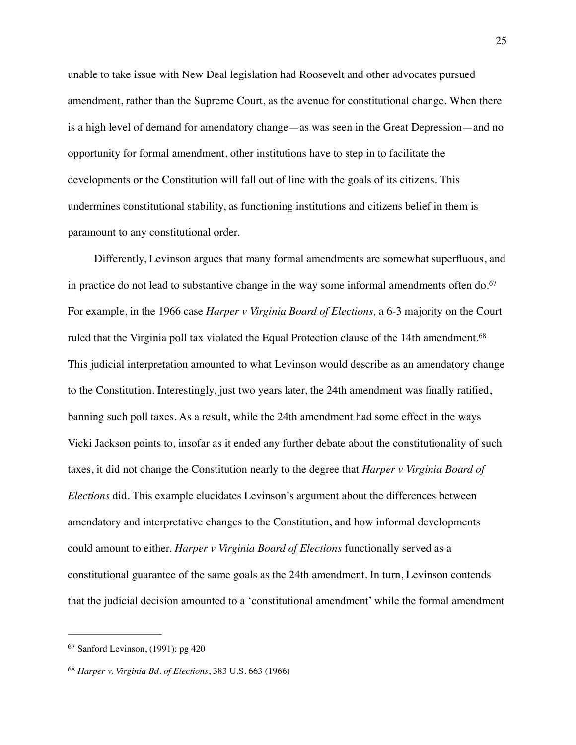unable to take issue with New Deal legislation had Roosevelt and other advocates pursued amendment, rather than the Supreme Court, as the avenue for constitutional change. When there is a high level of demand for amendatory change—as was seen in the Great Depression—and no opportunity for formal amendment, other institutions have to step in to facilitate the developments or the Constitution will fall out of line with the goals of its citizens. This undermines constitutional stability, as functioning institutions and citizens belief in them is paramount to any constitutional order.

Differently, Levinson argues that many formal amendments are somewhat superfluous, and in practice do not lead to substantive change in the way some informal amendments often do.[67] For example, in the 1966 case *Harper v Virginia Board of Elections,* a 6-3 majority on the Court ruled that the Virginia poll tax violated the Equal Protection clause of the 14th amendment.[68] This judicial interpretation amounted to what Levinson would describe as an amendatory change to the Constitution. Interestingly, just two years later, the 24th amendment was finally ratified, banning such poll taxes. As a result, while the 24th amendment had some effect in the ways Vicki Jackson points to, insofar as it ended any further debate about the constitutionality of such taxes, it did not change the Constitution nearly to the degree that *Harper v Virginia Board of Elections* did. This example elucidates Levinson's argument about the differences between amendatory and interpretative changes to the Constitution, and how informal developments could amount to either. *Harper v Virginia Board of Elections* functionally served as a constitutional guarantee of the same goals as the 24th amendment. In turn, Levinson contends that the judicial decision amounted to a 'constitutional amendment' while the formal amendment

---

[67] Sanford Levinson, (1991): pg 420

[68] *Harper v. Virginia Bd. of Elections*, 383 U.S. 663 (1966)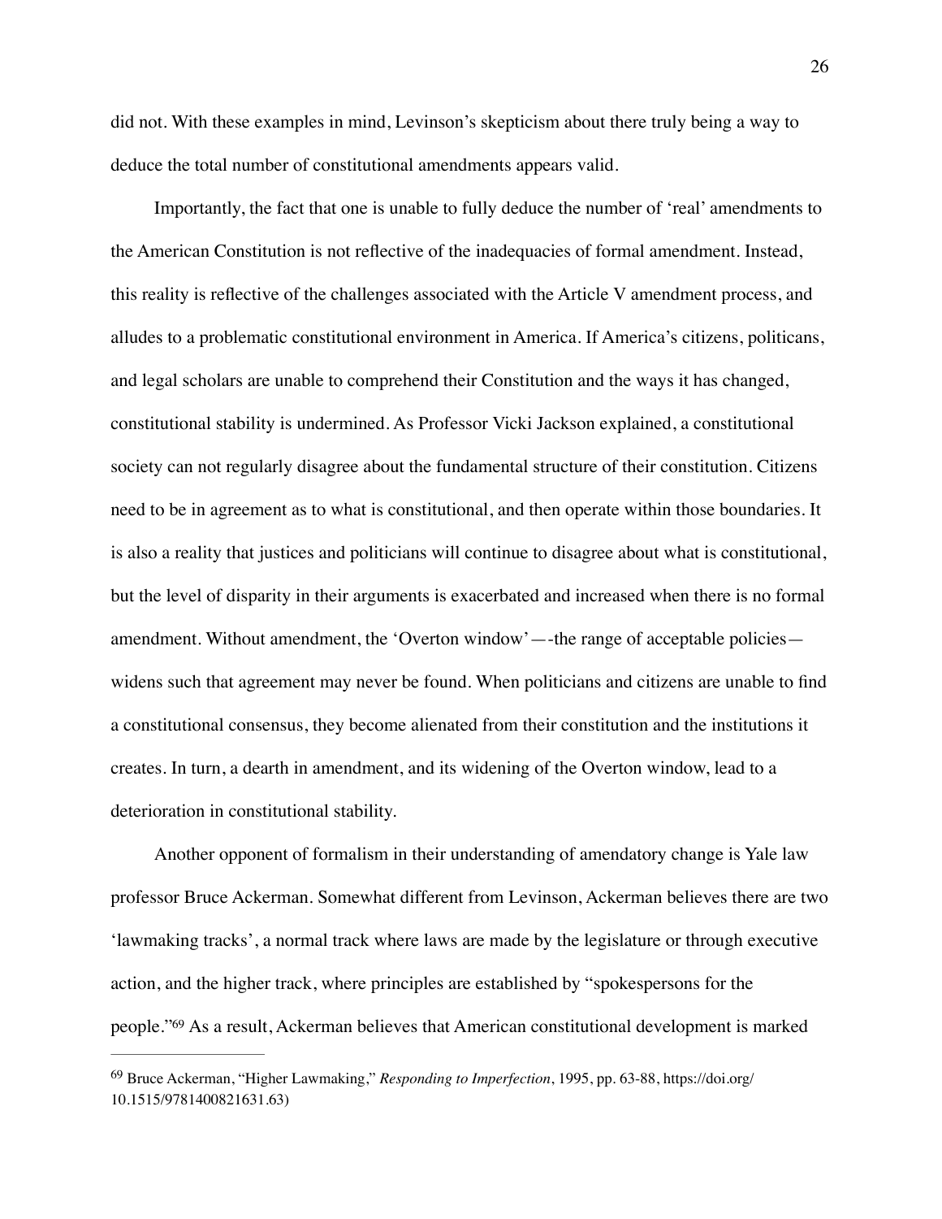did not. With these examples in mind, Levinson's skepticism about there truly being a way to deduce the total number of constitutional amendments appears valid.

Importantly, the fact that one is unable to fully deduce the number of 'real' amendments to the American Constitution is not reflective of the inadequacies of formal amendment. Instead, this reality is reflective of the challenges associated with the Article V amendment process, and alludes to a problematic constitutional environment in America. If America's citizens, politicans, and legal scholars are unable to comprehend their Constitution and the ways it has changed, constitutional stability is undermined. As Professor Vicki Jackson explained, a constitutional society can not regularly disagree about the fundamental structure of their constitution. Citizens need to be in agreement as to what is constitutional, and then operate within those boundaries. It is also a reality that justices and politicians will continue to disagree about what is constitutional, but the level of disparity in their arguments is exacerbated and increased when there is no formal amendment. Without amendment, the 'Overton window'—-the range of acceptable policies—widens such that agreement may never be found. When politicians and citizens are unable to find a constitutional consensus, they become alienated from their constitution and the institutions it creates. In turn, a dearth in amendment, and its widening of the Overton window, lead to a deterioration in constitutional stability.

Another opponent of formalism in their understanding of amendatory change is Yale law professor Bruce Ackerman. Somewhat different from Levinson, Ackerman believes there are two 'lawmaking tracks', a normal track where laws are made by the legislature or through executive action, and the higher track, where principles are established by "spokespersons for the people."[69] As a result, Ackerman believes that American constitutional development is marked

---

[69] Bruce Ackerman, "Higher Lawmaking," *Responding to Imperfection*, 1995, pp. 63-88, https://doi.org/10.1515/9781400821631.63)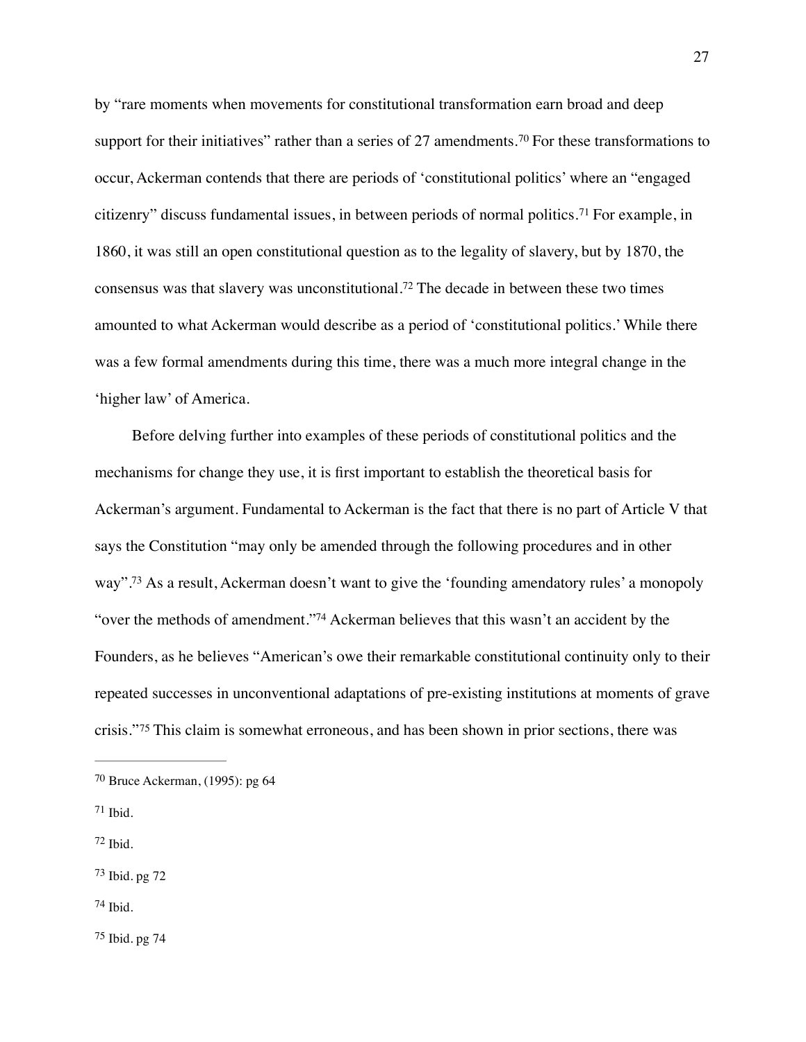by "rare moments when movements for constitutional transformation earn broad and deep support for their initiatives" rather than a series of 27 amendments.[70] For these transformations to occur, Ackerman contends that there are periods of 'constitutional politics' where an "engaged citizenry" discuss fundamental issues, in between periods of normal politics.[71] For example, in 1860, it was still an open constitutional question as to the legality of slavery, but by 1870, the consensus was that slavery was unconstitutional.[72] The decade in between these two times amounted to what Ackerman would describe as a period of 'constitutional politics.' While there was a few formal amendments during this time, there was a much more integral change in the 'higher law' of America.

Before delving further into examples of these periods of constitutional politics and the mechanisms for change they use, it is first important to establish the theoretical basis for Ackerman's argument. Fundamental to Ackerman is the fact that there is no part of Article V that says the Constitution "may only be amended through the following procedures and in other way".[73] As a result, Ackerman doesn't want to give the 'founding amendatory rules' a monopoly "over the methods of amendment."[74] Ackerman believes that this wasn't an accident by the Founders, as he believes "American's owe their remarkable constitutional continuity only to their repeated successes in unconventional adaptations of pre-existing institutions at moments of grave crisis."[75] This claim is somewhat erroneous, and has been shown in prior sections, there was

---

[70] Bruce Ackerman, (1995): pg 64

[71] Ibid.

[72] Ibid.

[73] Ibid. pg 72

[74] Ibid.

[75] Ibid. pg 74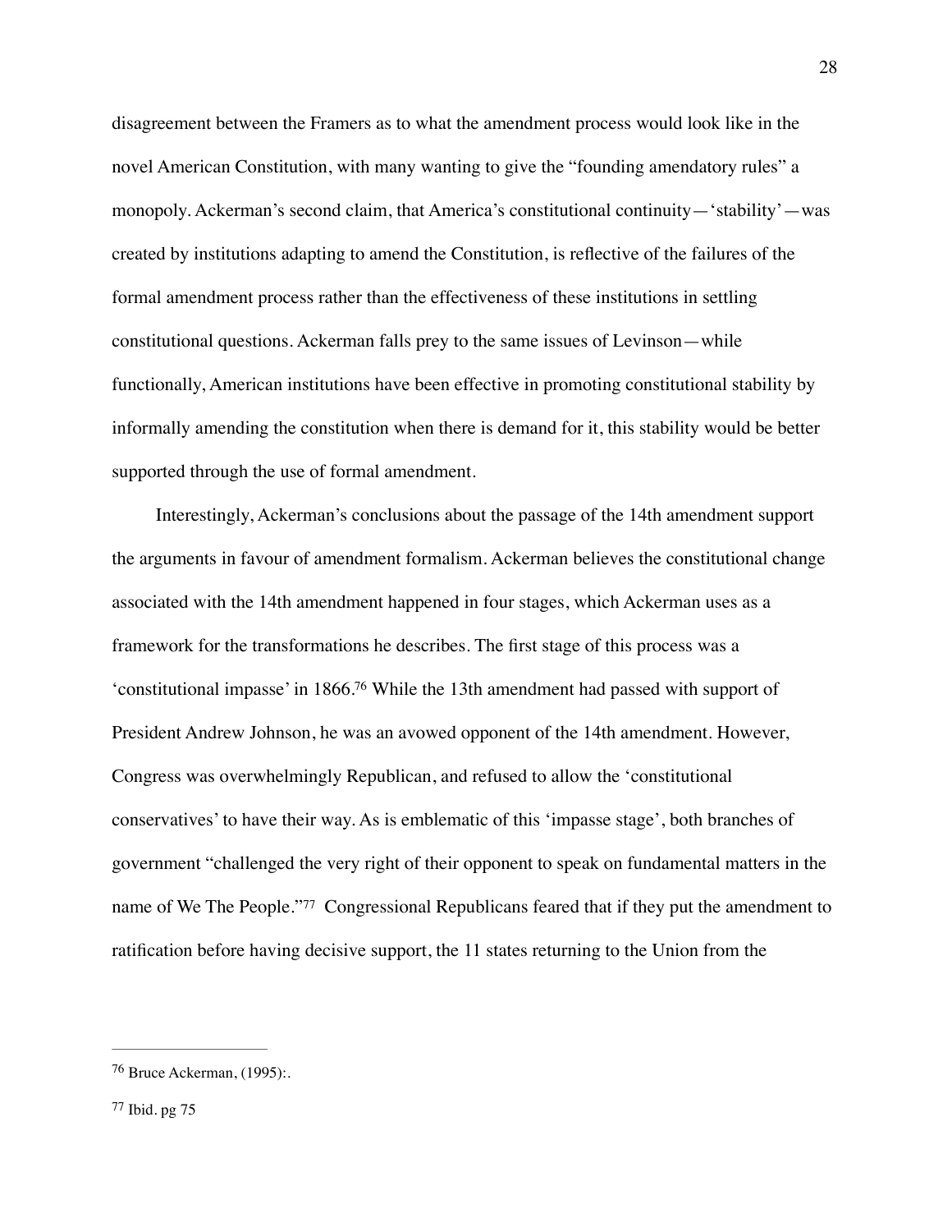disagreement between the Framers as to what the amendment process would look like in the novel American Constitution, with many wanting to give the "founding amendatory rules" a monopoly. Ackerman's second claim, that America's constitutional continuity—'stability'—was created by institutions adapting to amend the Constitution, is reflective of the failures of the formal amendment process rather than the effectiveness of these institutions in settling constitutional questions. Ackerman falls prey to the same issues of Levinson—while functionally, American institutions have been effective in promoting constitutional stability by informally amending the constitution when there is demand for it, this stability would be better supported through the use of formal amendment.

Interestingly, Ackerman's conclusions about the passage of the 14th amendment support the arguments in favour of amendment formalism. Ackerman believes the constitutional change associated with the 14th amendment happened in four stages, which Ackerman uses as a framework for the transformations he describes. The first stage of this process was a 'constitutional impasse' in 1866.[76] While the 13th amendment had passed with support of President Andrew Johnson, he was an avowed opponent of the 14th amendment. However, Congress was overwhelmingly Republican, and refused to allow the 'constitutional conservatives' to have their way. As is emblematic of this 'impasse stage', both branches of government "challenged the very right of their opponent to speak on fundamental matters in the name of We The People."[77] Congressional Republicans feared that if they put the amendment to ratification before having decisive support, the 11 states returning to the Union from the

---

[76] Bruce Ackerman, (1995):.

[77] Ibid. pg 75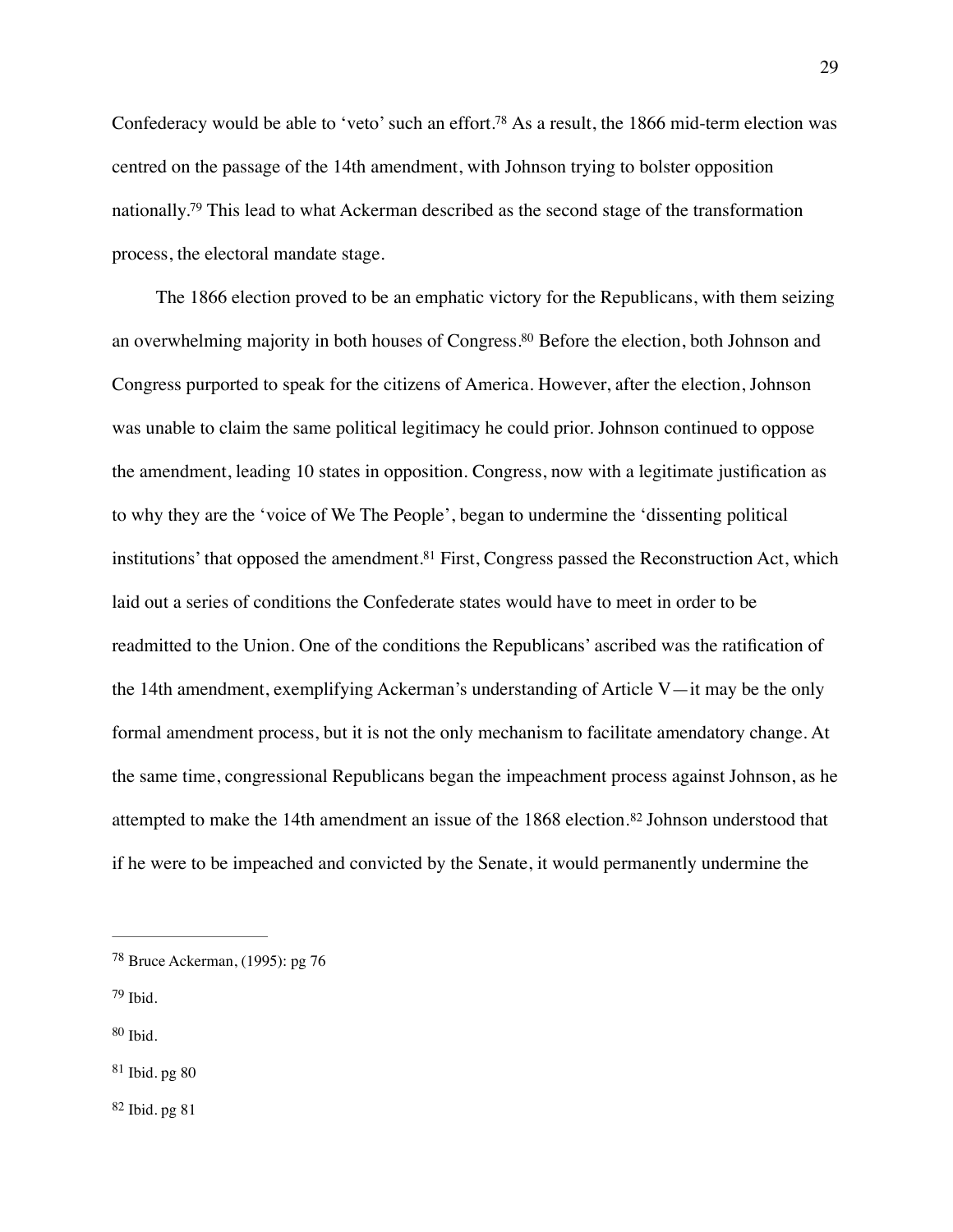Confederacy would be able to 'veto' such an effort.[78] As a result, the 1866 mid-term election was centred on the passage of the 14th amendment, with Johnson trying to bolster opposition nationally.[79] This lead to what Ackerman described as the second stage of the transformation process, the electoral mandate stage.

The 1866 election proved to be an emphatic victory for the Republicans, with them seizing an overwhelming majority in both houses of Congress.[80] Before the election, both Johnson and Congress purported to speak for the citizens of America. However, after the election, Johnson was unable to claim the same political legitimacy he could prior. Johnson continued to oppose the amendment, leading 10 states in opposition. Congress, now with a legitimate justification as to why they are the 'voice of We The People', began to undermine the 'dissenting political institutions' that opposed the amendment.[81] First, Congress passed the Reconstruction Act, which laid out a series of conditions the Confederate states would have to meet in order to be readmitted to the Union. One of the conditions the Republicans' ascribed was the ratification of the 14th amendment, exemplifying Ackerman's understanding of Article V—it may be the only formal amendment process, but it is not the only mechanism to facilitate amendatory change. At the same time, congressional Republicans began the impeachment process against Johnson, as he attempted to make the 14th amendment an issue of the 1868 election.[82] Johnson understood that if he were to be impeached and convicted by the Senate, it would permanently undermine the

---

[78] Bruce Ackerman, (1995): pg 76

[79] Ibid.

[80] Ibid.

[81] Ibid. pg 80

[82] Ibid. pg 81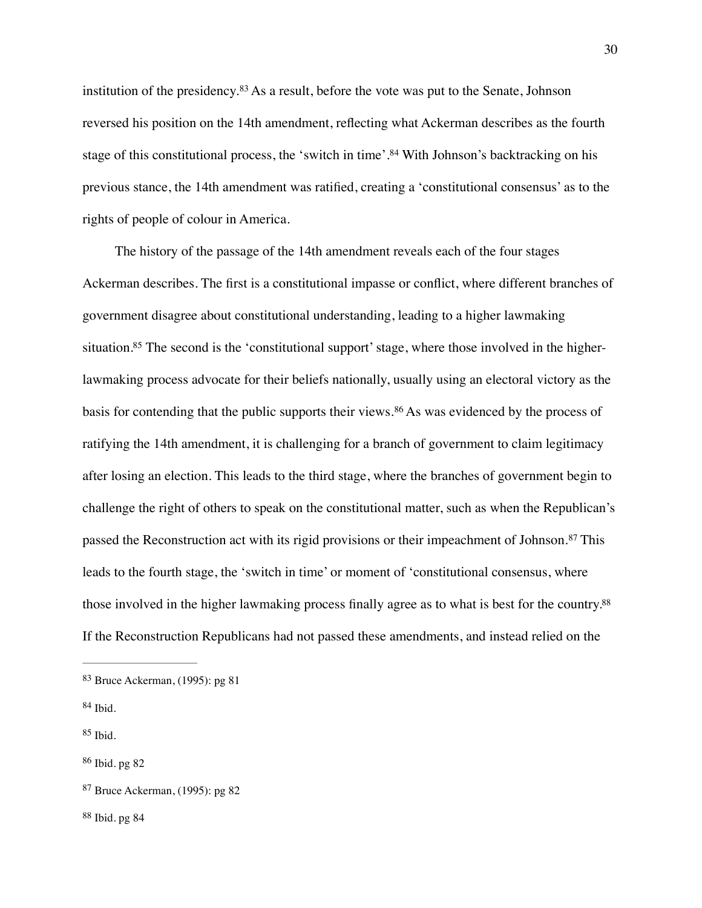institution of the presidency.[83] As a result, before the vote was put to the Senate, Johnson reversed his position on the 14th amendment, reflecting what Ackerman describes as the fourth stage of this constitutional process, the 'switch in time'.[84] With Johnson's backtracking on his previous stance, the 14th amendment was ratified, creating a 'constitutional consensus' as to the rights of people of colour in America.

The history of the passage of the 14th amendment reveals each of the four stages Ackerman describes. The first is a constitutional impasse or conflict, where different branches of government disagree about constitutional understanding, leading to a higher lawmaking situation.[85] The second is the 'constitutional support' stage, where those involved in the higher-lawmaking process advocate for their beliefs nationally, usually using an electoral victory as the basis for contending that the public supports their views.[86] As was evidenced by the process of ratifying the 14th amendment, it is challenging for a branch of government to claim legitimacy after losing an election. This leads to the third stage, where the branches of government begin to challenge the right of others to speak on the constitutional matter, such as when the Republican's passed the Reconstruction act with its rigid provisions or their impeachment of Johnson.[87] This leads to the fourth stage, the 'switch in time' or moment of 'constitutional consensus, where those involved in the higher lawmaking process finally agree as to what is best for the country.[88] If the Reconstruction Republicans had not passed these amendments, and instead relied on the

---

[83] Bruce Ackerman, (1995): pg 81

[84] Ibid.

[85] Ibid.

[86] Ibid. pg 82

[87] Bruce Ackerman, (1995): pg 82

[88] Ibid. pg 84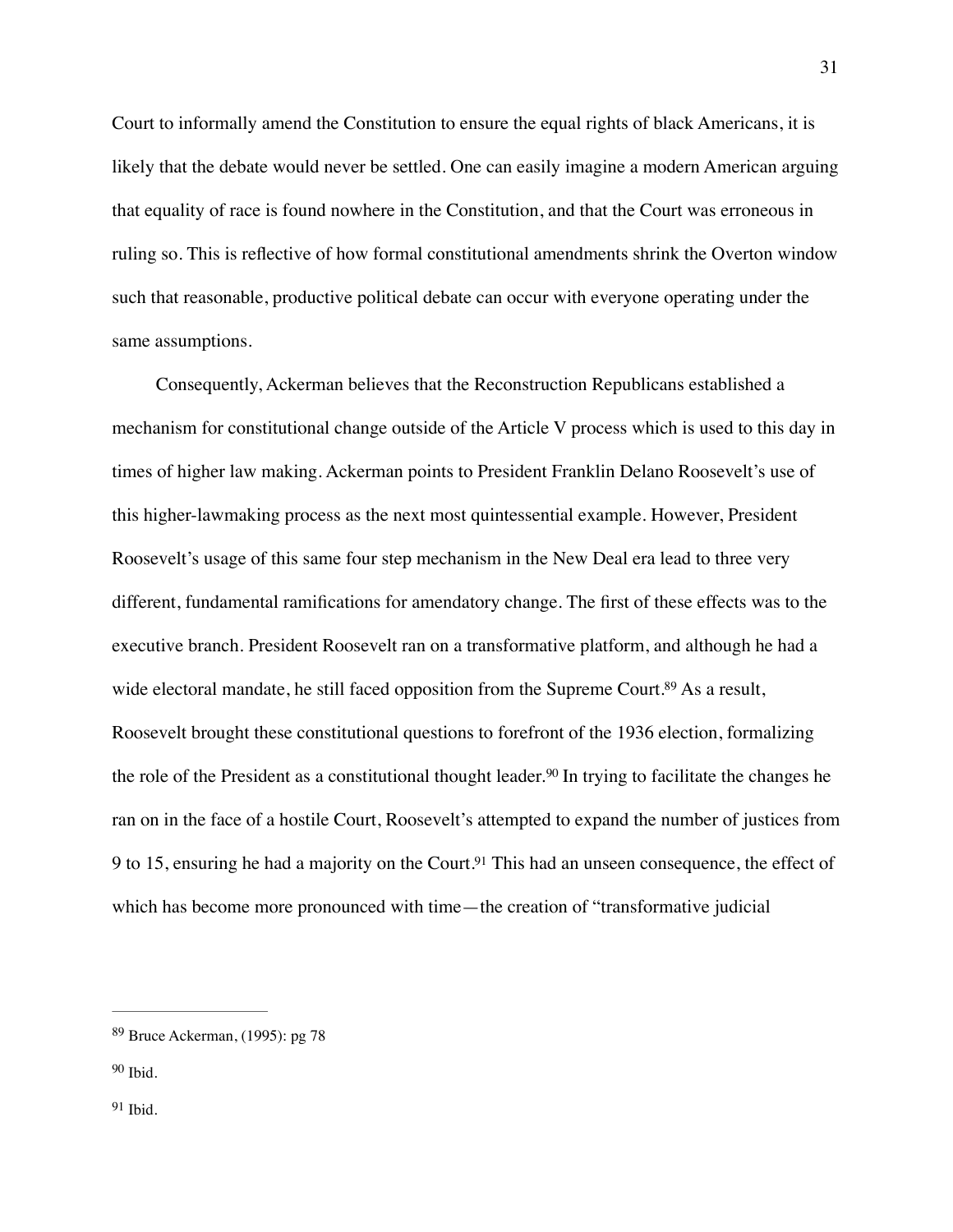Court to informally amend the Constitution to ensure the equal rights of black Americans, it is likely that the debate would never be settled. One can easily imagine a modern American arguing that equality of race is found nowhere in the Constitution, and that the Court was erroneous in ruling so. This is reflective of how formal constitutional amendments shrink the Overton window such that reasonable, productive political debate can occur with everyone operating under the same assumptions.

Consequently, Ackerman believes that the Reconstruction Republicans established a mechanism for constitutional change outside of the Article V process which is used to this day in times of higher law making. Ackerman points to President Franklin Delano Roosevelt's use of this higher-lawmaking process as the next most quintessential example. However, President Roosevelt's usage of this same four step mechanism in the New Deal era lead to three very different, fundamental ramifications for amendatory change. The first of these effects was to the executive branch. President Roosevelt ran on a transformative platform, and although he had a wide electoral mandate, he still faced opposition from the Supreme Court.[89] As a result, Roosevelt brought these constitutional questions to forefront of the 1936 election, formalizing the role of the President as a constitutional thought leader.[90] In trying to facilitate the changes he ran on in the face of a hostile Court, Roosevelt's attempted to expand the number of justices from 9 to 15, ensuring he had a majority on the Court.[91] This had an unseen consequence, the effect of which has become more pronounced with time—the creation of "transformative judicial

---

[89] Bruce Ackerman, (1995): pg 78

[90] Ibid.

[91] Ibid.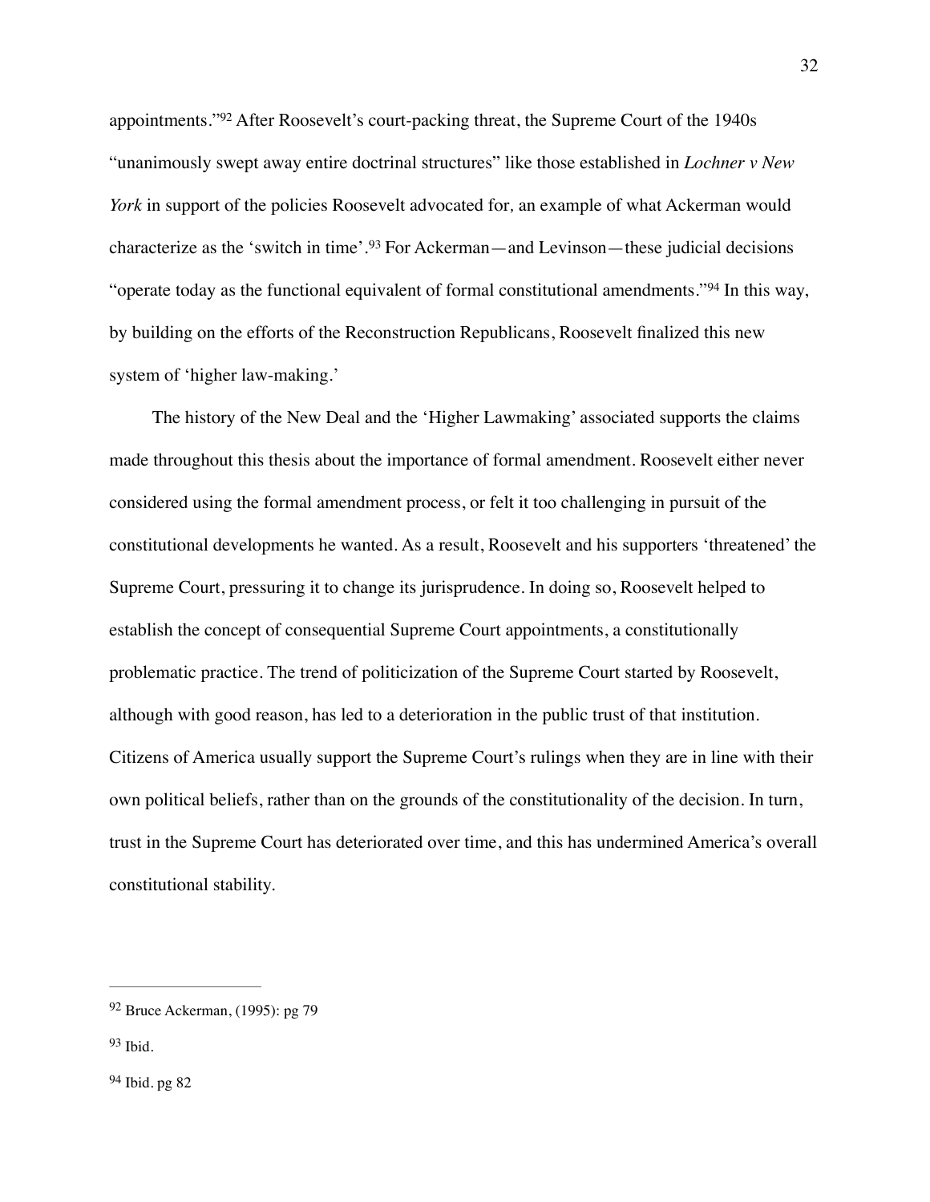appointments."[92] After Roosevelt's court-packing threat, the Supreme Court of the 1940s "unanimously swept away entire doctrinal structures" like those established in *Lochner v New York* in support of the policies Roosevelt advocated for, an example of what Ackerman would characterize as the 'switch in time'.[93] For Ackerman—and Levinson—these judicial decisions "operate today as the functional equivalent of formal constitutional amendments."[94] In this way, by building on the efforts of the Reconstruction Republicans, Roosevelt finalized this new system of 'higher law-making.'

The history of the New Deal and the 'Higher Lawmaking' associated supports the claims made throughout this thesis about the importance of formal amendment. Roosevelt either never considered using the formal amendment process, or felt it too challenging in pursuit of the constitutional developments he wanted. As a result, Roosevelt and his supporters 'threatened' the Supreme Court, pressuring it to change its jurisprudence. In doing so, Roosevelt helped to establish the concept of consequential Supreme Court appointments, a constitutionally problematic practice. The trend of politicization of the Supreme Court started by Roosevelt, although with good reason, has led to a deterioration in the public trust of that institution. Citizens of America usually support the Supreme Court's rulings when they are in line with their own political beliefs, rather than on the grounds of the constitutionality of the decision. In turn, trust in the Supreme Court has deteriorated over time, and this has undermined America's overall constitutional stability.

---

[92] Bruce Ackerman, (1995): pg 79

[93] Ibid.

[94] Ibid. pg 82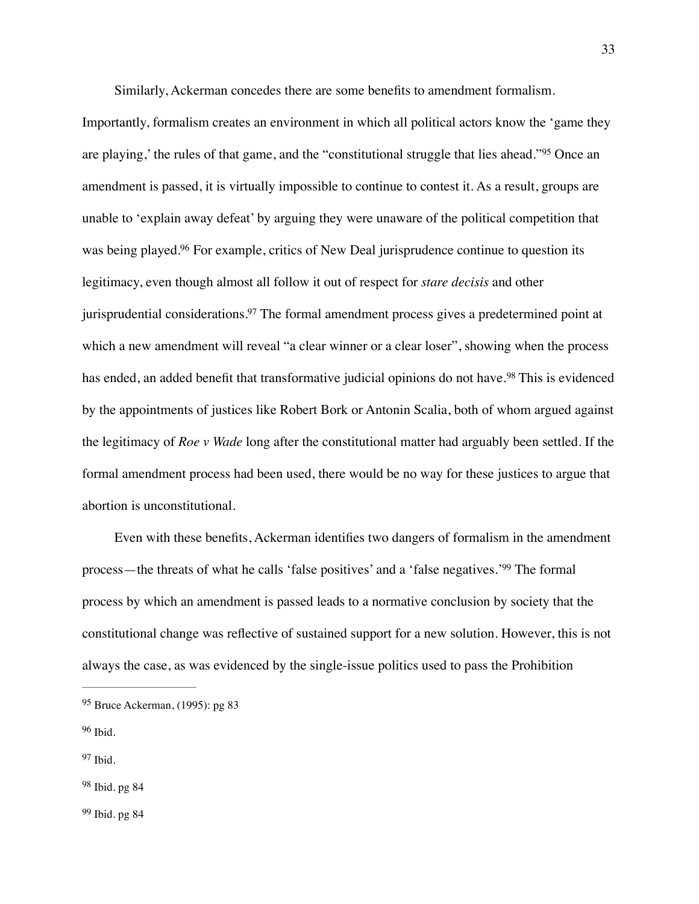Similarly, Ackerman concedes there are some benefits to amendment formalism. Importantly, formalism creates an environment in which all political actors know the 'game they are playing,' the rules of that game, and the "constitutional struggle that lies ahead."[95] Once an amendment is passed, it is virtually impossible to continue to contest it. As a result, groups are unable to 'explain away defeat' by arguing they were unaware of the political competition that was being played.[96] For example, critics of New Deal jurisprudence continue to question its legitimacy, even though almost all follow it out of respect for *stare decisis* and other jurisprudential considerations.[97] The formal amendment process gives a predetermined point at which a new amendment will reveal "a clear winner or a clear loser", showing when the process has ended, an added benefit that transformative judicial opinions do not have.[98] This is evidenced by the appointments of justices like Robert Bork or Antonin Scalia, both of whom argued against the legitimacy of *Roe v Wade* long after the constitutional matter had arguably been settled. If the formal amendment process had been used, there would be no way for these justices to argue that abortion is unconstitutional.

Even with these benefits, Ackerman identifies two dangers of formalism in the amendment process—the threats of what he calls 'false positives' and a 'false negatives.'[99] The formal process by which an amendment is passed leads to a normative conclusion by society that the constitutional change was reflective of sustained support for a new solution. However, this is not always the case, as was evidenced by the single-issue politics used to pass the Prohibition

---

[95] Bruce Ackerman, (1995): pg 83

[96] Ibid.

[97] Ibid.

[98] Ibid. pg 84

[99] Ibid. pg 84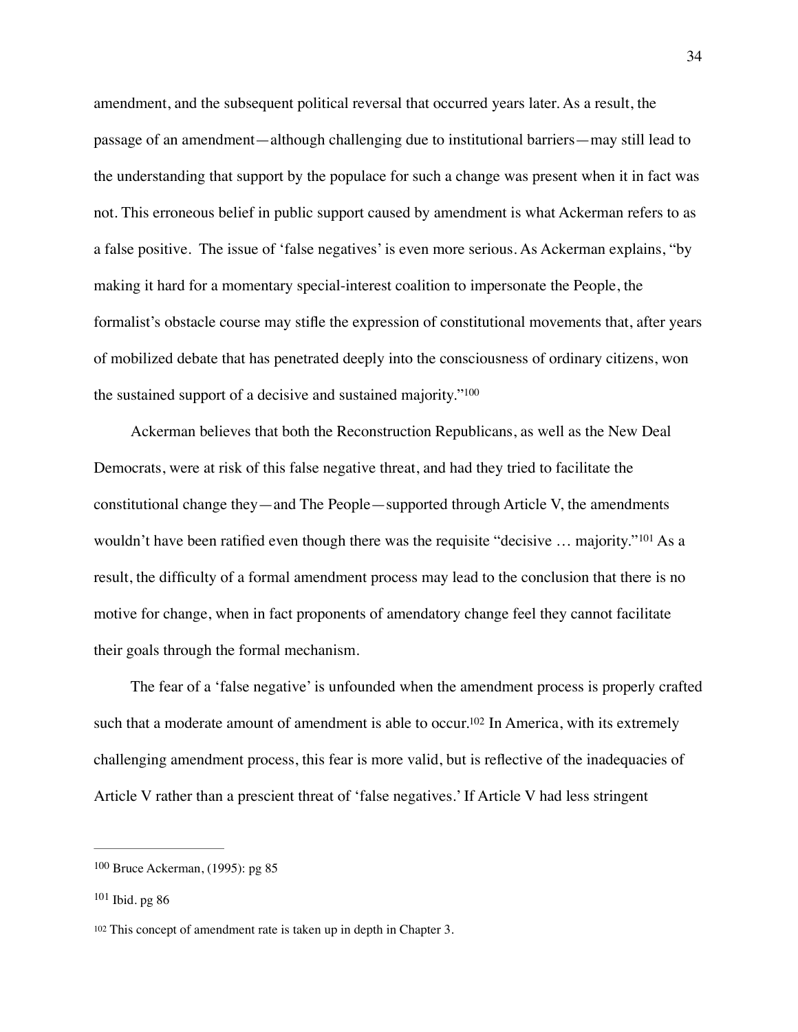amendment, and the subsequent political reversal that occurred years later. As a result, the passage of an amendment—although challenging due to institutional barriers—may still lead to the understanding that support by the populace for such a change was present when it in fact was not. This erroneous belief in public support caused by amendment is what Ackerman refers to as a false positive. The issue of 'false negatives' is even more serious. As Ackerman explains, "by making it hard for a momentary special-interest coalition to impersonate the People, the formalist's obstacle course may stifle the expression of constitutional movements that, after years of mobilized debate that has penetrated deeply into the consciousness of ordinary citizens, won the sustained support of a decisive and sustained majority."[100]

Ackerman believes that both the Reconstruction Republicans, as well as the New Deal Democrats, were at risk of this false negative threat, and had they tried to facilitate the constitutional change they—and The People—supported through Article V, the amendments wouldn't have been ratified even though there was the requisite "decisive … majority."[101] As a result, the difficulty of a formal amendment process may lead to the conclusion that there is no motive for change, when in fact proponents of amendatory change feel they cannot facilitate their goals through the formal mechanism.

The fear of a 'false negative' is unfounded when the amendment process is properly crafted such that a moderate amount of amendment is able to occur.[102] In America, with its extremely challenging amendment process, this fear is more valid, but is reflective of the inadequacies of Article V rather than a prescient threat of 'false negatives.' If Article V had less stringent

---

[100] Bruce Ackerman, (1995): pg 85

[101] Ibid. pg 86

[102] This concept of amendment rate is taken up in depth in Chapter 3.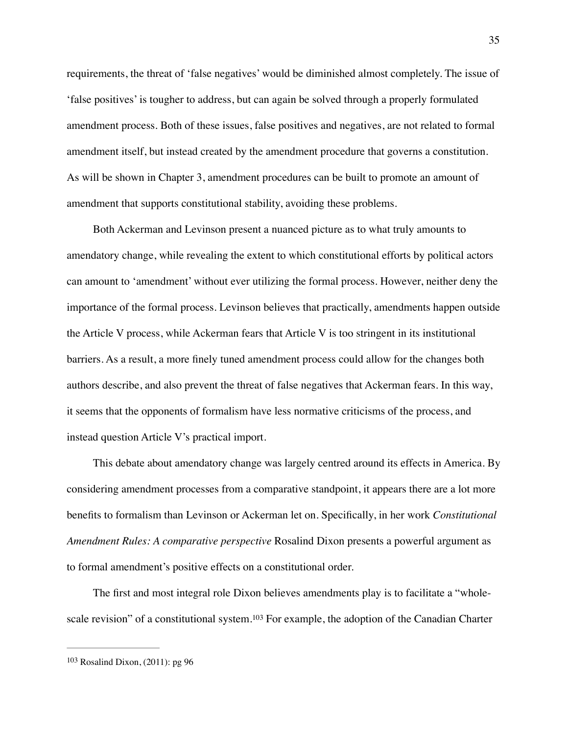requirements, the threat of 'false negatives' would be diminished almost completely. The issue of 'false positives' is tougher to address, but can again be solved through a properly formulated amendment process. Both of these issues, false positives and negatives, are not related to formal amendment itself, but instead created by the amendment procedure that governs a constitution. As will be shown in Chapter 3, amendment procedures can be built to promote an amount of amendment that supports constitutional stability, avoiding these problems.

Both Ackerman and Levinson present a nuanced picture as to what truly amounts to amendatory change, while revealing the extent to which constitutional efforts by political actors can amount to 'amendment' without ever utilizing the formal process. However, neither deny the importance of the formal process. Levinson believes that practically, amendments happen outside the Article V process, while Ackerman fears that Article V is too stringent in its institutional barriers. As a result, a more finely tuned amendment process could allow for the changes both authors describe, and also prevent the threat of false negatives that Ackerman fears. In this way, it seems that the opponents of formalism have less normative criticisms of the process, and instead question Article V's practical import.

This debate about amendatory change was largely centred around its effects in America. By considering amendment processes from a comparative standpoint, it appears there are a lot more benefits to formalism than Levinson or Ackerman let on. Specifically, in her work *Constitutional Amendment Rules: A comparative perspective* Rosalind Dixon presents a powerful argument as to formal amendment's positive effects on a constitutional order.

The first and most integral role Dixon believes amendments play is to facilitate a "whole-scale revision" of a constitutional system.[103] For example, the adoption of the Canadian Charter

---

[103] Rosalind Dixon, (2011): pg 96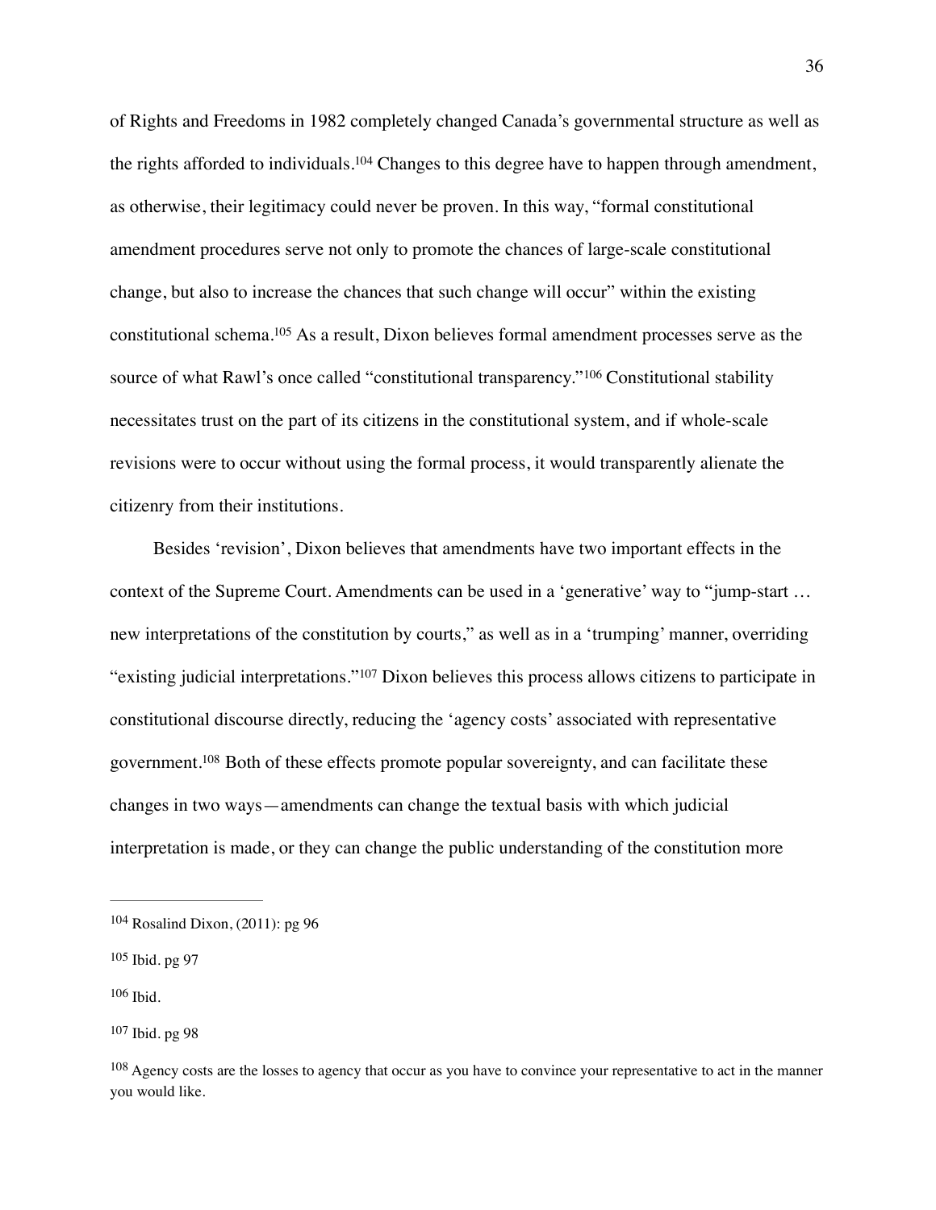of Rights and Freedoms in 1982 completely changed Canada's governmental structure as well as the rights afforded to individuals.[104] Changes to this degree have to happen through amendment, as otherwise, their legitimacy could never be proven. In this way, "formal constitutional amendment procedures serve not only to promote the chances of large-scale constitutional change, but also to increase the chances that such change will occur" within the existing constitutional schema.[105] As a result, Dixon believes formal amendment processes serve as the source of what Rawl's once called "constitutional transparency."[106] Constitutional stability necessitates trust on the part of its citizens in the constitutional system, and if whole-scale revisions were to occur without using the formal process, it would transparently alienate the citizenry from their institutions.

Besides 'revision', Dixon believes that amendments have two important effects in the context of the Supreme Court. Amendments can be used in a 'generative' way to "jump-start … new interpretations of the constitution by courts," as well as in a 'trumping' manner, overriding "existing judicial interpretations."[107] Dixon believes this process allows citizens to participate in constitutional discourse directly, reducing the 'agency costs' associated with representative government.[108] Both of these effects promote popular sovereignty, and can facilitate these changes in two ways—amendments can change the textual basis with which judicial interpretation is made, or they can change the public understanding of the constitution more

---

[104] Rosalind Dixon, (2011): pg 96

[105] Ibid. pg 97

[106] Ibid.

[107] Ibid. pg 98

[108] Agency costs are the losses to agency that occur as you have to convince your representative to act in the manner you would like.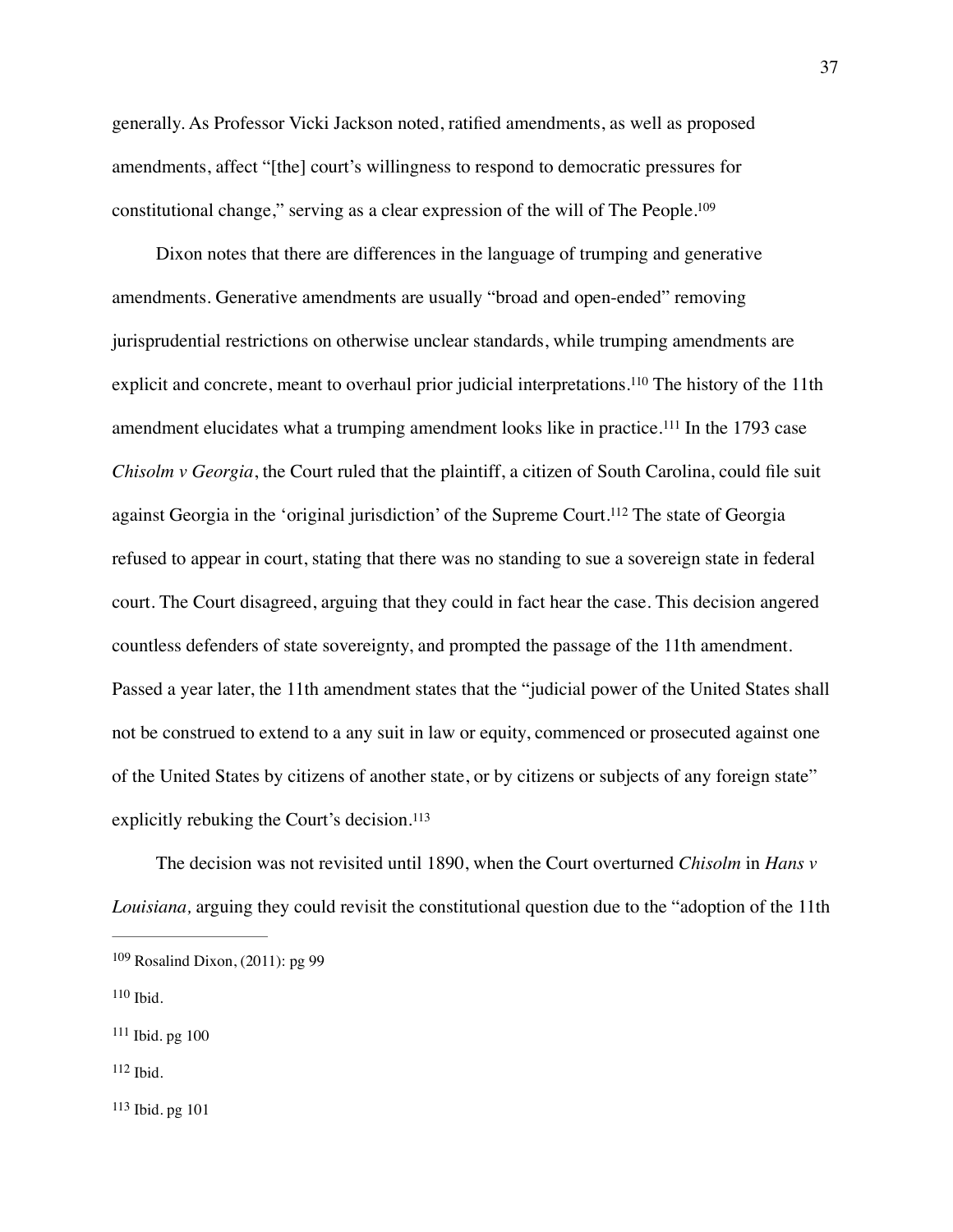generally. As Professor Vicki Jackson noted, ratified amendments, as well as proposed amendments, affect "[the] court's willingness to respond to democratic pressures for constitutional change," serving as a clear expression of the will of The People.[109]

Dixon notes that there are differences in the language of trumping and generative amendments. Generative amendments are usually "broad and open-ended" removing jurisprudential restrictions on otherwise unclear standards, while trumping amendments are explicit and concrete, meant to overhaul prior judicial interpretations.[110] The history of the 11th amendment elucidates what a trumping amendment looks like in practice.[111] In the 1793 case *Chisolm v Georgia*, the Court ruled that the plaintiff, a citizen of South Carolina, could file suit against Georgia in the 'original jurisdiction' of the Supreme Court.[112] The state of Georgia refused to appear in court, stating that there was no standing to sue a sovereign state in federal court. The Court disagreed, arguing that they could in fact hear the case. This decision angered countless defenders of state sovereignty, and prompted the passage of the 11th amendment. Passed a year later, the 11th amendment states that the "judicial power of the United States shall not be construed to extend to a any suit in law or equity, commenced or prosecuted against one of the United States by citizens of another state, or by citizens or subjects of any foreign state" explicitly rebuking the Court's decision.[113]

The decision was not revisited until 1890, when the Court overturned *Chisolm* in *Hans v Louisiana,* arguing they could revisit the constitutional question due to the "adoption of the 11th

---

[109] Rosalind Dixon, (2011): pg 99

[110] Ibid.

[111] Ibid. pg 100

[112] Ibid.

[113] Ibid. pg 101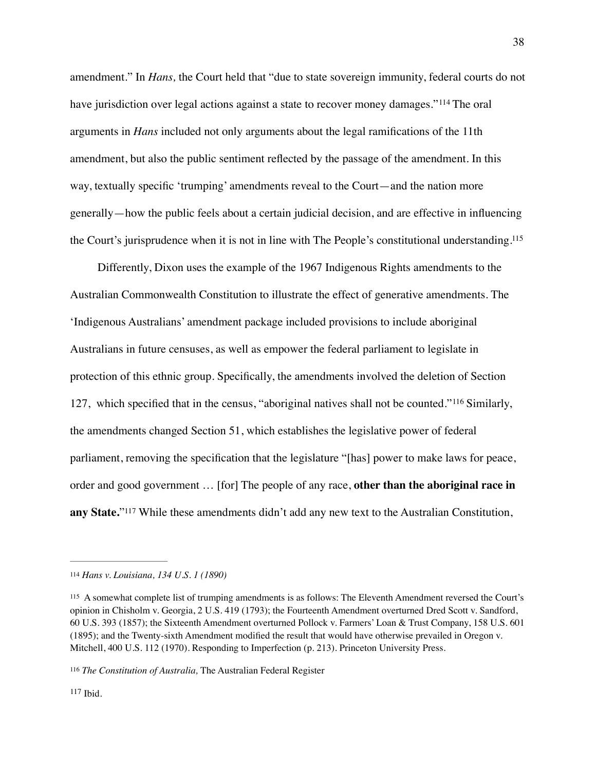amendment." In *Hans,* the Court held that "due to state sovereign immunity, federal courts do not have jurisdiction over legal actions against a state to recover money damages."[114] The oral arguments in *Hans* included not only arguments about the legal ramifications of the 11th amendment, but also the public sentiment reflected by the passage of the amendment. In this way, textually specific 'trumping' amendments reveal to the Court—and the nation more generally—how the public feels about a certain judicial decision, and are effective in influencing the Court's jurisprudence when it is not in line with The People's constitutional understanding.[115]

Differently, Dixon uses the example of the 1967 Indigenous Rights amendments to the Australian Commonwealth Constitution to illustrate the effect of generative amendments. The 'Indigenous Australians' amendment package included provisions to include aboriginal Australians in future censuses, as well as empower the federal parliament to legislate in protection of this ethnic group. Specifically, the amendments involved the deletion of Section 127, which specified that in the census, "aboriginal natives shall not be counted."[116] Similarly, the amendments changed Section 51, which establishes the legislative power of federal parliament, removing the specification that the legislature "[has] power to make laws for peace, order and good government … [for] The people of any race, **other than the aboriginal race in any State.**"[117] While these amendments didn't add any new text to the Australian Constitution,

---

[114] *Hans v. Louisiana, 134 U.S. 1 (1890)*

[115] A somewhat complete list of trumping amendments is as follows: The Eleventh Amendment reversed the Court's opinion in Chisholm v. Georgia, 2 U.S. 419 (1793); the Fourteenth Amendment overturned Dred Scott v. Sandford, 60 U.S. 393 (1857); the Sixteenth Amendment overturned Pollock v. Farmers' Loan & Trust Company, 158 U.S. 601 (1895); and the Twenty-sixth Amendment modified the result that would have otherwise prevailed in Oregon v. Mitchell, 400 U.S. 112 (1970). Responding to Imperfection (p. 213). Princeton University Press.

[116] *The Constitution of Australia,* The Australian Federal Register

[117] Ibid.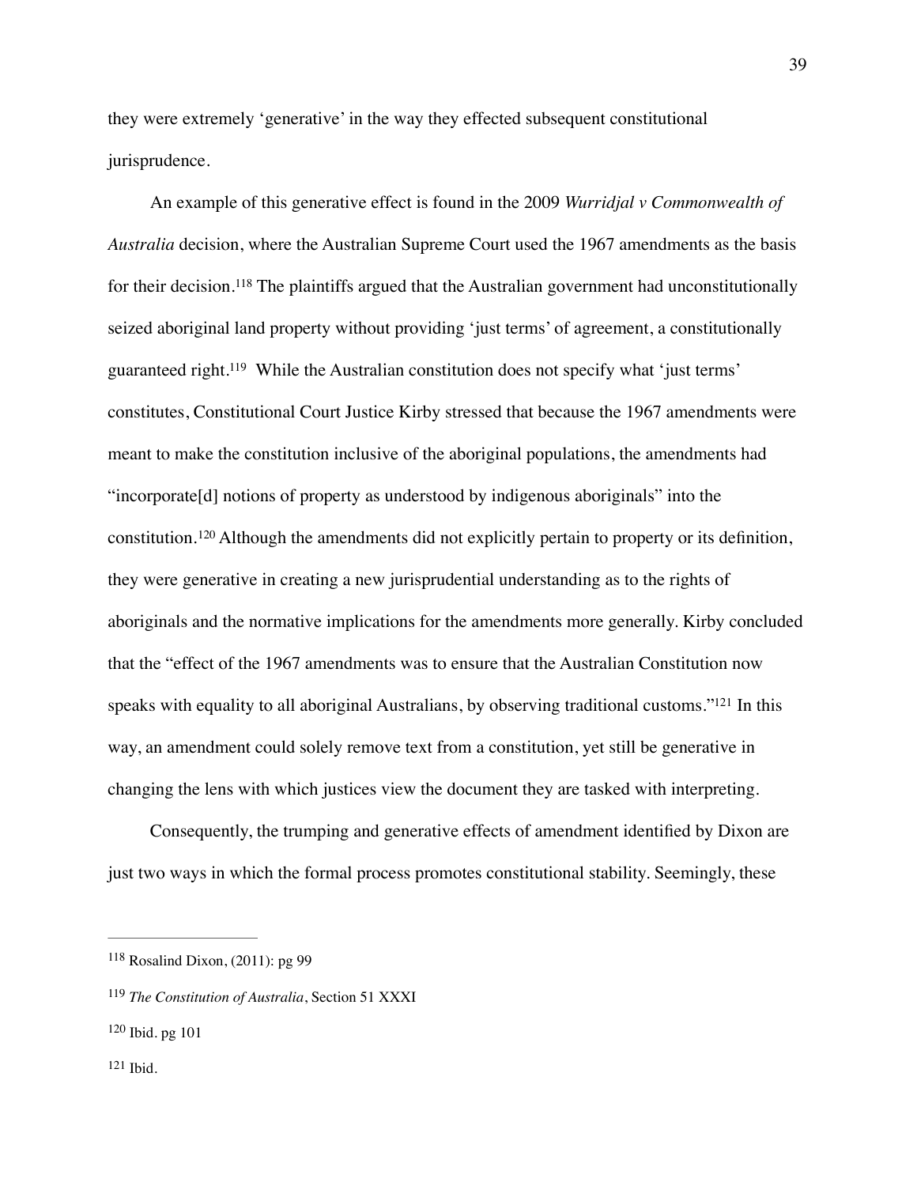they were extremely 'generative' in the way they effected subsequent constitutional jurisprudence.

An example of this generative effect is found in the 2009 *Wurridjal v Commonwealth of Australia* decision, where the Australian Supreme Court used the 1967 amendments as the basis for their decision.[118] The plaintiffs argued that the Australian government had unconstitutionally seized aboriginal land property without providing 'just terms' of agreement, a constitutionally guaranteed right.[119] While the Australian constitution does not specify what 'just terms' constitutes, Constitutional Court Justice Kirby stressed that because the 1967 amendments were meant to make the constitution inclusive of the aboriginal populations, the amendments had "incorporate[d] notions of property as understood by indigenous aboriginals" into the constitution.[120] Although the amendments did not explicitly pertain to property or its definition, they were generative in creating a new jurisprudential understanding as to the rights of aboriginals and the normative implications for the amendments more generally. Kirby concluded that the "effect of the 1967 amendments was to ensure that the Australian Constitution now speaks with equality to all aboriginal Australians, by observing traditional customs."[121] In this way, an amendment could solely remove text from a constitution, yet still be generative in changing the lens with which justices view the document they are tasked with interpreting.

Consequently, the trumping and generative effects of amendment identified by Dixon are just two ways in which the formal process promotes constitutional stability. Seemingly, these

---

[118] Rosalind Dixon, (2011): pg 99

[119] *The Constitution of Australia*, Section 51 XXXI

[120] Ibid. pg 101

[121] Ibid.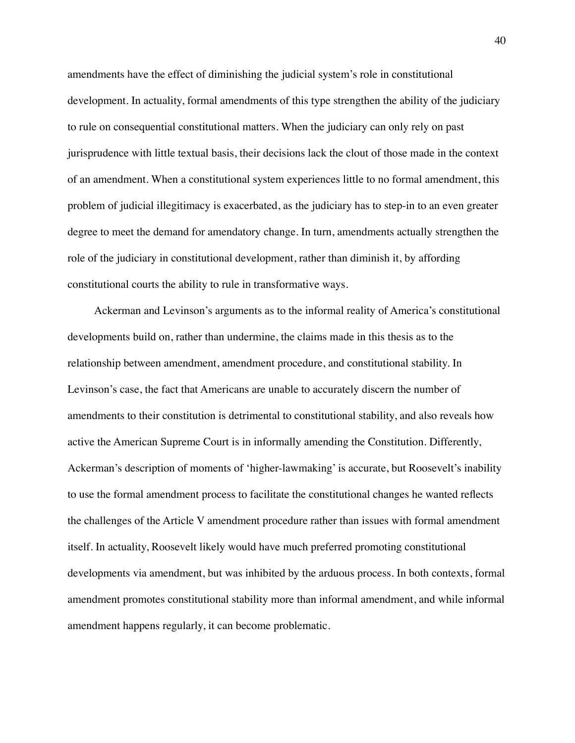amendments have the effect of diminishing the judicial system's role in constitutional development. In actuality, formal amendments of this type strengthen the ability of the judiciary to rule on consequential constitutional matters. When the judiciary can only rely on past jurisprudence with little textual basis, their decisions lack the clout of those made in the context of an amendment. When a constitutional system experiences little to no formal amendment, this problem of judicial illegitimacy is exacerbated, as the judiciary has to step-in to an even greater degree to meet the demand for amendatory change. In turn, amendments actually strengthen the role of the judiciary in constitutional development, rather than diminish it, by affording constitutional courts the ability to rule in transformative ways.

Ackerman and Levinson's arguments as to the informal reality of America's constitutional developments build on, rather than undermine, the claims made in this thesis as to the relationship between amendment, amendment procedure, and constitutional stability. In Levinson's case, the fact that Americans are unable to accurately discern the number of amendments to their constitution is detrimental to constitutional stability, and also reveals how active the American Supreme Court is in informally amending the Constitution. Differently, Ackerman's description of moments of 'higher-lawmaking' is accurate, but Roosevelt's inability to use the formal amendment process to facilitate the constitutional changes he wanted reflects the challenges of the Article V amendment procedure rather than issues with formal amendment itself. In actuality, Roosevelt likely would have much preferred promoting constitutional developments via amendment, but was inhibited by the arduous process. In both contexts, formal amendment promotes constitutional stability more than informal amendment, and while informal amendment happens regularly, it can become problematic.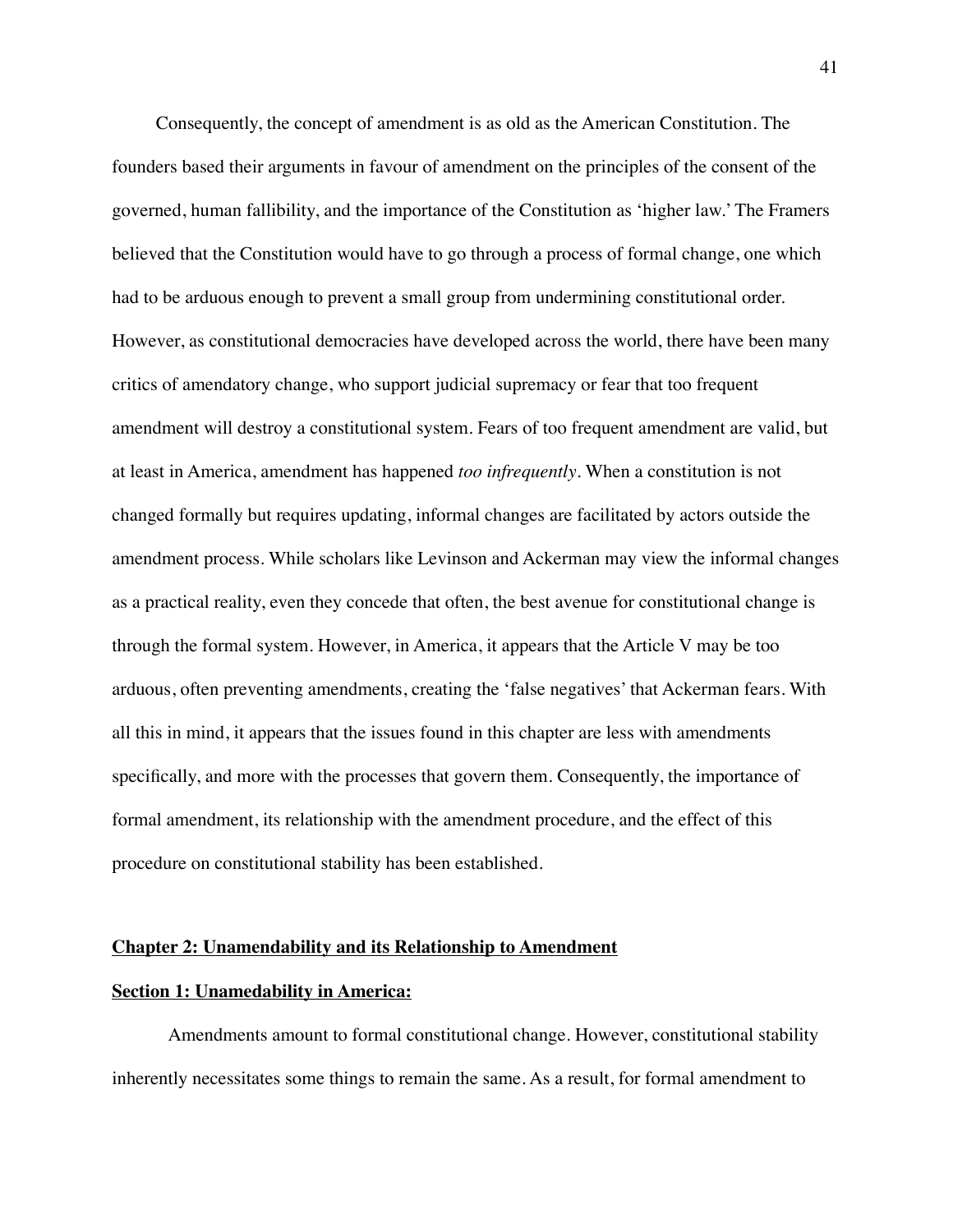Consequently, the concept of amendment is as old as the American Constitution. The founders based their arguments in favour of amendment on the principles of the consent of the governed, human fallibility, and the importance of the Constitution as 'higher law.' The Framers believed that the Constitution would have to go through a process of formal change, one which had to be arduous enough to prevent a small group from undermining constitutional order. However, as constitutional democracies have developed across the world, there have been many critics of amendatory change, who support judicial supremacy or fear that too frequent amendment will destroy a constitutional system. Fears of too frequent amendment are valid, but at least in America, amendment has happened *too infrequently*. When a constitution is not changed formally but requires updating, informal changes are facilitated by actors outside the amendment process. While scholars like Levinson and Ackerman may view the informal changes as a practical reality, even they concede that often, the best avenue for constitutional change is through the formal system. However, in America, it appears that the Article V may be too arduous, often preventing amendments, creating the 'false negatives' that Ackerman fears. With all this in mind, it appears that the issues found in this chapter are less with amendments specifically, and more with the processes that govern them. Consequently, the importance of formal amendment, its relationship with the amendment procedure, and the effect of this procedure on constitutional stability has been established.

## Chapter 2: Unamendability and its Relationship to Amendment

### Section 1: Unamedability in America:

Amendments amount to formal constitutional change. However, constitutional stability inherently necessitates some things to remain the same. As a result, for formal amendment to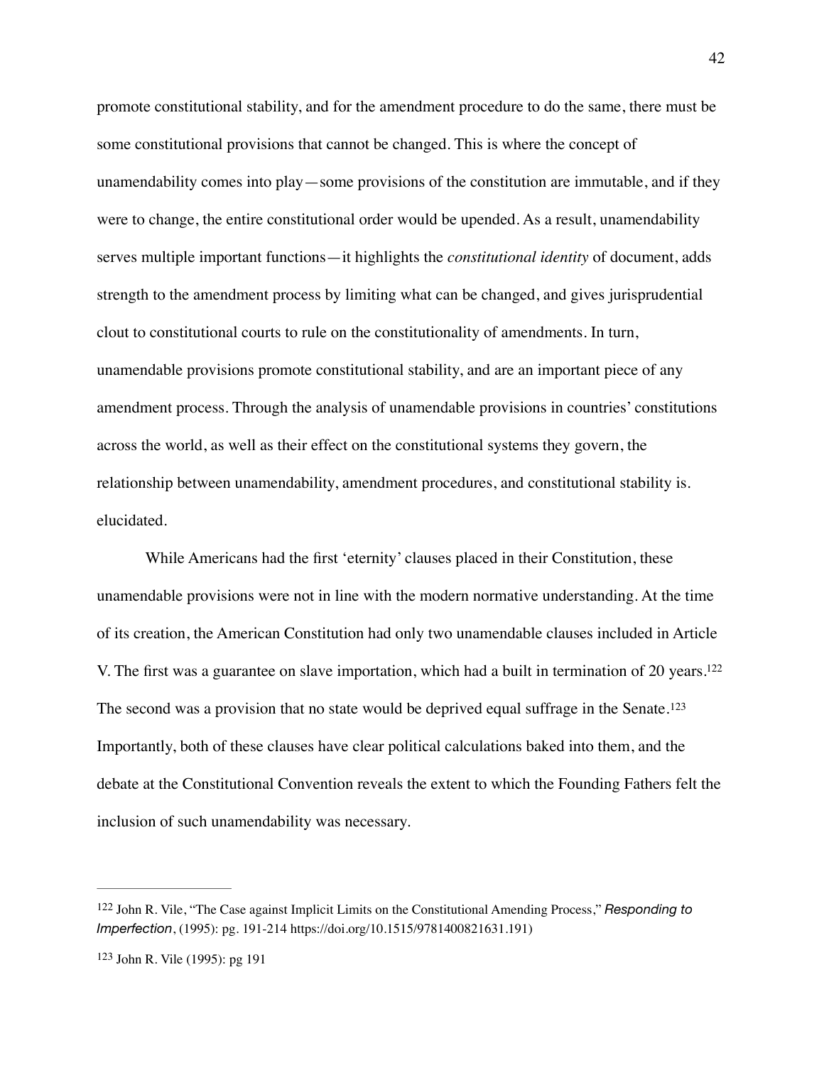promote constitutional stability, and for the amendment procedure to do the same, there must be some constitutional provisions that cannot be changed. This is where the concept of unamendability comes into play—some provisions of the constitution are immutable, and if they were to change, the entire constitutional order would be upended. As a result, unamendability serves multiple important functions—it highlights the *constitutional identity* of document, adds strength to the amendment process by limiting what can be changed, and gives jurisprudential clout to constitutional courts to rule on the constitutionality of amendments. In turn, unamendable provisions promote constitutional stability, and are an important piece of any amendment process. Through the analysis of unamendable provisions in countries' constitutions across the world, as well as their effect on the constitutional systems they govern, the relationship between unamendability, amendment procedures, and constitutional stability is. elucidated.

While Americans had the first 'eternity' clauses placed in their Constitution, these unamendable provisions were not in line with the modern normative understanding. At the time of its creation, the American Constitution had only two unamendable clauses included in Article V. The first was a guarantee on slave importation, which had a built in termination of 20 years.[122] The second was a provision that no state would be deprived equal suffrage in the Senate.[123] Importantly, both of these clauses have clear political calculations baked into them, and the debate at the Constitutional Convention reveals the extent to which the Founding Fathers felt the inclusion of such unamendability was necessary.

---

[122] John R. Vile, "The Case against Implicit Limits on the Constitutional Amending Process," *Responding to Imperfection*, (1995): pg. 191-214 https://doi.org/10.1515/9781400821631.191)

[123] John R. Vile (1995): pg 191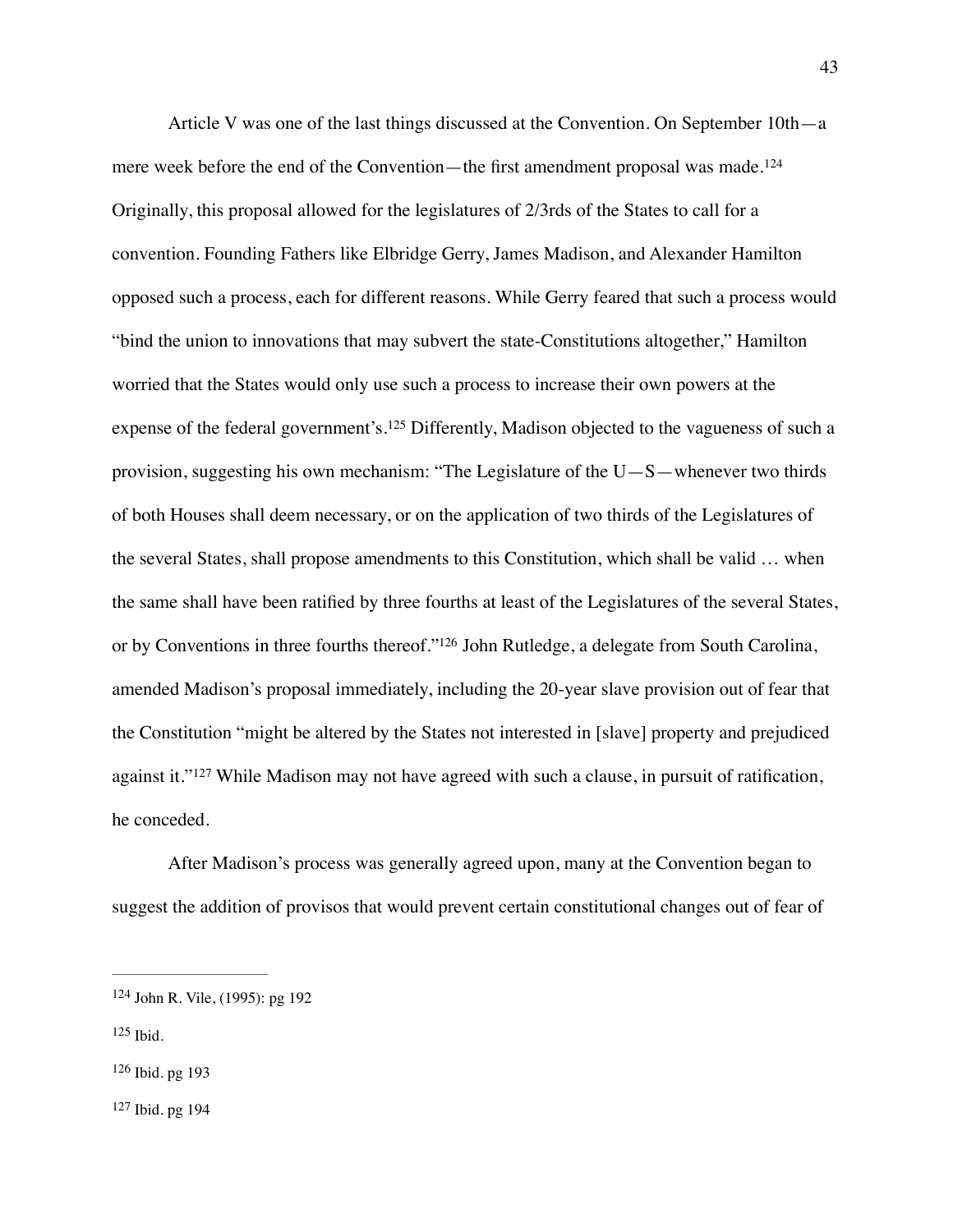Article V was one of the last things discussed at the Convention. On September 10th—a mere week before the end of the Convention—the first amendment proposal was made.[124] Originally, this proposal allowed for the legislatures of 2/3rds of the States to call for a convention. Founding Fathers like Elbridge Gerry, James Madison, and Alexander Hamilton opposed such a process, each for different reasons. While Gerry feared that such a process would "bind the union to innovations that may subvert the state-Constitutions altogether," Hamilton worried that the States would only use such a process to increase their own powers at the expense of the federal government's.[125] Differently, Madison objected to the vagueness of such a provision, suggesting his own mechanism: "The Legislature of the U—S—whenever two thirds of both Houses shall deem necessary, or on the application of two thirds of the Legislatures of the several States, shall propose amendments to this Constitution, which shall be valid … when the same shall have been ratified by three fourths at least of the Legislatures of the several States, or by Conventions in three fourths thereof."[126] John Rutledge, a delegate from South Carolina, amended Madison's proposal immediately, including the 20-year slave provision out of fear that the Constitution "might be altered by the States not interested in [slave] property and prejudiced against it."[127] While Madison may not have agreed with such a clause, in pursuit of ratification, he conceded.

After Madison's process was generally agreed upon, many at the Convention began to suggest the addition of provisos that would prevent certain constitutional changes out of fear of

---

[124] John R. Vile, (1995): pg 192

[125] Ibid.

[126] Ibid. pg 193

[127] Ibid. pg 194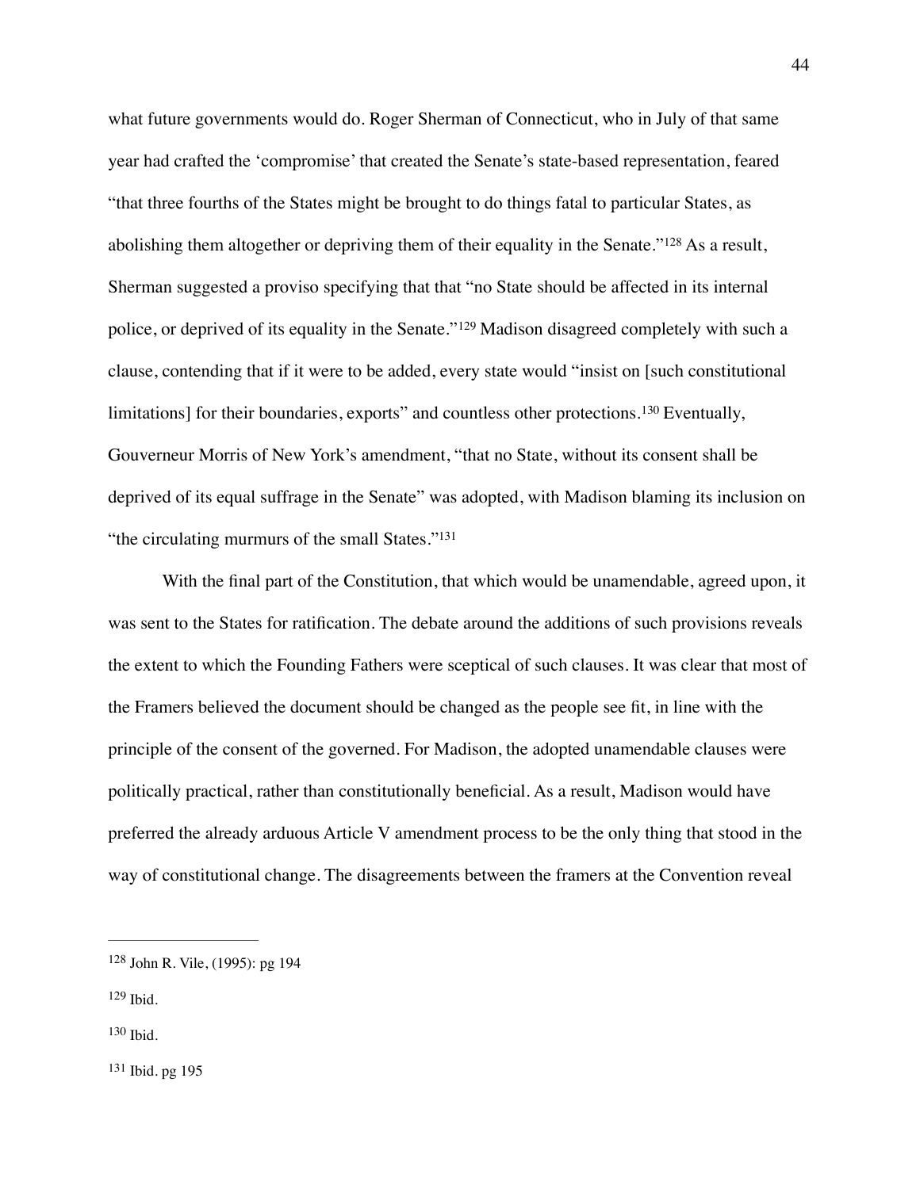what future governments would do. Roger Sherman of Connecticut, who in July of that same year had crafted the 'compromise' that created the Senate's state-based representation, feared "that three fourths of the States might be brought to do things fatal to particular States, as abolishing them altogether or depriving them of their equality in the Senate."[128] As a result, Sherman suggested a proviso specifying that that "no State should be affected in its internal police, or deprived of its equality in the Senate."[129] Madison disagreed completely with such a clause, contending that if it were to be added, every state would "insist on [such constitutional limitations] for their boundaries, exports" and countless other protections.[130] Eventually, Gouverneur Morris of New York's amendment, "that no State, without its consent shall be deprived of its equal suffrage in the Senate" was adopted, with Madison blaming its inclusion on "the circulating murmurs of the small States."[131]

With the final part of the Constitution, that which would be unamendable, agreed upon, it was sent to the States for ratification. The debate around the additions of such provisions reveals the extent to which the Founding Fathers were sceptical of such clauses. It was clear that most of the Framers believed the document should be changed as the people see fit, in line with the principle of the consent of the governed. For Madison, the adopted unamendable clauses were politically practical, rather than constitutionally beneficial. As a result, Madison would have preferred the already arduous Article V amendment process to be the only thing that stood in the way of constitutional change. The disagreements between the framers at the Convention reveal

---

[128] John R. Vile, (1995): pg 194

[129] Ibid.

[130] Ibid.

[131] Ibid. pg 195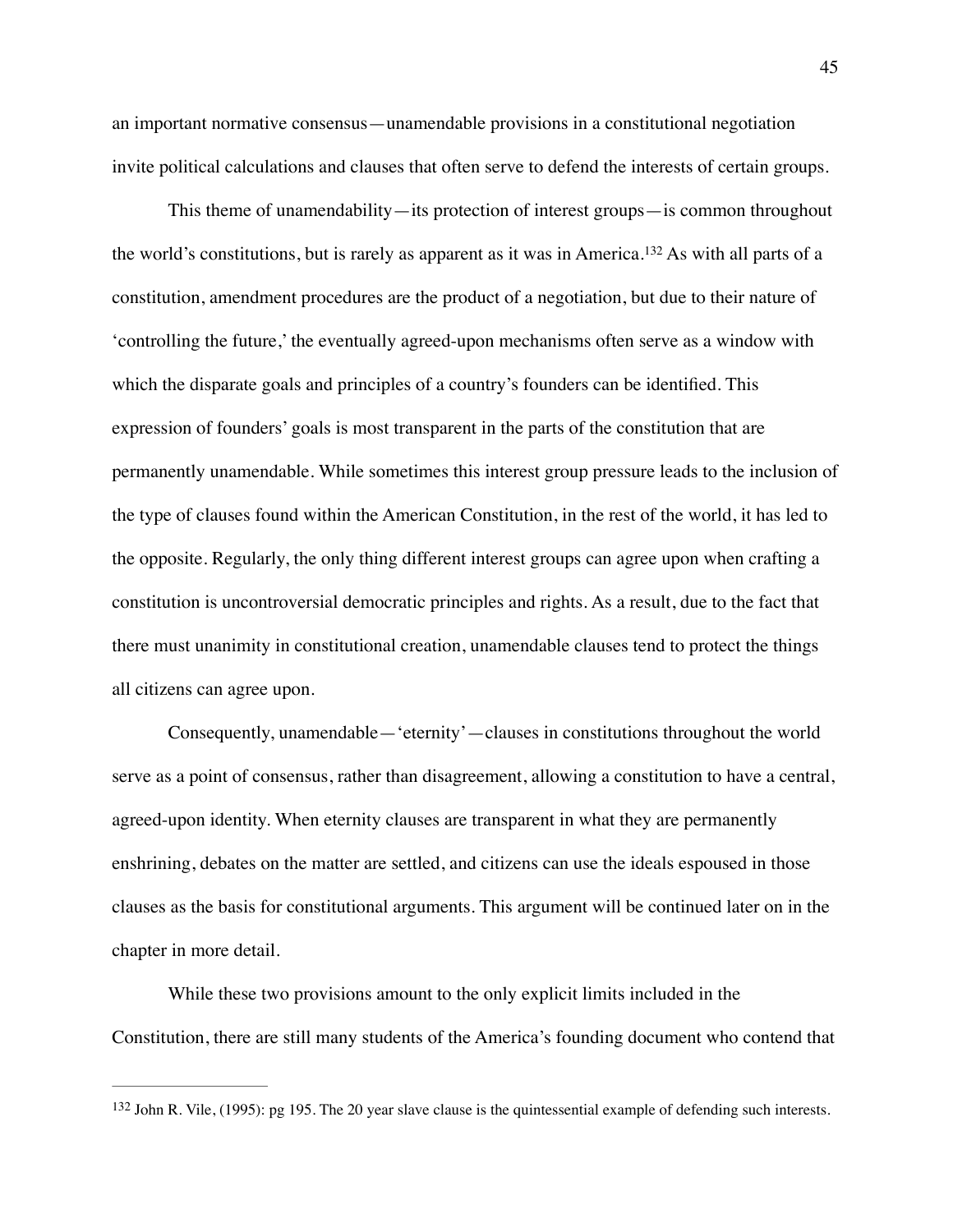an important normative consensus—unamendable provisions in a constitutional negotiation invite political calculations and clauses that often serve to defend the interests of certain groups.

This theme of unamendability—its protection of interest groups—is common throughout the world's constitutions, but is rarely as apparent as it was in America.[132] As with all parts of a constitution, amendment procedures are the product of a negotiation, but due to their nature of 'controlling the future,' the eventually agreed-upon mechanisms often serve as a window with which the disparate goals and principles of a country's founders can be identified. This expression of founders' goals is most transparent in the parts of the constitution that are permanently unamendable. While sometimes this interest group pressure leads to the inclusion of the type of clauses found within the American Constitution, in the rest of the world, it has led to the opposite. Regularly, the only thing different interest groups can agree upon when crafting a constitution is uncontroversial democratic principles and rights. As a result, due to the fact that there must unanimity in constitutional creation, unamendable clauses tend to protect the things all citizens can agree upon.

Consequently, unamendable—'eternity'—clauses in constitutions throughout the world serve as a point of consensus, rather than disagreement, allowing a constitution to have a central, agreed-upon identity. When eternity clauses are transparent in what they are permanently enshrining, debates on the matter are settled, and citizens can use the ideals espoused in those clauses as the basis for constitutional arguments. This argument will be continued later on in the chapter in more detail.

While these two provisions amount to the only explicit limits included in the Constitution, there are still many students of the America's founding document who contend that

---

[132] John R. Vile, (1995): pg 195. The 20 year slave clause is the quintessential example of defending such interests.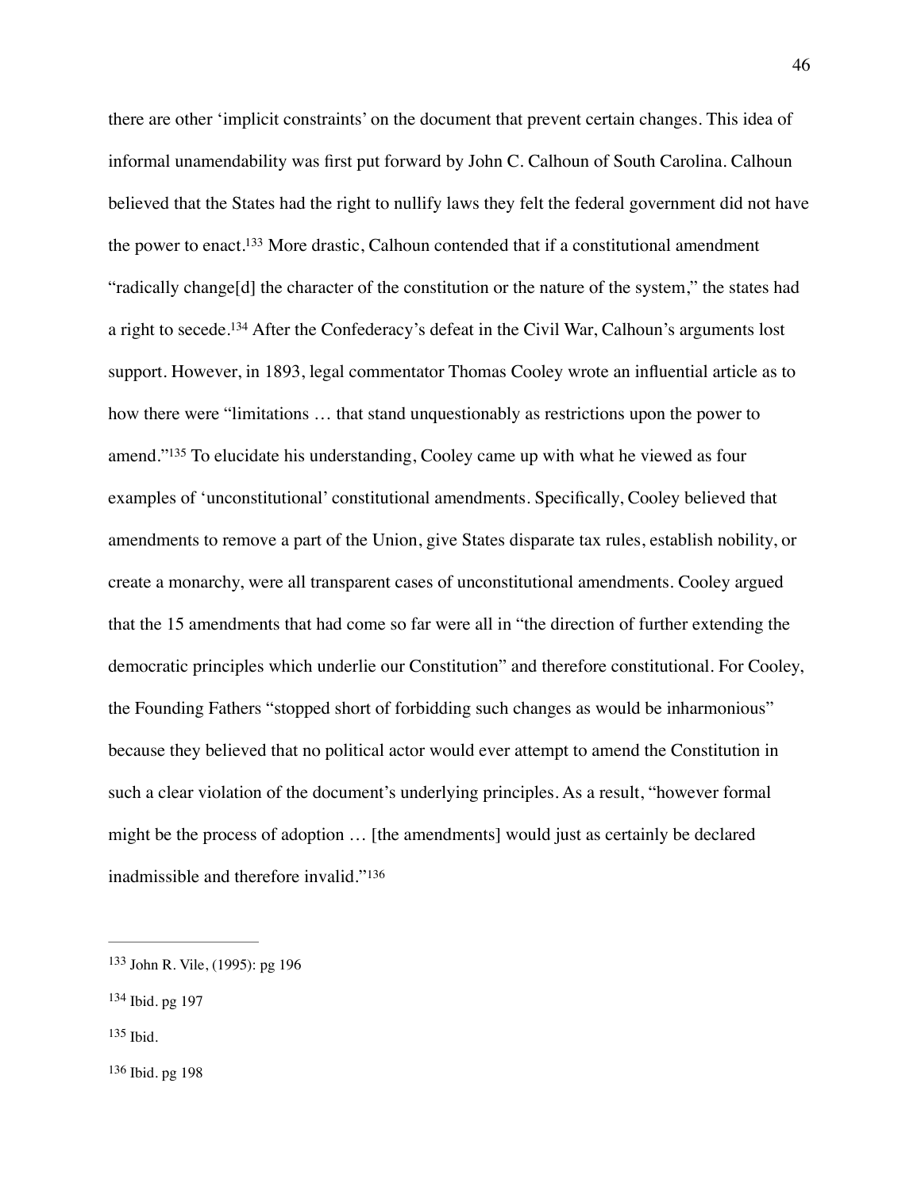there are other 'implicit constraints' on the document that prevent certain changes. This idea of informal unamendability was first put forward by John C. Calhoun of South Carolina. Calhoun believed that the States had the right to nullify laws they felt the federal government did not have the power to enact.[133] More drastic, Calhoun contended that if a constitutional amendment "radically change[d] the character of the constitution or the nature of the system," the states had a right to secede.[134] After the Confederacy's defeat in the Civil War, Calhoun's arguments lost support. However, in 1893, legal commentator Thomas Cooley wrote an influential article as to how there were "limitations … that stand unquestionably as restrictions upon the power to amend."[135] To elucidate his understanding, Cooley came up with what he viewed as four examples of 'unconstitutional' constitutional amendments. Specifically, Cooley believed that amendments to remove a part of the Union, give States disparate tax rules, establish nobility, or create a monarchy, were all transparent cases of unconstitutional amendments. Cooley argued that the 15 amendments that had come so far were all in "the direction of further extending the democratic principles which underlie our Constitution" and therefore constitutional. For Cooley, the Founding Fathers "stopped short of forbidding such changes as would be inharmonious" because they believed that no political actor would ever attempt to amend the Constitution in such a clear violation of the document's underlying principles. As a result, "however formal might be the process of adoption … [the amendments] would just as certainly be declared inadmissible and therefore invalid."[136]

---

[133] John R. Vile, (1995): pg 196

[134] Ibid. pg 197

[135] Ibid.

[136] Ibid. pg 198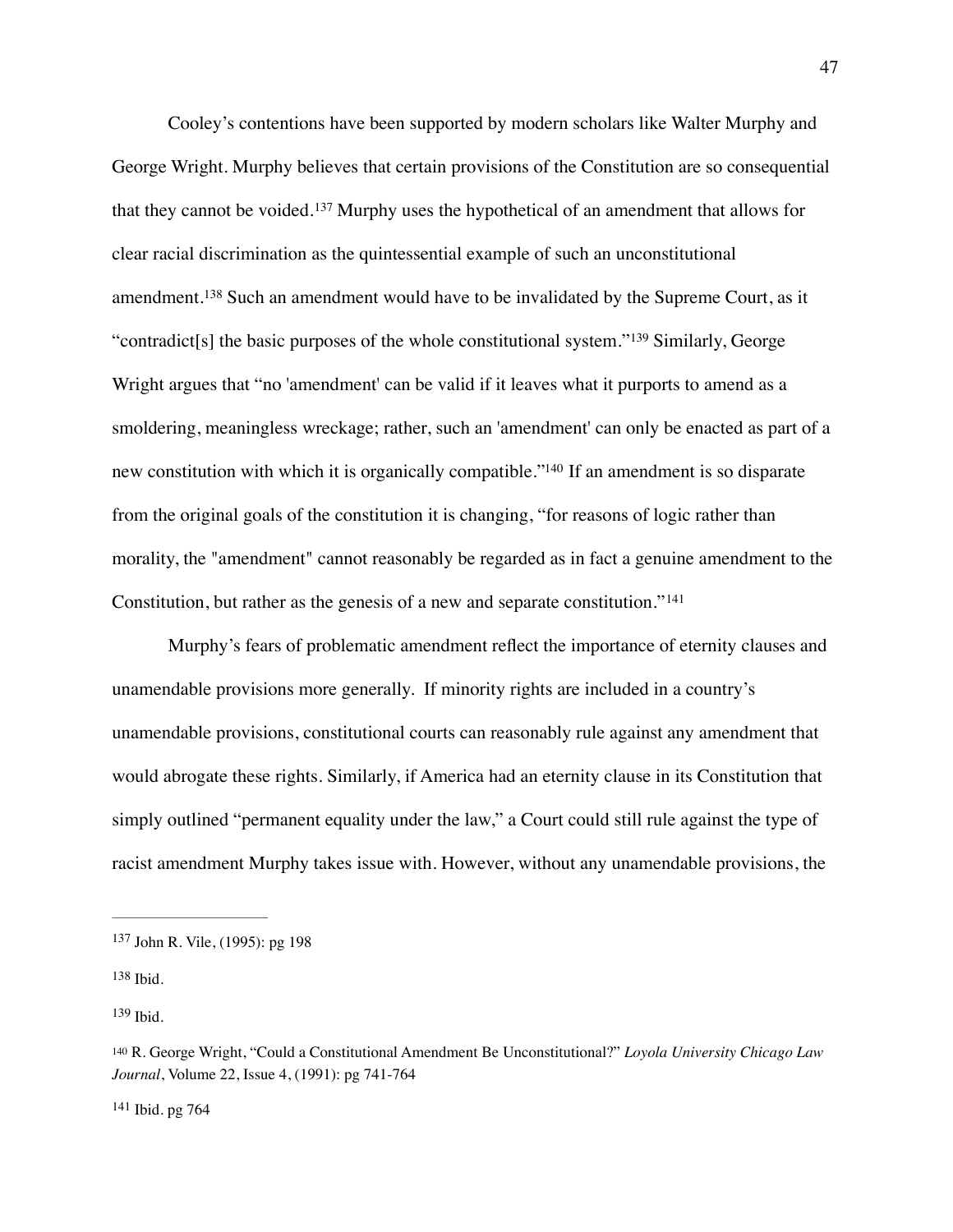Cooley's contentions have been supported by modern scholars like Walter Murphy and George Wright. Murphy believes that certain provisions of the Constitution are so consequential that they cannot be voided.[137] Murphy uses the hypothetical of an amendment that allows for clear racial discrimination as the quintessential example of such an unconstitutional amendment.[138] Such an amendment would have to be invalidated by the Supreme Court, as it "contradict[s] the basic purposes of the whole constitutional system."[139] Similarly, George Wright argues that "no 'amendment' can be valid if it leaves what it purports to amend as a smoldering, meaningless wreckage; rather, such an 'amendment' can only be enacted as part of a new constitution with which it is organically compatible."[140] If an amendment is so disparate from the original goals of the constitution it is changing, "for reasons of logic rather than morality, the "amendment" cannot reasonably be regarded as in fact a genuine amendment to the Constitution, but rather as the genesis of a new and separate constitution."[141]

Murphy's fears of problematic amendment reflect the importance of eternity clauses and unamendable provisions more generally. If minority rights are included in a country's unamendable provisions, constitutional courts can reasonably rule against any amendment that would abrogate these rights. Similarly, if America had an eternity clause in its Constitution that simply outlined "permanent equality under the law," a Court could still rule against the type of racist amendment Murphy takes issue with. However, without any unamendable provisions, the

---

[137] John R. Vile, (1995): pg 198

[138] Ibid.

[139] Ibid.

[140] R. George Wright, "Could a Constitutional Amendment Be Unconstitutional?" *Loyola University Chicago Law Journal*, Volume 22, Issue 4, (1991): pg 741-764

[141] Ibid. pg 764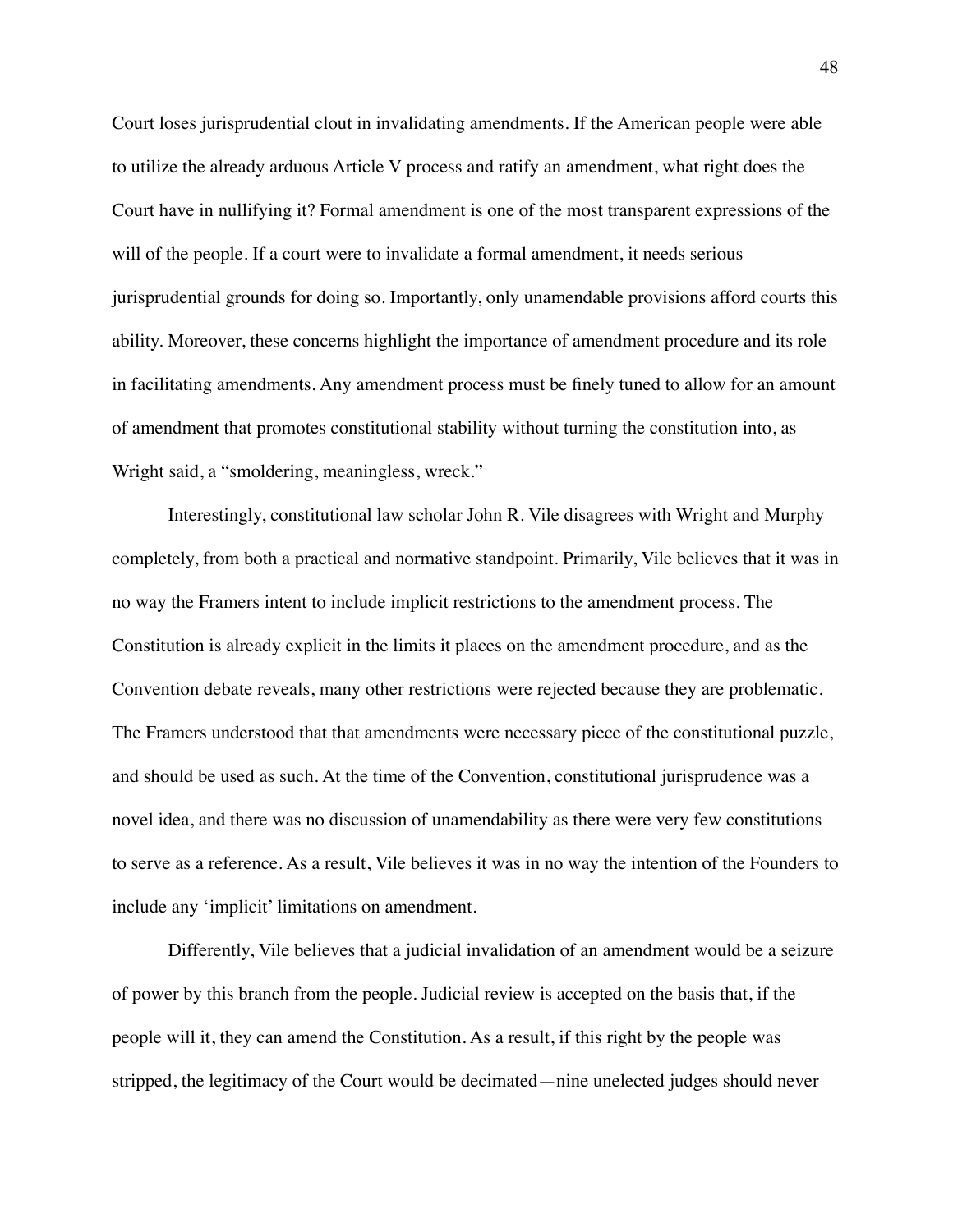Court loses jurisprudential clout in invalidating amendments. If the American people were able to utilize the already arduous Article V process and ratify an amendment, what right does the Court have in nullifying it? Formal amendment is one of the most transparent expressions of the will of the people. If a court were to invalidate a formal amendment, it needs serious jurisprudential grounds for doing so. Importantly, only unamendable provisions afford courts this ability. Moreover, these concerns highlight the importance of amendment procedure and its role in facilitating amendments. Any amendment process must be finely tuned to allow for an amount of amendment that promotes constitutional stability without turning the constitution into, as Wright said, a "smoldering, meaningless, wreck."

Interestingly, constitutional law scholar John R. Vile disagrees with Wright and Murphy completely, from both a practical and normative standpoint. Primarily, Vile believes that it was in no way the Framers intent to include implicit restrictions to the amendment process. The Constitution is already explicit in the limits it places on the amendment procedure, and as the Convention debate reveals, many other restrictions were rejected because they are problematic. The Framers understood that that amendments were necessary piece of the constitutional puzzle, and should be used as such. At the time of the Convention, constitutional jurisprudence was a novel idea, and there was no discussion of unamendability as there were very few constitutions to serve as a reference. As a result, Vile believes it was in no way the intention of the Founders to include any 'implicit' limitations on amendment.

Differently, Vile believes that a judicial invalidation of an amendment would be a seizure of power by this branch from the people. Judicial review is accepted on the basis that, if the people will it, they can amend the Constitution. As a result, if this right by the people was stripped, the legitimacy of the Court would be decimated—nine unelected judges should never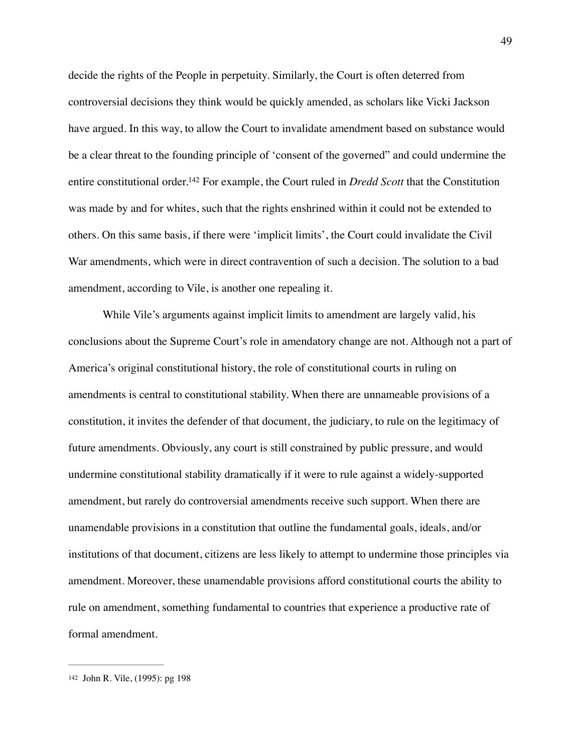decide the rights of the People in perpetuity. Similarly, the Court is often deterred from controversial decisions they think would be quickly amended, as scholars like Vicki Jackson have argued. In this way, to allow the Court to invalidate amendment based on substance would be a clear threat to the founding principle of 'consent of the governed" and could undermine the entire constitutional order.[142] For example, the Court ruled in *Dredd Scott* that the Constitution was made by and for whites, such that the rights enshrined within it could not be extended to others. On this same basis, if there were 'implicit limits', the Court could invalidate the Civil War amendments, which were in direct contravention of such a decision. The solution to a bad amendment, according to Vile, is another one repealing it.

While Vile's arguments against implicit limits to amendment are largely valid, his conclusions about the Supreme Court's role in amendatory change are not. Although not a part of America's original constitutional history, the role of constitutional courts in ruling on amendments is central to constitutional stability. When there are unnameable provisions of a constitution, it invites the defender of that document, the judiciary, to rule on the legitimacy of future amendments. Obviously, any court is still constrained by public pressure, and would undermine constitutional stability dramatically if it were to rule against a widely-supported amendment, but rarely do controversial amendments receive such support. When there are unamendable provisions in a constitution that outline the fundamental goals, ideals, and/or institutions of that document, citizens are less likely to attempt to undermine those principles via amendment. Moreover, these unamendable provisions afford constitutional courts the ability to rule on amendment, something fundamental to countries that experience a productive rate of formal amendment.

---

[142] John R. Vile, (1995): pg 198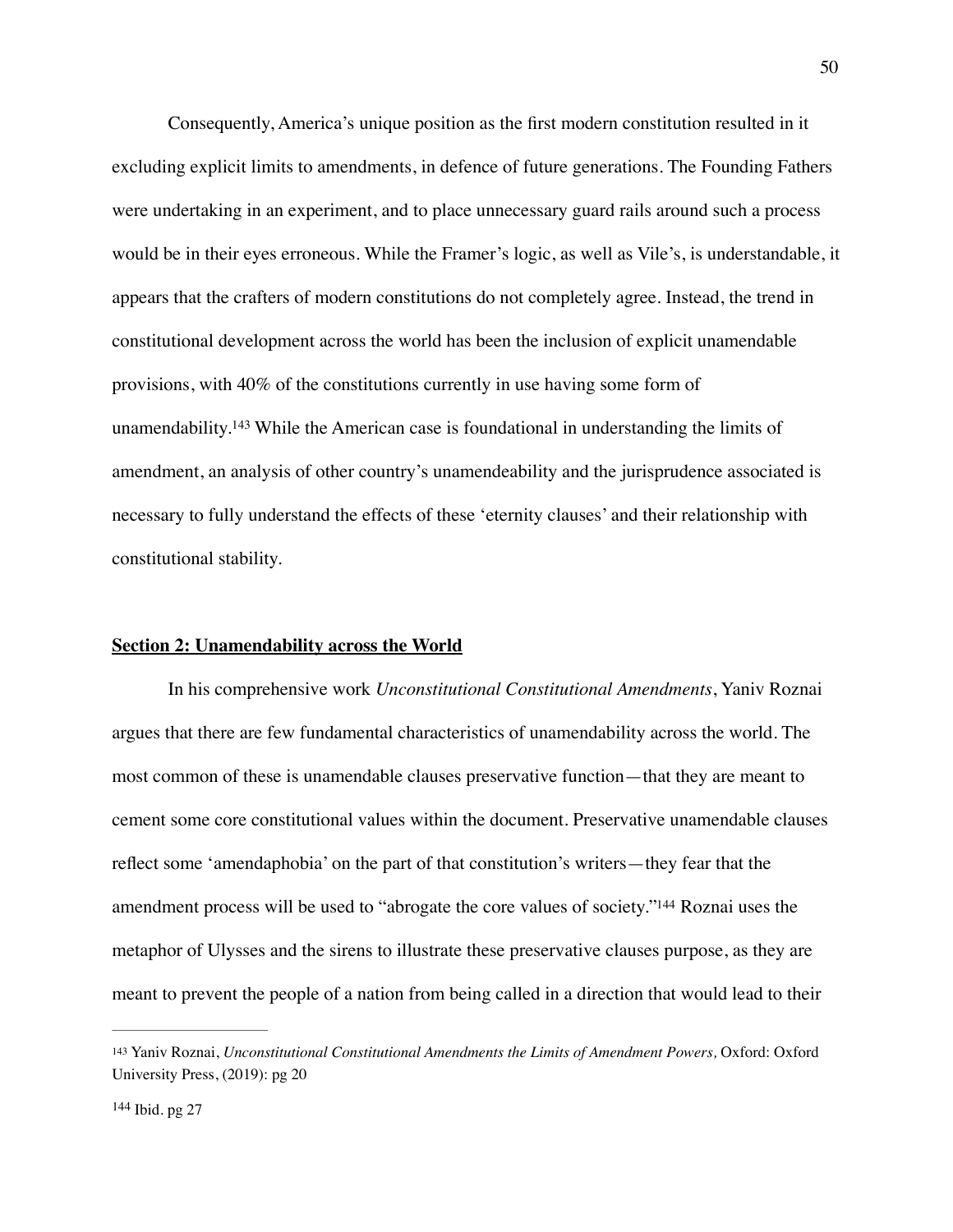Consequently, America's unique position as the first modern constitution resulted in it excluding explicit limits to amendments, in defence of future generations. The Founding Fathers were undertaking in an experiment, and to place unnecessary guard rails around such a process would be in their eyes erroneous. While the Framer's logic, as well as Vile's, is understandable, it appears that the crafters of modern constitutions do not completely agree. Instead, the trend in constitutional development across the world has been the inclusion of explicit unamendable provisions, with 40% of the constitutions currently in use having some form of unamendability.[143] While the American case is foundational in understanding the limits of amendment, an analysis of other country's unamendeability and the jurisprudence associated is necessary to fully understand the effects of these 'eternity clauses' and their relationship with constitutional stability.

## **Section 2: Unamendability across the World**

In his comprehensive work *Unconstitutional Constitutional Amendments*, Yaniv Roznai argues that there are few fundamental characteristics of unamendability across the world. The most common of these is unamendable clauses preservative function—that they are meant to cement some core constitutional values within the document. Preservative unamendable clauses reflect some 'amendaphobia' on the part of that constitution's writers—they fear that the amendment process will be used to "abrogate the core values of society."[144] Roznai uses the metaphor of Ulysses and the sirens to illustrate these preservative clauses purpose, as they are meant to prevent the people of a nation from being called in a direction that would lead to their

---

[143] Yaniv Roznai, *Unconstitutional Constitutional Amendments the Limits of Amendment Powers,* Oxford: Oxford University Press, (2019): pg 20

[144] Ibid. pg 27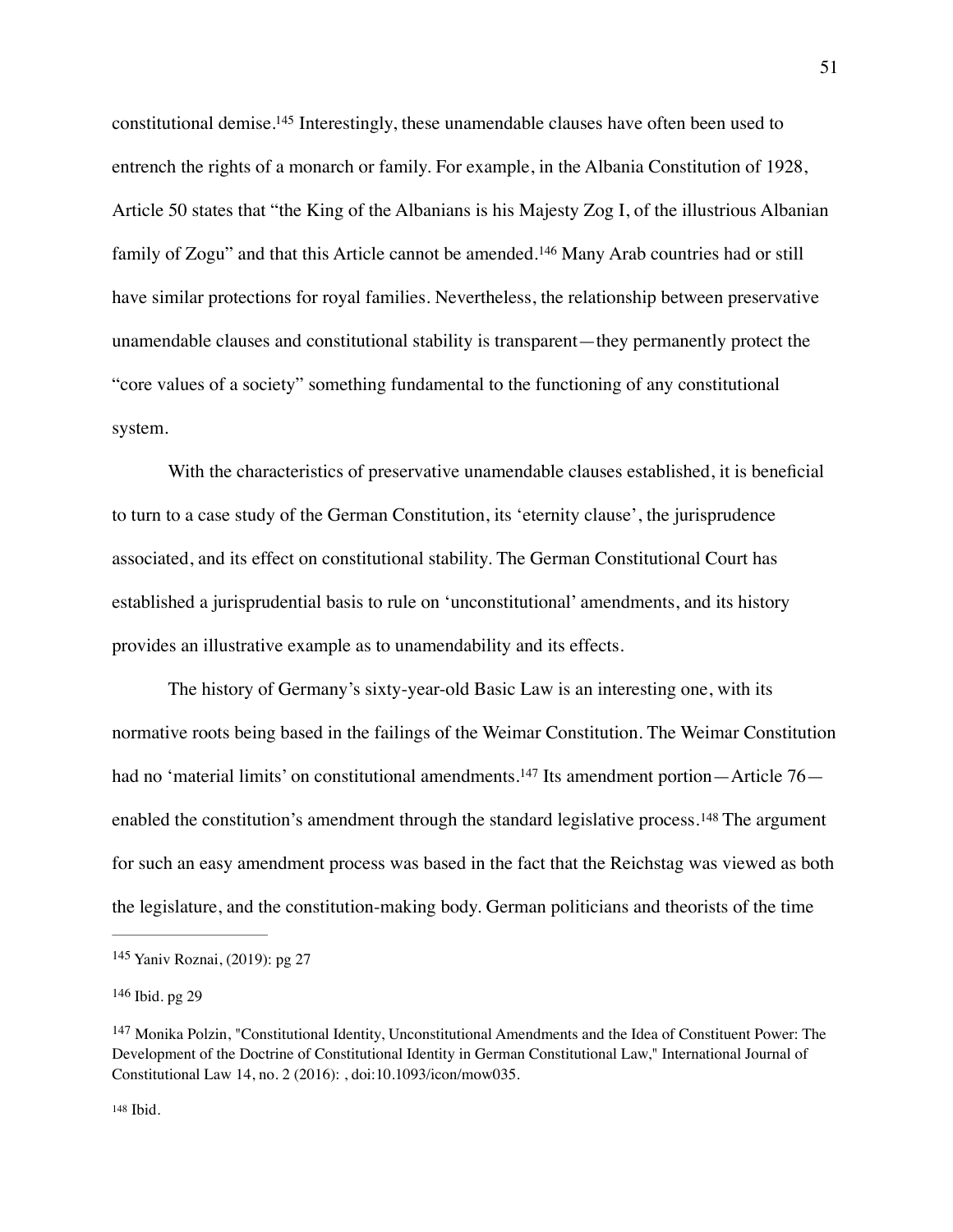constitutional demise.[145] Interestingly, these unamendable clauses have often been used to entrench the rights of a monarch or family. For example, in the Albania Constitution of 1928, Article 50 states that "the King of the Albanians is his Majesty Zog I, of the illustrious Albanian family of Zogu" and that this Article cannot be amended.[146] Many Arab countries had or still have similar protections for royal families. Nevertheless, the relationship between preservative unamendable clauses and constitutional stability is transparent—they permanently protect the "core values of a society" something fundamental to the functioning of any constitutional system.

With the characteristics of preservative unamendable clauses established, it is beneficial to turn to a case study of the German Constitution, its 'eternity clause', the jurisprudence associated, and its effect on constitutional stability. The German Constitutional Court has established a jurisprudential basis to rule on 'unconstitutional' amendments, and its history provides an illustrative example as to unamendability and its effects.

The history of Germany's sixty-year-old Basic Law is an interesting one, with its normative roots being based in the failings of the Weimar Constitution. The Weimar Constitution had no 'material limits' on constitutional amendments.[147] Its amendment portion—Article 76—enabled the constitution's amendment through the standard legislative process.[148] The argument for such an easy amendment process was based in the fact that the Reichstag was viewed as both the legislature, and the constitution-making body. German politicians and theorists of the time

---

[145] Yaniv Roznai, (2019): pg 27

[146] Ibid. pg 29

[147] Monika Polzin, "Constitutional Identity, Unconstitutional Amendments and the Idea of Constituent Power: The Development of the Doctrine of Constitutional Identity in German Constitutional Law," International Journal of Constitutional Law 14, no. 2 (2016): , doi:10.1093/icon/mow035.

[148] Ibid.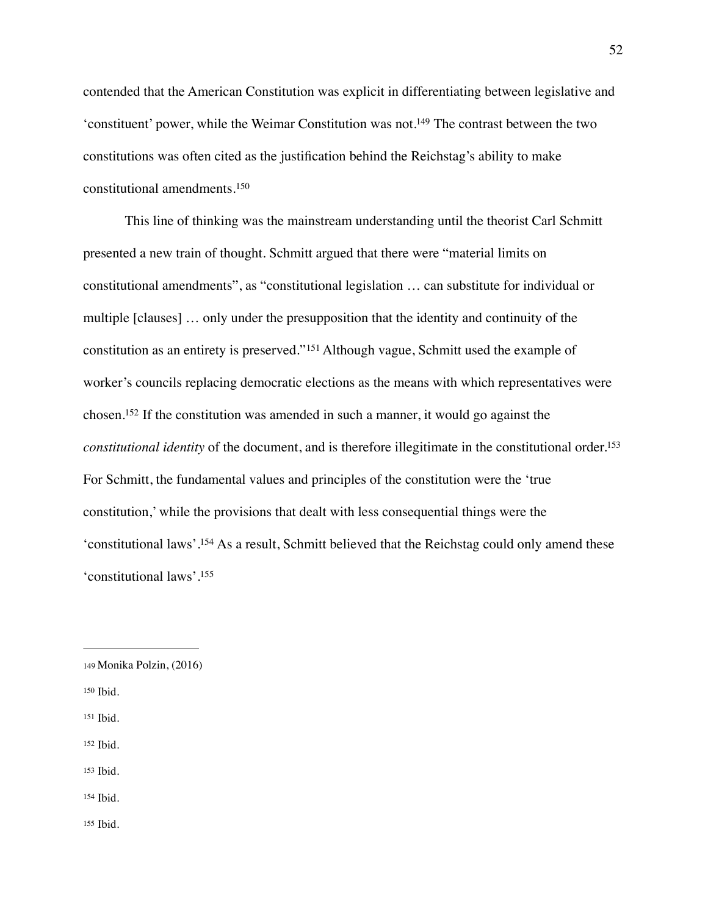contended that the American Constitution was explicit in differentiating between legislative and 'constituent' power, while the Weimar Constitution was not.[149] The contrast between the two constitutions was often cited as the justification behind the Reichstag's ability to make constitutional amendments.[150]

This line of thinking was the mainstream understanding until the theorist Carl Schmitt presented a new train of thought. Schmitt argued that there were "material limits on constitutional amendments", as "constitutional legislation … can substitute for individual or multiple [clauses] … only under the presupposition that the identity and continuity of the constitution as an entirety is preserved."[151] Although vague, Schmitt used the example of worker's councils replacing democratic elections as the means with which representatives were chosen.[152] If the constitution was amended in such a manner, it would go against the *constitutional identity* of the document, and is therefore illegitimate in the constitutional order.[153] For Schmitt, the fundamental values and principles of the constitution were the 'true constitution,' while the provisions that dealt with less consequential things were the 'constitutional laws'.[154] As a result, Schmitt believed that the Reichstag could only amend these 'constitutional laws'.[155]

---

[149] Monika Polzin, (2016)

[150] Ibid.

[151] Ibid.

[152] Ibid.

[153] Ibid.

[154] Ibid.

[155] Ibid.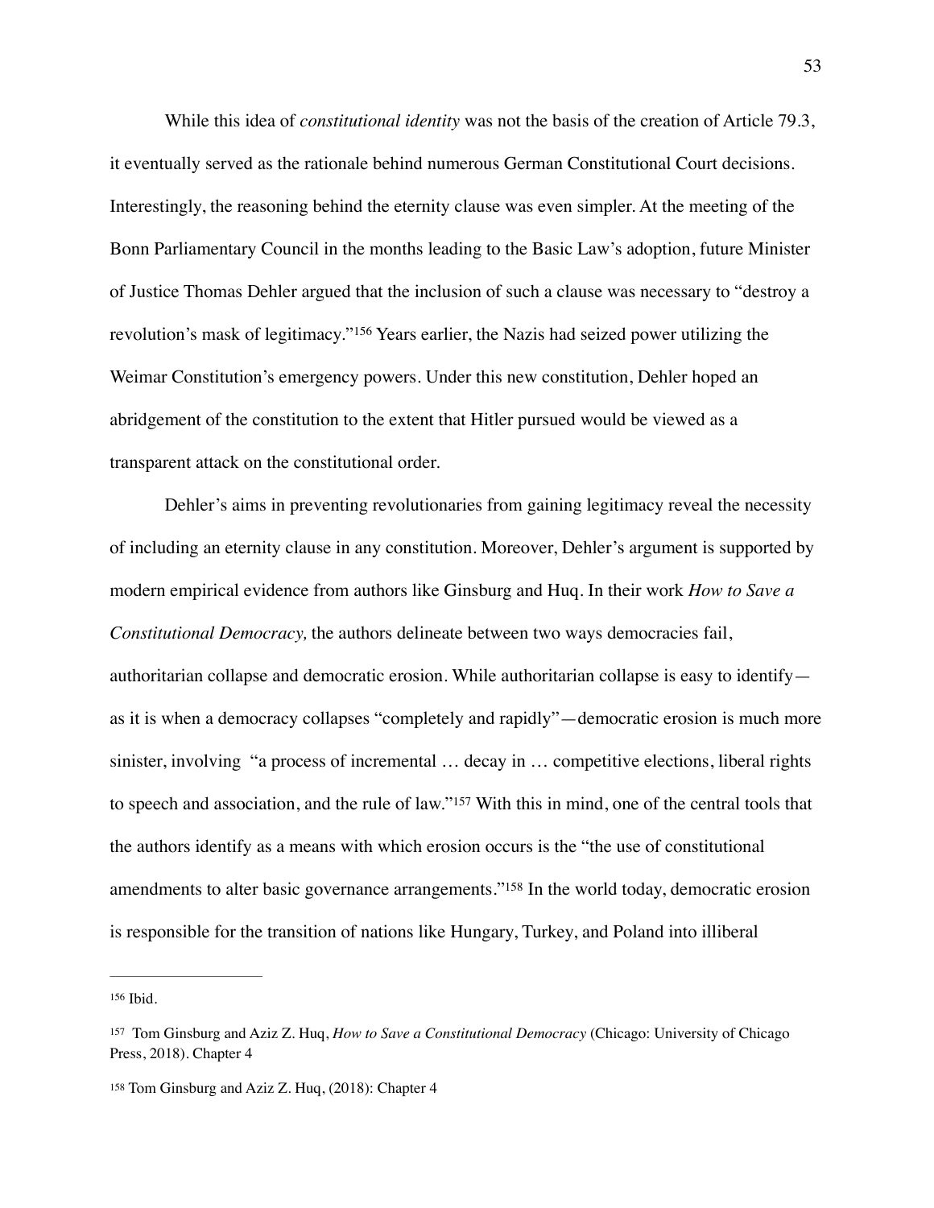While this idea of *constitutional identity* was not the basis of the creation of Article 79.3, it eventually served as the rationale behind numerous German Constitutional Court decisions. Interestingly, the reasoning behind the eternity clause was even simpler. At the meeting of the Bonn Parliamentary Council in the months leading to the Basic Law's adoption, future Minister of Justice Thomas Dehler argued that the inclusion of such a clause was necessary to "destroy a revolution's mask of legitimacy."[156] Years earlier, the Nazis had seized power utilizing the Weimar Constitution's emergency powers. Under this new constitution, Dehler hoped an abridgement of the constitution to the extent that Hitler pursued would be viewed as a transparent attack on the constitutional order.

Dehler's aims in preventing revolutionaries from gaining legitimacy reveal the necessity of including an eternity clause in any constitution. Moreover, Dehler's argument is supported by modern empirical evidence from authors like Ginsburg and Huq. In their work *How to Save a Constitutional Democracy,* the authors delineate between two ways democracies fail, authoritarian collapse and democratic erosion. While authoritarian collapse is easy to identify—as it is when a democracy collapses "completely and rapidly"—democratic erosion is much more sinister, involving "a process of incremental … decay in … competitive elections, liberal rights to speech and association, and the rule of law."[157] With this in mind, one of the central tools that the authors identify as a means with which erosion occurs is the "the use of constitutional amendments to alter basic governance arrangements."[158] In the world today, democratic erosion is responsible for the transition of nations like Hungary, Turkey, and Poland into illiberal

---

[156] Ibid.

[157] Tom Ginsburg and Aziz Z. Huq, *How to Save a Constitutional Democracy* (Chicago: University of Chicago Press, 2018). Chapter 4

[158] Tom Ginsburg and Aziz Z. Huq, (2018): Chapter 4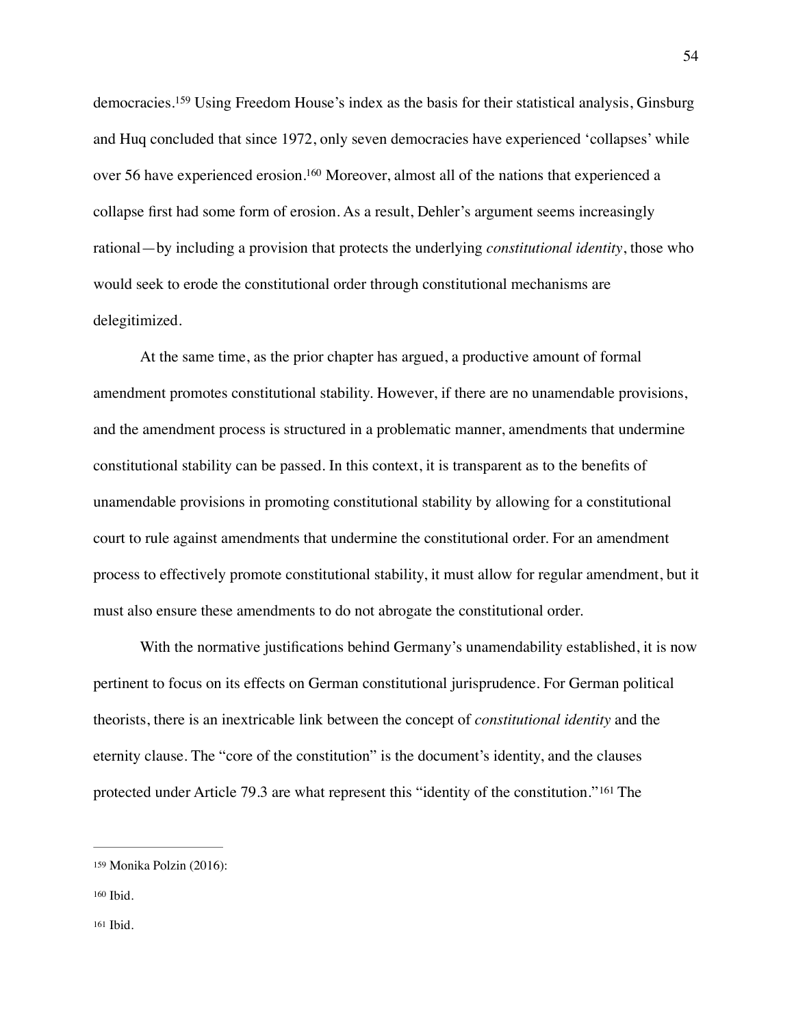democracies.[159] Using Freedom House's index as the basis for their statistical analysis, Ginsburg and Huq concluded that since 1972, only seven democracies have experienced 'collapses' while over 56 have experienced erosion.[160] Moreover, almost all of the nations that experienced a collapse first had some form of erosion. As a result, Dehler's argument seems increasingly rational—by including a provision that protects the underlying *constitutional identity*, those who would seek to erode the constitutional order through constitutional mechanisms are delegitimized.

At the same time, as the prior chapter has argued, a productive amount of formal amendment promotes constitutional stability. However, if there are no unamendable provisions, and the amendment process is structured in a problematic manner, amendments that undermine constitutional stability can be passed. In this context, it is transparent as to the benefits of unamendable provisions in promoting constitutional stability by allowing for a constitutional court to rule against amendments that undermine the constitutional order. For an amendment process to effectively promote constitutional stability, it must allow for regular amendment, but it must also ensure these amendments to do not abrogate the constitutional order.

With the normative justifications behind Germany's unamendability established, it is now pertinent to focus on its effects on German constitutional jurisprudence. For German political theorists, there is an inextricable link between the concept of *constitutional identity* and the eternity clause. The "core of the constitution" is the document's identity, and the clauses protected under Article 79.3 are what represent this "identity of the constitution."[161] The

---

[159] Monika Polzin (2016):

[160] Ibid.

[161] Ibid.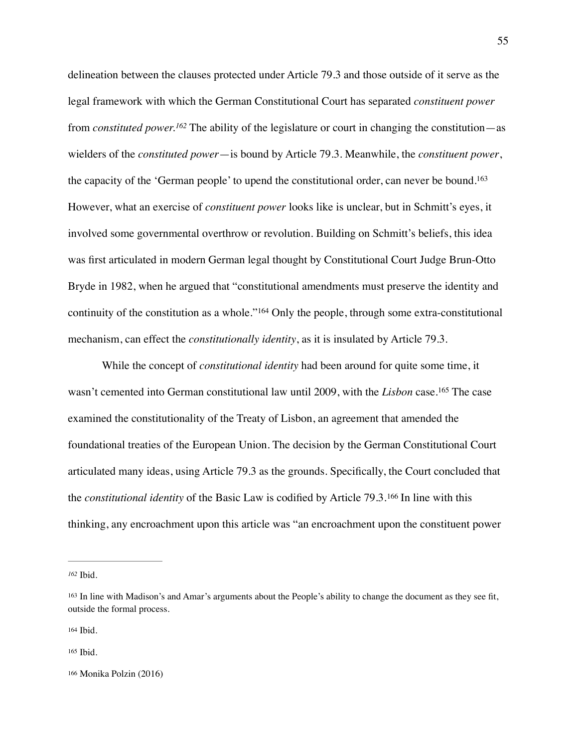delineation between the clauses protected under Article 79.3 and those outside of it serve as the legal framework with which the German Constitutional Court has separated *constituent power* from *constituted power.*[162] The ability of the legislature or court in changing the constitution—as wielders of the *constituted power*—is bound by Article 79.3. Meanwhile, the *constituent power*, the capacity of the 'German people' to upend the constitutional order, can never be bound.[163] However, what an exercise of *constituent power* looks like is unclear, but in Schmitt's eyes, it involved some governmental overthrow or revolution. Building on Schmitt's beliefs, this idea was first articulated in modern German legal thought by Constitutional Court Judge Brun-Otto Bryde in 1982, when he argued that "constitutional amendments must preserve the identity and continuity of the constitution as a whole."[164] Only the people, through some extra-constitutional mechanism, can effect the *constitutionally identity*, as it is insulated by Article 79.3.

While the concept of *constitutional identity* had been around for quite some time, it wasn't cemented into German constitutional law until 2009, with the *Lisbon* case.[165] The case examined the constitutionality of the Treaty of Lisbon, an agreement that amended the foundational treaties of the European Union. The decision by the German Constitutional Court articulated many ideas, using Article 79.3 as the grounds. Specifically, the Court concluded that the *constitutional identity* of the Basic Law is codified by Article 79.3.[166] In line with this thinking, any encroachment upon this article was "an encroachment upon the constituent power

---

[162] Ibid.

[163] In line with Madison's and Amar's arguments about the People's ability to change the document as they see fit, outside the formal process.

[164] Ibid.

[165] Ibid.

[166] Monika Polzin (2016)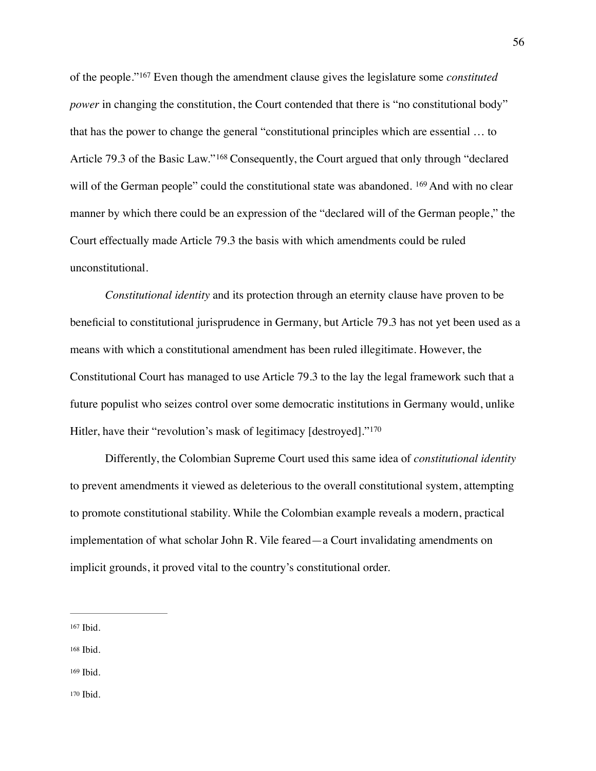of the people."[167] Even though the amendment clause gives the legislature some *constituted power* in changing the constitution, the Court contended that there is "no constitutional body" that has the power to change the general "constitutional principles which are essential … to Article 79.3 of the Basic Law."[168] Consequently, the Court argued that only through "declared will of the German people" could the constitutional state was abandoned. [169] And with no clear manner by which there could be an expression of the "declared will of the German people," the Court effectually made Article 79.3 the basis with which amendments could be ruled unconstitutional.

*Constitutional identity* and its protection through an eternity clause have proven to be beneficial to constitutional jurisprudence in Germany, but Article 79.3 has not yet been used as a means with which a constitutional amendment has been ruled illegitimate. However, the Constitutional Court has managed to use Article 79.3 to the lay the legal framework such that a future populist who seizes control over some democratic institutions in Germany would, unlike Hitler, have their "revolution's mask of legitimacy [destroyed]."[170]

Differently, the Colombian Supreme Court used this same idea of *constitutional identity* to prevent amendments it viewed as deleterious to the overall constitutional system, attempting to promote constitutional stability. While the Colombian example reveals a modern, practical implementation of what scholar John R. Vile feared—a Court invalidating amendments on implicit grounds, it proved vital to the country's constitutional order.

---

[167] Ibid.

[168] Ibid.

[169] Ibid.

[170] Ibid.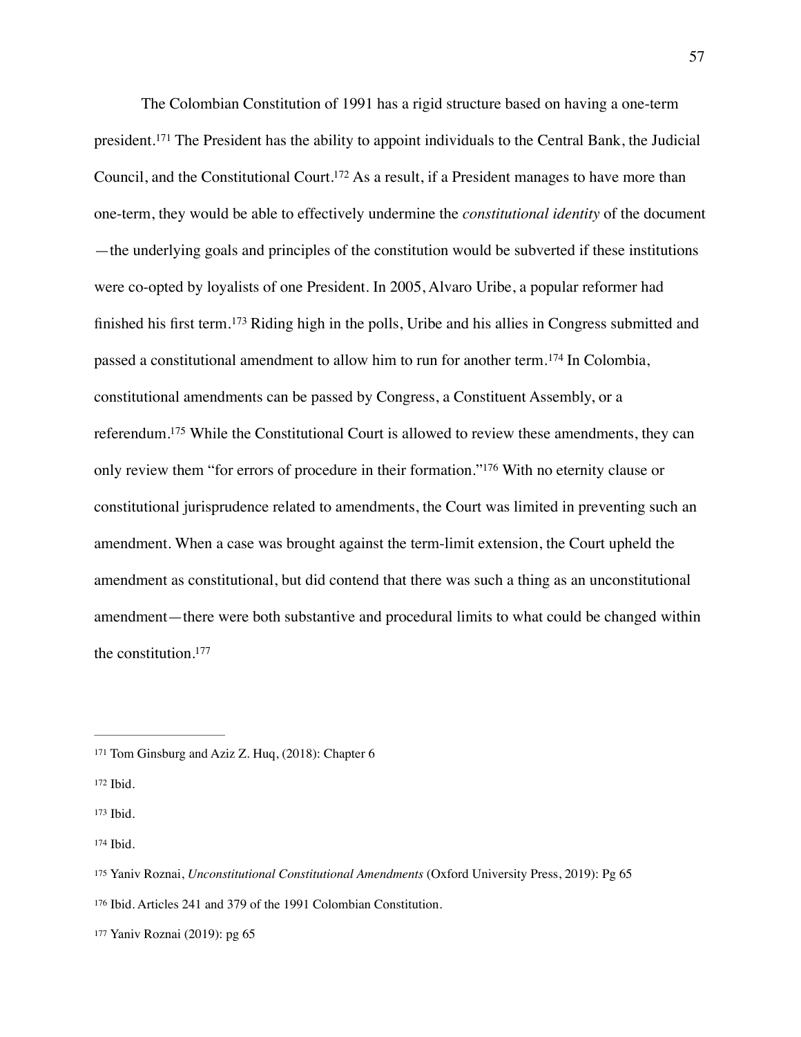The Colombian Constitution of 1991 has a rigid structure based on having a one-term president.[171] The President has the ability to appoint individuals to the Central Bank, the Judicial Council, and the Constitutional Court.[172] As a result, if a President manages to have more than one-term, they would be able to effectively undermine the *constitutional identity* of the document—the underlying goals and principles of the constitution would be subverted if these institutions were co-opted by loyalists of one President. In 2005, Alvaro Uribe, a popular reformer had finished his first term.[173] Riding high in the polls, Uribe and his allies in Congress submitted and passed a constitutional amendment to allow him to run for another term.[174] In Colombia, constitutional amendments can be passed by Congress, a Constituent Assembly, or a referendum.[175] While the Constitutional Court is allowed to review these amendments, they can only review them "for errors of procedure in their formation."[176] With no eternity clause or constitutional jurisprudence related to amendments, the Court was limited in preventing such an amendment. When a case was brought against the term-limit extension, the Court upheld the amendment as constitutional, but did contend that there was such a thing as an unconstitutional amendment—there were both substantive and procedural limits to what could be changed within the constitution.[177]

---

[171] Tom Ginsburg and Aziz Z. Huq, (2018): Chapter 6

[172] Ibid.

[173] Ibid.

[174] Ibid.

[175] Yaniv Roznai, *Unconstitutional Constitutional Amendments* (Oxford University Press, 2019): Pg 65

[176] Ibid. Articles 241 and 379 of the 1991 Colombian Constitution.

[177] Yaniv Roznai (2019): pg 65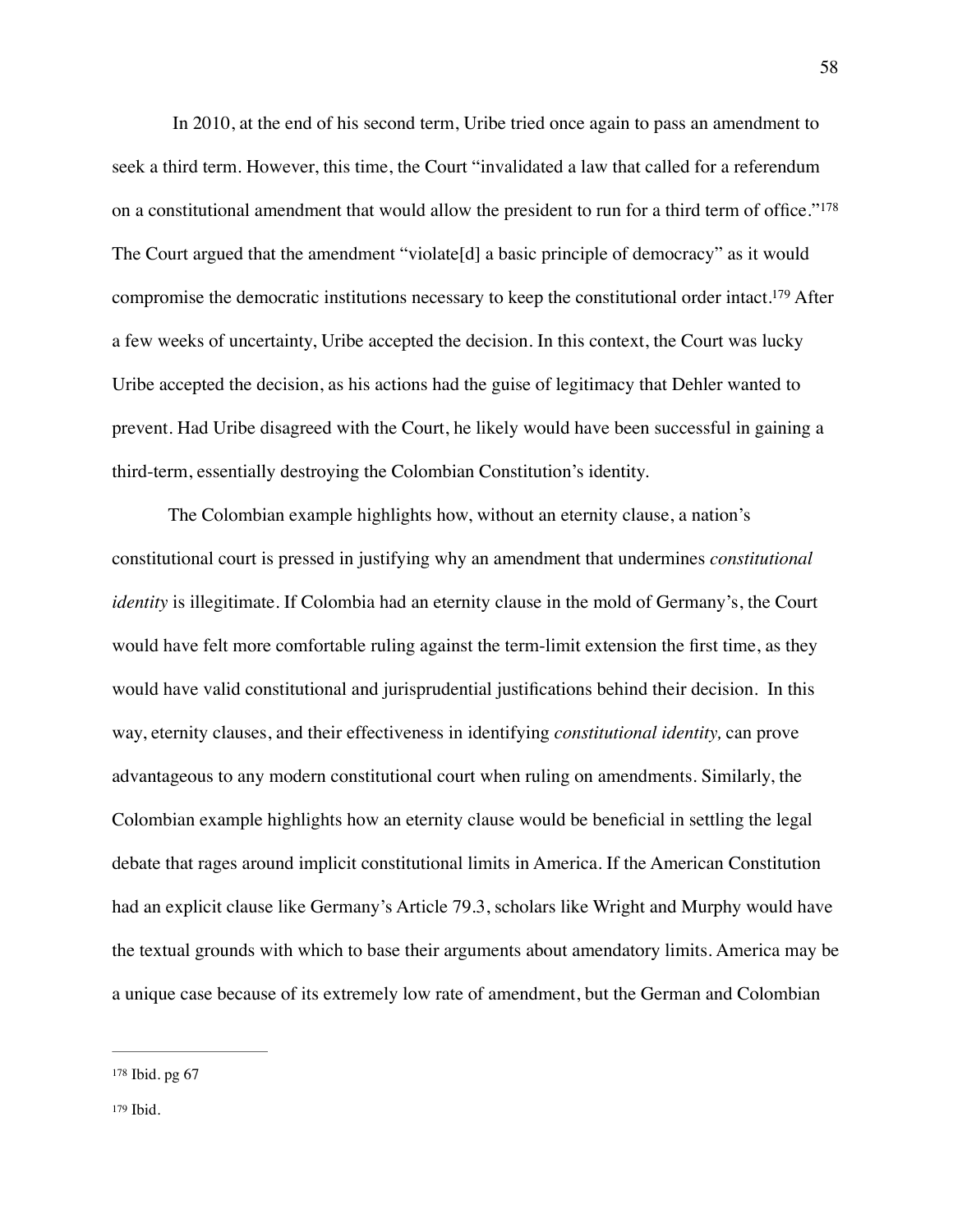In 2010, at the end of his second term, Uribe tried once again to pass an amendment to seek a third term. However, this time, the Court "invalidated a law that called for a referendum on a constitutional amendment that would allow the president to run for a third term of office."[178] The Court argued that the amendment "violate[d] a basic principle of democracy" as it would compromise the democratic institutions necessary to keep the constitutional order intact.[179] After a few weeks of uncertainty, Uribe accepted the decision. In this context, the Court was lucky Uribe accepted the decision, as his actions had the guise of legitimacy that Dehler wanted to prevent. Had Uribe disagreed with the Court, he likely would have been successful in gaining a third-term, essentially destroying the Colombian Constitution's identity.

The Colombian example highlights how, without an eternity clause, a nation's constitutional court is pressed in justifying why an amendment that undermines *constitutional identity* is illegitimate. If Colombia had an eternity clause in the mold of Germany's, the Court would have felt more comfortable ruling against the term-limit extension the first time, as they would have valid constitutional and jurisprudential justifications behind their decision. In this way, eternity clauses, and their effectiveness in identifying *constitutional identity,* can prove advantageous to any modern constitutional court when ruling on amendments. Similarly, the Colombian example highlights how an eternity clause would be beneficial in settling the legal debate that rages around implicit constitutional limits in America. If the American Constitution had an explicit clause like Germany's Article 79.3, scholars like Wright and Murphy would have the textual grounds with which to base their arguments about amendatory limits. America may be a unique case because of its extremely low rate of amendment, but the German and Colombian

---

[178] Ibid. pg 67

[179] Ibid.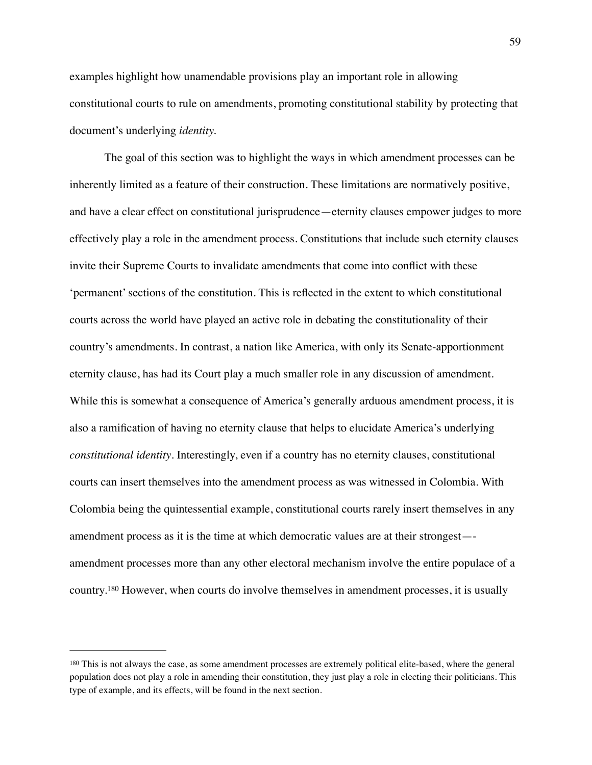examples highlight how unamendable provisions play an important role in allowing constitutional courts to rule on amendments, promoting constitutional stability by protecting that document's underlying *identity.*

The goal of this section was to highlight the ways in which amendment processes can be inherently limited as a feature of their construction. These limitations are normatively positive, and have a clear effect on constitutional jurisprudence—eternity clauses empower judges to more effectively play a role in the amendment process. Constitutions that include such eternity clauses invite their Supreme Courts to invalidate amendments that come into conflict with these 'permanent' sections of the constitution. This is reflected in the extent to which constitutional courts across the world have played an active role in debating the constitutionality of their country's amendments. In contrast, a nation like America, with only its Senate-apportionment eternity clause, has had its Court play a much smaller role in any discussion of amendment. While this is somewhat a consequence of America's generally arduous amendment process, it is also a ramification of having no eternity clause that helps to elucidate America's underlying *constitutional identity*. Interestingly, even if a country has no eternity clauses, constitutional courts can insert themselves into the amendment process as was witnessed in Colombia. With Colombia being the quintessential example, constitutional courts rarely insert themselves in any amendment process as it is the time at which democratic values are at their strongest—-amendment processes more than any other electoral mechanism involve the entire populace of a country.[180] However, when courts do involve themselves in amendment processes, it is usually

---

[180] This is not always the case, as some amendment processes are extremely political elite-based, where the general population does not play a role in amending their constitution, they just play a role in electing their politicians. This type of example, and its effects, will be found in the next section.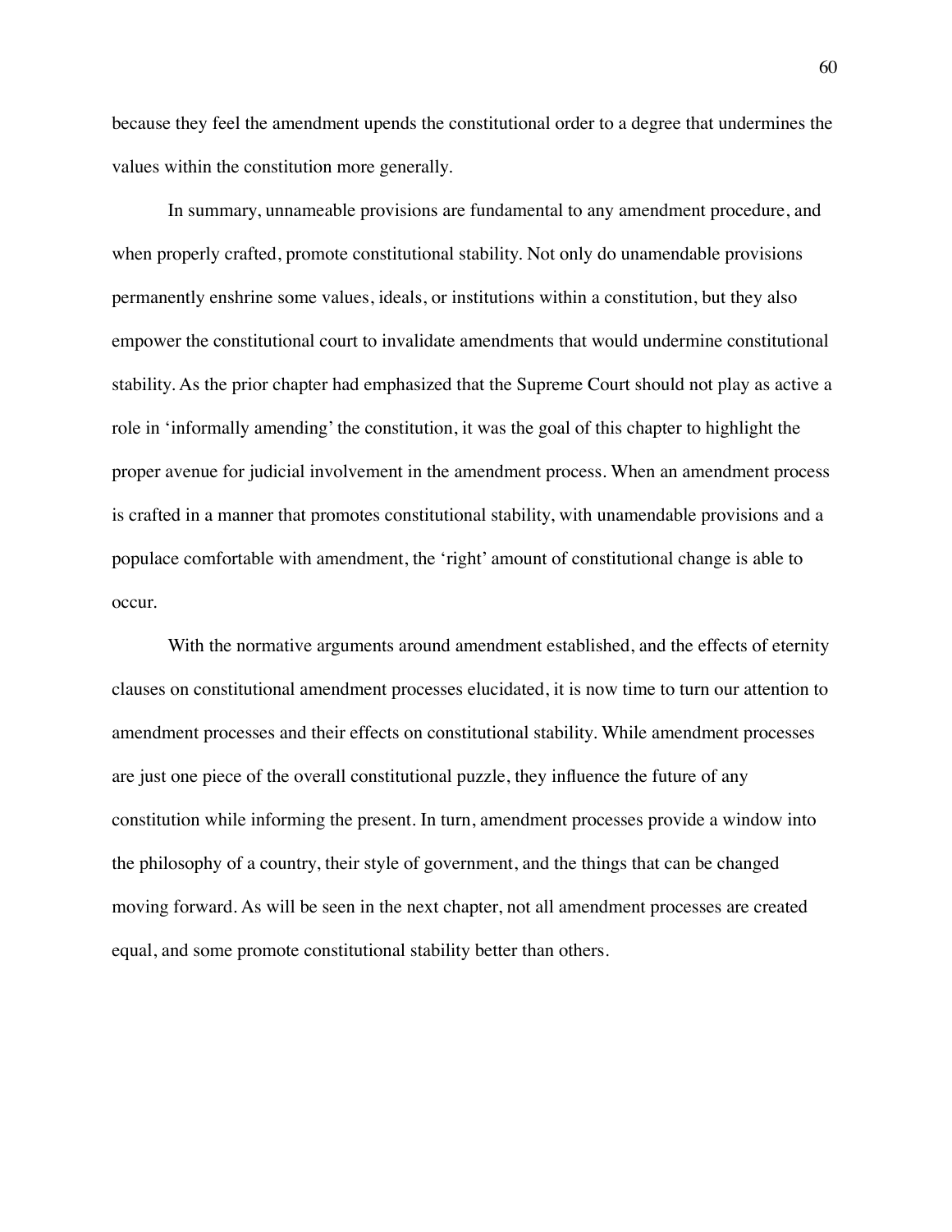because they feel the amendment upends the constitutional order to a degree that undermines the values within the constitution more generally.

In summary, unnameable provisions are fundamental to any amendment procedure, and when properly crafted, promote constitutional stability. Not only do unamendable provisions permanently enshrine some values, ideals, or institutions within a constitution, but they also empower the constitutional court to invalidate amendments that would undermine constitutional stability. As the prior chapter had emphasized that the Supreme Court should not play as active a role in 'informally amending' the constitution, it was the goal of this chapter to highlight the proper avenue for judicial involvement in the amendment process. When an amendment process is crafted in a manner that promotes constitutional stability, with unamendable provisions and a populace comfortable with amendment, the 'right' amount of constitutional change is able to occur.

With the normative arguments around amendment established, and the effects of eternity clauses on constitutional amendment processes elucidated, it is now time to turn our attention to amendment processes and their effects on constitutional stability. While amendment processes are just one piece of the overall constitutional puzzle, they influence the future of any constitution while informing the present. In turn, amendment processes provide a window into the philosophy of a country, their style of government, and the things that can be changed moving forward. As will be seen in the next chapter, not all amendment processes are created equal, and some promote constitutional stability better than others.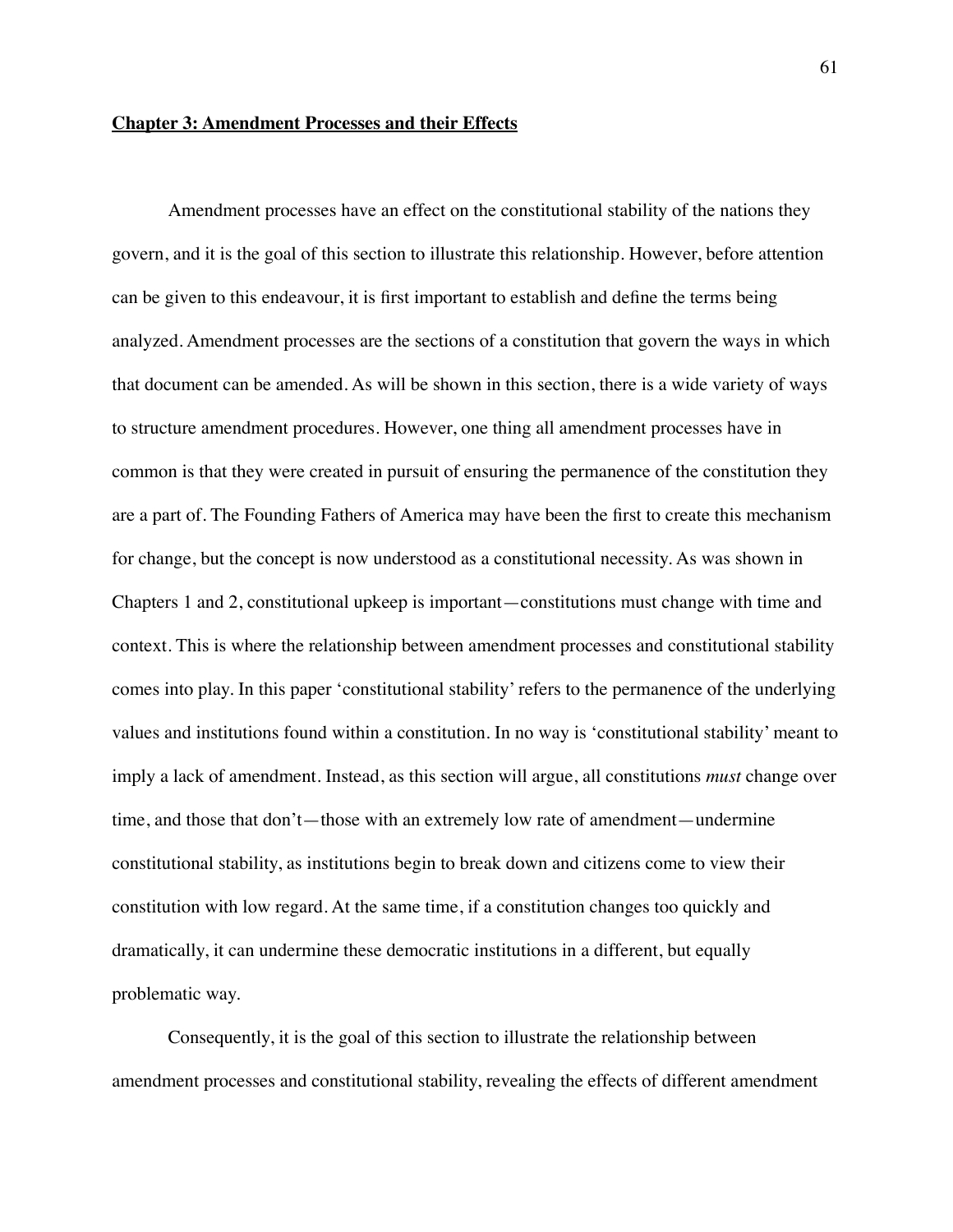## Chapter 3: Amendment Processes and their Effects

Amendment processes have an effect on the constitutional stability of the nations they govern, and it is the goal of this section to illustrate this relationship. However, before attention can be given to this endeavour, it is first important to establish and define the terms being analyzed. Amendment processes are the sections of a constitution that govern the ways in which that document can be amended. As will be shown in this section, there is a wide variety of ways to structure amendment procedures. However, one thing all amendment processes have in common is that they were created in pursuit of ensuring the permanence of the constitution they are a part of. The Founding Fathers of America may have been the first to create this mechanism for change, but the concept is now understood as a constitutional necessity. As was shown in Chapters 1 and 2, constitutional upkeep is important—constitutions must change with time and context. This is where the relationship between amendment processes and constitutional stability comes into play. In this paper 'constitutional stability' refers to the permanence of the underlying values and institutions found within a constitution. In no way is 'constitutional stability' meant to imply a lack of amendment. Instead, as this section will argue, all constitutions *must* change over time, and those that don't—those with an extremely low rate of amendment—undermine constitutional stability, as institutions begin to break down and citizens come to view their constitution with low regard. At the same time, if a constitution changes too quickly and dramatically, it can undermine these democratic institutions in a different, but equally problematic way.

Consequently, it is the goal of this section to illustrate the relationship between amendment processes and constitutional stability, revealing the effects of different amendment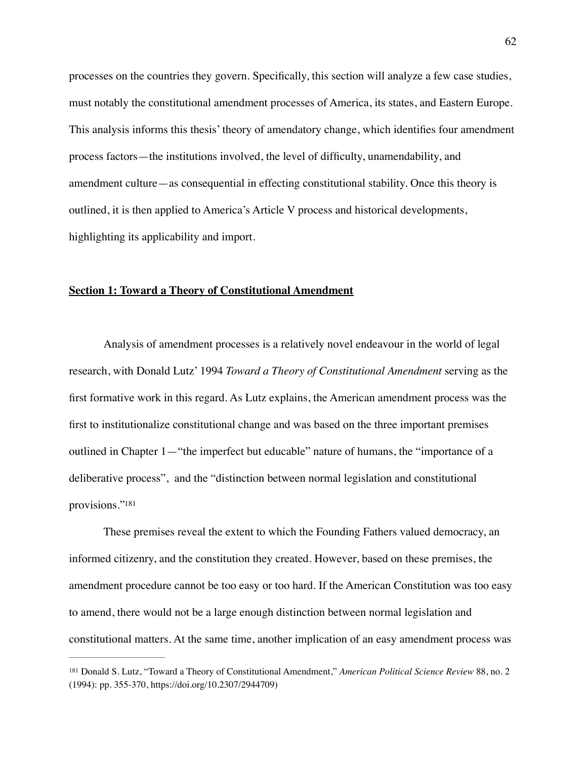processes on the countries they govern. Specifically, this section will analyze a few case studies, must notably the constitutional amendment processes of America, its states, and Eastern Europe. This analysis informs this thesis' theory of amendatory change, which identifies four amendment process factors—the institutions involved, the level of difficulty, unamendability, and amendment culture—as consequential in effecting constitutional stability. Once this theory is outlined, it is then applied to America's Article V process and historical developments, highlighting its applicability and import.

## **Section 1: Toward a Theory of Constitutional Amendment**

Analysis of amendment processes is a relatively novel endeavour in the world of legal research, with Donald Lutz' 1994 *Toward a Theory of Constitutional Amendment* serving as the first formative work in this regard. As Lutz explains, the American amendment process was the first to institutionalize constitutional change and was based on the three important premises outlined in Chapter 1—"the imperfect but educable" nature of humans, the "importance of a deliberative process", and the "distinction between normal legislation and constitutional provisions."[181]

These premises reveal the extent to which the Founding Fathers valued democracy, an informed citizenry, and the constitution they created. However, based on these premises, the amendment procedure cannot be too easy or too hard. If the American Constitution was too easy to amend, there would not be a large enough distinction between normal legislation and constitutional matters. At the same time, another implication of an easy amendment process was

---

[181] Donald S. Lutz, "Toward a Theory of Constitutional Amendment," *American Political Science Review* 88, no. 2 (1994): pp. 355-370, https://doi.org/10.2307/2944709)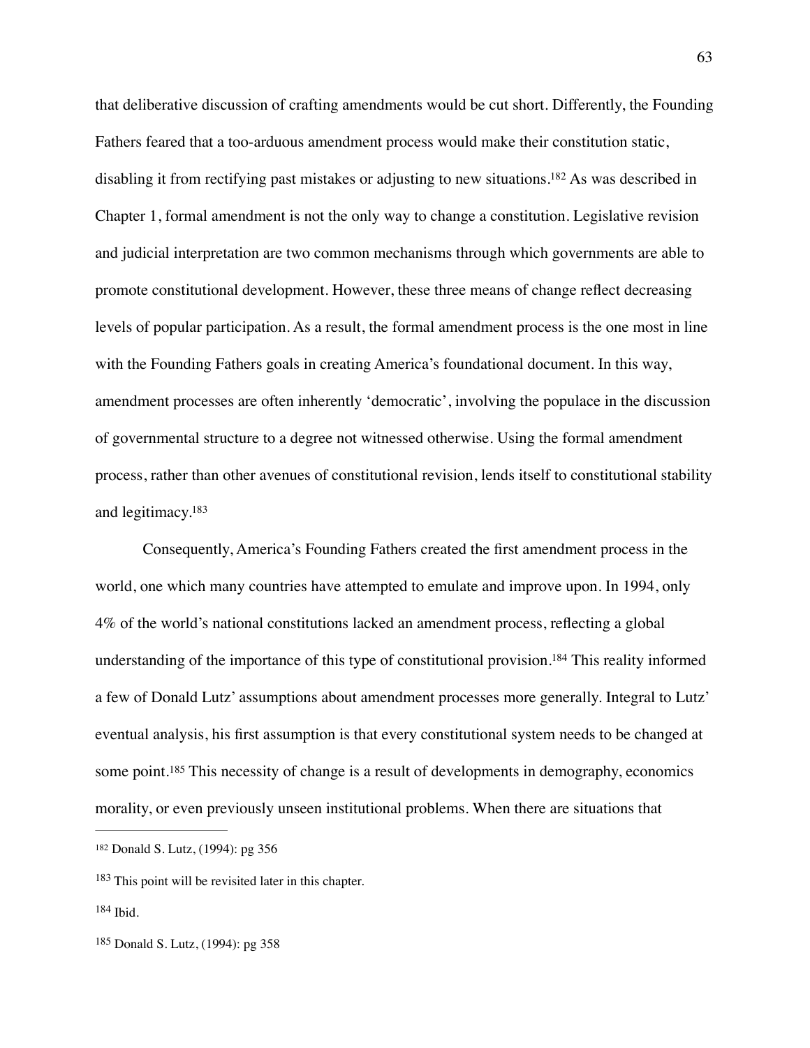that deliberative discussion of crafting amendments would be cut short. Differently, the Founding Fathers feared that a too-arduous amendment process would make their constitution static, disabling it from rectifying past mistakes or adjusting to new situations.[182] As was described in Chapter 1, formal amendment is not the only way to change a constitution. Legislative revision and judicial interpretation are two common mechanisms through which governments are able to promote constitutional development. However, these three means of change reflect decreasing levels of popular participation. As a result, the formal amendment process is the one most in line with the Founding Fathers goals in creating America's foundational document. In this way, amendment processes are often inherently 'democratic', involving the populace in the discussion of governmental structure to a degree not witnessed otherwise. Using the formal amendment process, rather than other avenues of constitutional revision, lends itself to constitutional stability and legitimacy.[183]

Consequently, America's Founding Fathers created the first amendment process in the world, one which many countries have attempted to emulate and improve upon. In 1994, only 4% of the world's national constitutions lacked an amendment process, reflecting a global understanding of the importance of this type of constitutional provision.[184] This reality informed a few of Donald Lutz' assumptions about amendment processes more generally. Integral to Lutz' eventual analysis, his first assumption is that every constitutional system needs to be changed at some point.[185] This necessity of change is a result of developments in demography, economics morality, or even previously unseen institutional problems. When there are situations that

---

[182] Donald S. Lutz, (1994): pg 356

[183] This point will be revisited later in this chapter.

[184] Ibid.

[185] Donald S. Lutz, (1994): pg 358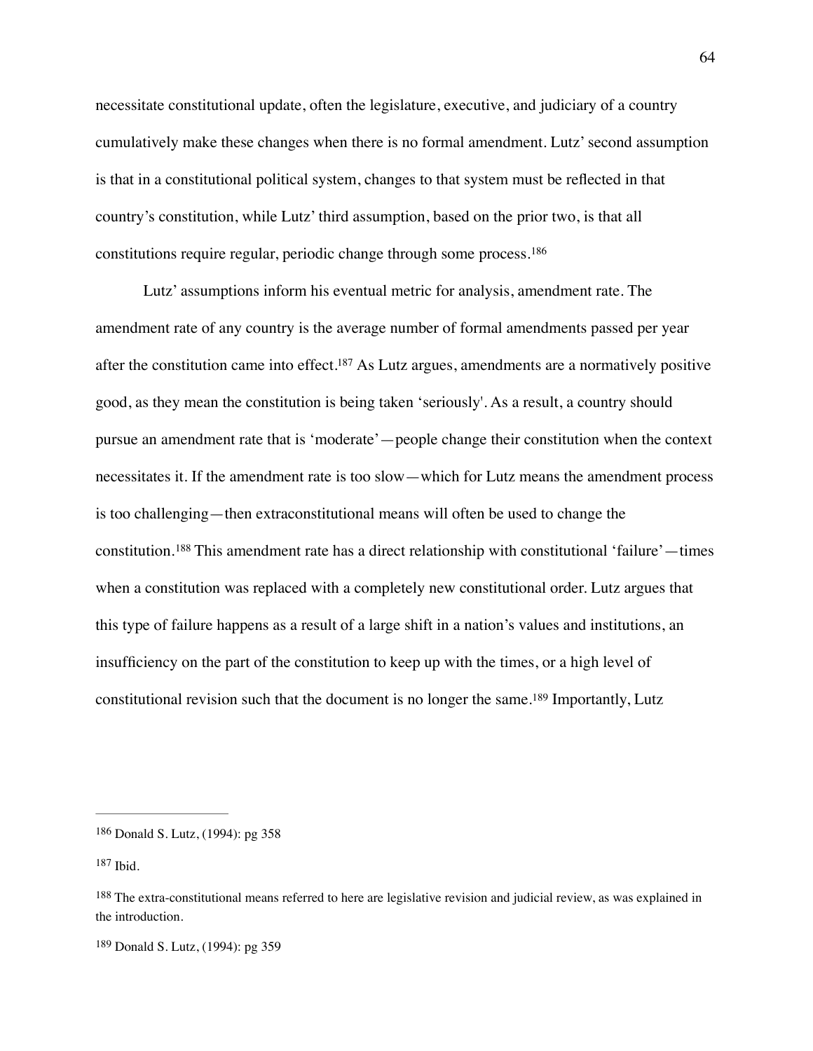necessitate constitutional update, often the legislature, executive, and judiciary of a country cumulatively make these changes when there is no formal amendment. Lutz' second assumption is that in a constitutional political system, changes to that system must be reflected in that country's constitution, while Lutz' third assumption, based on the prior two, is that all constitutions require regular, periodic change through some process.[186]

Lutz' assumptions inform his eventual metric for analysis, amendment rate. The amendment rate of any country is the average number of formal amendments passed per year after the constitution came into effect.[187] As Lutz argues, amendments are a normatively positive good, as they mean the constitution is being taken 'seriously'. As a result, a country should pursue an amendment rate that is 'moderate'—people change their constitution when the context necessitates it. If the amendment rate is too slow—which for Lutz means the amendment process is too challenging—then extraconstitutional means will often be used to change the constitution.[188] This amendment rate has a direct relationship with constitutional 'failure'—times when a constitution was replaced with a completely new constitutional order. Lutz argues that this type of failure happens as a result of a large shift in a nation's values and institutions, an insufficiency on the part of the constitution to keep up with the times, or a high level of constitutional revision such that the document is no longer the same.[189] Importantly, Lutz

---

[186] Donald S. Lutz, (1994): pg 358

[187] Ibid.

[188] The extra-constitutional means referred to here are legislative revision and judicial review, as was explained in the introduction.

[189] Donald S. Lutz, (1994): pg 359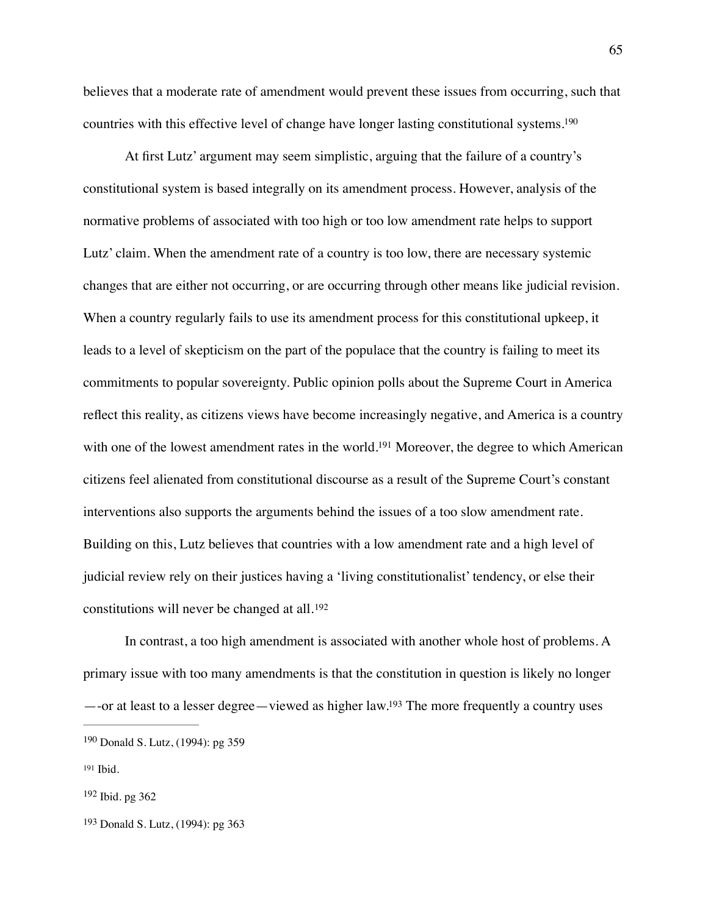believes that a moderate rate of amendment would prevent these issues from occurring, such that countries with this effective level of change have longer lasting constitutional systems.[190]

At first Lutz' argument may seem simplistic, arguing that the failure of a country's constitutional system is based integrally on its amendment process. However, analysis of the normative problems of associated with too high or too low amendment rate helps to support Lutz' claim. When the amendment rate of a country is too low, there are necessary systemic changes that are either not occurring, or are occurring through other means like judicial revision. When a country regularly fails to use its amendment process for this constitutional upkeep, it leads to a level of skepticism on the part of the populace that the country is failing to meet its commitments to popular sovereignty. Public opinion polls about the Supreme Court in America reflect this reality, as citizens views have become increasingly negative, and America is a country with one of the lowest amendment rates in the world.[191] Moreover, the degree to which American citizens feel alienated from constitutional discourse as a result of the Supreme Court's constant interventions also supports the arguments behind the issues of a too slow amendment rate. Building on this, Lutz believes that countries with a low amendment rate and a high level of judicial review rely on their justices having a 'living constitutionalist' tendency, or else their constitutions will never be changed at all.[192]

In contrast, a too high amendment is associated with another whole host of problems. A primary issue with too many amendments is that the constitution in question is likely no longer —-or at least to a lesser degree—viewed as higher law.[193] The more frequently a country uses

---

[190] Donald S. Lutz, (1994): pg 359

[191] Ibid.

[192] Ibid. pg 362

[193] Donald S. Lutz, (1994): pg 363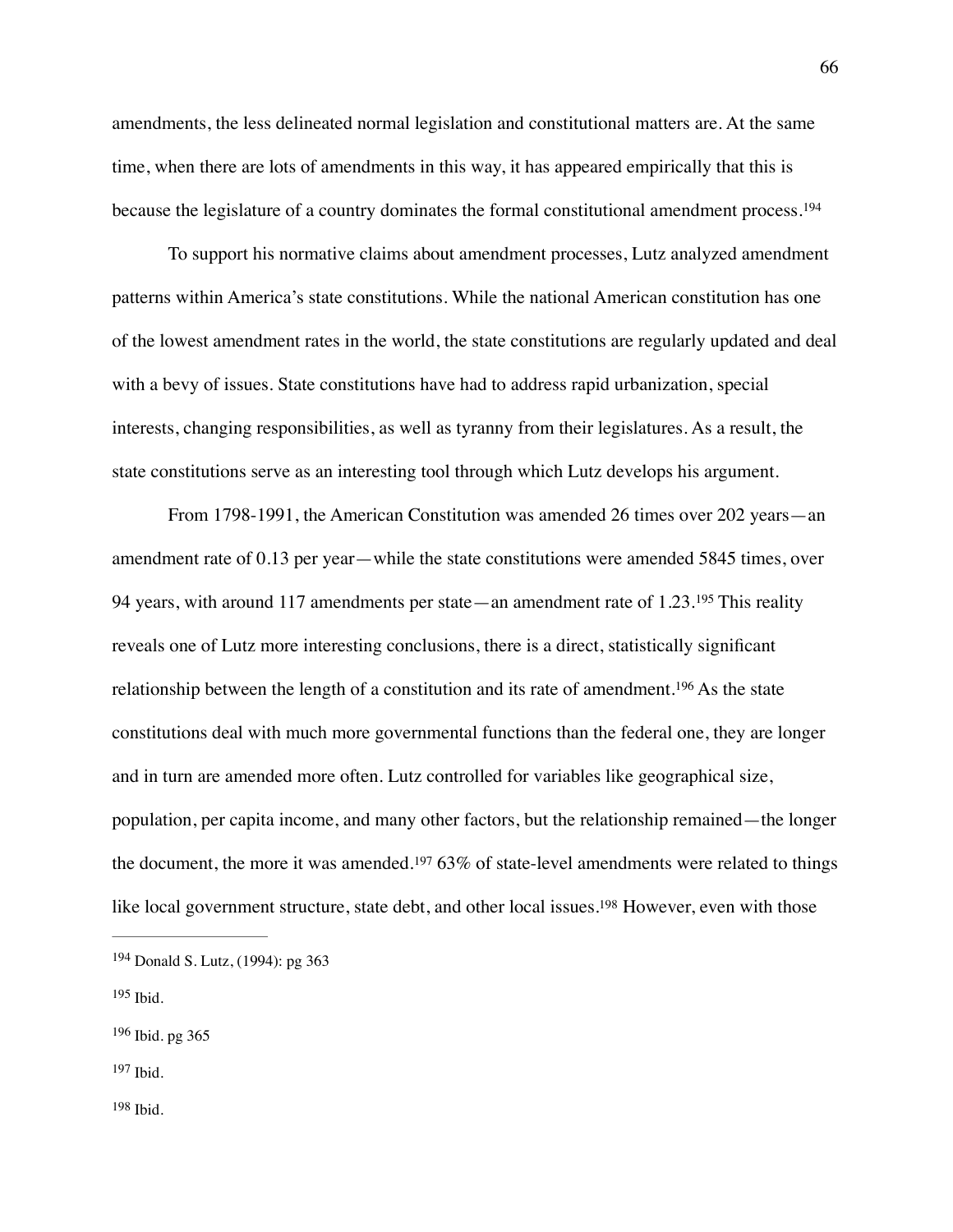amendments, the less delineated normal legislation and constitutional matters are. At the same time, when there are lots of amendments in this way, it has appeared empirically that this is because the legislature of a country dominates the formal constitutional amendment process.[194]

To support his normative claims about amendment processes, Lutz analyzed amendment patterns within America's state constitutions. While the national American constitution has one of the lowest amendment rates in the world, the state constitutions are regularly updated and deal with a bevy of issues. State constitutions have had to address rapid urbanization, special interests, changing responsibilities, as well as tyranny from their legislatures. As a result, the state constitutions serve as an interesting tool through which Lutz develops his argument.

From 1798-1991, the American Constitution was amended 26 times over 202 years—an amendment rate of 0.13 per year—while the state constitutions were amended 5845 times, over 94 years, with around 117 amendments per state—an amendment rate of 1.23.[195] This reality reveals one of Lutz more interesting conclusions, there is a direct, statistically significant relationship between the length of a constitution and its rate of amendment.[196] As the state constitutions deal with much more governmental functions than the federal one, they are longer and in turn are amended more often. Lutz controlled for variables like geographical size, population, per capita income, and many other factors, but the relationship remained—the longer the document, the more it was amended.[197] 63% of state-level amendments were related to things like local government structure, state debt, and other local issues.[198] However, even with those

---

[194] Donald S. Lutz, (1994): pg 363

[195] Ibid.

[196] Ibid. pg 365

[197] Ibid.

[198] Ibid.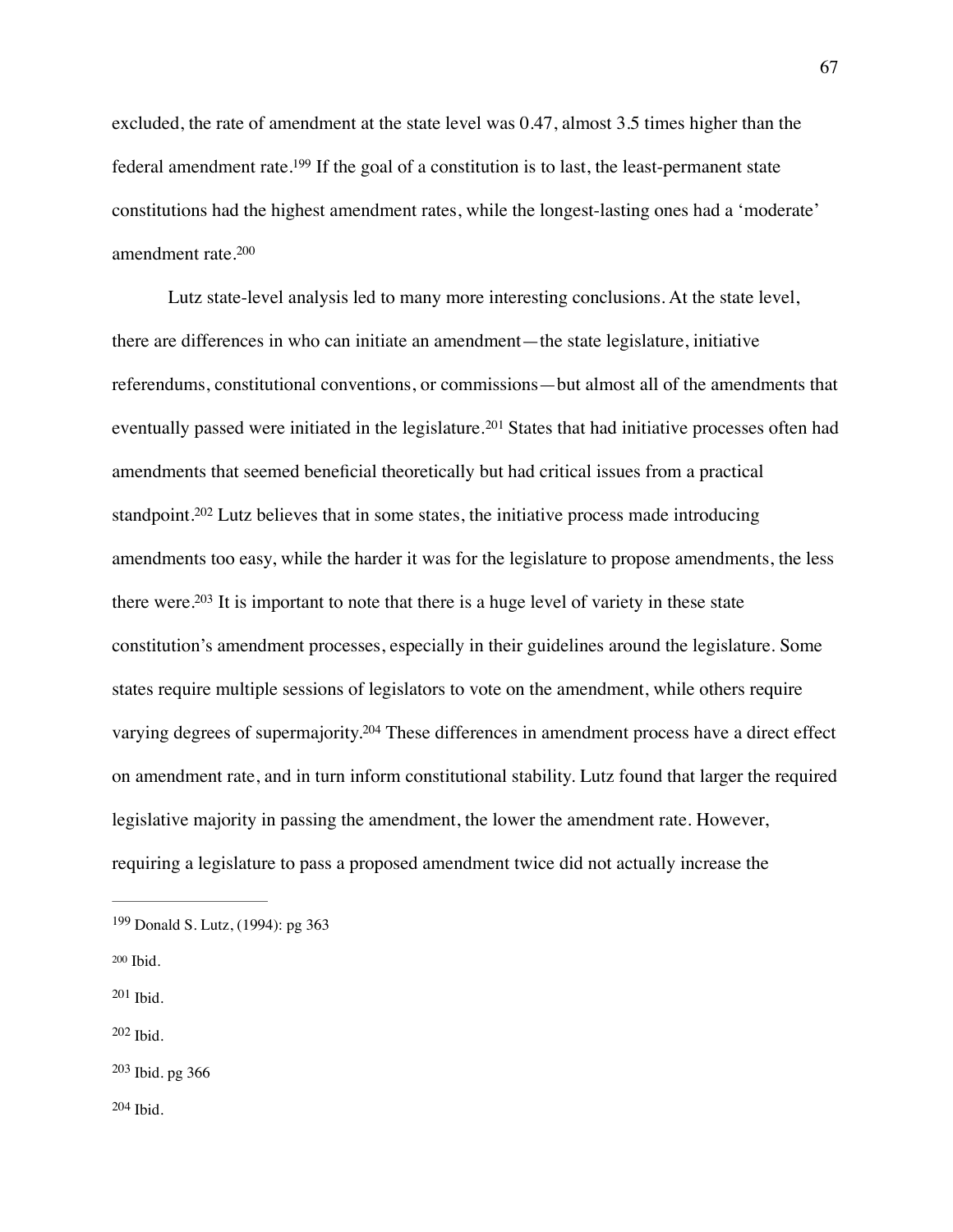excluded, the rate of amendment at the state level was 0.47, almost 3.5 times higher than the federal amendment rate.[199] If the goal of a constitution is to last, the least-permanent state constitutions had the highest amendment rates, while the longest-lasting ones had a 'moderate' amendment rate.[200]

Lutz state-level analysis led to many more interesting conclusions. At the state level, there are differences in who can initiate an amendment—the state legislature, initiative referendums, constitutional conventions, or commissions—but almost all of the amendments that eventually passed were initiated in the legislature.[201] States that had initiative processes often had amendments that seemed beneficial theoretically but had critical issues from a practical standpoint.[202] Lutz believes that in some states, the initiative process made introducing amendments too easy, while the harder it was for the legislature to propose amendments, the less there were.[203] It is important to note that there is a huge level of variety in these state constitution's amendment processes, especially in their guidelines around the legislature. Some states require multiple sessions of legislators to vote on the amendment, while others require varying degrees of supermajority.[204] These differences in amendment process have a direct effect on amendment rate, and in turn inform constitutional stability. Lutz found that larger the required legislative majority in passing the amendment, the lower the amendment rate. However, requiring a legislature to pass a proposed amendment twice did not actually increase the

---

[199] Donald S. Lutz, (1994): pg 363

[200] Ibid.

[201] Ibid.

[202] Ibid.

[203] Ibid. pg 366

[204] Ibid.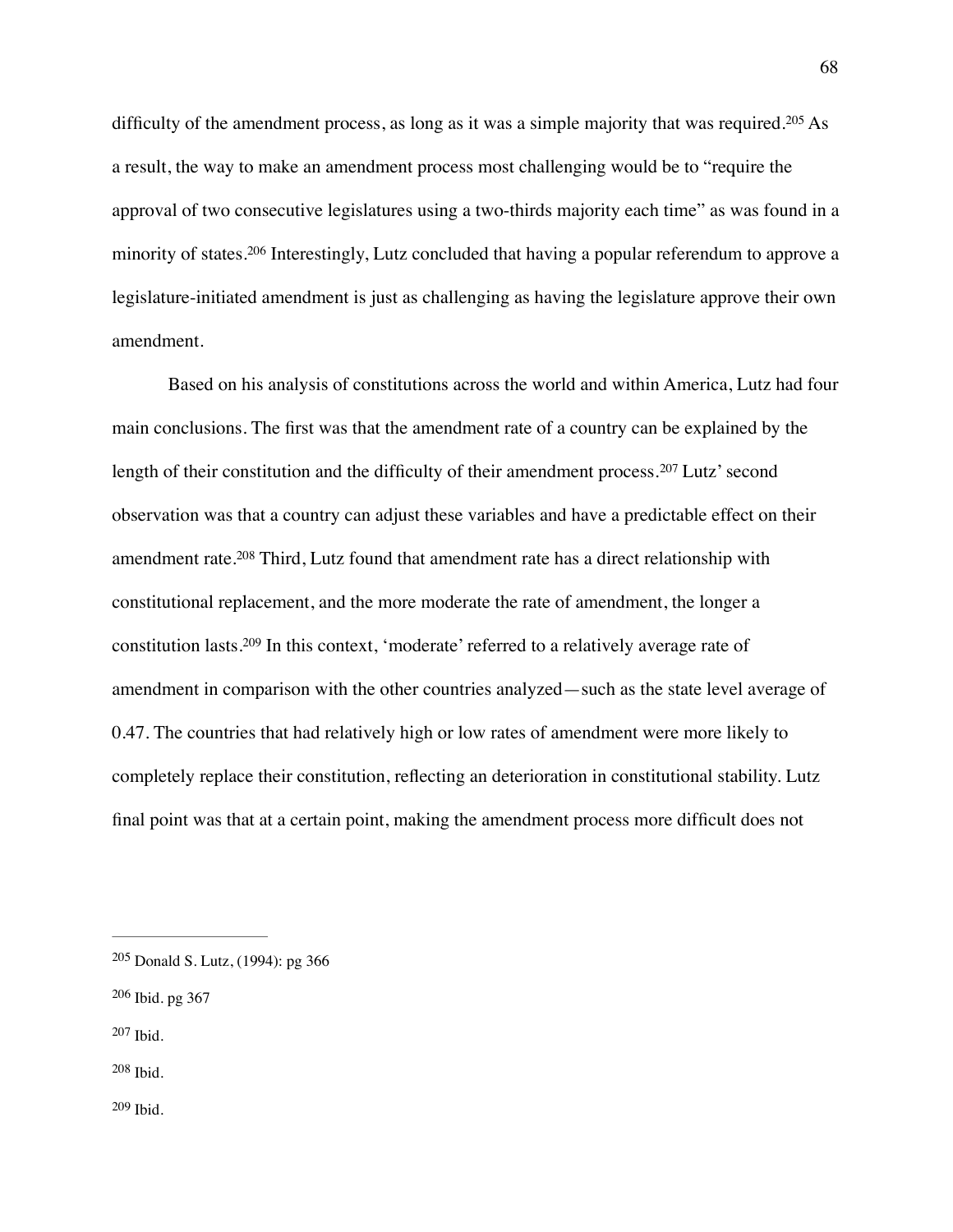difficulty of the amendment process, as long as it was a simple majority that was required.[205] As a result, the way to make an amendment process most challenging would be to "require the approval of two consecutive legislatures using a two-thirds majority each time" as was found in a minority of states.[206] Interestingly, Lutz concluded that having a popular referendum to approve a legislature-initiated amendment is just as challenging as having the legislature approve their own amendment.

Based on his analysis of constitutions across the world and within America, Lutz had four main conclusions. The first was that the amendment rate of a country can be explained by the length of their constitution and the difficulty of their amendment process.[207] Lutz' second observation was that a country can adjust these variables and have a predictable effect on their amendment rate.[208] Third, Lutz found that amendment rate has a direct relationship with constitutional replacement, and the more moderate the rate of amendment, the longer a constitution lasts.[209] In this context, 'moderate' referred to a relatively average rate of amendment in comparison with the other countries analyzed—such as the state level average of 0.47. The countries that had relatively high or low rates of amendment were more likely to completely replace their constitution, reflecting an deterioration in constitutional stability. Lutz final point was that at a certain point, making the amendment process more difficult does not

---

[205] Donald S. Lutz, (1994): pg 366

[206] Ibid. pg 367

[207] Ibid.

[208] Ibid.

[209] Ibid.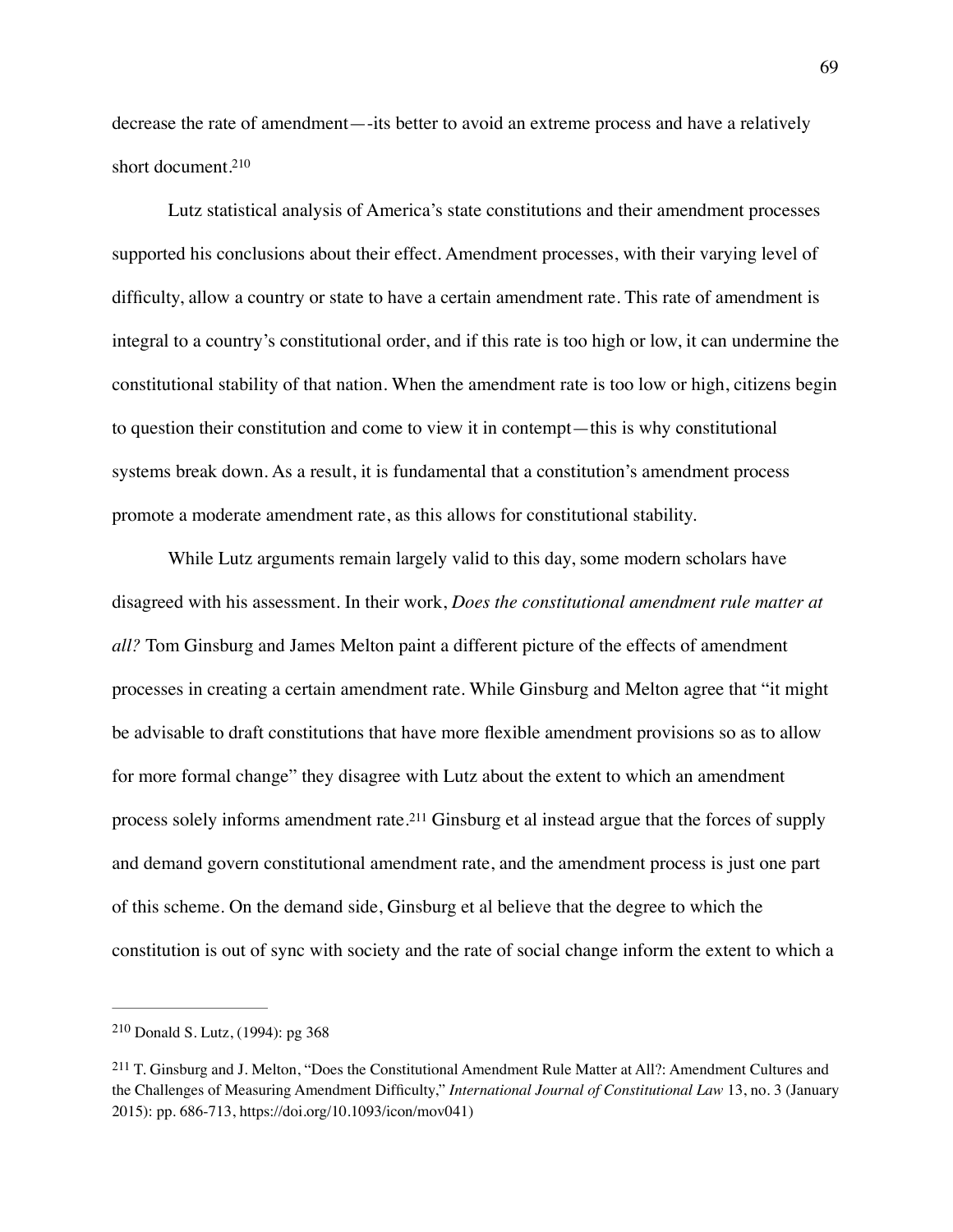decrease the rate of amendment—-its better to avoid an extreme process and have a relatively short document.[210]

Lutz statistical analysis of America's state constitutions and their amendment processes supported his conclusions about their effect. Amendment processes, with their varying level of difficulty, allow a country or state to have a certain amendment rate. This rate of amendment is integral to a country's constitutional order, and if this rate is too high or low, it can undermine the constitutional stability of that nation. When the amendment rate is too low or high, citizens begin to question their constitution and come to view it in contempt—this is why constitutional systems break down. As a result, it is fundamental that a constitution's amendment process promote a moderate amendment rate, as this allows for constitutional stability.

While Lutz arguments remain largely valid to this day, some modern scholars have disagreed with his assessment. In their work, *Does the constitutional amendment rule matter at all?* Tom Ginsburg and James Melton paint a different picture of the effects of amendment processes in creating a certain amendment rate. While Ginsburg and Melton agree that "it might be advisable to draft constitutions that have more flexible amendment provisions so as to allow for more formal change" they disagree with Lutz about the extent to which an amendment process solely informs amendment rate.[211] Ginsburg et al instead argue that the forces of supply and demand govern constitutional amendment rate, and the amendment process is just one part of this scheme. On the demand side, Ginsburg et al believe that the degree to which the constitution is out of sync with society and the rate of social change inform the extent to which a

---

[210] Donald S. Lutz, (1994): pg 368

[211] T. Ginsburg and J. Melton, "Does the Constitutional Amendment Rule Matter at All?: Amendment Cultures and the Challenges of Measuring Amendment Difficulty," *International Journal of Constitutional Law* 13, no. 3 (January 2015): pp. 686-713, https://doi.org/10.1093/icon/mov041)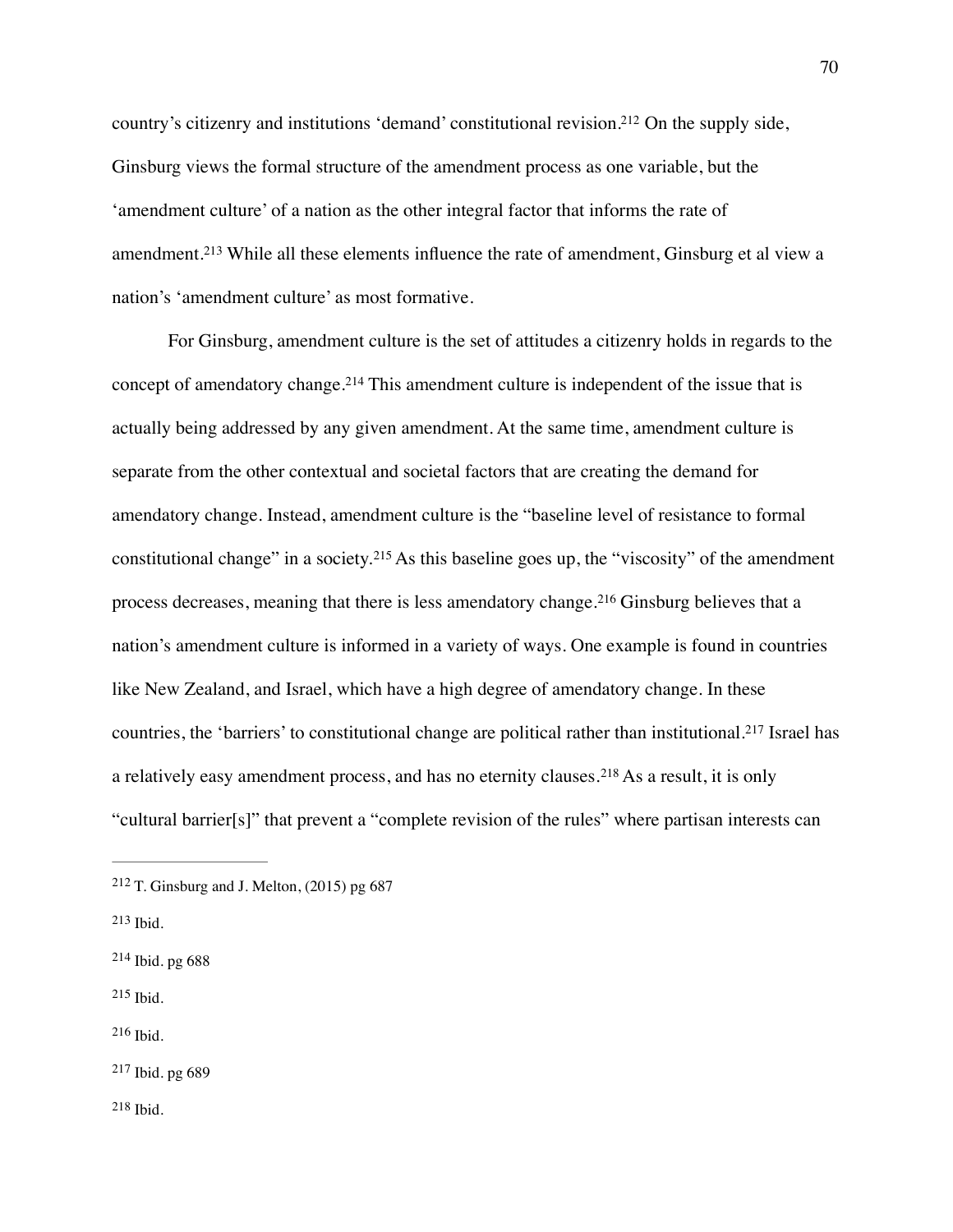country's citizenry and institutions 'demand' constitutional revision.[212] On the supply side, Ginsburg views the formal structure of the amendment process as one variable, but the 'amendment culture' of a nation as the other integral factor that informs the rate of amendment.[213] While all these elements influence the rate of amendment, Ginsburg et al view a nation's 'amendment culture' as most formative.

For Ginsburg, amendment culture is the set of attitudes a citizenry holds in regards to the concept of amendatory change.[214] This amendment culture is independent of the issue that is actually being addressed by any given amendment. At the same time, amendment culture is separate from the other contextual and societal factors that are creating the demand for amendatory change. Instead, amendment culture is the "baseline level of resistance to formal constitutional change" in a society.[215] As this baseline goes up, the "viscosity" of the amendment process decreases, meaning that there is less amendatory change.[216] Ginsburg believes that a nation's amendment culture is informed in a variety of ways. One example is found in countries like New Zealand, and Israel, which have a high degree of amendatory change. In these countries, the 'barriers' to constitutional change are political rather than institutional.[217] Israel has a relatively easy amendment process, and has no eternity clauses.[218] As a result, it is only "cultural barrier[s]" that prevent a "complete revision of the rules" where partisan interests can

---

[212] T. Ginsburg and J. Melton, (2015) pg 687

[213] Ibid.

[214] Ibid. pg 688

[215] Ibid.

[216] Ibid.

[217] Ibid. pg 689

[218] Ibid.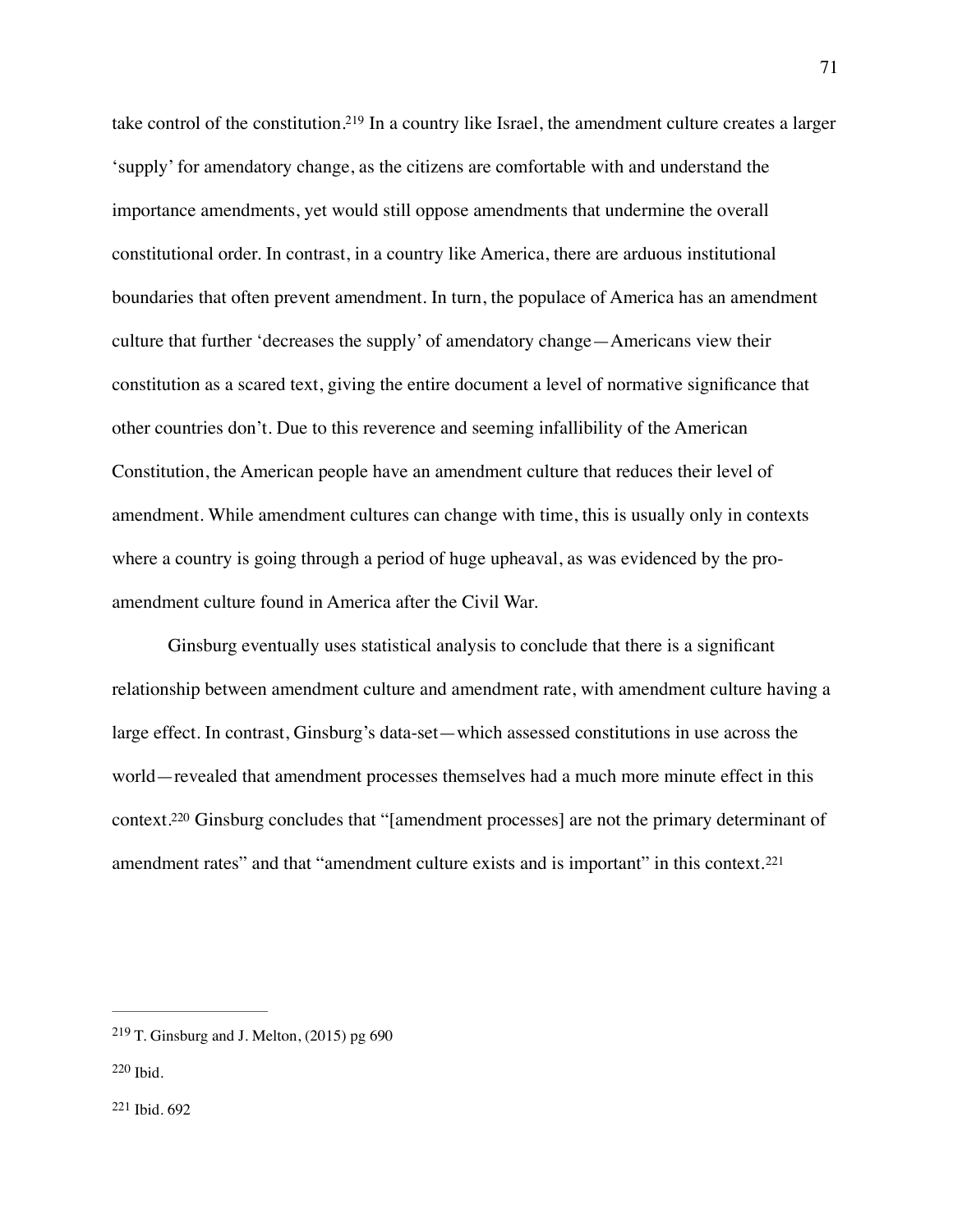take control of the constitution.[219] In a country like Israel, the amendment culture creates a larger 'supply' for amendatory change, as the citizens are comfortable with and understand the importance amendments, yet would still oppose amendments that undermine the overall constitutional order. In contrast, in a country like America, there are arduous institutional boundaries that often prevent amendment. In turn, the populace of America has an amendment culture that further 'decreases the supply' of amendatory change—Americans view their constitution as a scared text, giving the entire document a level of normative significance that other countries don't. Due to this reverence and seeming infallibility of the American Constitution, the American people have an amendment culture that reduces their level of amendment. While amendment cultures can change with time, this is usually only in contexts where a country is going through a period of huge upheaval, as was evidenced by the pro-amendment culture found in America after the Civil War.

Ginsburg eventually uses statistical analysis to conclude that there is a significant relationship between amendment culture and amendment rate, with amendment culture having a large effect. In contrast, Ginsburg's data-set—which assessed constitutions in use across the world—revealed that amendment processes themselves had a much more minute effect in this context.[220] Ginsburg concludes that "[amendment processes] are not the primary determinant of amendment rates" and that "amendment culture exists and is important" in this context.[221]

---

[219] T. Ginsburg and J. Melton, (2015) pg 690

[220] Ibid.

[221] Ibid. 692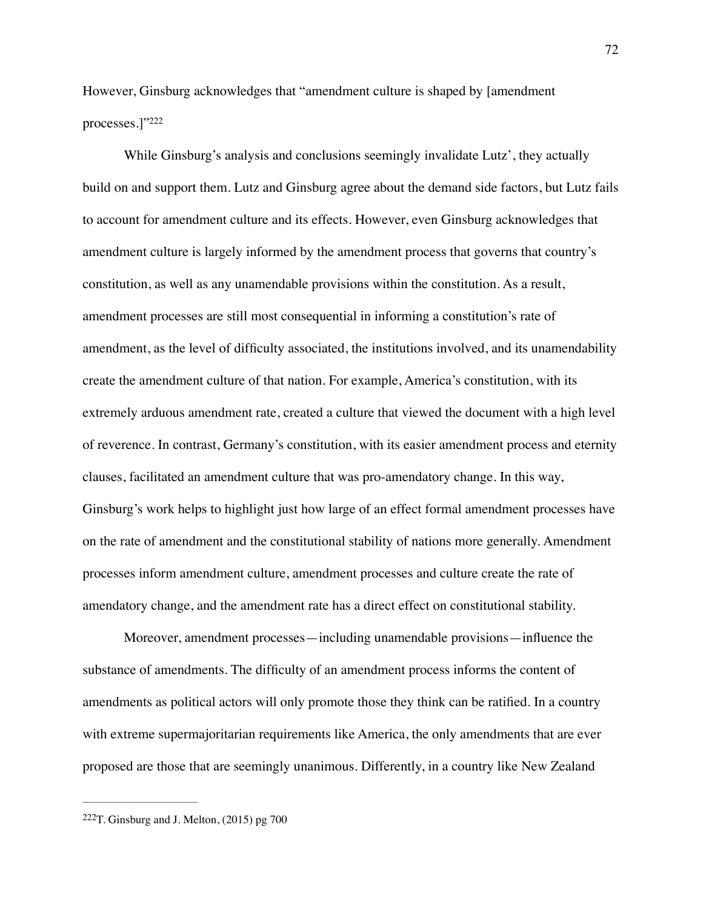However, Ginsburg acknowledges that "amendment culture is shaped by [amendment processes.]"[222]

While Ginsburg's analysis and conclusions seemingly invalidate Lutz', they actually build on and support them. Lutz and Ginsburg agree about the demand side factors, but Lutz fails to account for amendment culture and its effects. However, even Ginsburg acknowledges that amendment culture is largely informed by the amendment process that governs that country's constitution, as well as any unamendable provisions within the constitution. As a result, amendment processes are still most consequential in informing a constitution's rate of amendment, as the level of difficulty associated, the institutions involved, and its unamendability create the amendment culture of that nation. For example, America's constitution, with its extremely arduous amendment rate, created a culture that viewed the document with a high level of reverence. In contrast, Germany's constitution, with its easier amendment process and eternity clauses, facilitated an amendment culture that was pro-amendatory change. In this way, Ginsburg's work helps to highlight just how large of an effect formal amendment processes have on the rate of amendment and the constitutional stability of nations more generally. Amendment processes inform amendment culture, amendment processes and culture create the rate of amendatory change, and the amendment rate has a direct effect on constitutional stability.

Moreover, amendment processes—including unamendable provisions—influence the substance of amendments. The difficulty of an amendment process informs the content of amendments as political actors will only promote those they think can be ratified. In a country with extreme supermajoritarian requirements like America, the only amendments that are ever proposed are those that are seemingly unanimous. Differently, in a country like New Zealand

---

[222]T. Ginsburg and J. Melton, (2015) pg 700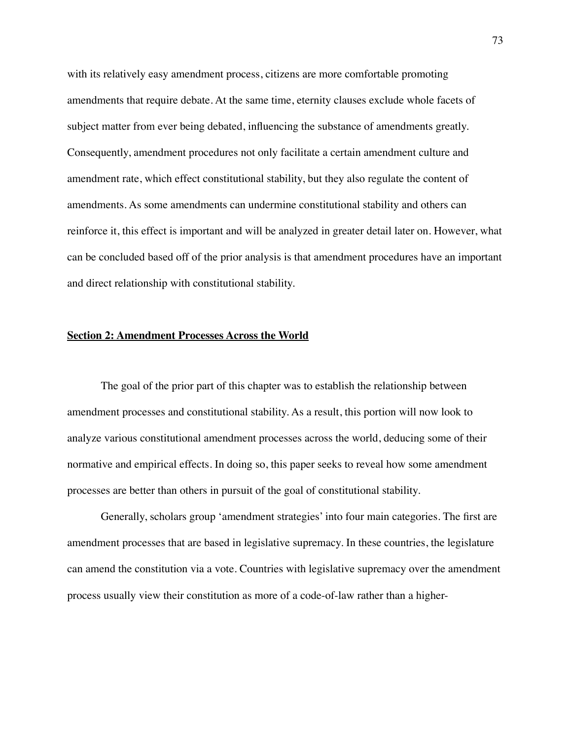with its relatively easy amendment process, citizens are more comfortable promoting amendments that require debate. At the same time, eternity clauses exclude whole facets of subject matter from ever being debated, influencing the substance of amendments greatly. Consequently, amendment procedures not only facilitate a certain amendment culture and amendment rate, which effect constitutional stability, but they also regulate the content of amendments. As some amendments can undermine constitutional stability and others can reinforce it, this effect is important and will be analyzed in greater detail later on. However, what can be concluded based off of the prior analysis is that amendment procedures have an important and direct relationship with constitutional stability.

## Section 2: Amendment Processes Across the World

The goal of the prior part of this chapter was to establish the relationship between amendment processes and constitutional stability. As a result, this portion will now look to analyze various constitutional amendment processes across the world, deducing some of their normative and empirical effects. In doing so, this paper seeks to reveal how some amendment processes are better than others in pursuit of the goal of constitutional stability.

Generally, scholars group 'amendment strategies' into four main categories. The first are amendment processes that are based in legislative supremacy. In these countries, the legislature can amend the constitution via a vote. Countries with legislative supremacy over the amendment process usually view their constitution as more of a code-of-law rather than a higher-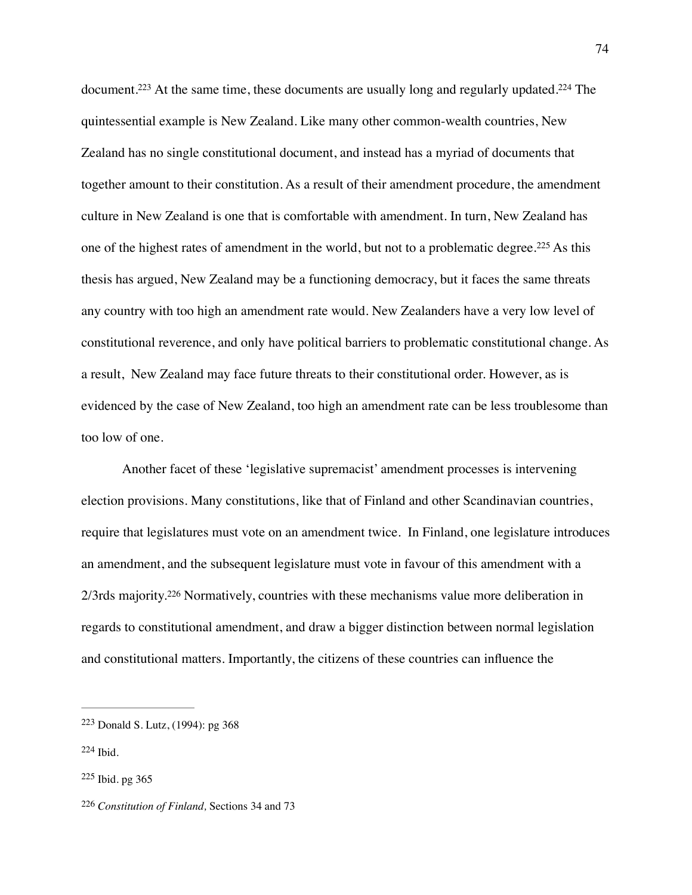document.[223] At the same time, these documents are usually long and regularly updated.[224] The quintessential example is New Zealand. Like many other common-wealth countries, New Zealand has no single constitutional document, and instead has a myriad of documents that together amount to their constitution. As a result of their amendment procedure, the amendment culture in New Zealand is one that is comfortable with amendment. In turn, New Zealand has one of the highest rates of amendment in the world, but not to a problematic degree.[225] As this thesis has argued, New Zealand may be a functioning democracy, but it faces the same threats any country with too high an amendment rate would. New Zealanders have a very low level of constitutional reverence, and only have political barriers to problematic constitutional change. As a result, New Zealand may face future threats to their constitutional order. However, as is evidenced by the case of New Zealand, too high an amendment rate can be less troublesome than too low of one.

Another facet of these 'legislative supremacist' amendment processes is intervening election provisions. Many constitutions, like that of Finland and other Scandinavian countries, require that legislatures must vote on an amendment twice. In Finland, one legislature introduces an amendment, and the subsequent legislature must vote in favour of this amendment with a 2/3rds majority.[226] Normatively, countries with these mechanisms value more deliberation in regards to constitutional amendment, and draw a bigger distinction between normal legislation and constitutional matters. Importantly, the citizens of these countries can influence the

---

[223] Donald S. Lutz, (1994): pg 368

[224] Ibid.

[225] Ibid. pg 365

[226] *Constitution of Finland,* Sections 34 and 73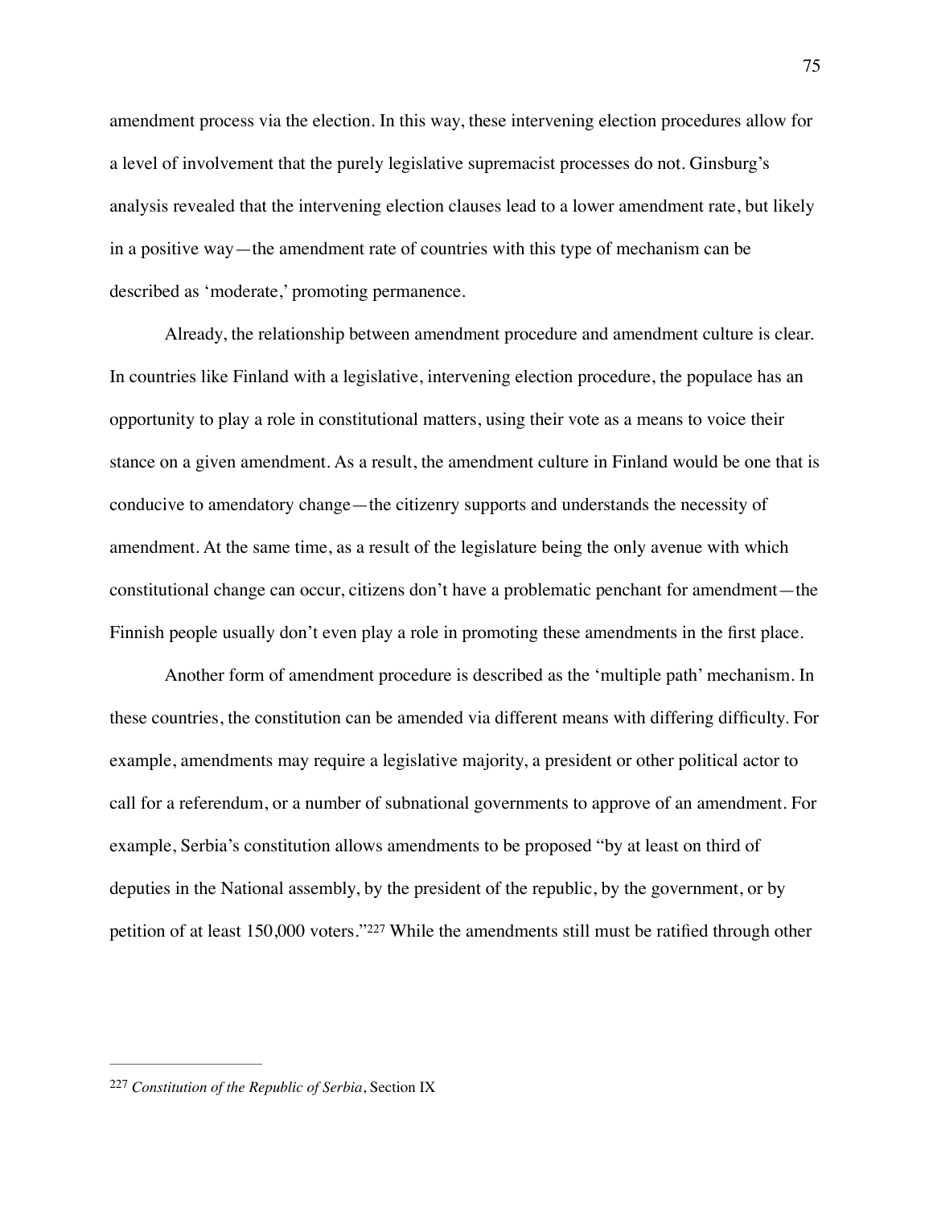amendment process via the election. In this way, these intervening election procedures allow for a level of involvement that the purely legislative supremacist processes do not. Ginsburg's analysis revealed that the intervening election clauses lead to a lower amendment rate, but likely in a positive way—the amendment rate of countries with this type of mechanism can be described as 'moderate,' promoting permanence.

Already, the relationship between amendment procedure and amendment culture is clear. In countries like Finland with a legislative, intervening election procedure, the populace has an opportunity to play a role in constitutional matters, using their vote as a means to voice their stance on a given amendment. As a result, the amendment culture in Finland would be one that is conducive to amendatory change—the citizenry supports and understands the necessity of amendment. At the same time, as a result of the legislature being the only avenue with which constitutional change can occur, citizens don't have a problematic penchant for amendment—the Finnish people usually don't even play a role in promoting these amendments in the first place.

Another form of amendment procedure is described as the 'multiple path' mechanism. In these countries, the constitution can be amended via different means with differing difficulty. For example, amendments may require a legislative majority, a president or other political actor to call for a referendum, or a number of subnational governments to approve of an amendment. For example, Serbia's constitution allows amendments to be proposed "by at least on third of deputies in the National assembly, by the president of the republic, by the government, or by petition of at least 150,000 voters."[227] While the amendments still must be ratified through other

---

[227] *Constitution of the Republic of Serbia*, Section IX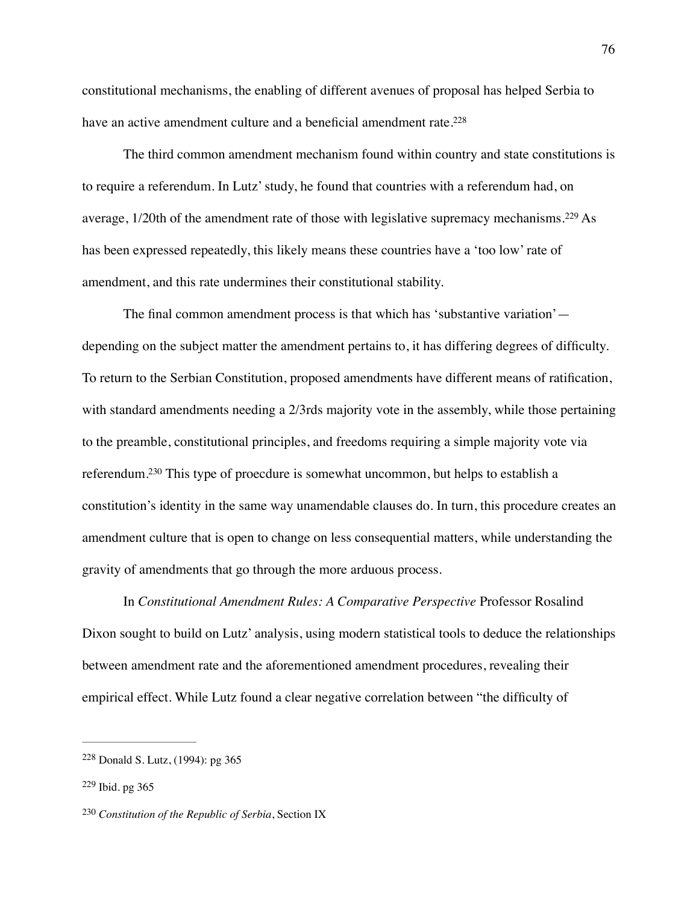constitutional mechanisms, the enabling of different avenues of proposal has helped Serbia to have an active amendment culture and a beneficial amendment rate.[228]

The third common amendment mechanism found within country and state constitutions is to require a referendum. In Lutz' study, he found that countries with a referendum had, on average, 1/20th of the amendment rate of those with legislative supremacy mechanisms.[229] As has been expressed repeatedly, this likely means these countries have a 'too low' rate of amendment, and this rate undermines their constitutional stability.

The final common amendment process is that which has 'substantive variation'— depending on the subject matter the amendment pertains to, it has differing degrees of difficulty. To return to the Serbian Constitution, proposed amendments have different means of ratification, with standard amendments needing a 2/3rds majority vote in the assembly, while those pertaining to the preamble, constitutional principles, and freedoms requiring a simple majority vote via referendum.[230] This type of proecdure is somewhat uncommon, but helps to establish a constitution's identity in the same way unamendable clauses do. In turn, this procedure creates an amendment culture that is open to change on less consequential matters, while understanding the gravity of amendments that go through the more arduous process.

In *Constitutional Amendment Rules: A Comparative Perspective* Professor Rosalind Dixon sought to build on Lutz' analysis, using modern statistical tools to deduce the relationships between amendment rate and the aforementioned amendment procedures, revealing their empirical effect. While Lutz found a clear negative correlation between "the difficulty of

---

[228] Donald S. Lutz, (1994): pg 365

[229] Ibid. pg 365

[230] *Constitution of the Republic of Serbia*, Section IX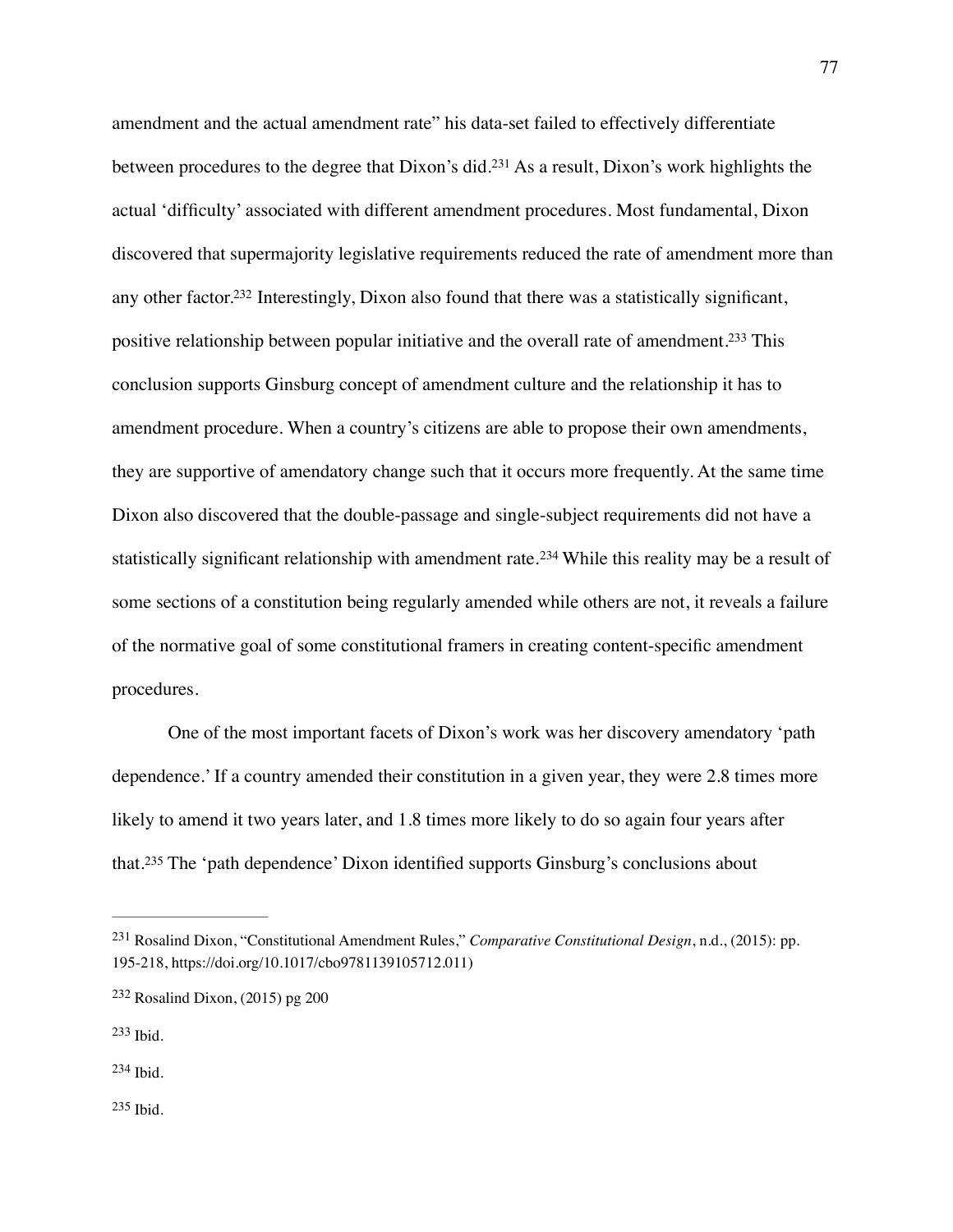amendment and the actual amendment rate" his data-set failed to effectively differentiate between procedures to the degree that Dixon's did.[231] As a result, Dixon's work highlights the actual 'difficulty' associated with different amendment procedures. Most fundamental, Dixon discovered that supermajority legislative requirements reduced the rate of amendment more than any other factor.[232] Interestingly, Dixon also found that there was a statistically significant, positive relationship between popular initiative and the overall rate of amendment.[233] This conclusion supports Ginsburg concept of amendment culture and the relationship it has to amendment procedure. When a country's citizens are able to propose their own amendments, they are supportive of amendatory change such that it occurs more frequently. At the same time Dixon also discovered that the double-passage and single-subject requirements did not have a statistically significant relationship with amendment rate.[234] While this reality may be a result of some sections of a constitution being regularly amended while others are not, it reveals a failure of the normative goal of some constitutional framers in creating content-specific amendment procedures.

One of the most important facets of Dixon's work was her discovery amendatory 'path dependence.' If a country amended their constitution in a given year, they were 2.8 times more likely to amend it two years later, and 1.8 times more likely to do so again four years after that.[235] The 'path dependence' Dixon identified supports Ginsburg's conclusions about

---

[231] Rosalind Dixon, "Constitutional Amendment Rules," *Comparative Constitutional Design*, n.d., (2015): pp. 195-218, https://doi.org/10.1017/cbo9781139105712.011)

[232] Rosalind Dixon, (2015) pg 200

[233] Ibid.

[234] Ibid.

[235] Ibid.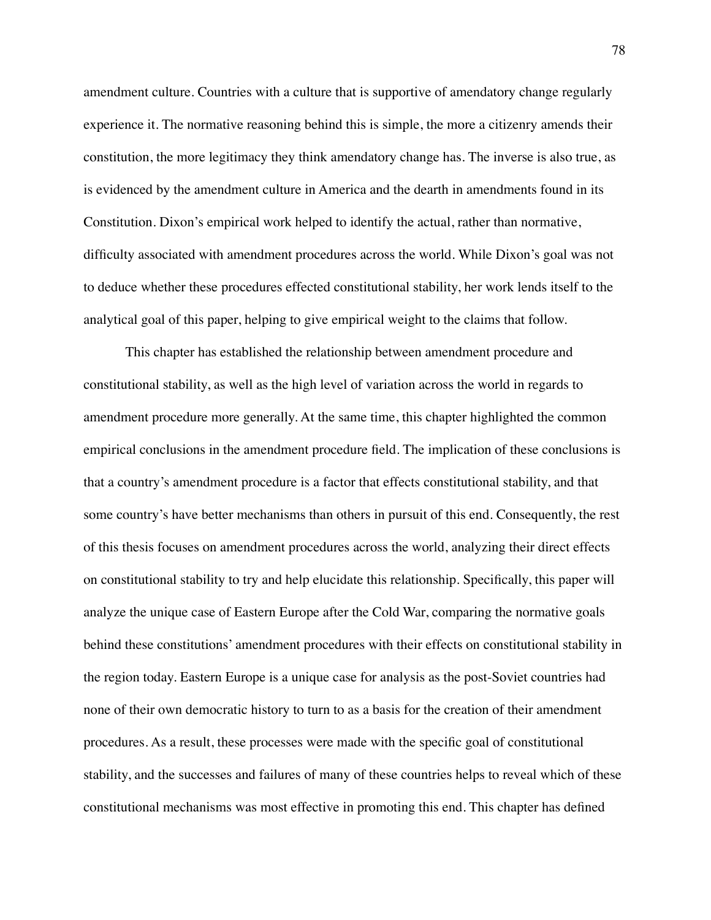amendment culture. Countries with a culture that is supportive of amendatory change regularly experience it. The normative reasoning behind this is simple, the more a citizenry amends their constitution, the more legitimacy they think amendatory change has. The inverse is also true, as is evidenced by the amendment culture in America and the dearth in amendments found in its Constitution. Dixon's empirical work helped to identify the actual, rather than normative, difficulty associated with amendment procedures across the world. While Dixon's goal was not to deduce whether these procedures effected constitutional stability, her work lends itself to the analytical goal of this paper, helping to give empirical weight to the claims that follow.

This chapter has established the relationship between amendment procedure and constitutional stability, as well as the high level of variation across the world in regards to amendment procedure more generally. At the same time, this chapter highlighted the common empirical conclusions in the amendment procedure field. The implication of these conclusions is that a country's amendment procedure is a factor that effects constitutional stability, and that some country's have better mechanisms than others in pursuit of this end. Consequently, the rest of this thesis focuses on amendment procedures across the world, analyzing their direct effects on constitutional stability to try and help elucidate this relationship. Specifically, this paper will analyze the unique case of Eastern Europe after the Cold War, comparing the normative goals behind these constitutions' amendment procedures with their effects on constitutional stability in the region today. Eastern Europe is a unique case for analysis as the post-Soviet countries had none of their own democratic history to turn to as a basis for the creation of their amendment procedures. As a result, these processes were made with the specific goal of constitutional stability, and the successes and failures of many of these countries helps to reveal which of these constitutional mechanisms was most effective in promoting this end. This chapter has defined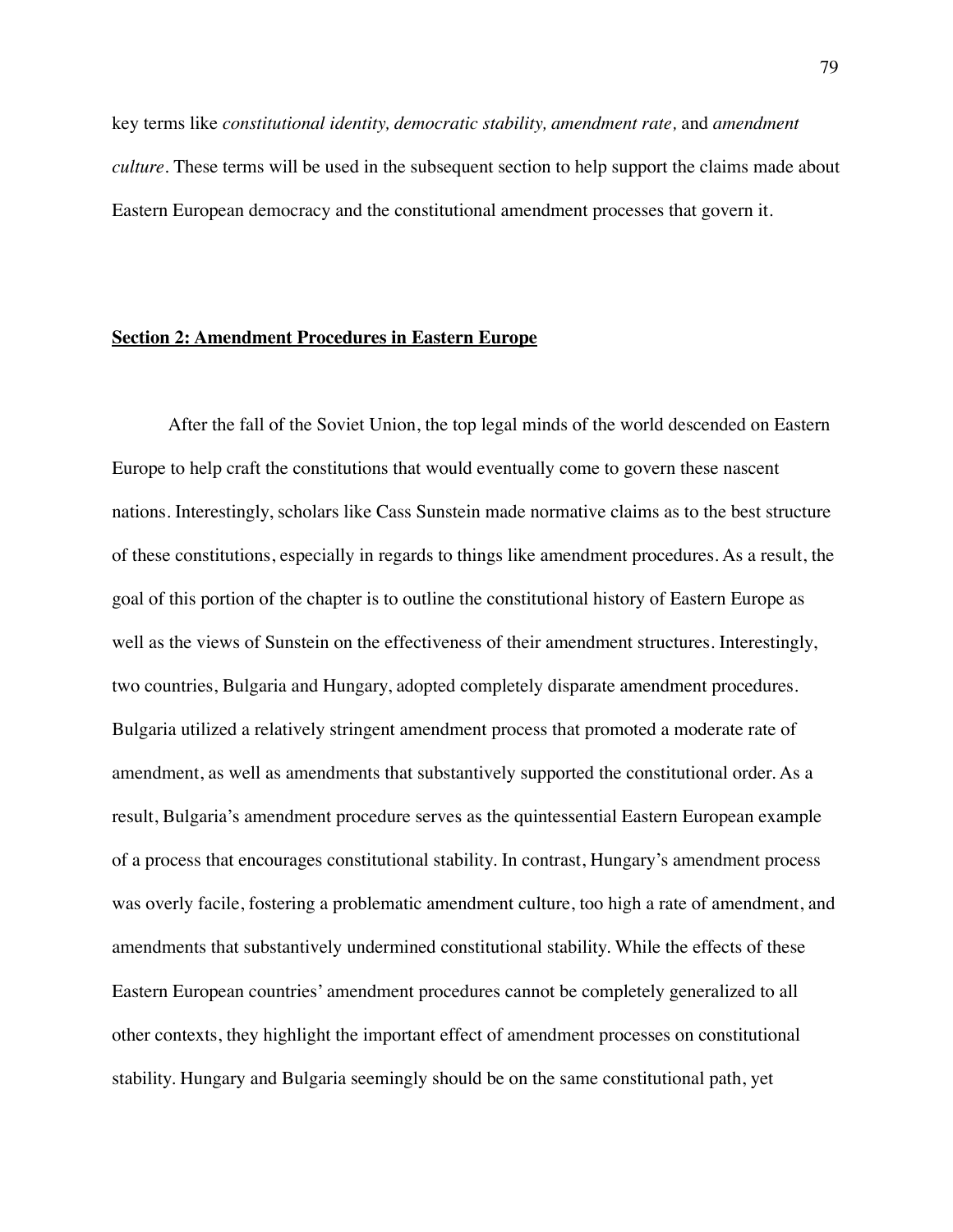key terms like *constitutional identity, democratic stability, amendment rate,* and *amendment culture*. These terms will be used in the subsequent section to help support the claims made about Eastern European democracy and the constitutional amendment processes that govern it.

## **Section 2: Amendment Procedures in Eastern Europe**

After the fall of the Soviet Union, the top legal minds of the world descended on Eastern Europe to help craft the constitutions that would eventually come to govern these nascent nations. Interestingly, scholars like Cass Sunstein made normative claims as to the best structure of these constitutions, especially in regards to things like amendment procedures. As a result, the goal of this portion of the chapter is to outline the constitutional history of Eastern Europe as well as the views of Sunstein on the effectiveness of their amendment structures. Interestingly, two countries, Bulgaria and Hungary, adopted completely disparate amendment procedures. Bulgaria utilized a relatively stringent amendment process that promoted a moderate rate of amendment, as well as amendments that substantively supported the constitutional order. As a result, Bulgaria's amendment procedure serves as the quintessential Eastern European example of a process that encourages constitutional stability. In contrast, Hungary's amendment process was overly facile, fostering a problematic amendment culture, too high a rate of amendment, and amendments that substantively undermined constitutional stability. While the effects of these Eastern European countries' amendment procedures cannot be completely generalized to all other contexts, they highlight the important effect of amendment processes on constitutional stability. Hungary and Bulgaria seemingly should be on the same constitutional path, yet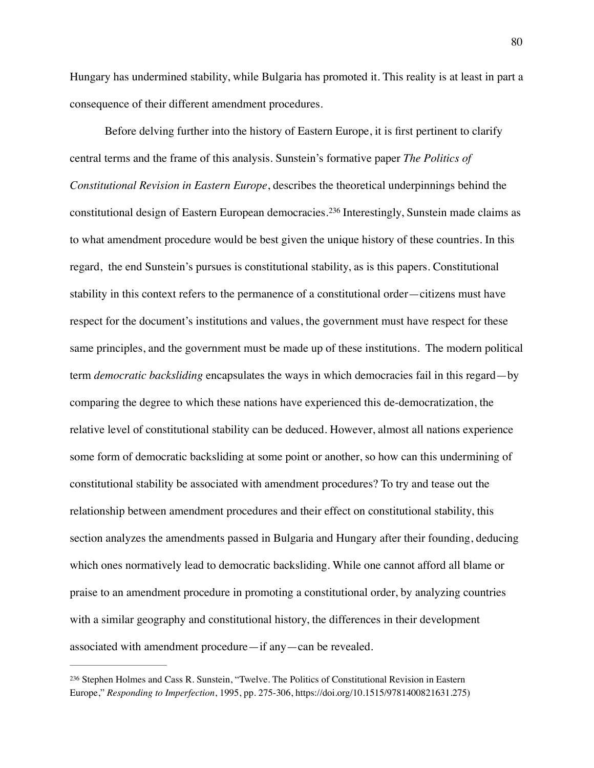Hungary has undermined stability, while Bulgaria has promoted it. This reality is at least in part a consequence of their different amendment procedures.

Before delving further into the history of Eastern Europe, it is first pertinent to clarify central terms and the frame of this analysis. Sunstein's formative paper *The Politics of Constitutional Revision in Eastern Europe*, describes the theoretical underpinnings behind the constitutional design of Eastern European democracies.[236] Interestingly, Sunstein made claims as to what amendment procedure would be best given the unique history of these countries. In this regard, the end Sunstein's pursues is constitutional stability, as is this papers. Constitutional stability in this context refers to the permanence of a constitutional order—citizens must have respect for the document's institutions and values, the government must have respect for these same principles, and the government must be made up of these institutions. The modern political term *democratic backsliding* encapsulates the ways in which democracies fail in this regard—by comparing the degree to which these nations have experienced this de-democratization, the relative level of constitutional stability can be deduced. However, almost all nations experience some form of democratic backsliding at some point or another, so how can this undermining of constitutional stability be associated with amendment procedures? To try and tease out the relationship between amendment procedures and their effect on constitutional stability, this section analyzes the amendments passed in Bulgaria and Hungary after their founding, deducing which ones normatively lead to democratic backsliding. While one cannot afford all blame or praise to an amendment procedure in promoting a constitutional order, by analyzing countries with a similar geography and constitutional history, the differences in their development associated with amendment procedure—if any—can be revealed.

---

[236] Stephen Holmes and Cass R. Sunstein, "Twelve. The Politics of Constitutional Revision in Eastern Europe," *Responding to Imperfection*, 1995, pp. 275-306, https://doi.org/10.1515/9781400821631.275)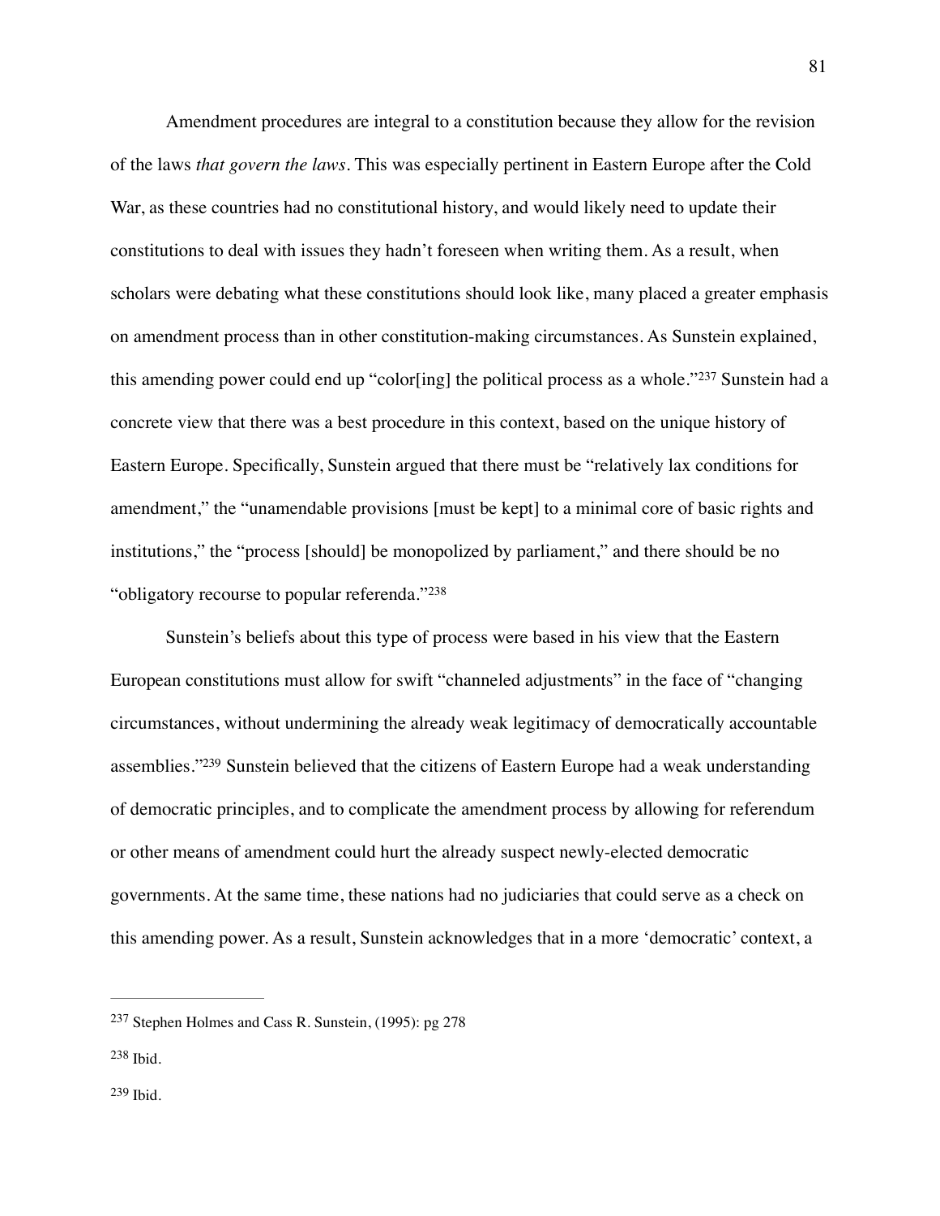Amendment procedures are integral to a constitution because they allow for the revision of the laws *that govern the laws*. This was especially pertinent in Eastern Europe after the Cold War, as these countries had no constitutional history, and would likely need to update their constitutions to deal with issues they hadn't foreseen when writing them. As a result, when scholars were debating what these constitutions should look like, many placed a greater emphasis on amendment process than in other constitution-making circumstances. As Sunstein explained, this amending power could end up "color[ing] the political process as a whole."[237] Sunstein had a concrete view that there was a best procedure in this context, based on the unique history of Eastern Europe. Specifically, Sunstein argued that there must be "relatively lax conditions for amendment," the "unamendable provisions [must be kept] to a minimal core of basic rights and institutions," the "process [should] be monopolized by parliament," and there should be no "obligatory recourse to popular referenda."[238]

Sunstein's beliefs about this type of process were based in his view that the Eastern European constitutions must allow for swift "channeled adjustments" in the face of "changing circumstances, without undermining the already weak legitimacy of democratically accountable assemblies."[239] Sunstein believed that the citizens of Eastern Europe had a weak understanding of democratic principles, and to complicate the amendment process by allowing for referendum or other means of amendment could hurt the already suspect newly-elected democratic governments. At the same time, these nations had no judiciaries that could serve as a check on this amending power. As a result, Sunstein acknowledges that in a more 'democratic' context, a

---

[237] Stephen Holmes and Cass R. Sunstein, (1995): pg 278

[238] Ibid.

[239] Ibid.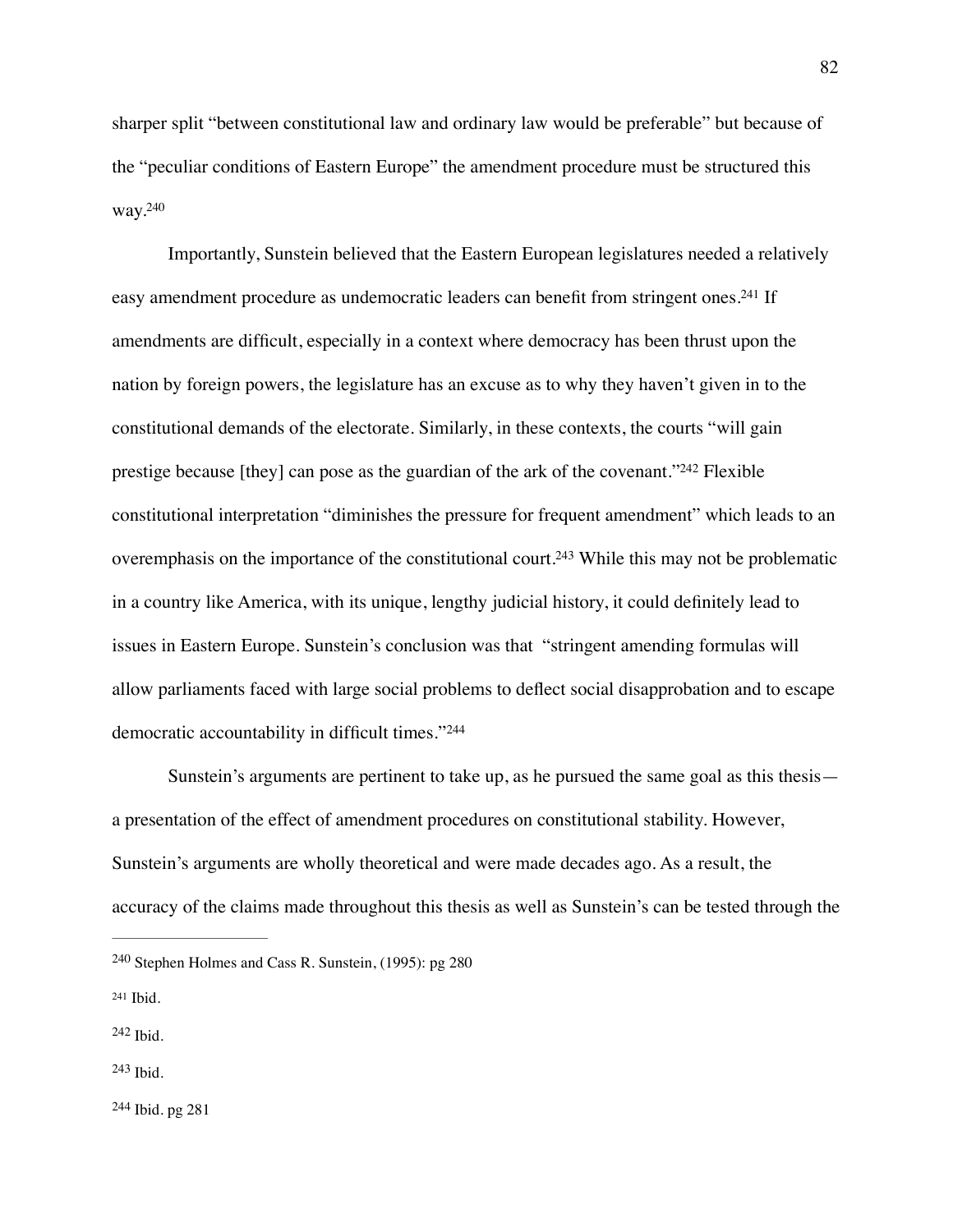sharper split "between constitutional law and ordinary law would be preferable" but because of the "peculiar conditions of Eastern Europe" the amendment procedure must be structured this way.[240]

Importantly, Sunstein believed that the Eastern European legislatures needed a relatively easy amendment procedure as undemocratic leaders can benefit from stringent ones.[241] If amendments are difficult, especially in a context where democracy has been thrust upon the nation by foreign powers, the legislature has an excuse as to why they haven't given in to the constitutional demands of the electorate. Similarly, in these contexts, the courts "will gain prestige because [they] can pose as the guardian of the ark of the covenant."[242] Flexible constitutional interpretation "diminishes the pressure for frequent amendment" which leads to an overemphasis on the importance of the constitutional court.[243] While this may not be problematic in a country like America, with its unique, lengthy judicial history, it could definitely lead to issues in Eastern Europe. Sunstein's conclusion was that "stringent amending formulas will allow parliaments faced with large social problems to deflect social disapprobation and to escape democratic accountability in difficult times."[244]

Sunstein's arguments are pertinent to take up, as he pursued the same goal as this thesis—a presentation of the effect of amendment procedures on constitutional stability. However, Sunstein's arguments are wholly theoretical and were made decades ago. As a result, the accuracy of the claims made throughout this thesis as well as Sunstein's can be tested through the

---

[240] Stephen Holmes and Cass R. Sunstein, (1995): pg 280

[241] Ibid.

[242] Ibid.

[243] Ibid.

[244] Ibid. pg 281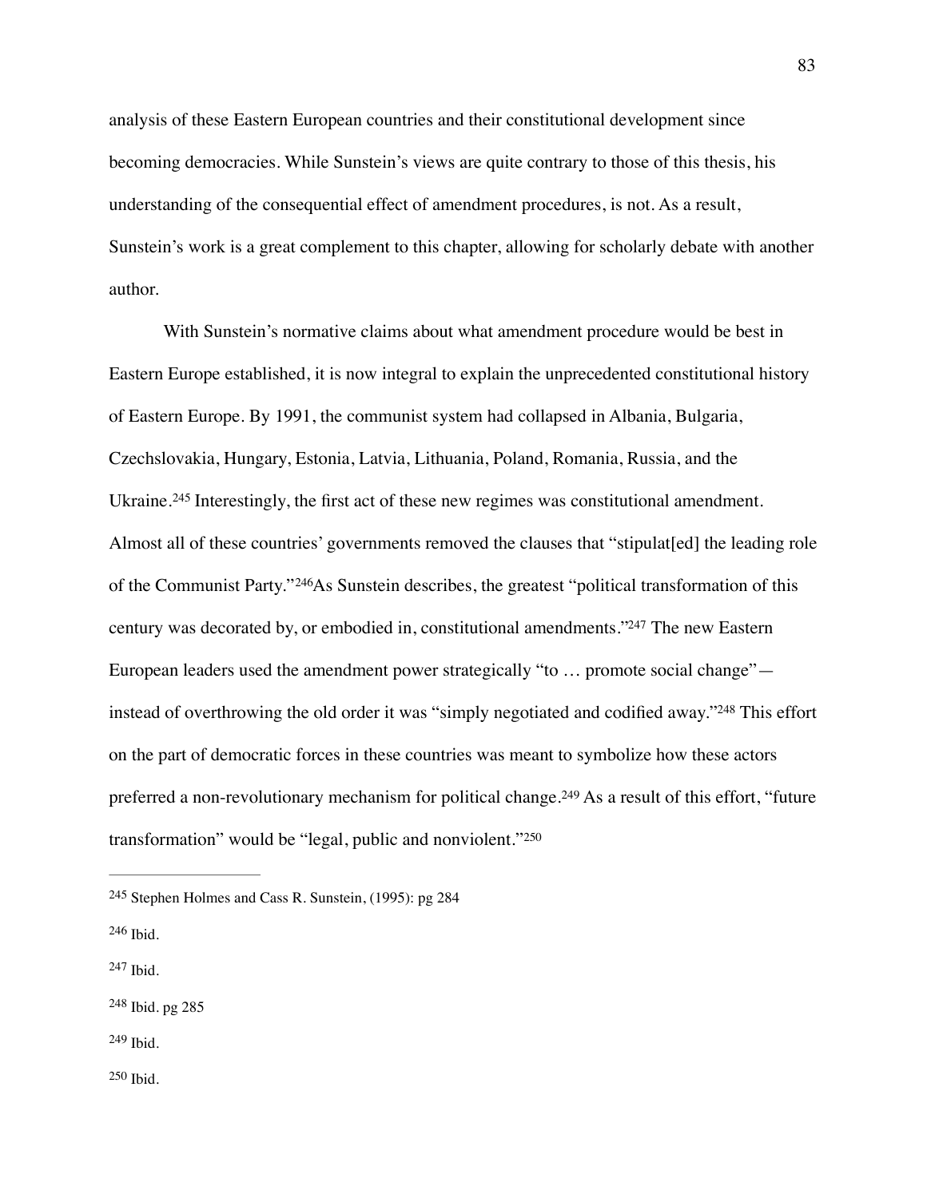analysis of these Eastern European countries and their constitutional development since becoming democracies. While Sunstein's views are quite contrary to those of this thesis, his understanding of the consequential effect of amendment procedures, is not. As a result, Sunstein's work is a great complement to this chapter, allowing for scholarly debate with another author.

With Sunstein's normative claims about what amendment procedure would be best in Eastern Europe established, it is now integral to explain the unprecedented constitutional history of Eastern Europe. By 1991, the communist system had collapsed in Albania, Bulgaria, Czechslovakia, Hungary, Estonia, Latvia, Lithuania, Poland, Romania, Russia, and the Ukraine.[245] Interestingly, the first act of these new regimes was constitutional amendment. Almost all of these countries' governments removed the clauses that "stipulat[ed] the leading role of the Communist Party."[246]As Sunstein describes, the greatest "political transformation of this century was decorated by, or embodied in, constitutional amendments."[247] The new Eastern European leaders used the amendment power strategically "to … promote social change"—instead of overthrowing the old order it was "simply negotiated and codified away."[248] This effort on the part of democratic forces in these countries was meant to symbolize how these actors preferred a non-revolutionary mechanism for political change.[249] As a result of this effort, "future transformation" would be "legal, public and nonviolent."[250]

---

[245] Stephen Holmes and Cass R. Sunstein, (1995): pg 284

[246] Ibid.

[247] Ibid.

[248] Ibid. pg 285

[249] Ibid.

[250] Ibid.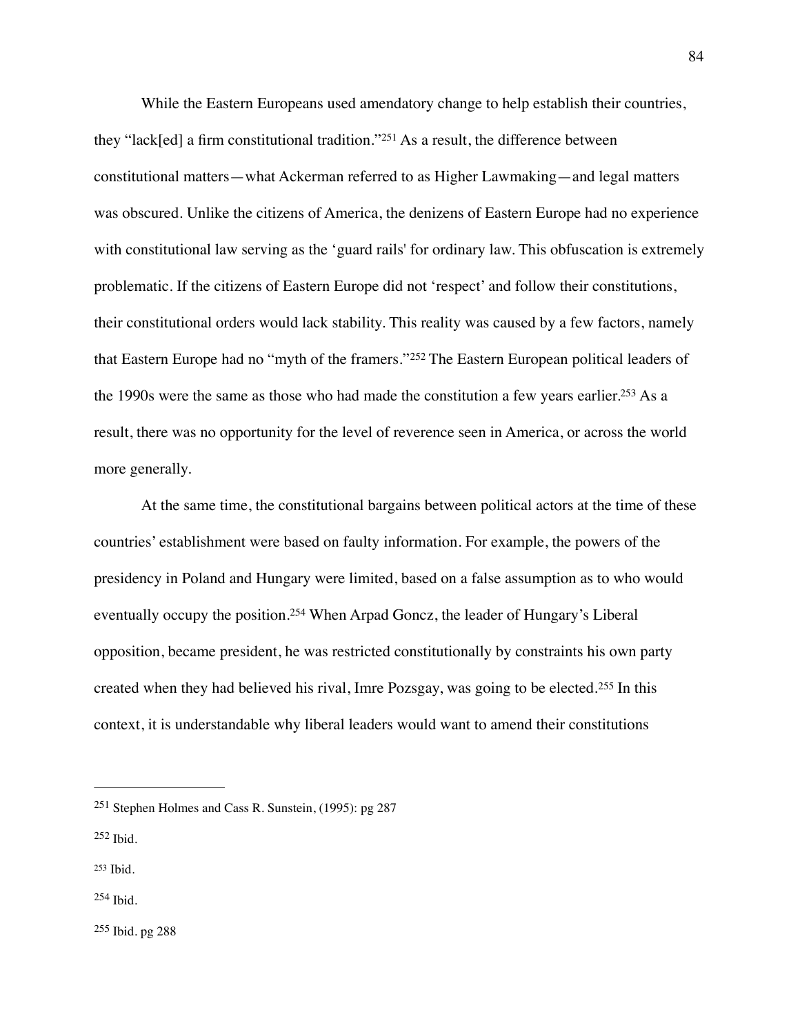While the Eastern Europeans used amendatory change to help establish their countries, they "lack[ed] a firm constitutional tradition."[251] As a result, the difference between constitutional matters—what Ackerman referred to as Higher Lawmaking—and legal matters was obscured. Unlike the citizens of America, the denizens of Eastern Europe had no experience with constitutional law serving as the 'guard rails' for ordinary law. This obfuscation is extremely problematic. If the citizens of Eastern Europe did not 'respect' and follow their constitutions, their constitutional orders would lack stability. This reality was caused by a few factors, namely that Eastern Europe had no "myth of the framers."[252] The Eastern European political leaders of the 1990s were the same as those who had made the constitution a few years earlier.[253] As a result, there was no opportunity for the level of reverence seen in America, or across the world more generally.

At the same time, the constitutional bargains between political actors at the time of these countries' establishment were based on faulty information. For example, the powers of the presidency in Poland and Hungary were limited, based on a false assumption as to who would eventually occupy the position.[254] When Arpad Goncz, the leader of Hungary's Liberal opposition, became president, he was restricted constitutionally by constraints his own party created when they had believed his rival, Imre Pozsgay, was going to be elected.[255] In this context, it is understandable why liberal leaders would want to amend their constitutions

---

[251] Stephen Holmes and Cass R. Sunstein, (1995): pg 287

[252] Ibid.

[253] Ibid.

[254] Ibid.

[255] Ibid. pg 288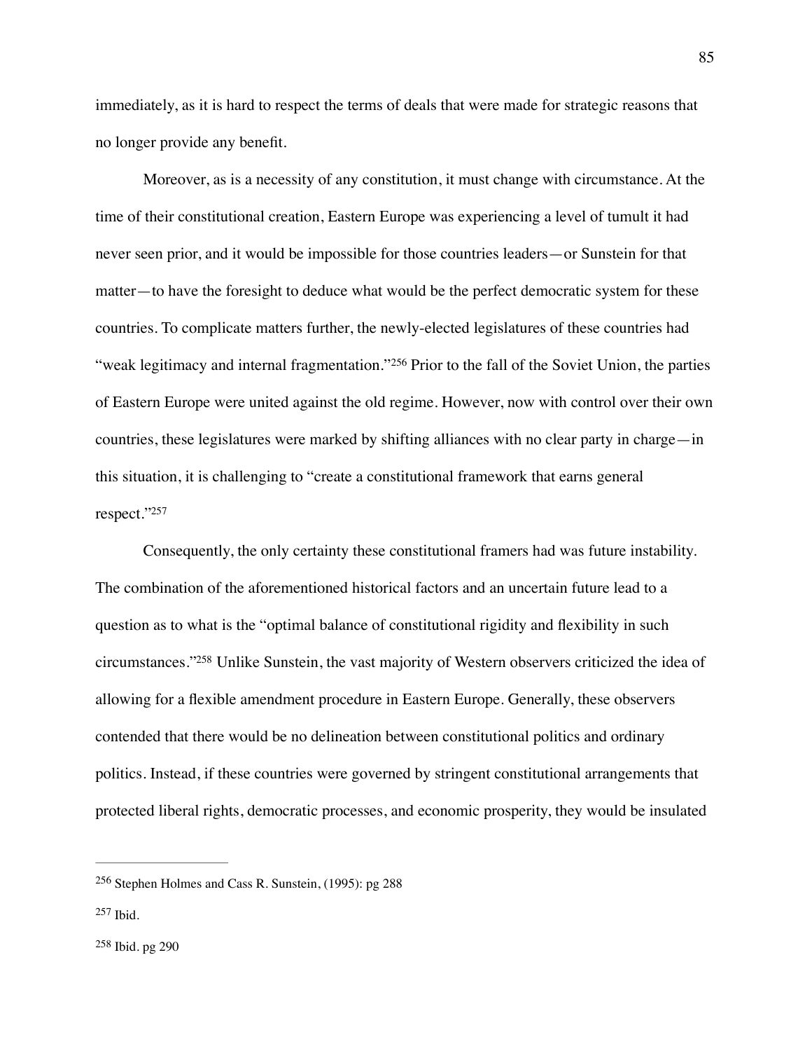immediately, as it is hard to respect the terms of deals that were made for strategic reasons that no longer provide any benefit.

Moreover, as is a necessity of any constitution, it must change with circumstance. At the time of their constitutional creation, Eastern Europe was experiencing a level of tumult it had never seen prior, and it would be impossible for those countries leaders—or Sunstein for that matter—to have the foresight to deduce what would be the perfect democratic system for these countries. To complicate matters further, the newly-elected legislatures of these countries had "weak legitimacy and internal fragmentation."[256] Prior to the fall of the Soviet Union, the parties of Eastern Europe were united against the old regime. However, now with control over their own countries, these legislatures were marked by shifting alliances with no clear party in charge—in this situation, it is challenging to "create a constitutional framework that earns general respect."[257]

Consequently, the only certainty these constitutional framers had was future instability. The combination of the aforementioned historical factors and an uncertain future lead to a question as to what is the "optimal balance of constitutional rigidity and flexibility in such circumstances."[258] Unlike Sunstein, the vast majority of Western observers criticized the idea of allowing for a flexible amendment procedure in Eastern Europe. Generally, these observers contended that there would be no delineation between constitutional politics and ordinary politics. Instead, if these countries were governed by stringent constitutional arrangements that protected liberal rights, democratic processes, and economic prosperity, they would be insulated

---

[256] Stephen Holmes and Cass R. Sunstein, (1995): pg 288

[257] Ibid.

[258] Ibid. pg 290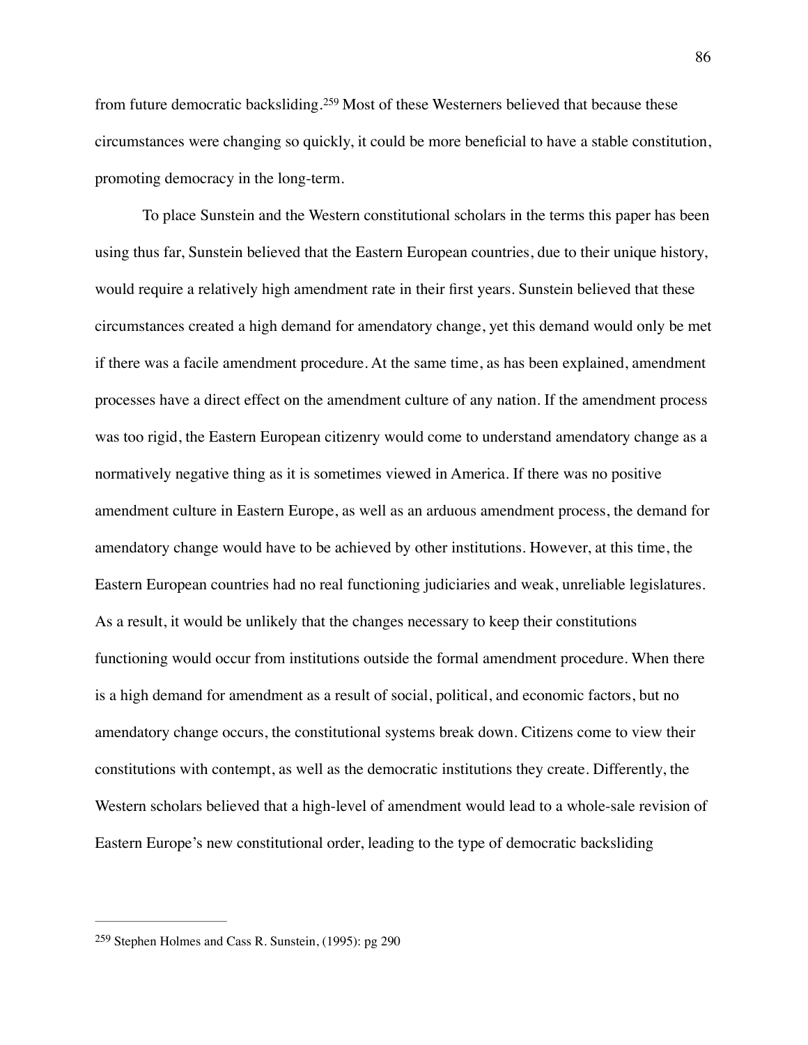from future democratic backsliding.[259] Most of these Westerners believed that because these circumstances were changing so quickly, it could be more beneficial to have a stable constitution, promoting democracy in the long-term.

To place Sunstein and the Western constitutional scholars in the terms this paper has been using thus far, Sunstein believed that the Eastern European countries, due to their unique history, would require a relatively high amendment rate in their first years. Sunstein believed that these circumstances created a high demand for amendatory change, yet this demand would only be met if there was a facile amendment procedure. At the same time, as has been explained, amendment processes have a direct effect on the amendment culture of any nation. If the amendment process was too rigid, the Eastern European citizenry would come to understand amendatory change as a normatively negative thing as it is sometimes viewed in America. If there was no positive amendment culture in Eastern Europe, as well as an arduous amendment process, the demand for amendatory change would have to be achieved by other institutions. However, at this time, the Eastern European countries had no real functioning judiciaries and weak, unreliable legislatures. As a result, it would be unlikely that the changes necessary to keep their constitutions functioning would occur from institutions outside the formal amendment procedure. When there is a high demand for amendment as a result of social, political, and economic factors, but no amendatory change occurs, the constitutional systems break down. Citizens come to view their constitutions with contempt, as well as the democratic institutions they create. Differently, the Western scholars believed that a high-level of amendment would lead to a whole-sale revision of Eastern Europe's new constitutional order, leading to the type of democratic backsliding

---

[259] Stephen Holmes and Cass R. Sunstein, (1995): pg 290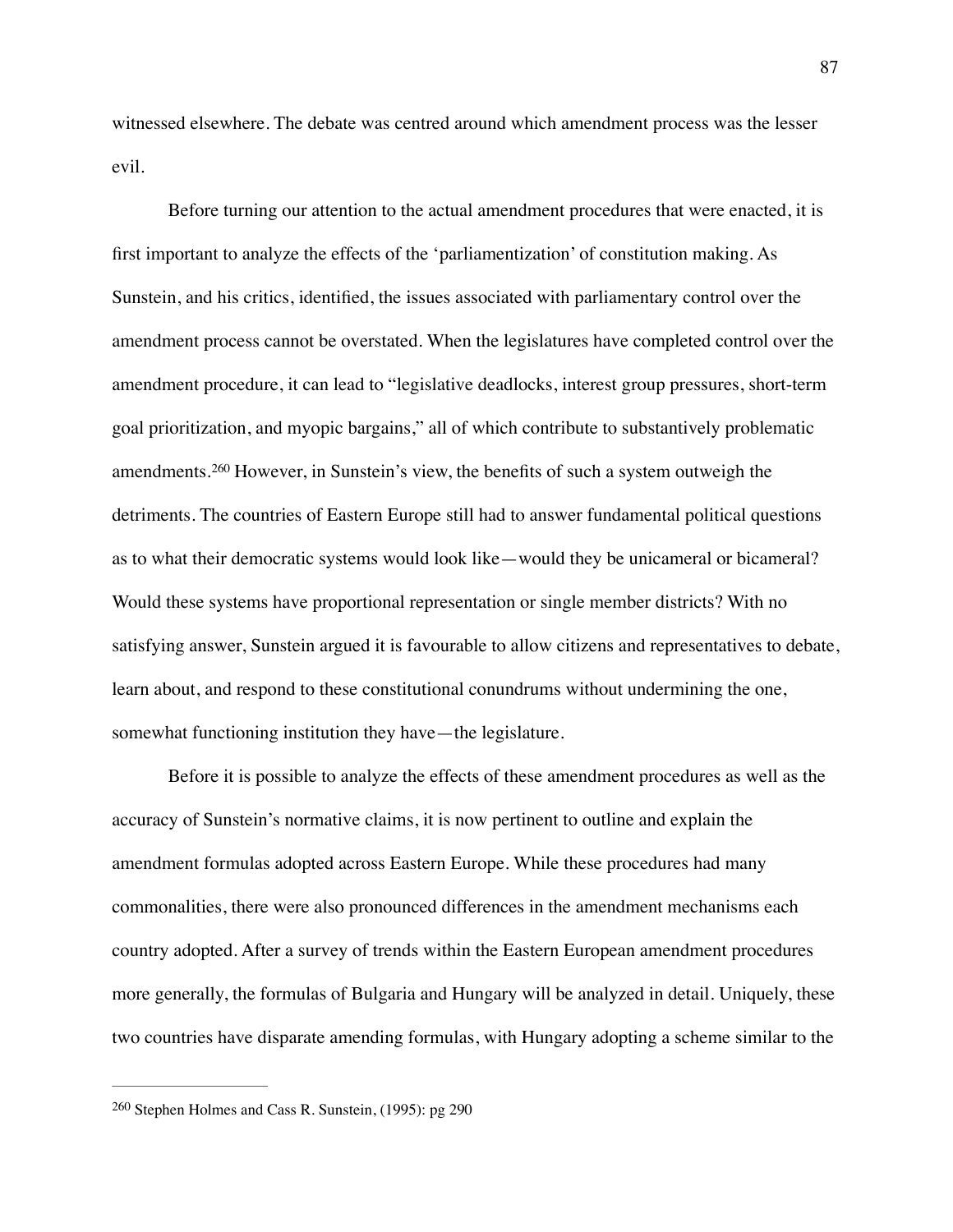witnessed elsewhere. The debate was centred around which amendment process was the lesser evil.

Before turning our attention to the actual amendment procedures that were enacted, it is first important to analyze the effects of the 'parliamentization' of constitution making. As Sunstein, and his critics, identified, the issues associated with parliamentary control over the amendment process cannot be overstated. When the legislatures have completed control over the amendment procedure, it can lead to "legislative deadlocks, interest group pressures, short-term goal prioritization, and myopic bargains," all of which contribute to substantively problematic amendments.[260] However, in Sunstein's view, the benefits of such a system outweigh the detriments. The countries of Eastern Europe still had to answer fundamental political questions as to what their democratic systems would look like—would they be unicameral or bicameral? Would these systems have proportional representation or single member districts? With no satisfying answer, Sunstein argued it is favourable to allow citizens and representatives to debate, learn about, and respond to these constitutional conundrums without undermining the one, somewhat functioning institution they have—the legislature.

Before it is possible to analyze the effects of these amendment procedures as well as the accuracy of Sunstein's normative claims, it is now pertinent to outline and explain the amendment formulas adopted across Eastern Europe. While these procedures had many commonalities, there were also pronounced differences in the amendment mechanisms each country adopted. After a survey of trends within the Eastern European amendment procedures more generally, the formulas of Bulgaria and Hungary will be analyzed in detail. Uniquely, these two countries have disparate amending formulas, with Hungary adopting a scheme similar to the

---

[260] Stephen Holmes and Cass R. Sunstein, (1995): pg 290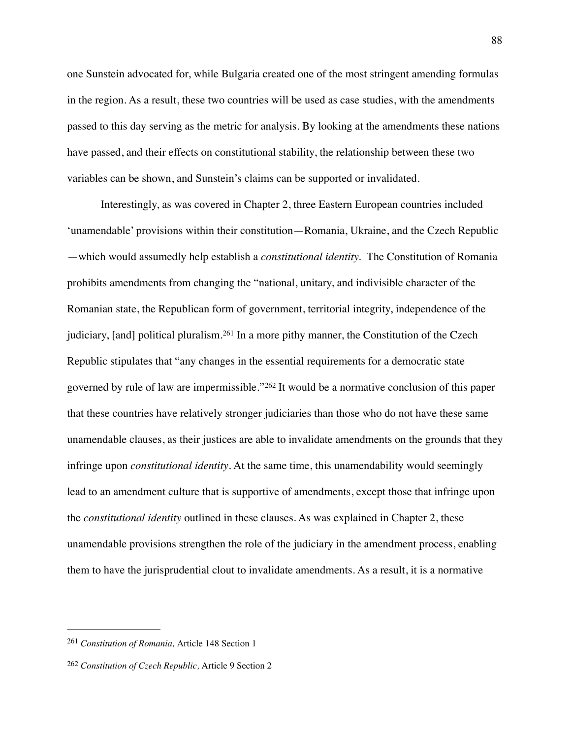one Sunstein advocated for, while Bulgaria created one of the most stringent amending formulas in the region. As a result, these two countries will be used as case studies, with the amendments passed to this day serving as the metric for analysis. By looking at the amendments these nations have passed, and their effects on constitutional stability, the relationship between these two variables can be shown, and Sunstein's claims can be supported or invalidated.

Interestingly, as was covered in Chapter 2, three Eastern European countries included 'unamendable' provisions within their constitution—Romania, Ukraine, and the Czech Republic—which would assumedly help establish a *constitutional identity.* The Constitution of Romania prohibits amendments from changing the "national, unitary, and indivisible character of the Romanian state, the Republican form of government, territorial integrity, independence of the judiciary, [and] political pluralism.[261] In a more pithy manner, the Constitution of the Czech Republic stipulates that "any changes in the essential requirements for a democratic state governed by rule of law are impermissible."[262] It would be a normative conclusion of this paper that these countries have relatively stronger judiciaries than those who do not have these same unamendable clauses, as their justices are able to invalidate amendments on the grounds that they infringe upon *constitutional identity*. At the same time, this unamendability would seemingly lead to an amendment culture that is supportive of amendments, except those that infringe upon the *constitutional identity* outlined in these clauses. As was explained in Chapter 2, these unamendable provisions strengthen the role of the judiciary in the amendment process, enabling them to have the jurisprudential clout to invalidate amendments. As a result, it is a normative

---

[261] *Constitution of Romania,* Article 148 Section 1

[262] *Constitution of Czech Republic,* Article 9 Section 2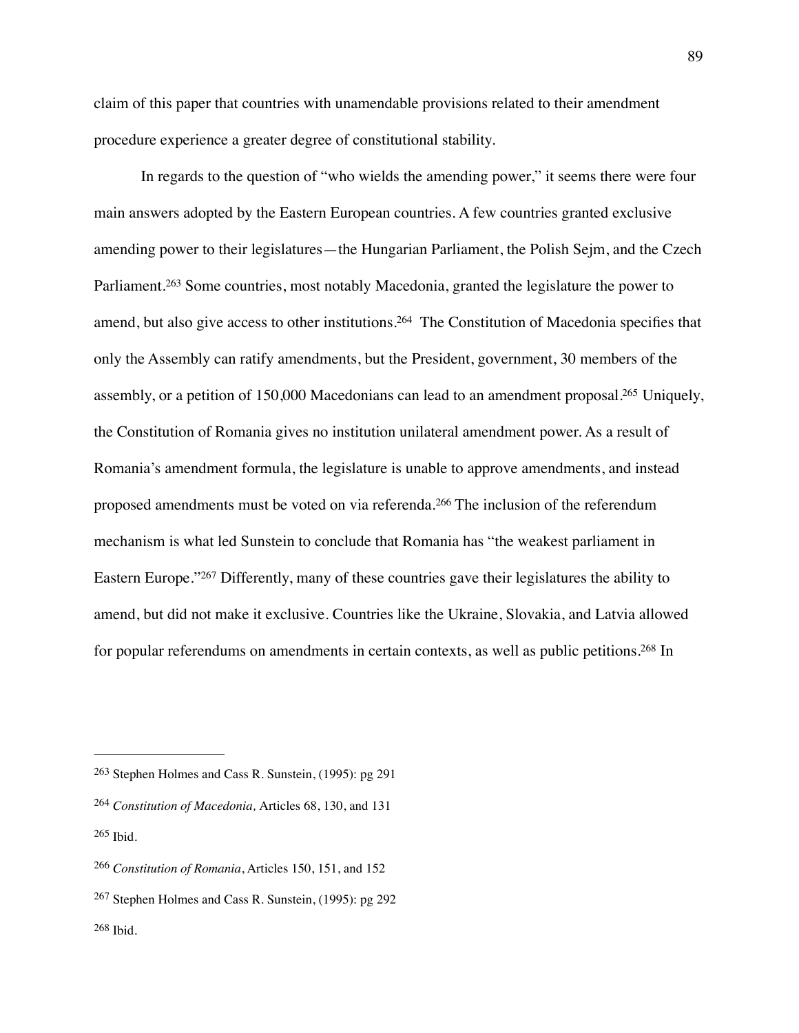claim of this paper that countries with unamendable provisions related to their amendment procedure experience a greater degree of constitutional stability.

In regards to the question of "who wields the amending power," it seems there were four main answers adopted by the Eastern European countries. A few countries granted exclusive amending power to their legislatures—the Hungarian Parliament, the Polish Sejm, and the Czech Parliament.[263] Some countries, most notably Macedonia, granted the legislature the power to amend, but also give access to other institutions.[264] The Constitution of Macedonia specifies that only the Assembly can ratify amendments, but the President, government, 30 members of the assembly, or a petition of 150,000 Macedonians can lead to an amendment proposal.[265] Uniquely, the Constitution of Romania gives no institution unilateral amendment power. As a result of Romania's amendment formula, the legislature is unable to approve amendments, and instead proposed amendments must be voted on via referenda.[266] The inclusion of the referendum mechanism is what led Sunstein to conclude that Romania has "the weakest parliament in Eastern Europe."[267] Differently, many of these countries gave their legislatures the ability to amend, but did not make it exclusive. Countries like the Ukraine, Slovakia, and Latvia allowed for popular referendums on amendments in certain contexts, as well as public petitions.[268] In

---

[263] Stephen Holmes and Cass R. Sunstein, (1995): pg 291

[264] *Constitution of Macedonia,* Articles 68, 130, and 131

[265] Ibid.

[266] *Constitution of Romania*, Articles 150, 151, and 152

[267] Stephen Holmes and Cass R. Sunstein, (1995): pg 292

[268] Ibid.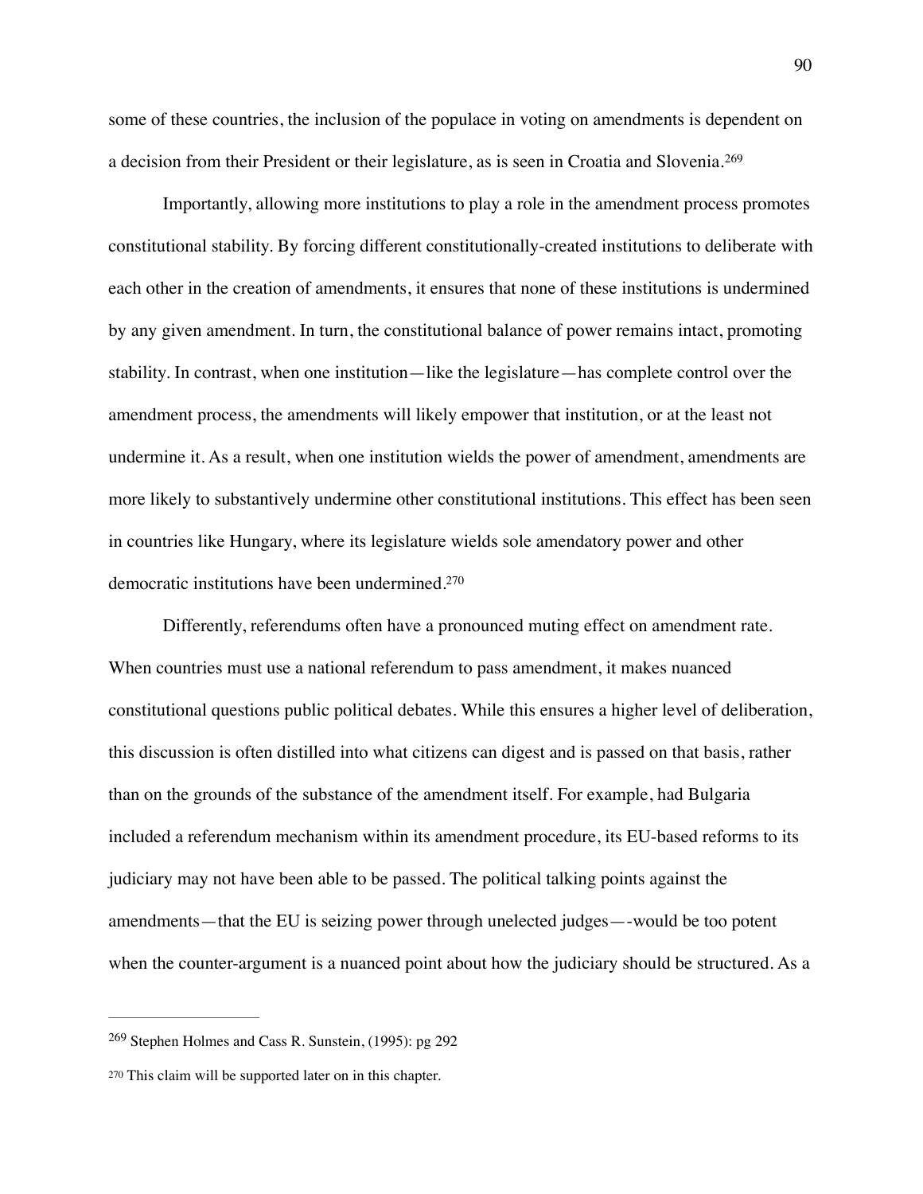some of these countries, the inclusion of the populace in voting on amendments is dependent on a decision from their President or their legislature, as is seen in Croatia and Slovenia.[269]

Importantly, allowing more institutions to play a role in the amendment process promotes constitutional stability. By forcing different constitutionally-created institutions to deliberate with each other in the creation of amendments, it ensures that none of these institutions is undermined by any given amendment. In turn, the constitutional balance of power remains intact, promoting stability. In contrast, when one institution—like the legislature—has complete control over the amendment process, the amendments will likely empower that institution, or at the least not undermine it. As a result, when one institution wields the power of amendment, amendments are more likely to substantively undermine other constitutional institutions. This effect has been seen in countries like Hungary, where its legislature wields sole amendatory power and other democratic institutions have been undermined.[270]

Differently, referendums often have a pronounced muting effect on amendment rate. When countries must use a national referendum to pass amendment, it makes nuanced constitutional questions public political debates. While this ensures a higher level of deliberation, this discussion is often distilled into what citizens can digest and is passed on that basis, rather than on the grounds of the substance of the amendment itself. For example, had Bulgaria included a referendum mechanism within its amendment procedure, its EU-based reforms to its judiciary may not have been able to be passed. The political talking points against the amendments—that the EU is seizing power through unelected judges—-would be too potent when the counter-argument is a nuanced point about how the judiciary should be structured. As a

---

[269] Stephen Holmes and Cass R. Sunstein, (1995): pg 292

[270] This claim will be supported later on in this chapter.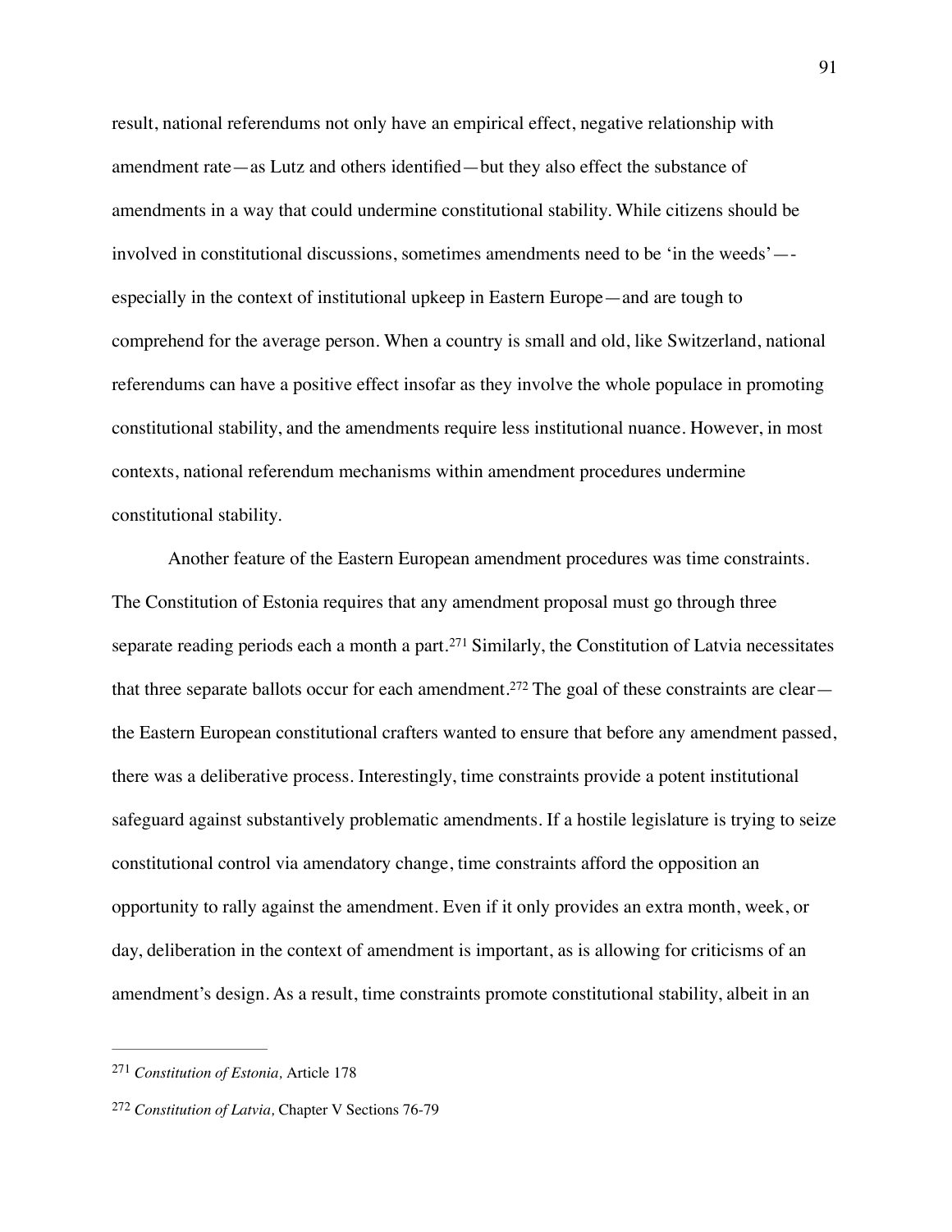result, national referendums not only have an empirical effect, negative relationship with amendment rate—as Lutz and others identified—but they also effect the substance of amendments in a way that could undermine constitutional stability. While citizens should be involved in constitutional discussions, sometimes amendments need to be 'in the weeds'—-especially in the context of institutional upkeep in Eastern Europe—and are tough to comprehend for the average person. When a country is small and old, like Switzerland, national referendums can have a positive effect insofar as they involve the whole populace in promoting constitutional stability, and the amendments require less institutional nuance. However, in most contexts, national referendum mechanisms within amendment procedures undermine constitutional stability.

Another feature of the Eastern European amendment procedures was time constraints. The Constitution of Estonia requires that any amendment proposal must go through three separate reading periods each a month a part.[271] Similarly, the Constitution of Latvia necessitates that three separate ballots occur for each amendment.[272] The goal of these constraints are clear—the Eastern European constitutional crafters wanted to ensure that before any amendment passed, there was a deliberative process. Interestingly, time constraints provide a potent institutional safeguard against substantively problematic amendments. If a hostile legislature is trying to seize constitutional control via amendatory change, time constraints afford the opposition an opportunity to rally against the amendment. Even if it only provides an extra month, week, or day, deliberation in the context of amendment is important, as is allowing for criticisms of an amendment's design. As a result, time constraints promote constitutional stability, albeit in an

---

[271] *Constitution of Estonia,* Article 178

[272] *Constitution of Latvia,* Chapter V Sections 76-79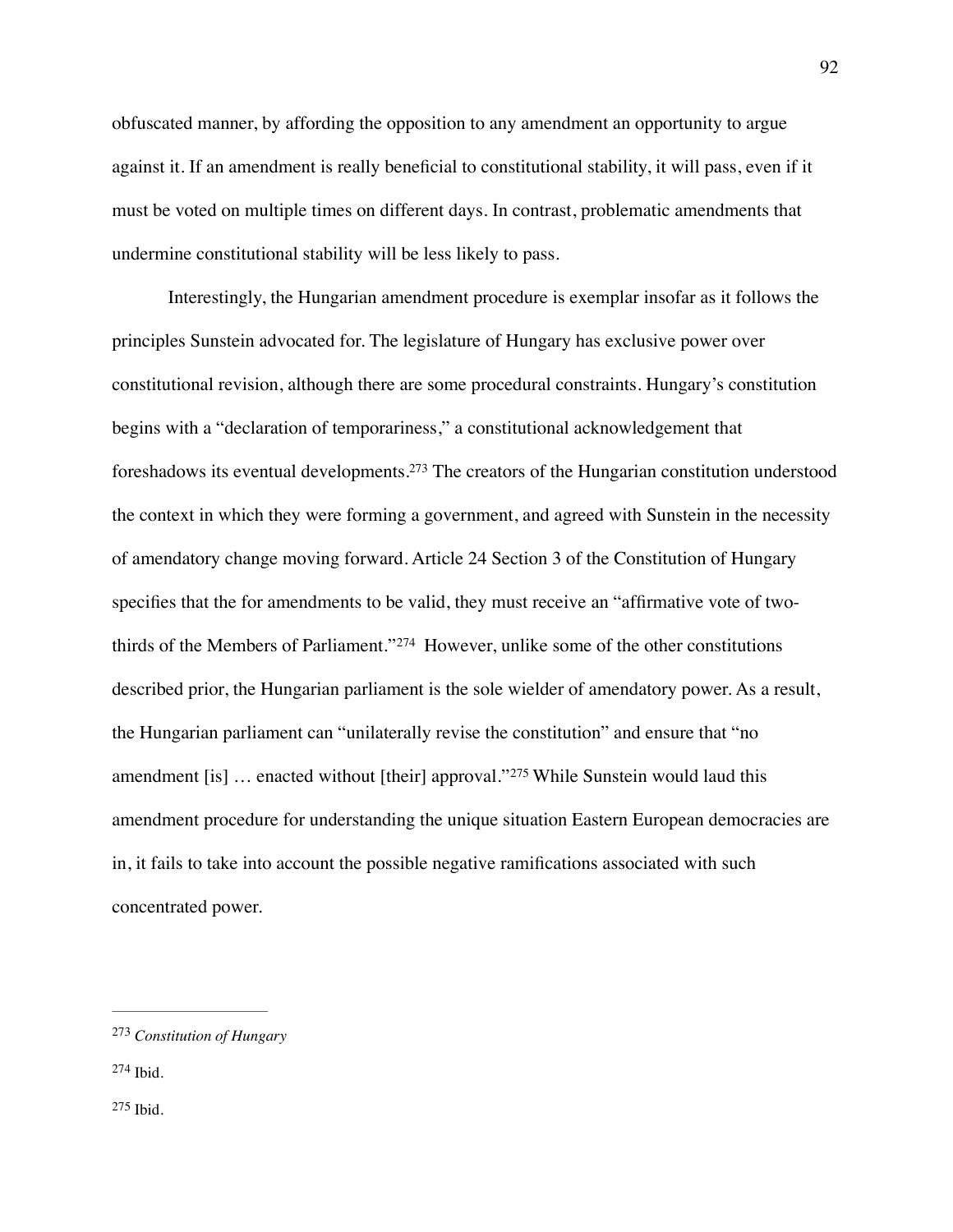obfuscated manner, by affording the opposition to any amendment an opportunity to argue against it. If an amendment is really beneficial to constitutional stability, it will pass, even if it must be voted on multiple times on different days. In contrast, problematic amendments that undermine constitutional stability will be less likely to pass.

Interestingly, the Hungarian amendment procedure is exemplar insofar as it follows the principles Sunstein advocated for. The legislature of Hungary has exclusive power over constitutional revision, although there are some procedural constraints. Hungary's constitution begins with a "declaration of temporariness," a constitutional acknowledgement that foreshadows its eventual developments.[273] The creators of the Hungarian constitution understood the context in which they were forming a government, and agreed with Sunstein in the necessity of amendatory change moving forward. Article 24 Section 3 of the Constitution of Hungary specifies that the for amendments to be valid, they must receive an "affirmative vote of two-thirds of the Members of Parliament."[274] However, unlike some of the other constitutions described prior, the Hungarian parliament is the sole wielder of amendatory power. As a result, the Hungarian parliament can "unilaterally revise the constitution" and ensure that "no amendment [is] … enacted without [their] approval."[275] While Sunstein would laud this amendment procedure for understanding the unique situation Eastern European democracies are in, it fails to take into account the possible negative ramifications associated with such concentrated power.

---

[273] *Constitution of Hungary*

[274] Ibid.

[275] Ibid.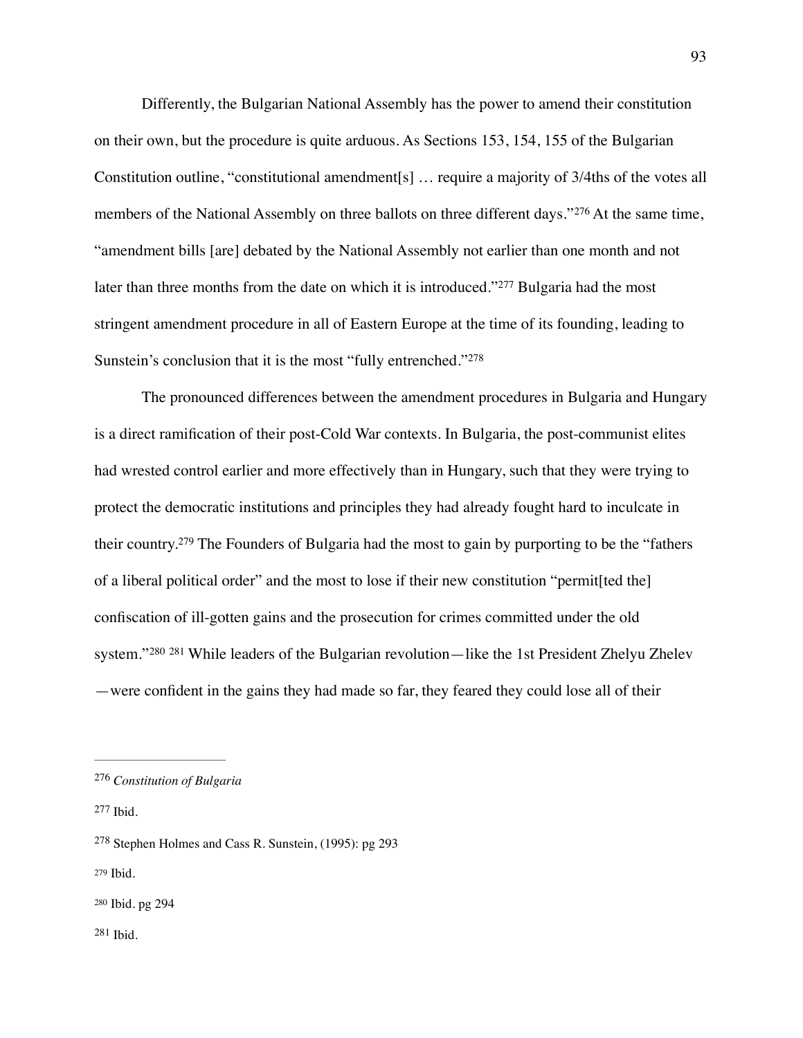Differently, the Bulgarian National Assembly has the power to amend their constitution on their own, but the procedure is quite arduous. As Sections 153, 154, 155 of the Bulgarian Constitution outline, "constitutional amendment[s] … require a majority of 3/4ths of the votes all members of the National Assembly on three ballots on three different days."[276] At the same time, "amendment bills [are] debated by the National Assembly not earlier than one month and not later than three months from the date on which it is introduced."[277] Bulgaria had the most stringent amendment procedure in all of Eastern Europe at the time of its founding, leading to Sunstein's conclusion that it is the most "fully entrenched."[278]

The pronounced differences between the amendment procedures in Bulgaria and Hungary is a direct ramification of their post-Cold War contexts. In Bulgaria, the post-communist elites had wrested control earlier and more effectively than in Hungary, such that they were trying to protect the democratic institutions and principles they had already fought hard to inculcate in their country.[279] The Founders of Bulgaria had the most to gain by purporting to be the "fathers of a liberal political order" and the most to lose if their new constitution "permit[ted the] confiscation of ill-gotten gains and the prosecution for crimes committed under the old system."[280] [281] While leaders of the Bulgarian revolution—like the 1st President Zhelyu Zhelev—were confident in the gains they had made so far, they feared they could lose all of their

---

[276] *Constitution of Bulgaria*

[277] Ibid.

[278] Stephen Holmes and Cass R. Sunstein, (1995): pg 293

[279] Ibid.

[280] Ibid. pg 294

[281] Ibid.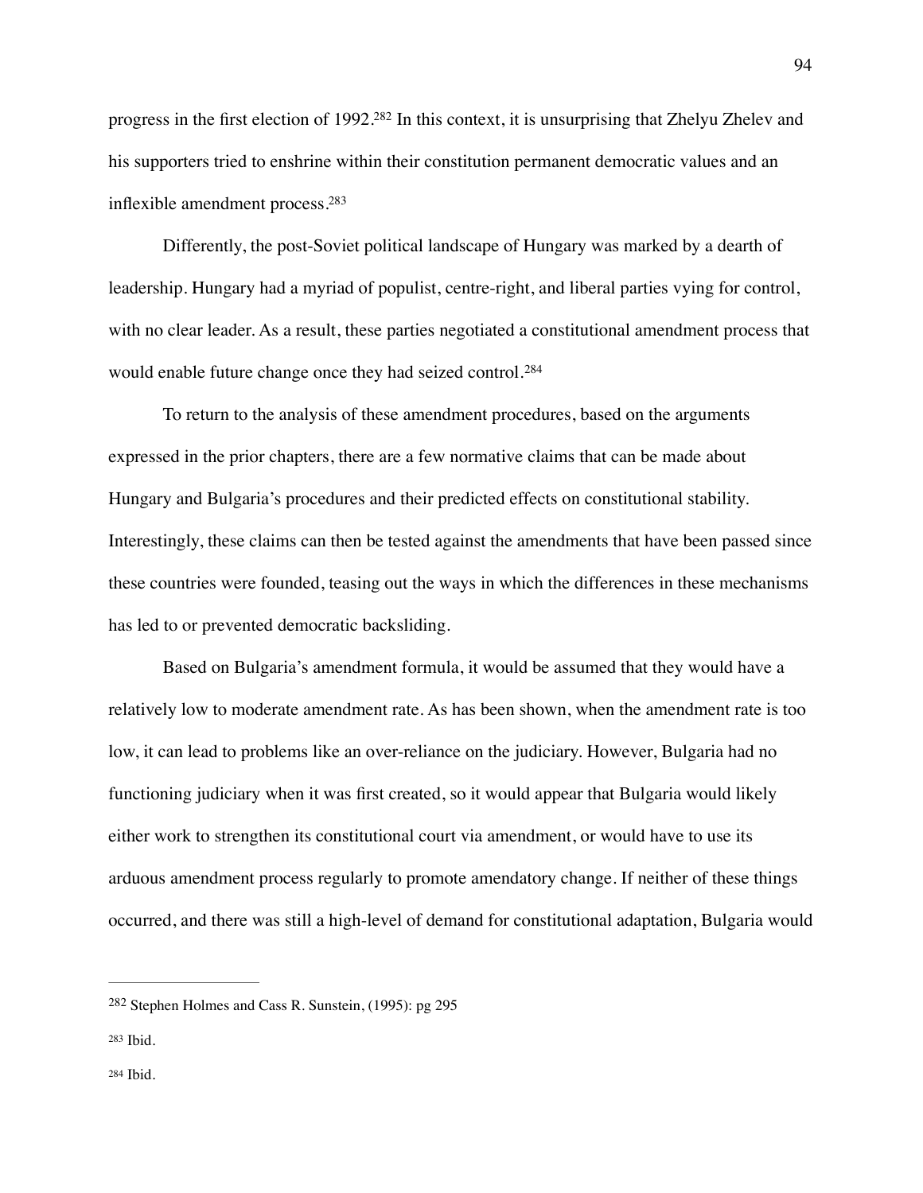progress in the first election of 1992.[282] In this context, it is unsurprising that Zhelyu Zhelev and his supporters tried to enshrine within their constitution permanent democratic values and an inflexible amendment process.[283]

Differently, the post-Soviet political landscape of Hungary was marked by a dearth of leadership. Hungary had a myriad of populist, centre-right, and liberal parties vying for control, with no clear leader. As a result, these parties negotiated a constitutional amendment process that would enable future change once they had seized control.[284]

To return to the analysis of these amendment procedures, based on the arguments expressed in the prior chapters, there are a few normative claims that can be made about Hungary and Bulgaria's procedures and their predicted effects on constitutional stability. Interestingly, these claims can then be tested against the amendments that have been passed since these countries were founded, teasing out the ways in which the differences in these mechanisms has led to or prevented democratic backsliding.

Based on Bulgaria's amendment formula, it would be assumed that they would have a relatively low to moderate amendment rate. As has been shown, when the amendment rate is too low, it can lead to problems like an over-reliance on the judiciary. However, Bulgaria had no functioning judiciary when it was first created, so it would appear that Bulgaria would likely either work to strengthen its constitutional court via amendment, or would have to use its arduous amendment process regularly to promote amendatory change. If neither of these things occurred, and there was still a high-level of demand for constitutional adaptation, Bulgaria would

---

[282] Stephen Holmes and Cass R. Sunstein, (1995): pg 295

[283] Ibid.

[284] Ibid.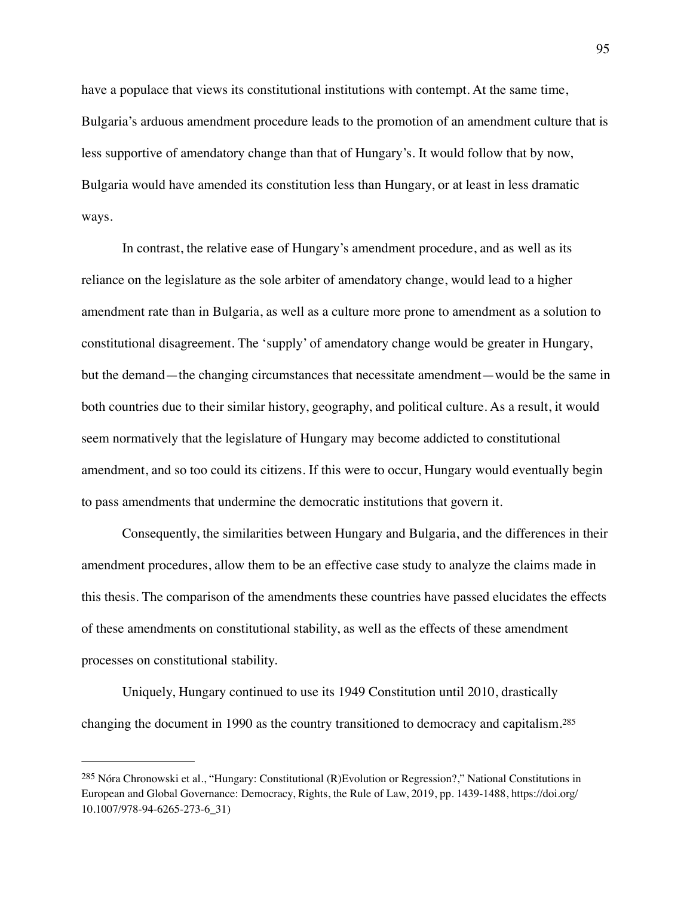have a populace that views its constitutional institutions with contempt. At the same time, Bulgaria's arduous amendment procedure leads to the promotion of an amendment culture that is less supportive of amendatory change than that of Hungary's. It would follow that by now, Bulgaria would have amended its constitution less than Hungary, or at least in less dramatic ways.

In contrast, the relative ease of Hungary's amendment procedure, and as well as its reliance on the legislature as the sole arbiter of amendatory change, would lead to a higher amendment rate than in Bulgaria, as well as a culture more prone to amendment as a solution to constitutional disagreement. The 'supply' of amendatory change would be greater in Hungary, but the demand—the changing circumstances that necessitate amendment—would be the same in both countries due to their similar history, geography, and political culture. As a result, it would seem normatively that the legislature of Hungary may become addicted to constitutional amendment, and so too could its citizens. If this were to occur, Hungary would eventually begin to pass amendments that undermine the democratic institutions that govern it.

Consequently, the similarities between Hungary and Bulgaria, and the differences in their amendment procedures, allow them to be an effective case study to analyze the claims made in this thesis. The comparison of the amendments these countries have passed elucidates the effects of these amendments on constitutional stability, as well as the effects of these amendment processes on constitutional stability.

Uniquely, Hungary continued to use its 1949 Constitution until 2010, drastically changing the document in 1990 as the country transitioned to democracy and capitalism.[285]

---

[285] Nóra Chronowski et al., "Hungary: Constitutional (R)Evolution or Regression?," National Constitutions in European and Global Governance: Democracy, Rights, the Rule of Law, 2019, pp. 1439-1488, https://doi.org/10.1007/978-94-6265-273-6_31)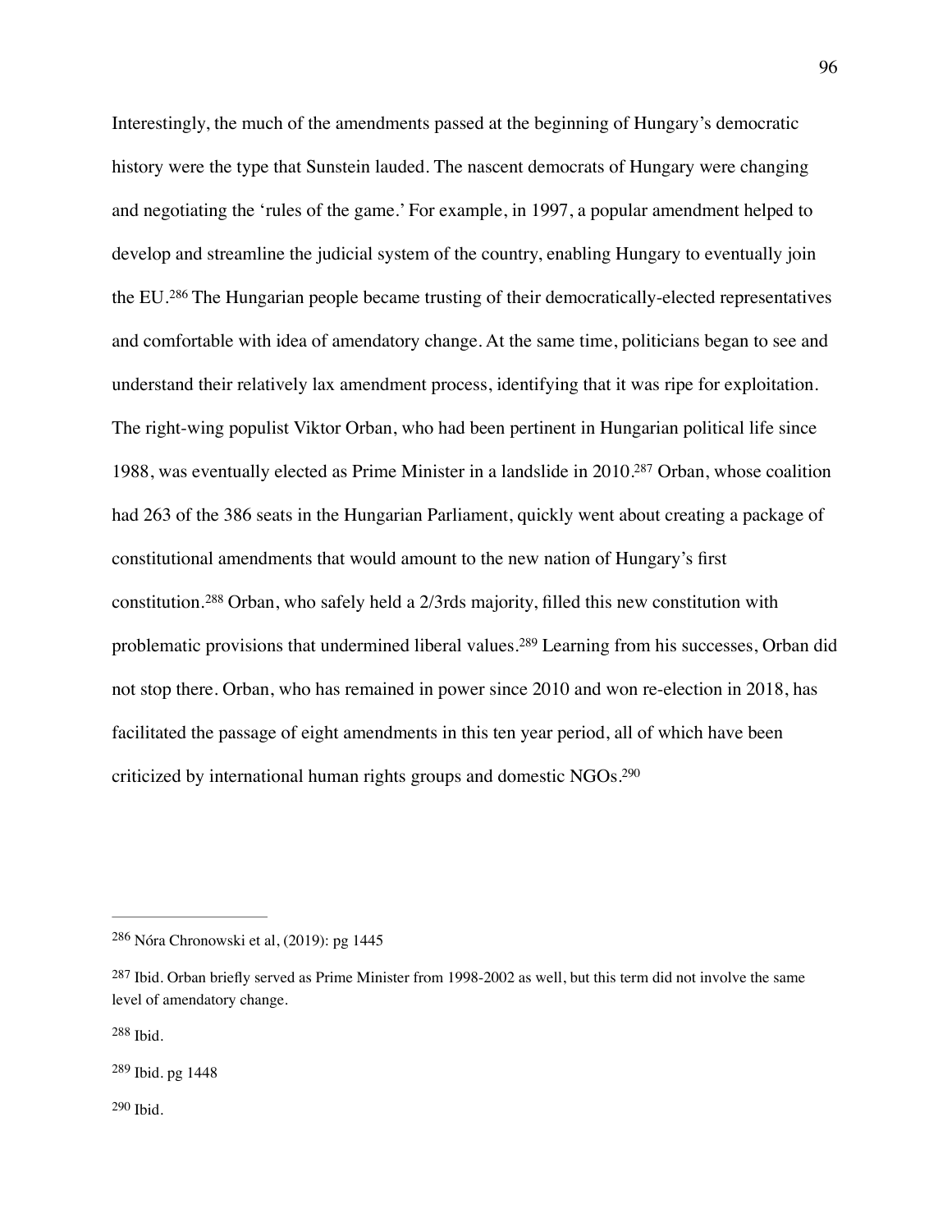Interestingly, the much of the amendments passed at the beginning of Hungary's democratic history were the type that Sunstein lauded. The nascent democrats of Hungary were changing and negotiating the 'rules of the game.' For example, in 1997, a popular amendment helped to develop and streamline the judicial system of the country, enabling Hungary to eventually join the EU.[286] The Hungarian people became trusting of their democratically-elected representatives and comfortable with idea of amendatory change. At the same time, politicians began to see and understand their relatively lax amendment process, identifying that it was ripe for exploitation. The right-wing populist Viktor Orban, who had been pertinent in Hungarian political life since 1988, was eventually elected as Prime Minister in a landslide in 2010.[287] Orban, whose coalition had 263 of the 386 seats in the Hungarian Parliament, quickly went about creating a package of constitutional amendments that would amount to the new nation of Hungary's first constitution.[288] Orban, who safely held a 2/3rds majority, filled this new constitution with problematic provisions that undermined liberal values.[289] Learning from his successes, Orban did not stop there. Orban, who has remained in power since 2010 and won re-election in 2018, has facilitated the passage of eight amendments in this ten year period, all of which have been criticized by international human rights groups and domestic NGOs.[290]

---

[286] Nóra Chronowski et al, (2019): pg 1445

[287] Ibid. Orban briefly served as Prime Minister from 1998-2002 as well, but this term did not involve the same level of amendatory change.

[288] Ibid.

[289] Ibid. pg 1448

[290] Ibid.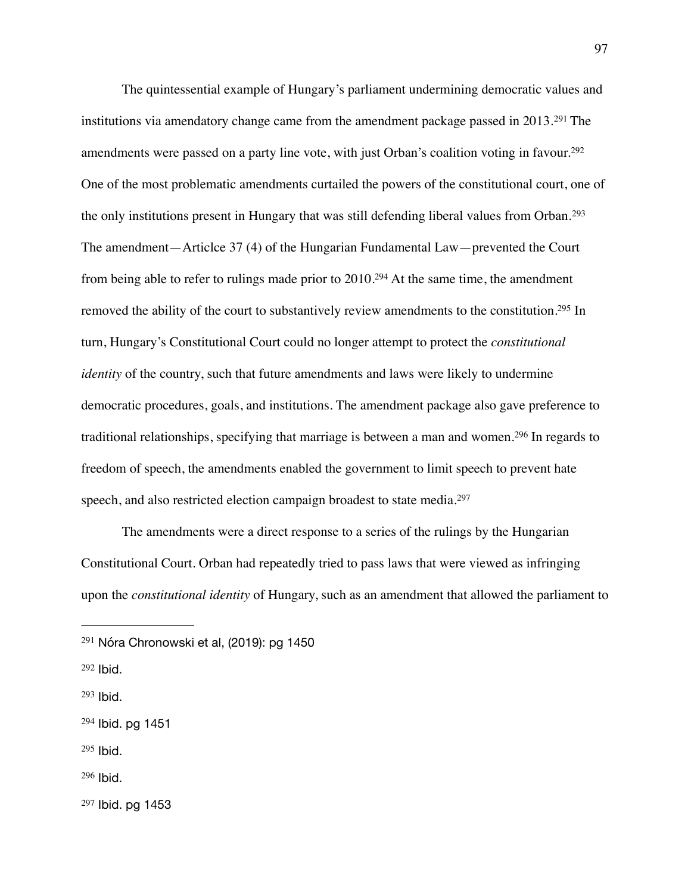The quintessential example of Hungary's parliament undermining democratic values and institutions via amendatory change came from the amendment package passed in 2013.[291] The amendments were passed on a party line vote, with just Orban's coalition voting in favour.[292] One of the most problematic amendments curtailed the powers of the constitutional court, one of the only institutions present in Hungary that was still defending liberal values from Orban.[293] The amendment—Articlce 37 (4) of the Hungarian Fundamental Law—prevented the Court from being able to refer to rulings made prior to 2010.[294] At the same time, the amendment removed the ability of the court to substantively review amendments to the constitution.[295] In turn, Hungary's Constitutional Court could no longer attempt to protect the *constitutional identity* of the country, such that future amendments and laws were likely to undermine democratic procedures, goals, and institutions. The amendment package also gave preference to traditional relationships, specifying that marriage is between a man and women.[296] In regards to freedom of speech, the amendments enabled the government to limit speech to prevent hate speech, and also restricted election campaign broadest to state media.[297]

The amendments were a direct response to a series of the rulings by the Hungarian Constitutional Court. Orban had repeatedly tried to pass laws that were viewed as infringing upon the *constitutional identity* of Hungary, such as an amendment that allowed the parliament to

---

[291] Nóra Chronowski et al, (2019): pg 1450

[292] Ibid.

[293] Ibid.

[294] Ibid. pg 1451

[295] Ibid.

[296] Ibid.

[297] Ibid. pg 1453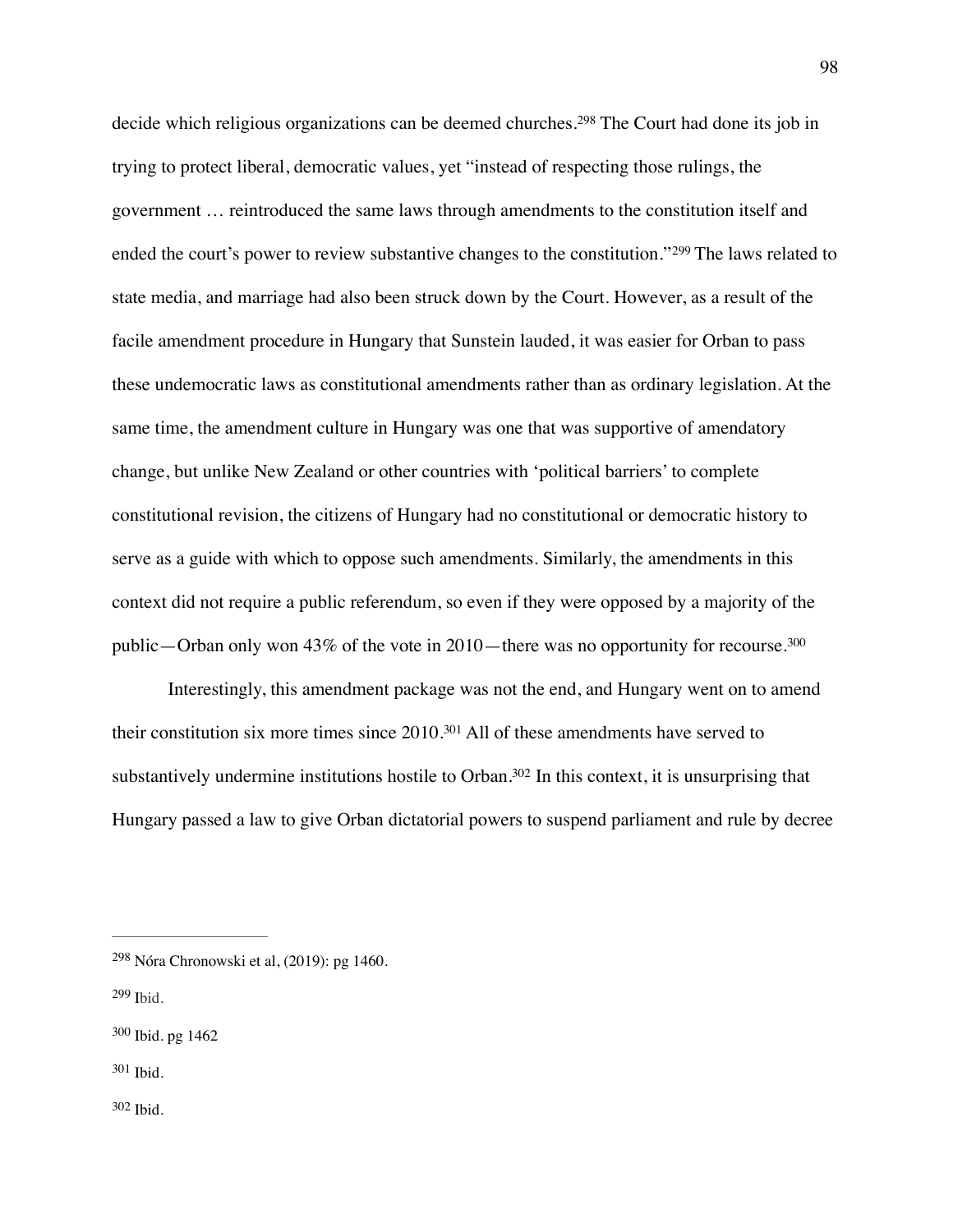decide which religious organizations can be deemed churches.[298] The Court had done its job in trying to protect liberal, democratic values, yet "instead of respecting those rulings, the government … reintroduced the same laws through amendments to the constitution itself and ended the court's power to review substantive changes to the constitution."[299] The laws related to state media, and marriage had also been struck down by the Court. However, as a result of the facile amendment procedure in Hungary that Sunstein lauded, it was easier for Orban to pass these undemocratic laws as constitutional amendments rather than as ordinary legislation. At the same time, the amendment culture in Hungary was one that was supportive of amendatory change, but unlike New Zealand or other countries with 'political barriers' to complete constitutional revision, the citizens of Hungary had no constitutional or democratic history to serve as a guide with which to oppose such amendments. Similarly, the amendments in this context did not require a public referendum, so even if they were opposed by a majority of the public—Orban only won 43% of the vote in 2010—there was no opportunity for recourse.[300]

Interestingly, this amendment package was not the end, and Hungary went on to amend their constitution six more times since 2010.[301] All of these amendments have served to substantively undermine institutions hostile to Orban.[302] In this context, it is unsurprising that Hungary passed a law to give Orban dictatorial powers to suspend parliament and rule by decree

---

[298] Nóra Chronowski et al, (2019): pg 1460.

[299] Ibid.

[300] Ibid. pg 1462

[301] Ibid.

[302] Ibid.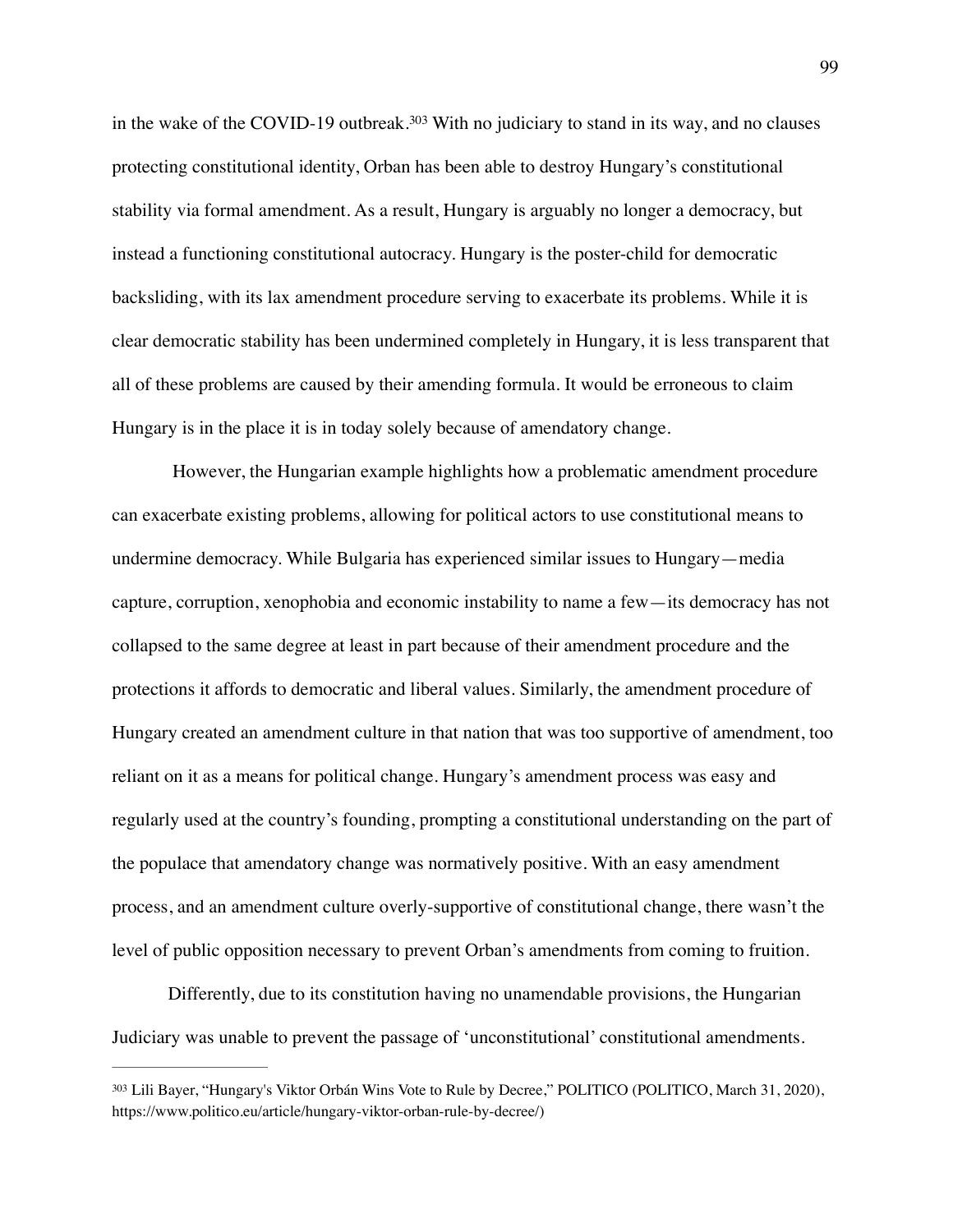in the wake of the COVID-19 outbreak.[303] With no judiciary to stand in its way, and no clauses protecting constitutional identity, Orban has been able to destroy Hungary's constitutional stability via formal amendment. As a result, Hungary is arguably no longer a democracy, but instead a functioning constitutional autocracy. Hungary is the poster-child for democratic backsliding, with its lax amendment procedure serving to exacerbate its problems. While it is clear democratic stability has been undermined completely in Hungary, it is less transparent that all of these problems are caused by their amending formula. It would be erroneous to claim Hungary is in the place it is in today solely because of amendatory change.

However, the Hungarian example highlights how a problematic amendment procedure can exacerbate existing problems, allowing for political actors to use constitutional means to undermine democracy. While Bulgaria has experienced similar issues to Hungary—media capture, corruption, xenophobia and economic instability to name a few—its democracy has not collapsed to the same degree at least in part because of their amendment procedure and the protections it affords to democratic and liberal values. Similarly, the amendment procedure of Hungary created an amendment culture in that nation that was too supportive of amendment, too reliant on it as a means for political change. Hungary's amendment process was easy and regularly used at the country's founding, prompting a constitutional understanding on the part of the populace that amendatory change was normatively positive. With an easy amendment process, and an amendment culture overly-supportive of constitutional change, there wasn't the level of public opposition necessary to prevent Orban's amendments from coming to fruition.

Differently, due to its constitution having no unamendable provisions, the Hungarian Judiciary was unable to prevent the passage of 'unconstitutional' constitutional amendments.

---

[303] Lili Bayer, "Hungary's Viktor Orbán Wins Vote to Rule by Decree," POLITICO (POLITICO, March 31, 2020), https://www.politico.eu/article/hungary-viktor-orban-rule-by-decree/)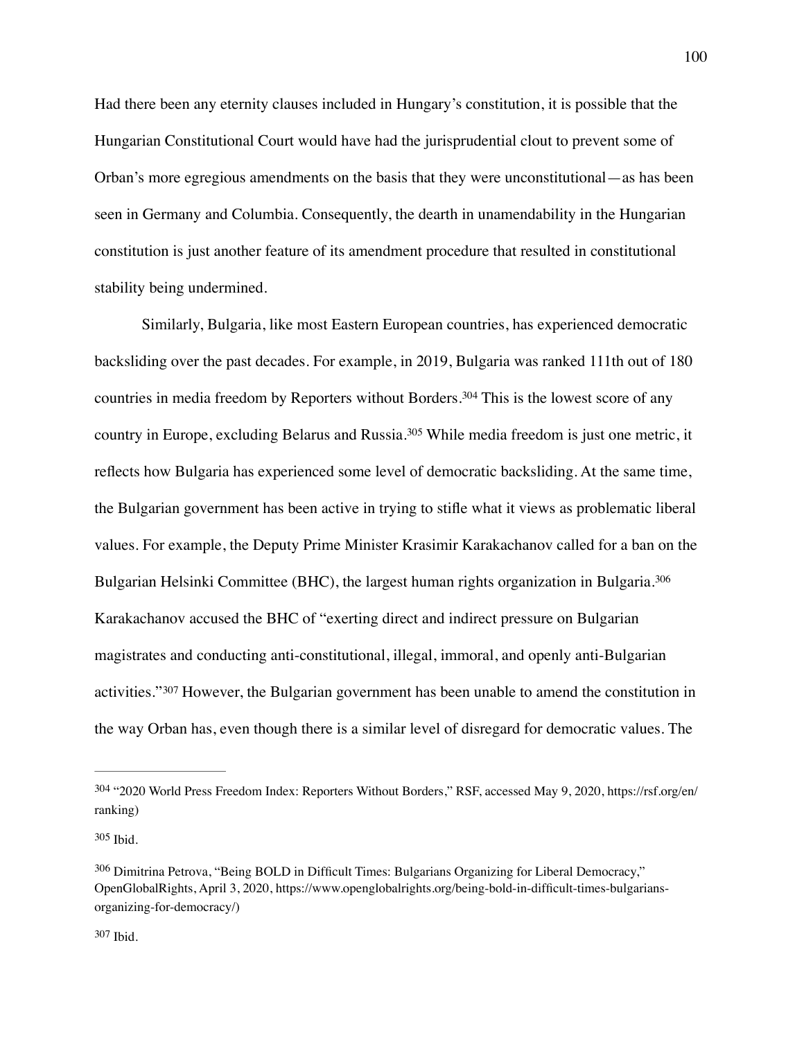Had there been any eternity clauses included in Hungary's constitution, it is possible that the Hungarian Constitutional Court would have had the jurisprudential clout to prevent some of Orban's more egregious amendments on the basis that they were unconstitutional—as has been seen in Germany and Columbia. Consequently, the dearth in unamendability in the Hungarian constitution is just another feature of its amendment procedure that resulted in constitutional stability being undermined.

Similarly, Bulgaria, like most Eastern European countries, has experienced democratic backsliding over the past decades. For example, in 2019, Bulgaria was ranked 111th out of 180 countries in media freedom by Reporters without Borders.[304] This is the lowest score of any country in Europe, excluding Belarus and Russia.[305] While media freedom is just one metric, it reflects how Bulgaria has experienced some level of democratic backsliding. At the same time, the Bulgarian government has been active in trying to stifle what it views as problematic liberal values. For example, the Deputy Prime Minister Krasimir Karakachanov called for a ban on the Bulgarian Helsinki Committee (BHC), the largest human rights organization in Bulgaria.[306] Karakachanov accused the BHC of "exerting direct and indirect pressure on Bulgarian magistrates and conducting anti-constitutional, illegal, immoral, and openly anti-Bulgarian activities."[307] However, the Bulgarian government has been unable to amend the constitution in the way Orban has, even though there is a similar level of disregard for democratic values. The

---

[304] "2020 World Press Freedom Index: Reporters Without Borders," RSF, accessed May 9, 2020, https://rsf.org/en/ranking)

[305] Ibid.

[306] Dimitrina Petrova, "Being BOLD in Difficult Times: Bulgarians Organizing for Liberal Democracy," OpenGlobalRights, April 3, 2020, https://www.openglobalrights.org/being-bold-in-difficult-times-bulgarians-organizing-for-democracy/)

[307] Ibid.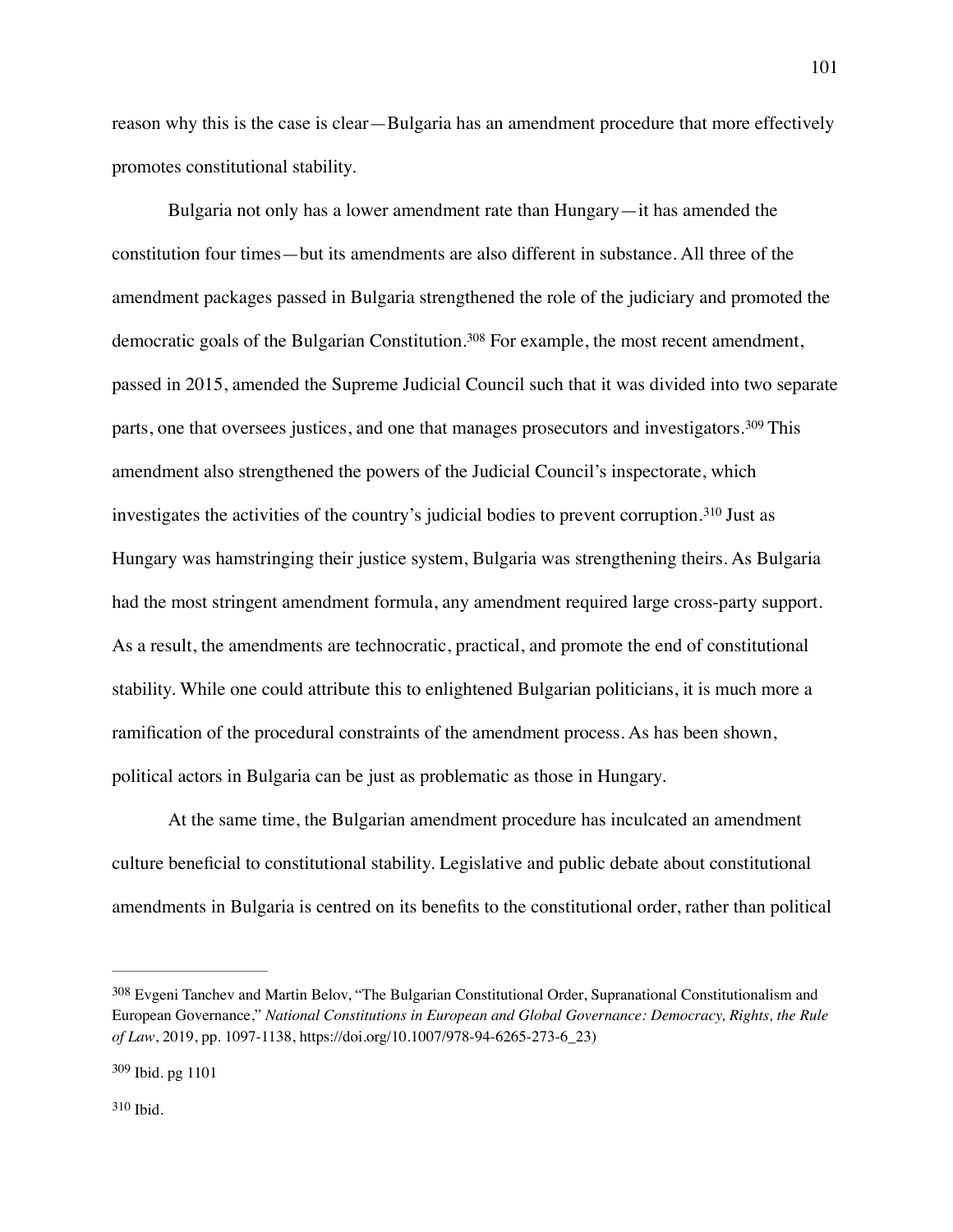reason why this is the case is clear—Bulgaria has an amendment procedure that more effectively promotes constitutional stability.

Bulgaria not only has a lower amendment rate than Hungary—it has amended the constitution four times—but its amendments are also different in substance. All three of the amendment packages passed in Bulgaria strengthened the role of the judiciary and promoted the democratic goals of the Bulgarian Constitution.[308] For example, the most recent amendment, passed in 2015, amended the Supreme Judicial Council such that it was divided into two separate parts, one that oversees justices, and one that manages prosecutors and investigators.[309] This amendment also strengthened the powers of the Judicial Council's inspectorate, which investigates the activities of the country's judicial bodies to prevent corruption.[310] Just as Hungary was hamstringing their justice system, Bulgaria was strengthening theirs. As Bulgaria had the most stringent amendment formula, any amendment required large cross-party support. As a result, the amendments are technocratic, practical, and promote the end of constitutional stability. While one could attribute this to enlightened Bulgarian politicians, it is much more a ramification of the procedural constraints of the amendment process. As has been shown, political actors in Bulgaria can be just as problematic as those in Hungary.

At the same time, the Bulgarian amendment procedure has inculcated an amendment culture beneficial to constitutional stability. Legislative and public debate about constitutional amendments in Bulgaria is centred on its benefits to the constitutional order, rather than political

---

[308] Evgeni Tanchev and Martin Belov, "The Bulgarian Constitutional Order, Supranational Constitutionalism and European Governance," *National Constitutions in European and Global Governance: Democracy, Rights, the Rule of Law*, 2019, pp. 1097-1138, https://doi.org/10.1007/978-94-6265-273-6_23)

[309] Ibid. pg 1101

[310] Ibid.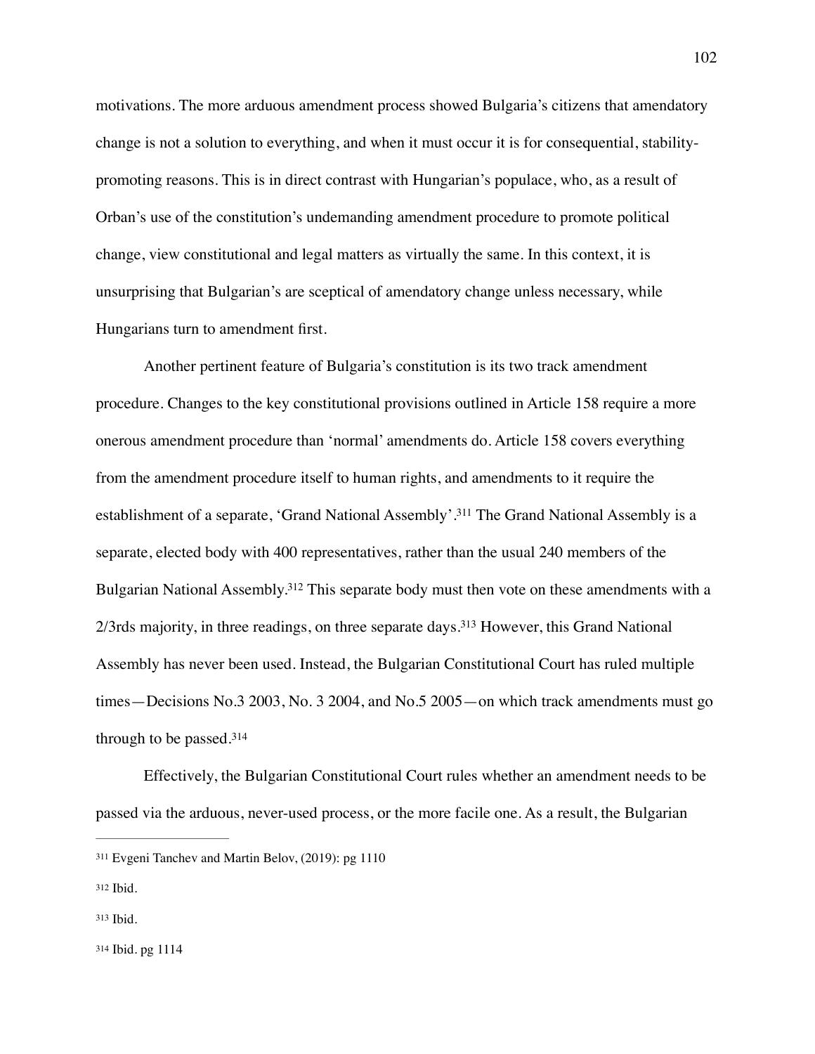motivations. The more arduous amendment process showed Bulgaria's citizens that amendatory change is not a solution to everything, and when it must occur it is for consequential, stability-promoting reasons. This is in direct contrast with Hungarian's populace, who, as a result of Orban's use of the constitution's undemanding amendment procedure to promote political change, view constitutional and legal matters as virtually the same. In this context, it is unsurprising that Bulgarian's are sceptical of amendatory change unless necessary, while Hungarians turn to amendment first.

Another pertinent feature of Bulgaria's constitution is its two track amendment procedure. Changes to the key constitutional provisions outlined in Article 158 require a more onerous amendment procedure than 'normal' amendments do. Article 158 covers everything from the amendment procedure itself to human rights, and amendments to it require the establishment of a separate, 'Grand National Assembly'.[311] The Grand National Assembly is a separate, elected body with 400 representatives, rather than the usual 240 members of the Bulgarian National Assembly.[312] This separate body must then vote on these amendments with a 2/3rds majority, in three readings, on three separate days.[313] However, this Grand National Assembly has never been used. Instead, the Bulgarian Constitutional Court has ruled multiple times—Decisions No.3 2003, No. 3 2004, and No.5 2005—on which track amendments must go through to be passed.[314]

Effectively, the Bulgarian Constitutional Court rules whether an amendment needs to be passed via the arduous, never-used process, or the more facile one. As a result, the Bulgarian

---

[311] Evgeni Tanchev and Martin Belov, (2019): pg 1110

[312] Ibid.

[313] Ibid.

[314] Ibid. pg 1114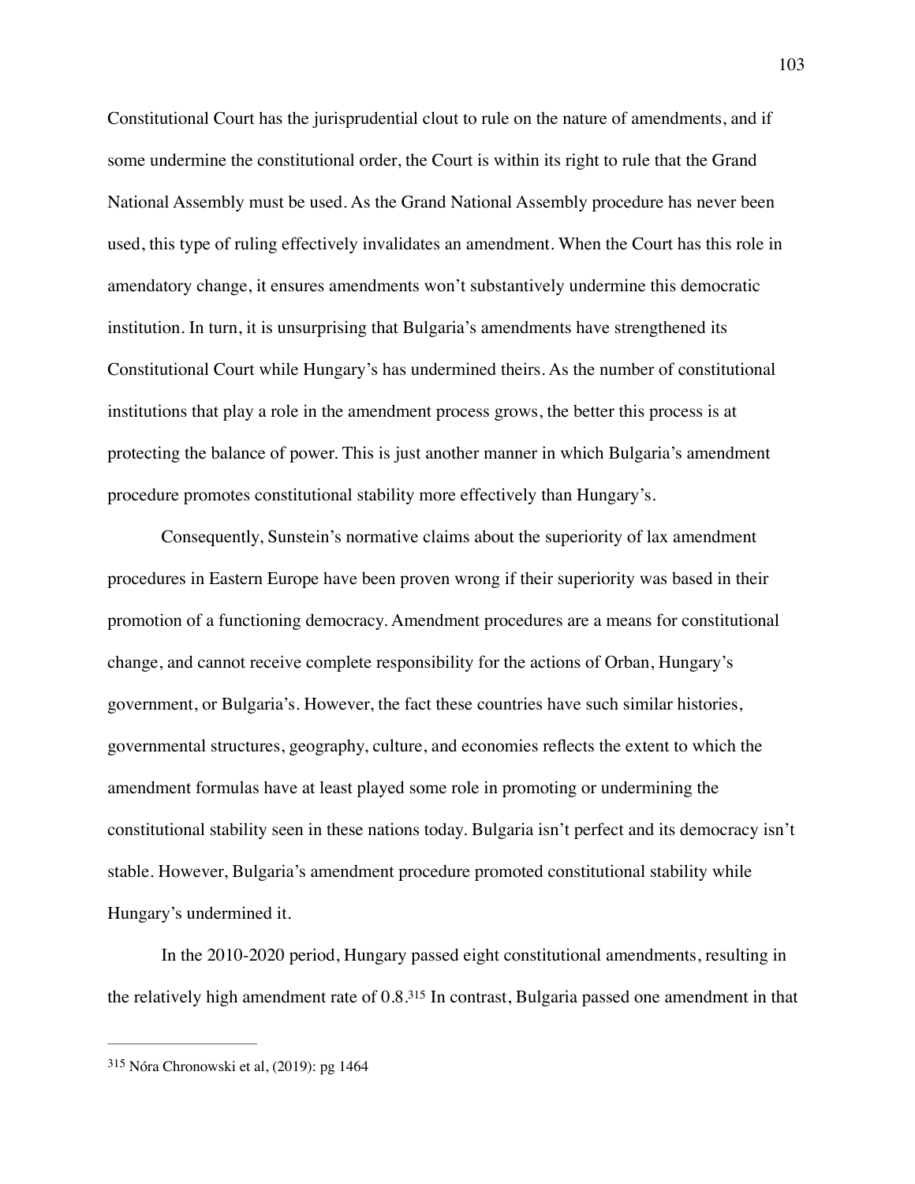Constitutional Court has the jurisprudential clout to rule on the nature of amendments, and if some undermine the constitutional order, the Court is within its right to rule that the Grand National Assembly must be used. As the Grand National Assembly procedure has never been used, this type of ruling effectively invalidates an amendment. When the Court has this role in amendatory change, it ensures amendments won't substantively undermine this democratic institution. In turn, it is unsurprising that Bulgaria's amendments have strengthened its Constitutional Court while Hungary's has undermined theirs. As the number of constitutional institutions that play a role in the amendment process grows, the better this process is at protecting the balance of power. This is just another manner in which Bulgaria's amendment procedure promotes constitutional stability more effectively than Hungary's.

Consequently, Sunstein's normative claims about the superiority of lax amendment procedures in Eastern Europe have been proven wrong if their superiority was based in their promotion of a functioning democracy. Amendment procedures are a means for constitutional change, and cannot receive complete responsibility for the actions of Orban, Hungary's government, or Bulgaria's. However, the fact these countries have such similar histories, governmental structures, geography, culture, and economies reflects the extent to which the amendment formulas have at least played some role in promoting or undermining the constitutional stability seen in these nations today. Bulgaria isn't perfect and its democracy isn't stable. However, Bulgaria's amendment procedure promoted constitutional stability while Hungary's undermined it.

In the 2010-2020 period, Hungary passed eight constitutional amendments, resulting in the relatively high amendment rate of 0.8.[315] In contrast, Bulgaria passed one amendment in that

---

[315] Nóra Chronowski et al, (2019): pg 1464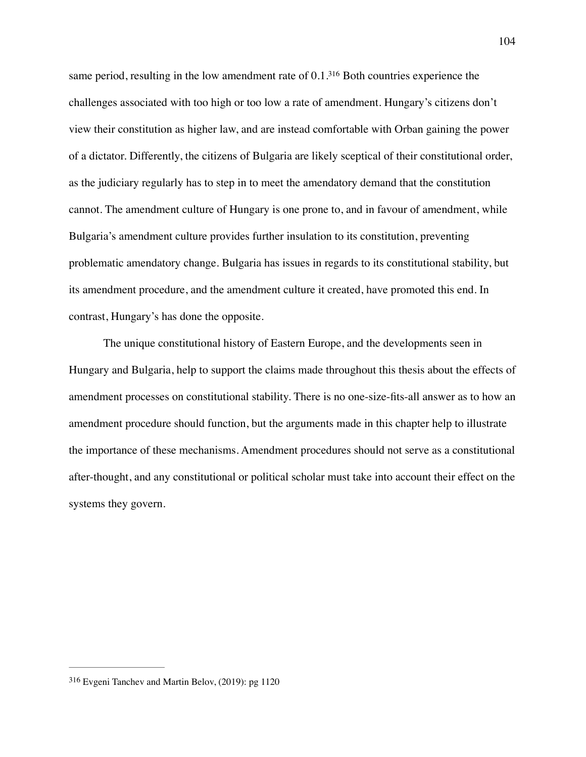same period, resulting in the low amendment rate of 0.1.[316] Both countries experience the challenges associated with too high or too low a rate of amendment. Hungary's citizens don't view their constitution as higher law, and are instead comfortable with Orban gaining the power of a dictator. Differently, the citizens of Bulgaria are likely sceptical of their constitutional order, as the judiciary regularly has to step in to meet the amendatory demand that the constitution cannot. The amendment culture of Hungary is one prone to, and in favour of amendment, while Bulgaria's amendment culture provides further insulation to its constitution, preventing problematic amendatory change. Bulgaria has issues in regards to its constitutional stability, but its amendment procedure, and the amendment culture it created, have promoted this end. In contrast, Hungary's has done the opposite.

The unique constitutional history of Eastern Europe, and the developments seen in Hungary and Bulgaria, help to support the claims made throughout this thesis about the effects of amendment processes on constitutional stability. There is no one-size-fits-all answer as to how an amendment procedure should function, but the arguments made in this chapter help to illustrate the importance of these mechanisms. Amendment procedures should not serve as a constitutional after-thought, and any constitutional or political scholar must take into account their effect on the systems they govern.

---

[316] Evgeni Tanchev and Martin Belov, (2019): pg 1120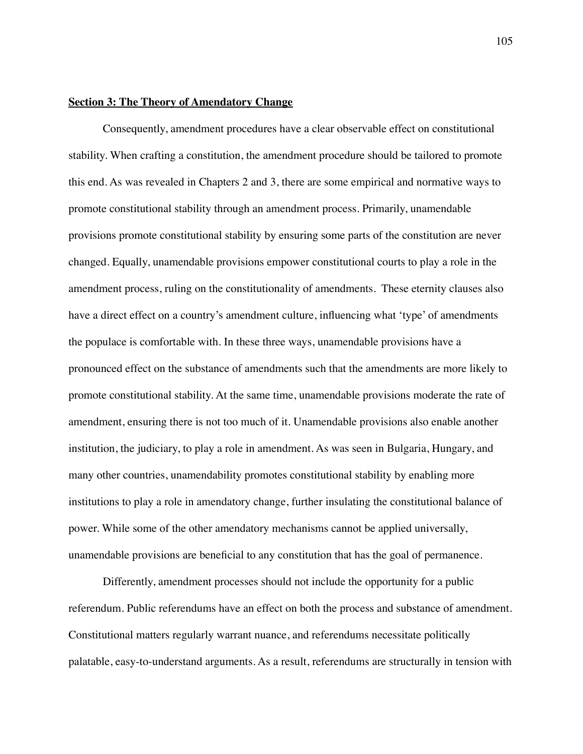## **Section 3: The Theory of Amendatory Change**

Consequently, amendment procedures have a clear observable effect on constitutional stability. When crafting a constitution, the amendment procedure should be tailored to promote this end. As was revealed in Chapters 2 and 3, there are some empirical and normative ways to promote constitutional stability through an amendment process. Primarily, unamendable provisions promote constitutional stability by ensuring some parts of the constitution are never changed. Equally, unamendable provisions empower constitutional courts to play a role in the amendment process, ruling on the constitutionality of amendments.  These eternity clauses also have a direct effect on a country's amendment culture, influencing what 'type' of amendments the populace is comfortable with. In these three ways, unamendable provisions have a pronounced effect on the substance of amendments such that the amendments are more likely to promote constitutional stability. At the same time, unamendable provisions moderate the rate of amendment, ensuring there is not too much of it. Unamendable provisions also enable another institution, the judiciary, to play a role in amendment. As was seen in Bulgaria, Hungary, and many other countries, unamendability promotes constitutional stability by enabling more institutions to play a role in amendatory change, further insulating the constitutional balance of power. While some of the other amendatory mechanisms cannot be applied universally, unamendable provisions are beneficial to any constitution that has the goal of permanence.

Differently, amendment processes should not include the opportunity for a public referendum. Public referendums have an effect on both the process and substance of amendment. Constitutional matters regularly warrant nuance, and referendums necessitate politically palatable, easy-to-understand arguments. As a result, referendums are structurally in tension with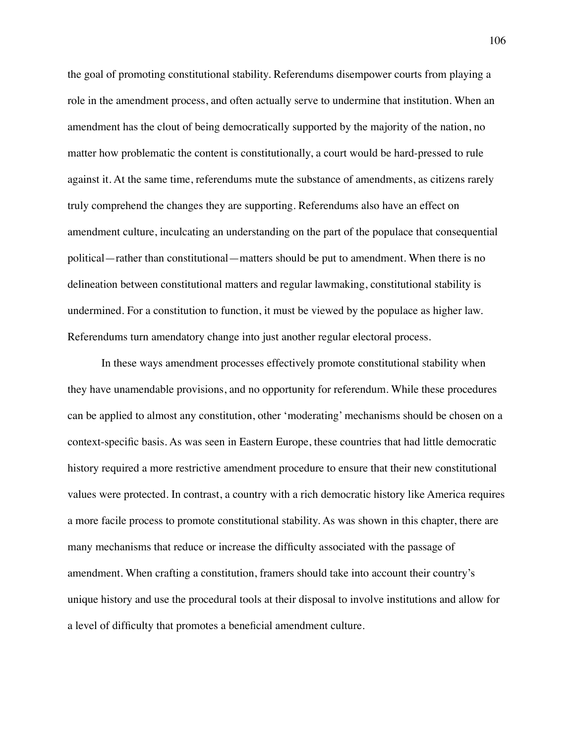the goal of promoting constitutional stability. Referendums disempower courts from playing a role in the amendment process, and often actually serve to undermine that institution. When an amendment has the clout of being democratically supported by the majority of the nation, no matter how problematic the content is constitutionally, a court would be hard-pressed to rule against it. At the same time, referendums mute the substance of amendments, as citizens rarely truly comprehend the changes they are supporting. Referendums also have an effect on amendment culture, inculcating an understanding on the part of the populace that consequential political—rather than constitutional—matters should be put to amendment. When there is no delineation between constitutional matters and regular lawmaking, constitutional stability is undermined. For a constitution to function, it must be viewed by the populace as higher law. Referendums turn amendatory change into just another regular electoral process.

In these ways amendment processes effectively promote constitutional stability when they have unamendable provisions, and no opportunity for referendum. While these procedures can be applied to almost any constitution, other 'moderating' mechanisms should be chosen on a context-specific basis. As was seen in Eastern Europe, these countries that had little democratic history required a more restrictive amendment procedure to ensure that their new constitutional values were protected. In contrast, a country with a rich democratic history like America requires a more facile process to promote constitutional stability. As was shown in this chapter, there are many mechanisms that reduce or increase the difficulty associated with the passage of amendment. When crafting a constitution, framers should take into account their country's unique history and use the procedural tools at their disposal to involve institutions and allow for a level of difficulty that promotes a beneficial amendment culture.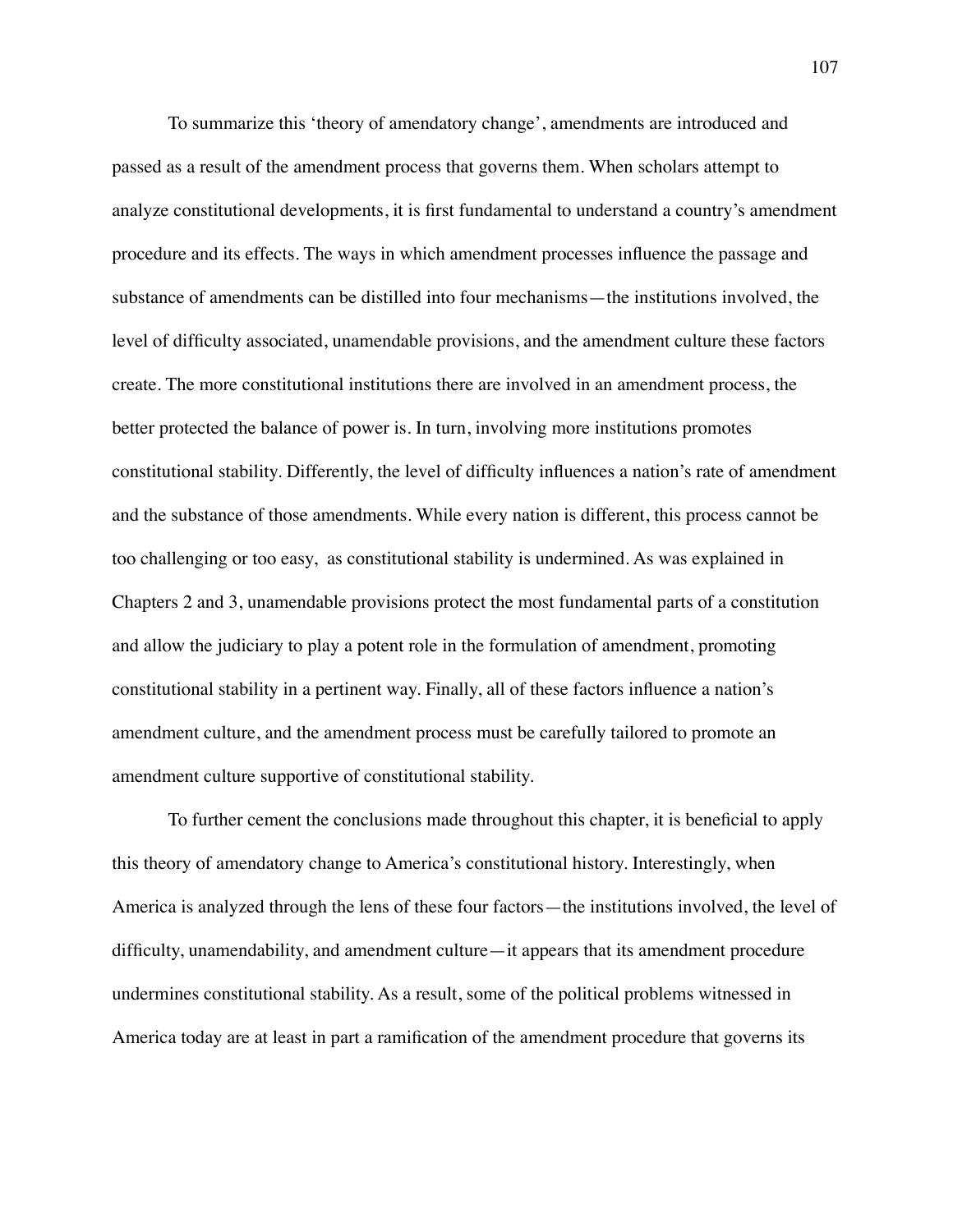To summarize this 'theory of amendatory change', amendments are introduced and passed as a result of the amendment process that governs them. When scholars attempt to analyze constitutional developments, it is first fundamental to understand a country's amendment procedure and its effects. The ways in which amendment processes influence the passage and substance of amendments can be distilled into four mechanisms—the institutions involved, the level of difficulty associated, unamendable provisions, and the amendment culture these factors create. The more constitutional institutions there are involved in an amendment process, the better protected the balance of power is. In turn, involving more institutions promotes constitutional stability. Differently, the level of difficulty influences a nation's rate of amendment and the substance of those amendments. While every nation is different, this process cannot be too challenging or too easy, as constitutional stability is undermined. As was explained in Chapters 2 and 3, unamendable provisions protect the most fundamental parts of a constitution and allow the judiciary to play a potent role in the formulation of amendment, promoting constitutional stability in a pertinent way. Finally, all of these factors influence a nation's amendment culture, and the amendment process must be carefully tailored to promote an amendment culture supportive of constitutional stability.

To further cement the conclusions made throughout this chapter, it is beneficial to apply this theory of amendatory change to America's constitutional history. Interestingly, when America is analyzed through the lens of these four factors—the institutions involved, the level of difficulty, unamendability, and amendment culture—it appears that its amendment procedure undermines constitutional stability. As a result, some of the political problems witnessed in America today are at least in part a ramification of the amendment procedure that governs its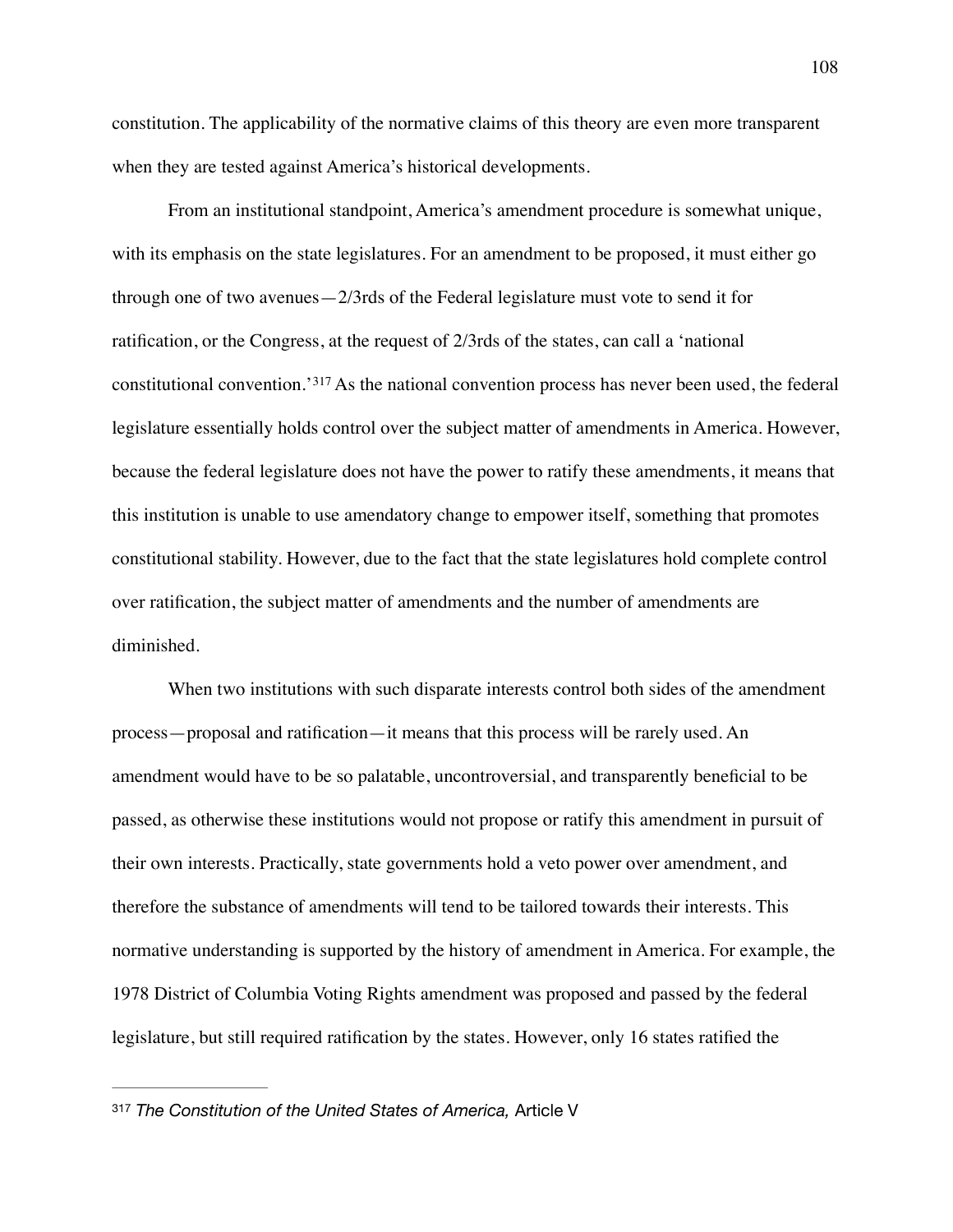constitution. The applicability of the normative claims of this theory are even more transparent when they are tested against America's historical developments.

From an institutional standpoint, America's amendment procedure is somewhat unique, with its emphasis on the state legislatures. For an amendment to be proposed, it must either go through one of two avenues—2/3rds of the Federal legislature must vote to send it for ratification, or the Congress, at the request of 2/3rds of the states, can call a 'national constitutional convention.'[317] As the national convention process has never been used, the federal legislature essentially holds control over the subject matter of amendments in America. However, because the federal legislature does not have the power to ratify these amendments, it means that this institution is unable to use amendatory change to empower itself, something that promotes constitutional stability. However, due to the fact that the state legislatures hold complete control over ratification, the subject matter of amendments and the number of amendments are diminished.

When two institutions with such disparate interests control both sides of the amendment process—proposal and ratification—it means that this process will be rarely used. An amendment would have to be so palatable, uncontroversial, and transparently beneficial to be passed, as otherwise these institutions would not propose or ratify this amendment in pursuit of their own interests. Practically, state governments hold a veto power over amendment, and therefore the substance of amendments will tend to be tailored towards their interests. This normative understanding is supported by the history of amendment in America. For example, the 1978 District of Columbia Voting Rights amendment was proposed and passed by the federal legislature, but still required ratification by the states. However, only 16 states ratified the

---

[317] *The Constitution of the United States of America,* Article V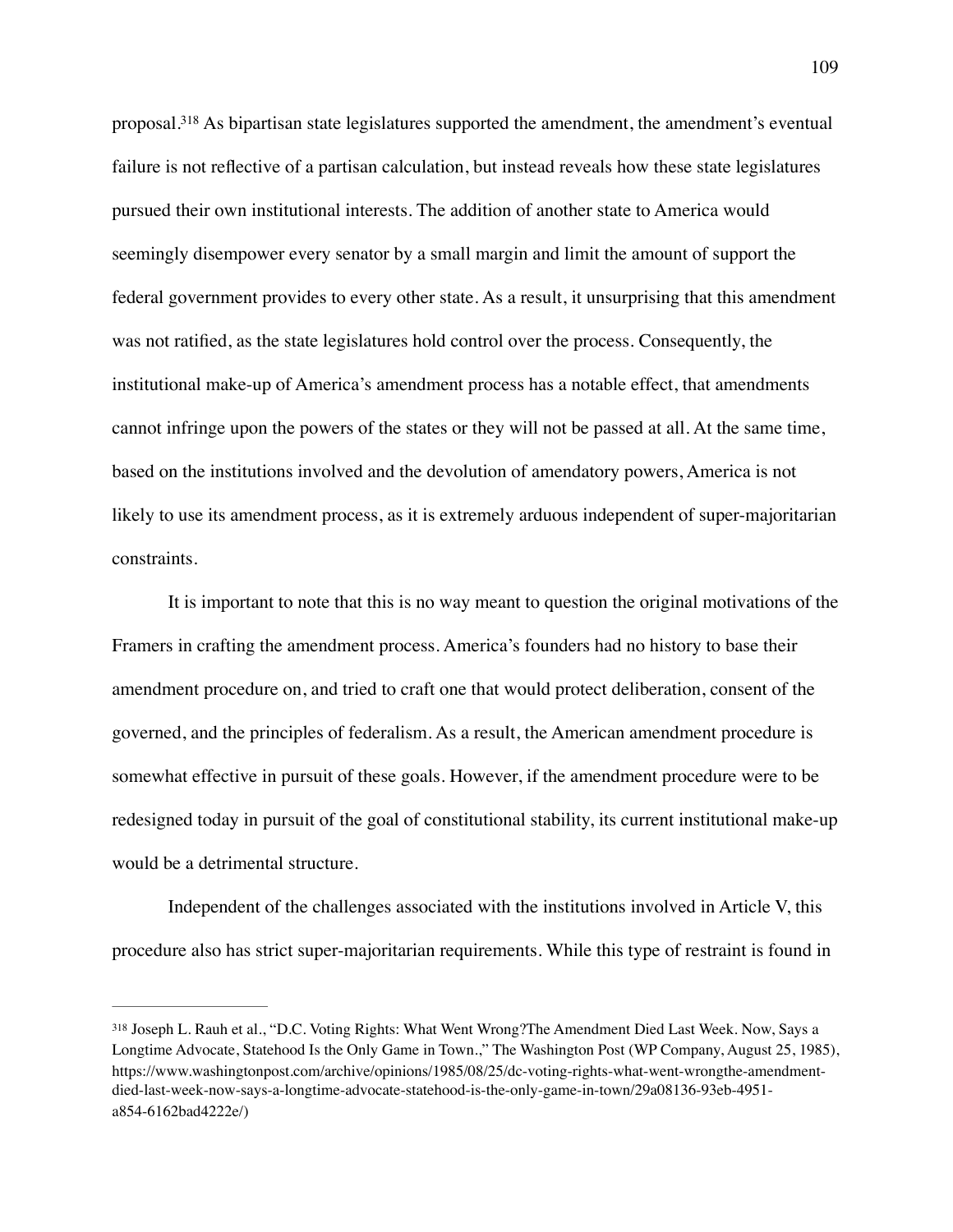proposal.[318] As bipartisan state legislatures supported the amendment, the amendment's eventual failure is not reflective of a partisan calculation, but instead reveals how these state legislatures pursued their own institutional interests. The addition of another state to America would seemingly disempower every senator by a small margin and limit the amount of support the federal government provides to every other state. As a result, it unsurprising that this amendment was not ratified, as the state legislatures hold control over the process. Consequently, the institutional make-up of America's amendment process has a notable effect, that amendments cannot infringe upon the powers of the states or they will not be passed at all. At the same time, based on the institutions involved and the devolution of amendatory powers, America is not likely to use its amendment process, as it is extremely arduous independent of super-majoritarian constraints.

It is important to note that this is no way meant to question the original motivations of the Framers in crafting the amendment process. America's founders had no history to base their amendment procedure on, and tried to craft one that would protect deliberation, consent of the governed, and the principles of federalism. As a result, the American amendment procedure is somewhat effective in pursuit of these goals. However, if the amendment procedure were to be redesigned today in pursuit of the goal of constitutional stability, its current institutional make-up would be a detrimental structure.

Independent of the challenges associated with the institutions involved in Article V, this procedure also has strict super-majoritarian requirements. While this type of restraint is found in

---

[318] Joseph L. Rauh et al., "D.C. Voting Rights: What Went Wrong?The Amendment Died Last Week. Now, Says a Longtime Advocate, Statehood Is the Only Game in Town.," The Washington Post (WP Company, August 25, 1985), https://www.washingtonpost.com/archive/opinions/1985/08/25/dc-voting-rights-what-went-wrongthe-amendment-died-last-week-now-says-a-longtime-advocate-statehood-is-the-only-game-in-town/29a08136-93eb-4951-a854-6162bad4222e/)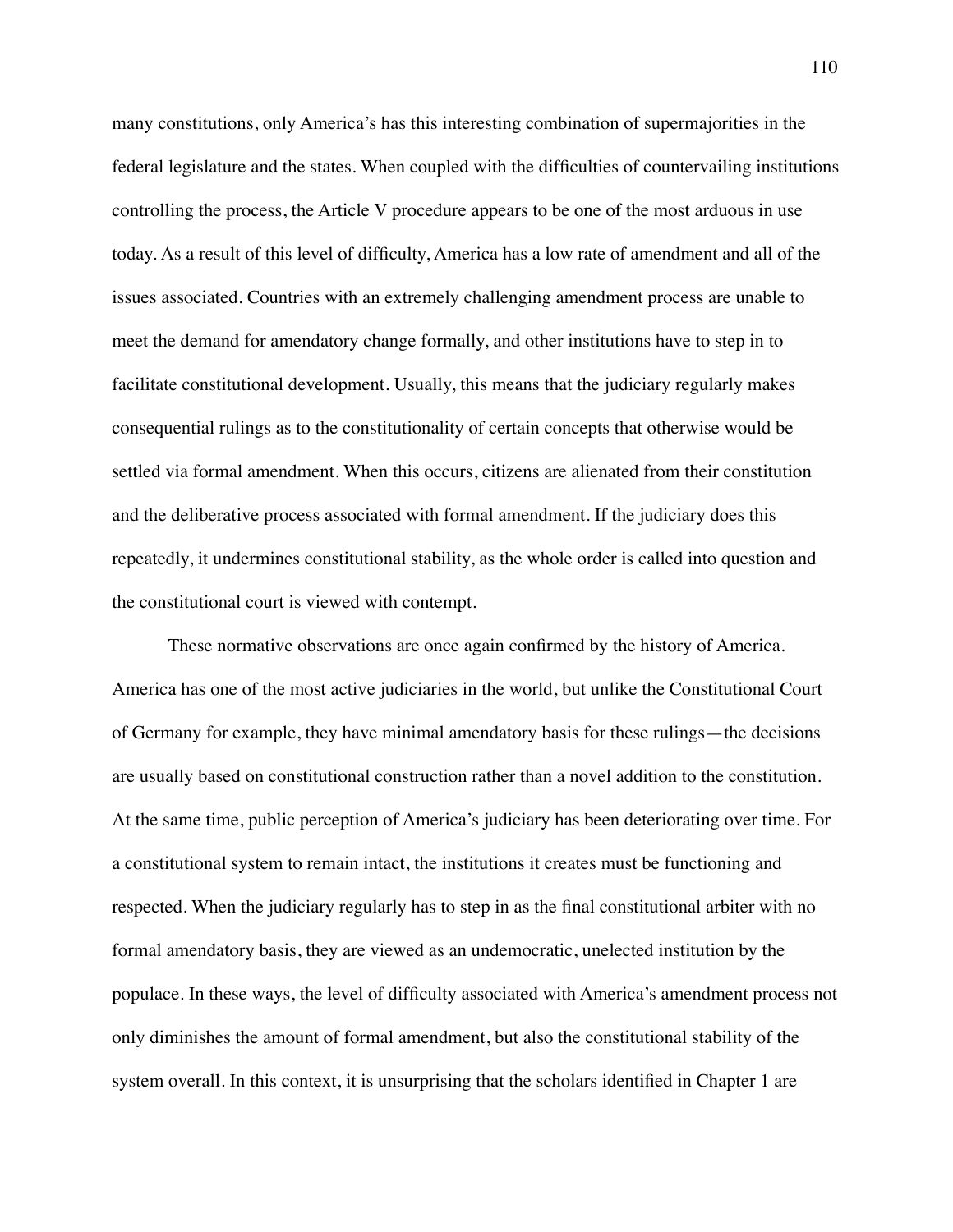many constitutions, only America's has this interesting combination of supermajorities in the federal legislature and the states. When coupled with the difficulties of countervailing institutions controlling the process, the Article V procedure appears to be one of the most arduous in use today. As a result of this level of difficulty, America has a low rate of amendment and all of the issues associated. Countries with an extremely challenging amendment process are unable to meet the demand for amendatory change formally, and other institutions have to step in to facilitate constitutional development. Usually, this means that the judiciary regularly makes consequential rulings as to the constitutionality of certain concepts that otherwise would be settled via formal amendment. When this occurs, citizens are alienated from their constitution and the deliberative process associated with formal amendment. If the judiciary does this repeatedly, it undermines constitutional stability, as the whole order is called into question and the constitutional court is viewed with contempt.

These normative observations are once again confirmed by the history of America. America has one of the most active judiciaries in the world, but unlike the Constitutional Court of Germany for example, they have minimal amendatory basis for these rulings—the decisions are usually based on constitutional construction rather than a novel addition to the constitution. At the same time, public perception of America's judiciary has been deteriorating over time. For a constitutional system to remain intact, the institutions it creates must be functioning and respected. When the judiciary regularly has to step in as the final constitutional arbiter with no formal amendatory basis, they are viewed as an undemocratic, unelected institution by the populace. In these ways, the level of difficulty associated with America's amendment process not only diminishes the amount of formal amendment, but also the constitutional stability of the system overall. In this context, it is unsurprising that the scholars identified in Chapter 1 are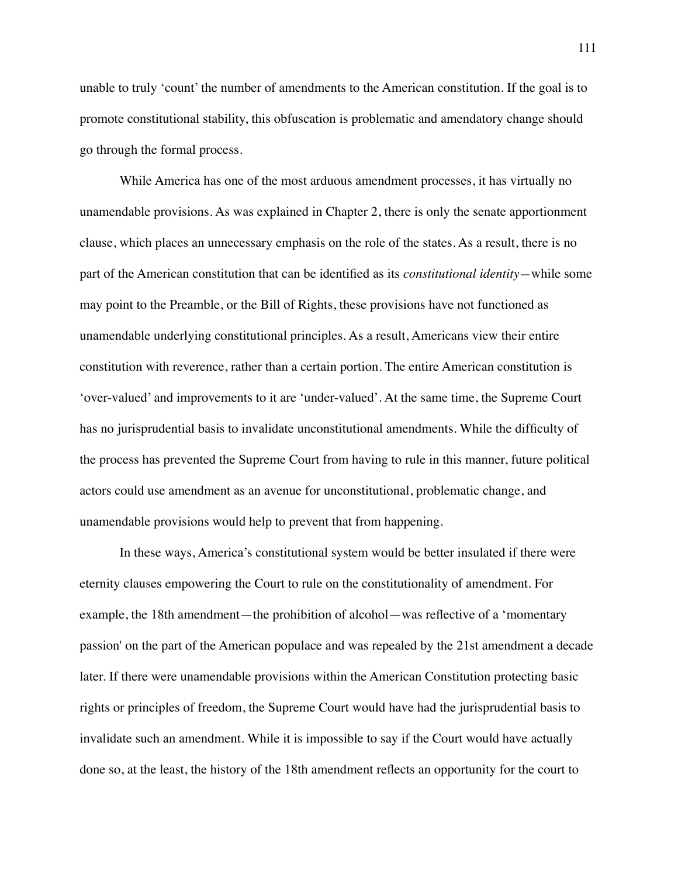unable to truly 'count' the number of amendments to the American constitution. If the goal is to promote constitutional stability, this obfuscation is problematic and amendatory change should go through the formal process.

While America has one of the most arduous amendment processes, it has virtually no unamendable provisions. As was explained in Chapter 2, there is only the senate apportionment clause, which places an unnecessary emphasis on the role of the states. As a result, there is no part of the American constitution that can be identified as its *constitutional identity*—while some may point to the Preamble, or the Bill of Rights, these provisions have not functioned as unamendable underlying constitutional principles. As a result, Americans view their entire constitution with reverence, rather than a certain portion. The entire American constitution is 'over-valued' and improvements to it are 'under-valued'. At the same time, the Supreme Court has no jurisprudential basis to invalidate unconstitutional amendments. While the difficulty of the process has prevented the Supreme Court from having to rule in this manner, future political actors could use amendment as an avenue for unconstitutional, problematic change, and unamendable provisions would help to prevent that from happening.

In these ways, America's constitutional system would be better insulated if there were eternity clauses empowering the Court to rule on the constitutionality of amendment. For example, the 18th amendment—the prohibition of alcohol—was reflective of a 'momentary passion' on the part of the American populace and was repealed by the 21st amendment a decade later. If there were unamendable provisions within the American Constitution protecting basic rights or principles of freedom, the Supreme Court would have had the jurisprudential basis to invalidate such an amendment. While it is impossible to say if the Court would have actually done so, at the least, the history of the 18th amendment reflects an opportunity for the court to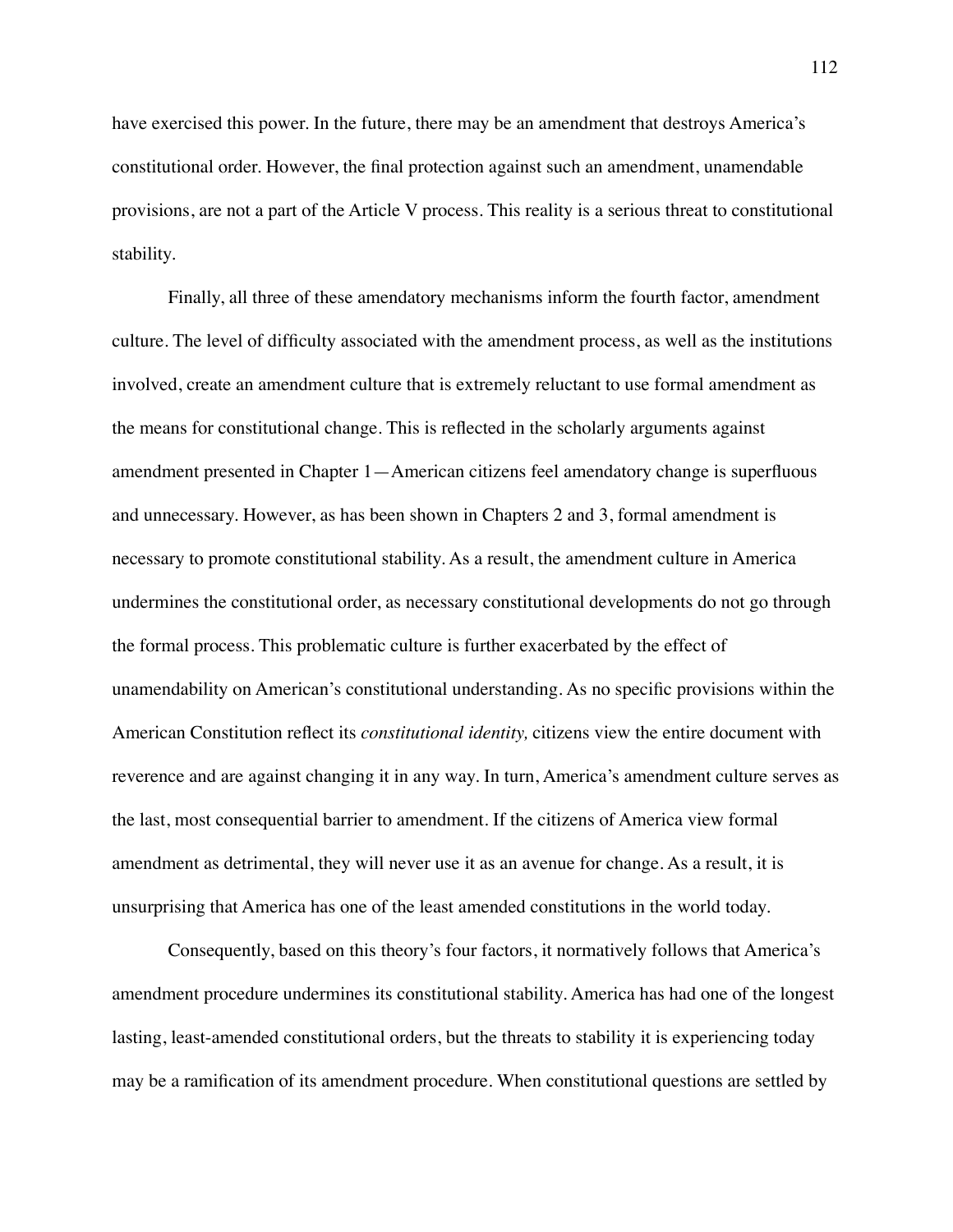have exercised this power. In the future, there may be an amendment that destroys America's constitutional order. However, the final protection against such an amendment, unamendable provisions, are not a part of the Article V process. This reality is a serious threat to constitutional stability.

Finally, all three of these amendatory mechanisms inform the fourth factor, amendment culture. The level of difficulty associated with the amendment process, as well as the institutions involved, create an amendment culture that is extremely reluctant to use formal amendment as the means for constitutional change. This is reflected in the scholarly arguments against amendment presented in Chapter 1—American citizens feel amendatory change is superfluous and unnecessary. However, as has been shown in Chapters 2 and 3, formal amendment is necessary to promote constitutional stability. As a result, the amendment culture in America undermines the constitutional order, as necessary constitutional developments do not go through the formal process. This problematic culture is further exacerbated by the effect of unamendability on American's constitutional understanding. As no specific provisions within the American Constitution reflect its *constitutional identity,* citizens view the entire document with reverence and are against changing it in any way. In turn, America's amendment culture serves as the last, most consequential barrier to amendment. If the citizens of America view formal amendment as detrimental, they will never use it as an avenue for change. As a result, it is unsurprising that America has one of the least amended constitutions in the world today.

Consequently, based on this theory's four factors, it normatively follows that America's amendment procedure undermines its constitutional stability. America has had one of the longest lasting, least-amended constitutional orders, but the threats to stability it is experiencing today may be a ramification of its amendment procedure. When constitutional questions are settled by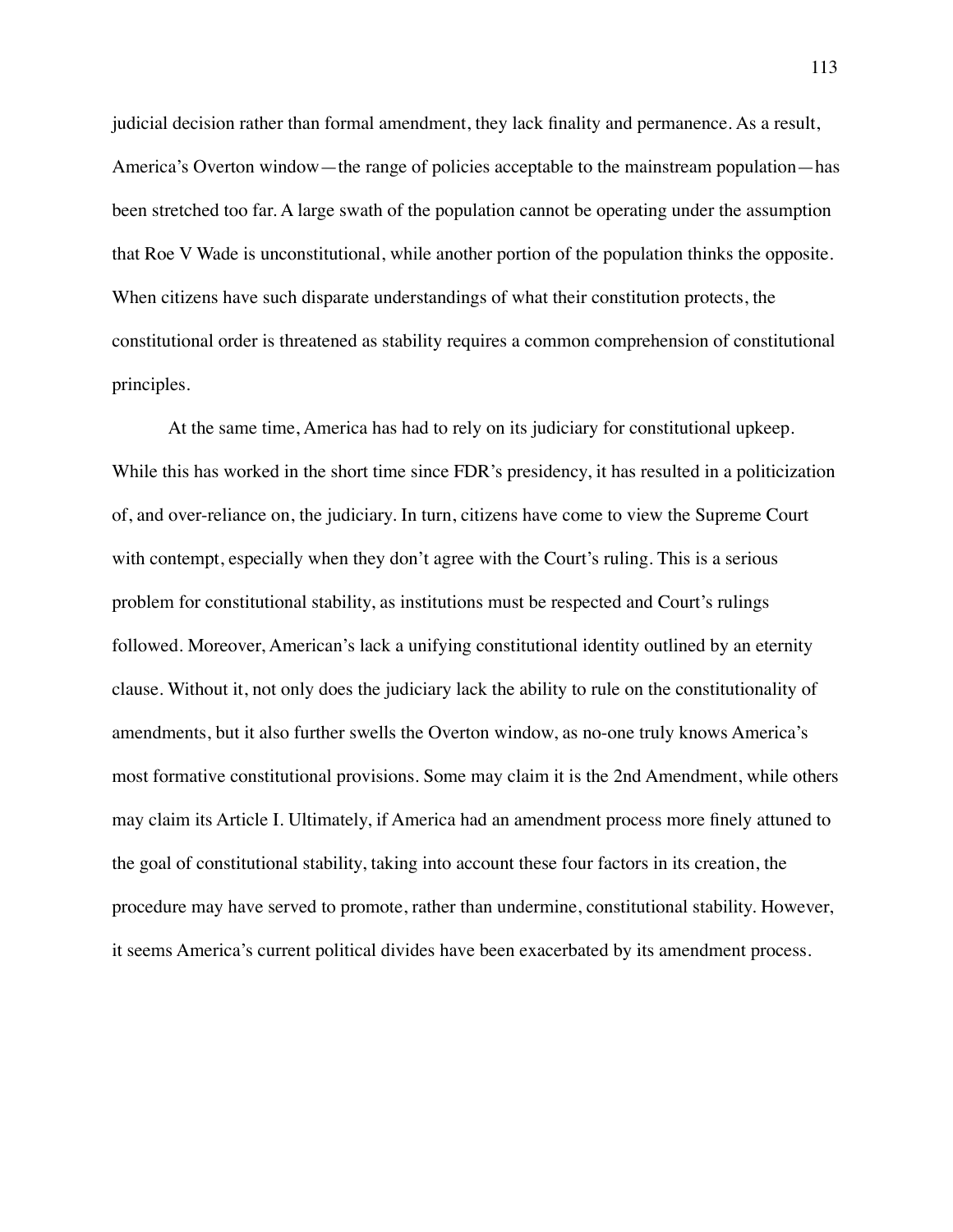judicial decision rather than formal amendment, they lack finality and permanence. As a result, America's Overton window—the range of policies acceptable to the mainstream population—has been stretched too far. A large swath of the population cannot be operating under the assumption that Roe V Wade is unconstitutional, while another portion of the population thinks the opposite. When citizens have such disparate understandings of what their constitution protects, the constitutional order is threatened as stability requires a common comprehension of constitutional principles.

At the same time, America has had to rely on its judiciary for constitutional upkeep. While this has worked in the short time since FDR's presidency, it has resulted in a politicization of, and over-reliance on, the judiciary. In turn, citizens have come to view the Supreme Court with contempt, especially when they don't agree with the Court's ruling. This is a serious problem for constitutional stability, as institutions must be respected and Court's rulings followed. Moreover, American's lack a unifying constitutional identity outlined by an eternity clause. Without it, not only does the judiciary lack the ability to rule on the constitutionality of amendments, but it also further swells the Overton window, as no-one truly knows America's most formative constitutional provisions. Some may claim it is the 2nd Amendment, while others may claim its Article I. Ultimately, if America had an amendment process more finely attuned to the goal of constitutional stability, taking into account these four factors in its creation, the procedure may have served to promote, rather than undermine, constitutional stability. However, it seems America's current political divides have been exacerbated by its amendment process.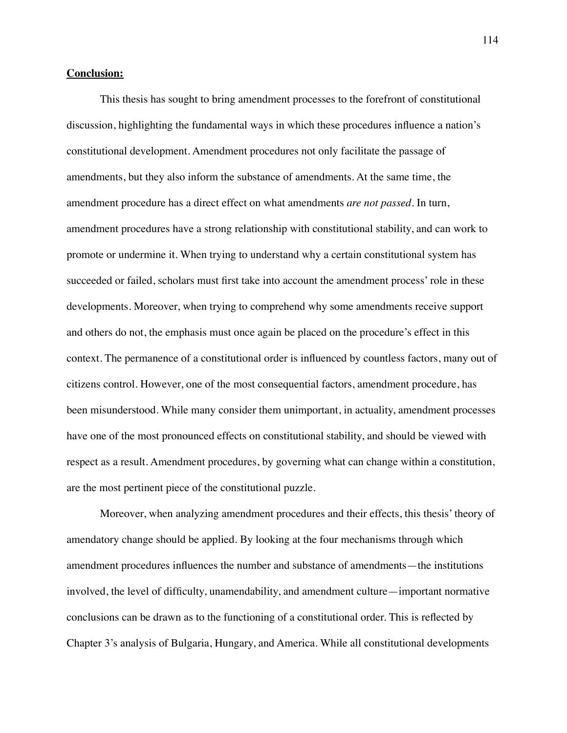**Conclusion:**

This thesis has sought to bring amendment processes to the forefront of constitutional discussion, highlighting the fundamental ways in which these procedures influence a nation's constitutional development. Amendment procedures not only facilitate the passage of amendments, but they also inform the substance of amendments. At the same time, the amendment procedure has a direct effect on what amendments *are not passed*. In turn, amendment procedures have a strong relationship with constitutional stability, and can work to promote or undermine it. When trying to understand why a certain constitutional system has succeeded or failed, scholars must first take into account the amendment process' role in these developments. Moreover, when trying to comprehend why some amendments receive support and others do not, the emphasis must once again be placed on the procedure's effect in this context. The permanence of a constitutional order is influenced by countless factors, many out of citizens control. However, one of the most consequential factors, amendment procedure, has been misunderstood. While many consider them unimportant, in actuality, amendment processes have one of the most pronounced effects on constitutional stability, and should be viewed with respect as a result. Amendment procedures, by governing what can change within a constitution, are the most pertinent piece of the constitutional puzzle.

Moreover, when analyzing amendment procedures and their effects, this thesis' theory of amendatory change should be applied. By looking at the four mechanisms through which amendment procedures influences the number and substance of amendments—the institutions involved, the level of difficulty, unamendability, and amendment culture—important normative conclusions can be drawn as to the functioning of a constitutional order. This is reflected by Chapter 3's analysis of Bulgaria, Hungary, and America. While all constitutional developments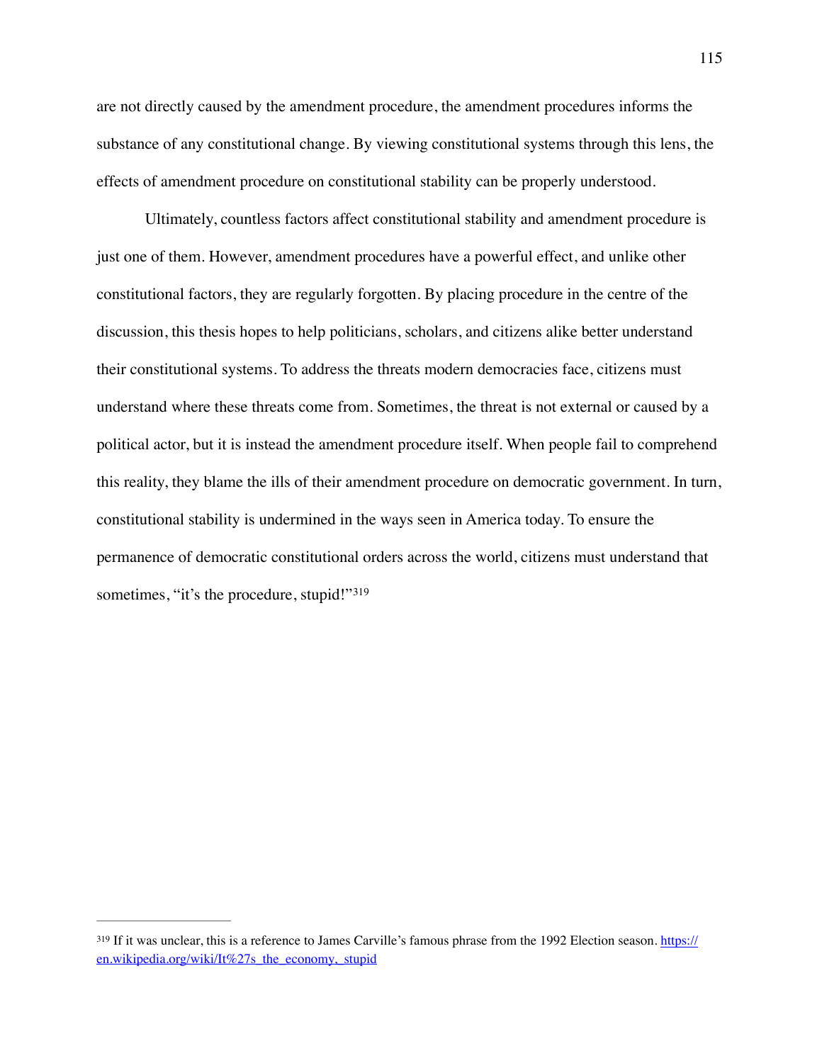are not directly caused by the amendment procedure, the amendment procedures informs the substance of any constitutional change. By viewing constitutional systems through this lens, the effects of amendment procedure on constitutional stability can be properly understood.

Ultimately, countless factors affect constitutional stability and amendment procedure is just one of them. However, amendment procedures have a powerful effect, and unlike other constitutional factors, they are regularly forgotten. By placing procedure in the centre of the discussion, this thesis hopes to help politicians, scholars, and citizens alike better understand their constitutional systems. To address the threats modern democracies face, citizens must understand where these threats come from. Sometimes, the threat is not external or caused by a political actor, but it is instead the amendment procedure itself. When people fail to comprehend this reality, they blame the ills of their amendment procedure on democratic government. In turn, constitutional stability is undermined in the ways seen in America today. To ensure the permanence of democratic constitutional orders across the world, citizens must understand that sometimes, "it's the procedure, stupid!"[319]

---

[319] If it was unclear, this is a reference to James Carville's famous phrase from the 1992 Election season. https://en.wikipedia.org/wiki/It%27s_the_economy,_stupid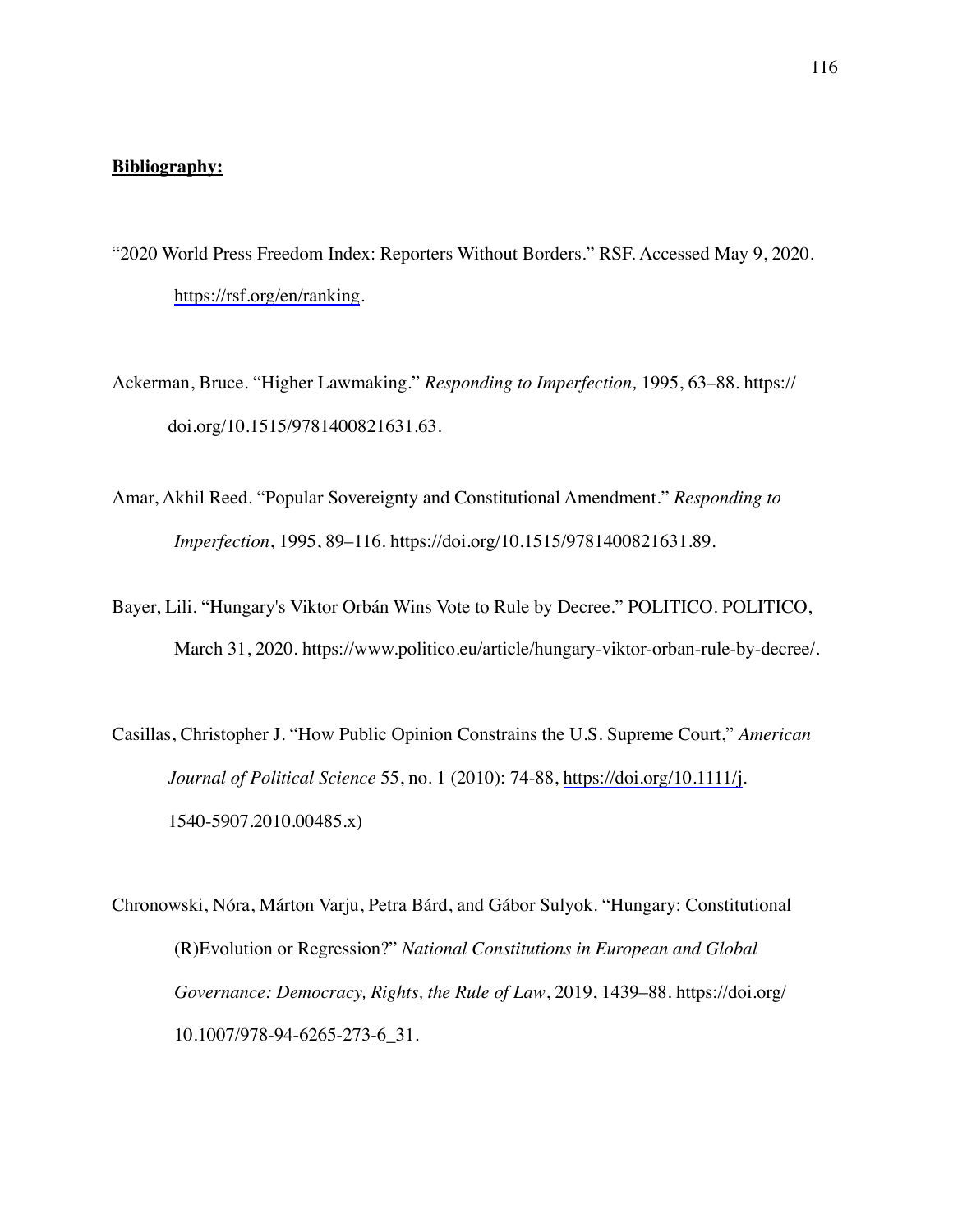**Bibliography:**

"2020 World Press Freedom Index: Reporters Without Borders." RSF. Accessed May 9, 2020. https://rsf.org/en/ranking.

Ackerman, Bruce. "Higher Lawmaking." *Responding to Imperfection,* 1995, 63–88. https://doi.org/10.1515/9781400821631.63.

Amar, Akhil Reed. "Popular Sovereignty and Constitutional Amendment." *Responding to Imperfection*, 1995, 89–116. https://doi.org/10.1515/9781400821631.89.

Bayer, Lili. "Hungary's Viktor Orbán Wins Vote to Rule by Decree." POLITICO. POLITICO, March 31, 2020. https://www.politico.eu/article/hungary-viktor-orban-rule-by-decree/.

Casillas, Christopher J. "How Public Opinion Constrains the U.S. Supreme Court," *American Journal of Political Science* 55, no. 1 (2010): 74-88, https://doi.org/10.1111/j.1540-5907.2010.00485.x)

Chronowski, Nóra, Márton Varju, Petra Bárd, and Gábor Sulyok. "Hungary: Constitutional (R)Evolution or Regression?" *National Constitutions in European and Global Governance: Democracy, Rights, the Rule of Law*, 2019, 1439–88. https://doi.org/10.1007/978-94-6265-273-6_31.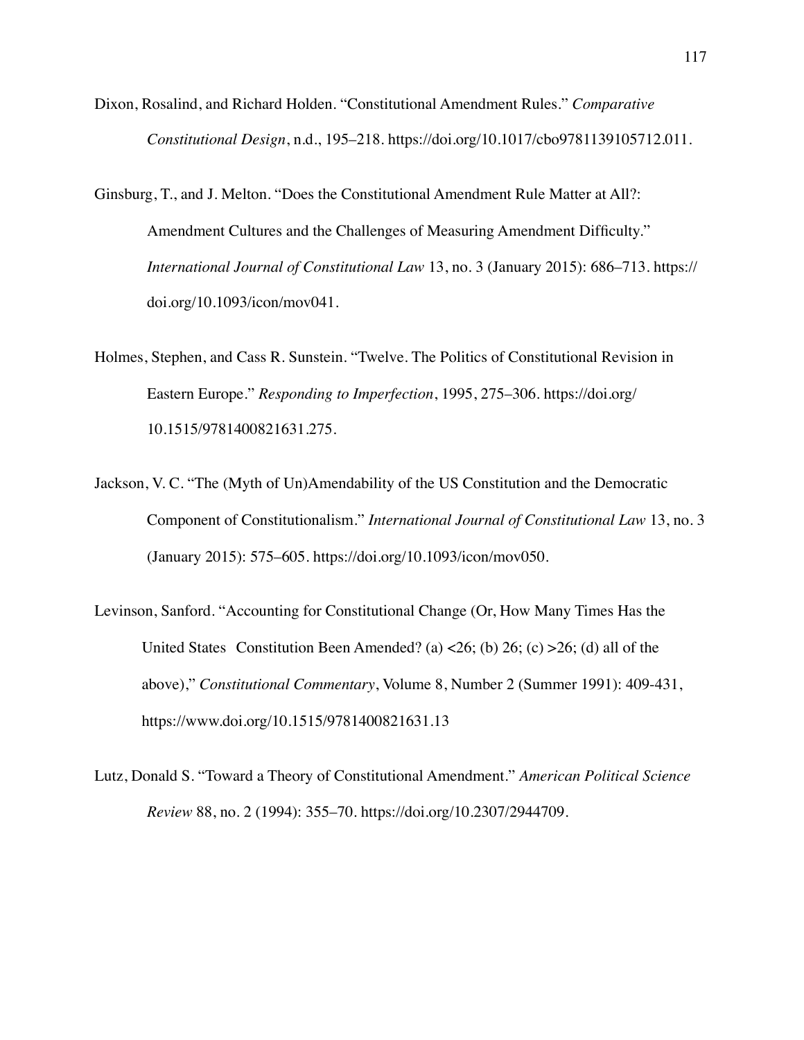Dixon, Rosalind, and Richard Holden. "Constitutional Amendment Rules." *Comparative Constitutional Design*, n.d., 195–218. https://doi.org/10.1017/cbo9781139105712.011.

Ginsburg, T., and J. Melton. "Does the Constitutional Amendment Rule Matter at All?: Amendment Cultures and the Challenges of Measuring Amendment Difficulty." *International Journal of Constitutional Law* 13, no. 3 (January 2015): 686–713. https://doi.org/10.1093/icon/mov041.

Holmes, Stephen, and Cass R. Sunstein. "Twelve. The Politics of Constitutional Revision in Eastern Europe." *Responding to Imperfection*, 1995, 275–306. https://doi.org/10.1515/9781400821631.275.

Jackson, V. C. "The (Myth of Un)Amendability of the US Constitution and the Democratic Component of Constitutionalism." *International Journal of Constitutional Law* 13, no. 3 (January 2015): 575–605. https://doi.org/10.1093/icon/mov050.

Levinson, Sanford. "Accounting for Constitutional Change (Or, How Many Times Has the United States Constitution Been Amended? (a) <26; (b) 26; (c) >26; (d) all of the above)," *Constitutional Commentary*, Volume 8, Number 2 (Summer 1991): 409-431, https://www.doi.org/10.1515/9781400821631.13

Lutz, Donald S. "Toward a Theory of Constitutional Amendment." *American Political Science Review* 88, no. 2 (1994): 355–70. https://doi.org/10.2307/2944709.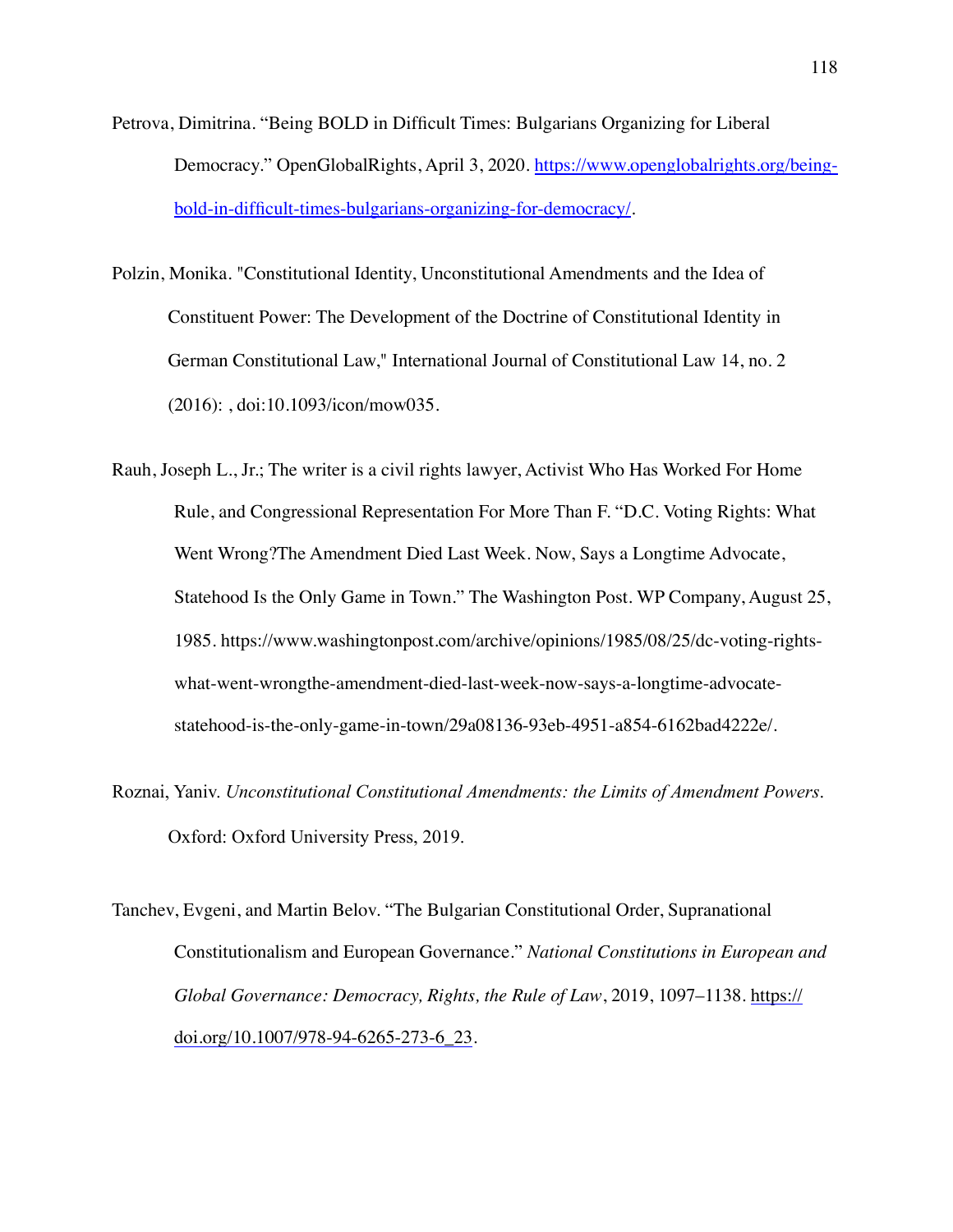Petrova, Dimitrina. “Being BOLD in Difficult Times: Bulgarians Organizing for Liberal Democracy.” OpenGlobalRights, April 3, 2020. https://www.openglobalrights.org/being-bold-in-difficult-times-bulgarians-organizing-for-democracy/.

Polzin, Monika. "Constitutional Identity, Unconstitutional Amendments and the Idea of Constituent Power: The Development of the Doctrine of Constitutional Identity in German Constitutional Law," International Journal of Constitutional Law 14, no. 2 (2016): , doi:10.1093/icon/mow035.

Rauh, Joseph L., Jr.; The writer is a civil rights lawyer, Activist Who Has Worked For Home Rule, and Congressional Representation For More Than F. “D.C. Voting Rights: What Went Wrong?The Amendment Died Last Week. Now, Says a Longtime Advocate, Statehood Is the Only Game in Town.” The Washington Post. WP Company, August 25, 1985. https://www.washingtonpost.com/archive/opinions/1985/08/25/dc-voting-rights-what-went-wrongthe-amendment-died-last-week-now-says-a-longtime-advocate-statehood-is-the-only-game-in-town/29a08136-93eb-4951-a854-6162bad4222e/.

Roznai, Yaniv. *Unconstitutional Constitutional Amendments: the Limits of Amendment Powers*. Oxford: Oxford University Press, 2019.

Tanchev, Evgeni, and Martin Belov. “The Bulgarian Constitutional Order, Supranational Constitutionalism and European Governance.” *National Constitutions in European and Global Governance: Democracy, Rights, the Rule of Law*, 2019, 1097–1138. https://doi.org/10.1007/978-94-6265-273-6_23.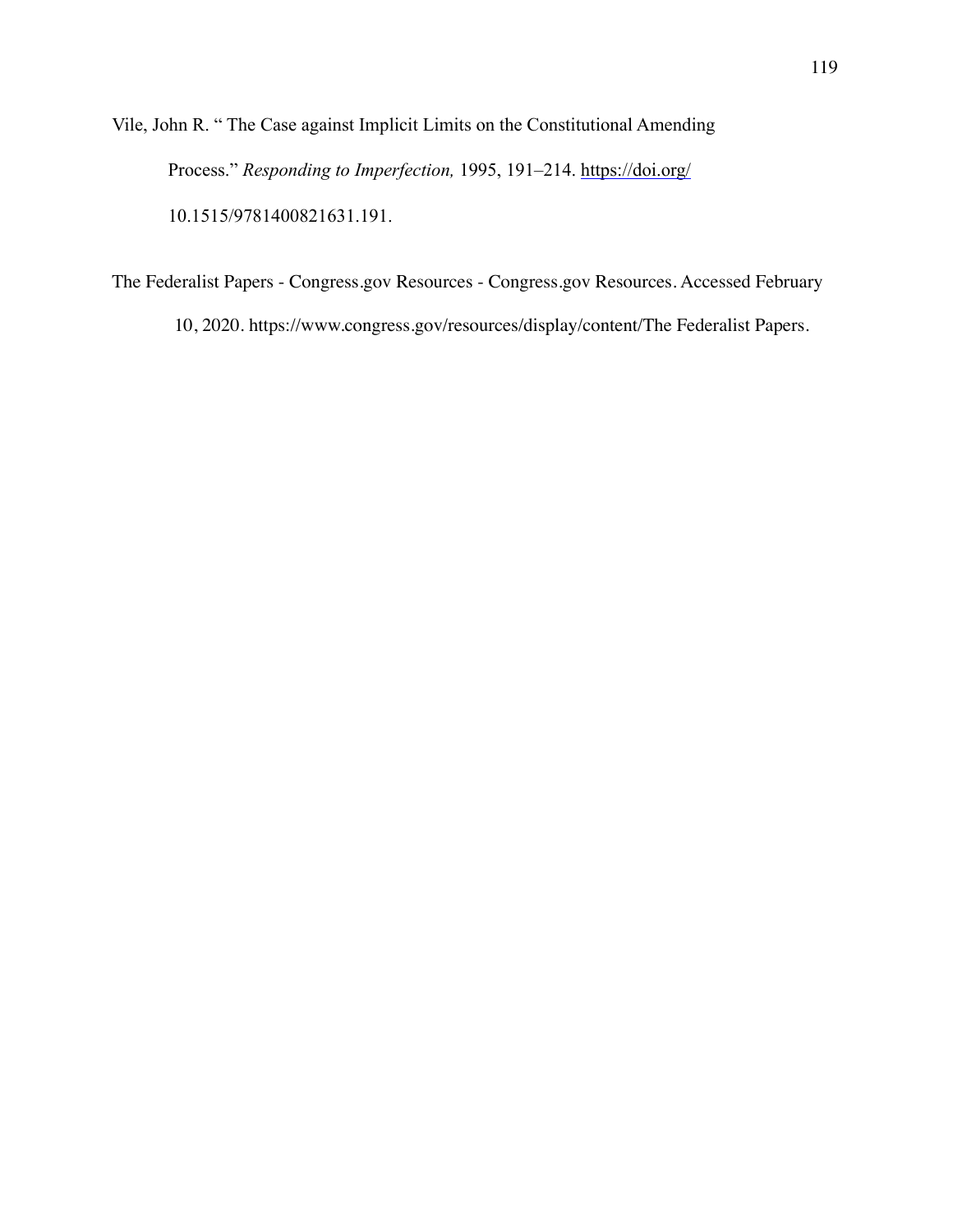Vile, John R. " The Case against Implicit Limits on the Constitutional Amending Process." *Responding to Imperfection,* 1995, 191–214. https://doi.org/10.1515/9781400821631.191.

The Federalist Papers - Congress.gov Resources - Congress.gov Resources. Accessed February 10, 2020. https://www.congress.gov/resources/display/content/The Federalist Papers.